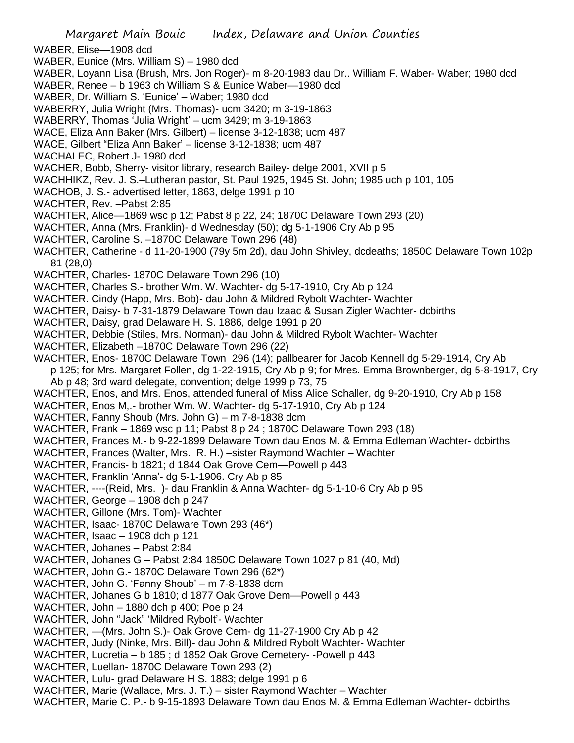WABER, Elise—1908 dcd

WABER, Eunice (Mrs. William S) – 1980 dcd

WABER, Loyann Lisa (Brush, Mrs. Jon Roger)- m 8-20-1983 dau Dr.. William F. Waber- Waber; 1980 dcd

WABER, Renee – b 1963 ch William S & Eunice Waber—1980 dcd

WABER, Dr. William S. 'Eunice' – Waber; 1980 dcd

WABERRY, Julia Wright (Mrs. Thomas)- ucm 3420; m 3-19-1863

WABERRY, Thomas 'Julia Wright' – ucm 3429; m 3-19-1863

WACE, Eliza Ann Baker (Mrs. Gilbert) – license 3-12-1838; ucm 487

WACE, Gilbert "Eliza Ann Baker' – license 3-12-1838; ucm 487

WACHALEC, Robert J- 1980 dcd

WACHER, Bobb, Sherry- visitor library, research Bailey- delge 2001, XVII p 5

WACHHIKZ, Rev. J. S.–Lutheran pastor, St. Paul 1925, 1945 St. John; 1985 uch p 101, 105

WACHOB, J. S.- advertised letter, 1863, delge 1991 p 10

WACHTER, Rev. –Pabst 2:85

WACHTER, Alice—1869 wsc p 12; Pabst 8 p 22, 24; 1870C Delaware Town 293 (20)

WACHTER, Anna (Mrs. Franklin)- d Wednesday (50); dg 5-1-1906 Cry Ab p 95

WACHTER, Caroline S. –1870C Delaware Town 296 (48)

WACHTER, Catherine - d 11-20-1900 (79y 5m 2d), dau John Shivley, dcdeaths; 1850C Delaware Town 102p 81 (28,0)

WACHTER, Charles- 1870C Delaware Town 296 (10)

WACHTER, Charles S.- brother Wm. W. Wachter- dg 5-17-1910, Cry Ab p 124

WACHTER. Cindy (Happ, Mrs. Bob)- dau John & Mildred Rybolt Wachter- Wachter

WACHTER, Daisy- b 7-31-1879 Delaware Town dau Izaac & Susan Zigler Wachter- dcbirths

WACHTER, Daisy, grad Delaware H. S. 1886, delge 1991 p 20

WACHTER, Debbie (Stiles, Mrs. Norman)- dau John & Mildred Rybolt Wachter- Wachter

WACHTER, Elizabeth –1870C Delaware Town 296 (22)

WACHTER, Enos- 1870C Delaware Town 296 (14); pallbearer for Jacob Kennell dg 5-29-1914, Cry Ab p 125; for Mrs. Margaret Follen, dg 1-22-1915, Cry Ab p 9; for Mres. Emma Brownberger, dg 5-8-1917, Cry Ab p 48; 3rd ward delegate, convention; delge 1999 p 73, 75

WACHTER, Enos, and Mrs. Enos, attended funeral of Miss Alice Schaller, dg 9-20-1910, Cry Ab p 158

WACHTER, Enos M,.- brother Wm. W. Wachter- dg 5-17-1910, Cry Ab p 124

WACHTER, Fanny Shoub (Mrs. John G) – m 7-8-1838 dcm

WACHTER, Frank – 1869 wsc p 11; Pabst 8 p 24 ; 1870C Delaware Town 293 (18)

WACHTER, Frances M.- b 9-22-1899 Delaware Town dau Enos M. & Emma Edleman Wachter- dcbirths

WACHTER, Frances (Walter, Mrs. R. H.) –sister Raymond Wachter – Wachter

WACHTER, Francis- b 1821; d 1844 Oak Grove Cem—Powell p 443

WACHTER, Franklin 'Anna'- dg 5-1-1906. Cry Ab p 85

WACHTER, ----(Reid, Mrs. )- dau Franklin & Anna Wachter- dg 5-1-10-6 Cry Ab p 95

WACHTER, George – 1908 dch p 247

WACHTER, Gillone (Mrs. Tom)- Wachter

WACHTER, Isaac- 1870C Delaware Town 293 (46*)

WACHTER, Isaac – 1908 dch p 121

WACHTER, Johanes – Pabst 2:84

WACHTER, Johanes G – Pabst 2:84 1850C Delaware Town 1027 p 81 (40, Md)

WACHTER, John G.- 1870C Delaware Town 296 (62*)

WACHTER, John G. 'Fanny Shoub' – m 7-8-1838 dcm

WACHTER, Johanes G b 1810; d 1877 Oak Grove Dem—Powell p 443

WACHTER, John – 1880 dch p 400; Poe p 24

WACHTER, John "Jack" 'Mildred Rybolt'- Wachter

WACHTER, —(Mrs. John S.)- Oak Grove Cem- dg 11-27-1900 Cry Ab p 42

WACHTER, Judy (Ninke, Mrs. Bill)- dau John & Mildred Rybolt Wachter- Wachter

WACHTER, Lucretia – b 185 ; d 1852 Oak Grove Cemetery- -Powell p 443

WACHTER, Luellan- 1870C Delaware Town 293 (2)

WACHTER, Lulu- grad Delaware H S. 1883; delge 1991 p 6

WACHTER, Marie (Wallace, Mrs. J. T.) – sister Raymond Wachter – Wachter

WACHTER, Marie C. P.- b 9-15-1893 Delaware Town dau Enos M. & Emma Edleman Wachter- dcbirths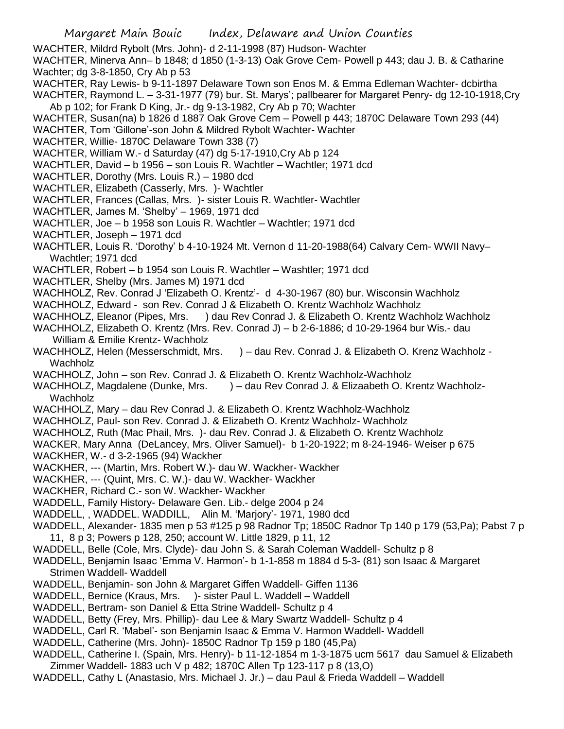WACHTER, Mildrd Rybolt (Mrs. John)- d 2-11-1998 (87) Hudson- Wachter

WACHTER, Minerva Ann– b 1848; d 1850 (1-3-13) Oak Grove Cem- Powell p 443; dau J. B. & Catharine Wachter; dg 3-8-1850, Cry Ab p 53

WACHTER, Ray Lewis- b 9-11-1897 Delaware Town son Enos M. & Emma Edleman Wachter- dcbirtha

WACHTER, Raymond L. – 3-31-1977 (79) bur. St. Marys'; pallbearer for Margaret Penry- dg 12-10-1918,Cry Ab p 102; for Frank D King, Jr.- dg 9-13-1982, Cry Ab p 70; Wachter

WACHTER, Susan(na) b 1826 d 1887 Oak Grove Cem – Powell p 443; 1870C Delaware Town 293 (44)

WACHTER, Tom 'Gillone'-son John & Mildred Rybolt Wachter- Wachter

WACHTER, Willie- 1870C Delaware Town 338 (7)

WACHTER, William W.- d Saturday (47) dg 5-17-1910,Cry Ab p 124

WACHTLER, David – b 1956 – son Louis R. Wachtler – Wachtler; 1971 dcd

WACHTLER, Dorothy (Mrs. Louis R.) – 1980 dcd

WACHTLER, Elizabeth (Casserly, Mrs. )- Wachtler

WACHTLER, Frances (Callas, Mrs. )- sister Louis R. Wachtler- Wachtler

WACHTLER, James M. 'Shelby' – 1969, 1971 dcd

WACHTLER, Joe – b 1958 son Louis R. Wachtler – Wachtler; 1971 dcd

WACHTLER, Joseph – 1971 dcd

WACHTLER, Louis R. 'Dorothy' b 4-10-1924 Mt. Vernon d 11-20-1988(64) Calvary Cem- WWII Navy– Wachtler; 1971 dcd

WACHTLER, Robert – b 1954 son Louis R. Wachtler – Washtler; 1971 dcd

WACHTLER, Shelby (Mrs. James M) 1971 dcd

WACHHOLZ, Rev. Conrad J 'Elizabeth O. Krentz'- d 4-30-1967 (80) bur. Wisconsin Wachholz

WACHHOLZ, Edward - son Rev. Conrad J & Elizabeth O. Krentz Wachholz Wachholz

WACHHOLZ, Eleanor (Pipes, Mrs. ) dau Rev Conrad J. & Elizabeth O. Krentz Wachholz Wachholz

WACHHOLZ, Elizabeth O. Krentz (Mrs. Rev. Conrad J) – b 2-6-1886; d 10-29-1964 bur Wis.- dau William & Emilie Krentz- Wachholz

WACHHOLZ, Helen (Messerschmidt, Mrs. ) – dau Rev. Conrad J. & Elizabeth O. Krenz Wachholz - Wachholz

WACHHOLZ, John – son Rev. Conrad J. & Elizabeth O. Krentz Wachholz-Wachholz

WACHHOLZ, Magdalene (Dunke, Mrs. ) – dau Rev Conrad J. & Elizaabeth O. Krentz Wachholz- Wachholz

WACHHOLZ, Mary – dau Rev Conrad J. & Elizabeth O. Krentz Wachholz-Wachholz

WACHHOLZ, Paul- son Rev. Conrad J. & Elizabeth O. Krentz Wachholz- Wachholz

WACHHOLZ, Ruth (Mac Phail, Mrs. )- dau Rev. Conrad J. & Elizabeth O. Krentz Wachholz

WACKER, Mary Anna (DeLancey, Mrs. Oliver Samuel)- b 1-20-1922; m 8-24-1946- Weiser p 675

WACKHER, W.- d 3-2-1965 (94) Wackher

WACKHER, --- (Martin, Mrs. Robert W.)- dau W. Wackher- Wackher

WACKHER, --- (Quint, Mrs. C. W.)- dau W. Wackher- Wackher

WACKHER, Richard C.- son W. Wackher- Wackher

WADDELL, Family History- Delaware Gen. Lib.- delge 2004 p 24

WADDELL, , WADDEL. WADDILL, Alin M. 'Marjory'- 1971, 1980 dcd

WADDELL, Alexander- 1835 men p 53 #125 p 98 Radnor Tp; 1850C Radnor Tp 140 p 179 (53,Pa); Pabst 7 p 11, 8 p 3; Powers p 128, 250; account W. Little 1829, p 11, 12

WADDELL, Belle (Cole, Mrs. Clyde)- dau John S. & Sarah Coleman Waddell- Schultz p 8

WADDELL, Benjamin Isaac 'Emma V. Harmon'- b 1-1-858 m 1884 d 5-3- (81) son Isaac & Margaret Strimen Waddell- Waddell

WADDELL, Benjamin- son John & Margaret Giffen Waddell- Giffen 1136

WADDELL, Bernice (Kraus, Mrs. )- sister Paul L. Waddell – Waddell

WADDELL, Bertram- son Daniel & Etta Strine Waddell- Schultz p 4

WADDELL, Betty (Frey, Mrs. Phillip)- dau Lee & Mary Swartz Waddell- Schultz p 4

WADDELL, Carl R. 'Mabel'- son Benjamin Isaac & Emma V. Harmon Waddell- Waddell

WADDELL, Catherine (Mrs. John)- 1850C Radnor Tp 159 p 180 (45,Pa)

WADDELL, Catherine I. (Spain, Mrs. Henry)- b 11-12-1854 m 1-3-1875 ucm 5617 dau Samuel & Elizabeth Zimmer Waddell- 1883 uch V p 482; 1870C Allen Tp 123-117 p 8 (13,O)

WADDELL, Cathy L (Anastasio, Mrs. Michael J. Jr.) – dau Paul & Frieda Waddell – Waddell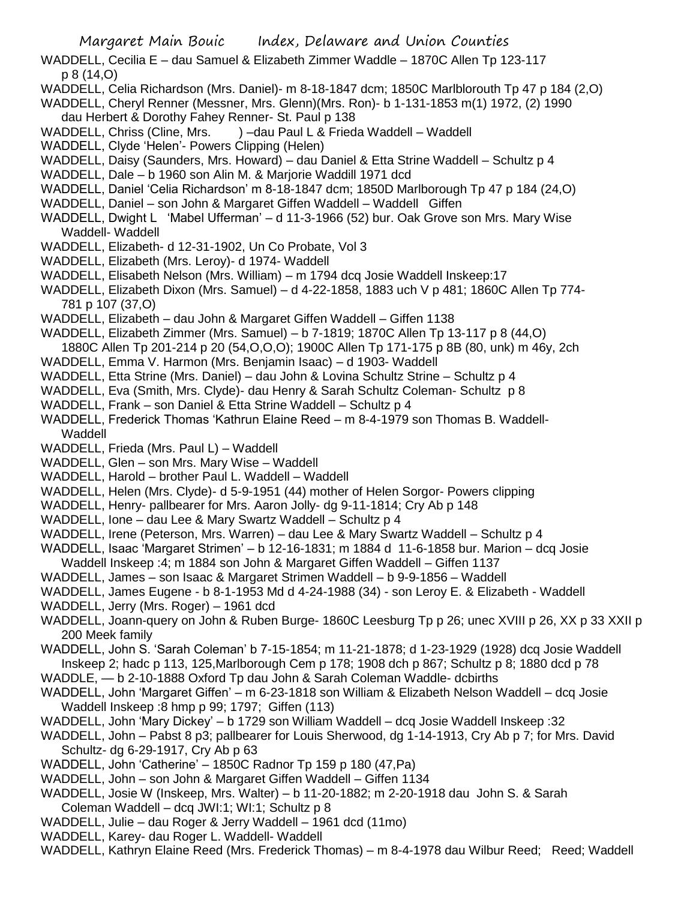WADDELL, Cecilia E – dau Samuel & Elizabeth Zimmer Waddle – 1870C Allen Tp 123-117 p 8 (14,O)

WADDELL, Celia Richardson (Mrs. Daniel)- m 8-18-1847 dcm; 1850C Marlblorouth Tp 47 p 184 (2,O)

WADDELL, Cheryl Renner (Messner, Mrs. Glenn)(Mrs. Ron)- b 1-131-1853 m(1) 1972, (2) 1990 dau Herbert & Dorothy Fahey Renner- St. Paul p 138

WADDELL, Chriss (Cline, Mrs. ) –dau Paul L & Frieda Waddell – Waddell

WADDELL, Clyde 'Helen'- Powers Clipping (Helen)

WADDELL, Daisy (Saunders, Mrs. Howard) – dau Daniel & Etta Strine Waddell – Schultz p 4

WADDELL, Dale – b 1960 son Alin M. & Marjorie Waddill 1971 dcd

WADDELL, Daniel 'Celia Richardson' m 8-18-1847 dcm; 1850D Marlborough Tp 47 p 184 (24,O)

WADDELL, Daniel – son John & Margaret Giffen Waddell – Waddell Giffen

WADDELL, Dwight L 'Mabel Ufferman' – d 11-3-1966 (52) bur. Oak Grove son Mrs. Mary Wise Waddell- Waddell

WADDELL, Elizabeth- d 12-31-1902, Un Co Probate, Vol 3

WADDELL, Elizabeth (Mrs. Leroy)- d 1974- Waddell

WADDELL, Elisabeth Nelson (Mrs. William) – m 1794 dcq Josie Waddell Inskeep:17

WADDELL, Elizabeth Dixon (Mrs. Samuel) – d 4-22-1858, 1883 uch V p 481; 1860C Allen Tp 774-781 p 107 (37,O)

WADDELL, Elizabeth – dau John & Margaret Giffen Waddell – Giffen 1138

WADDELL, Elizabeth Zimmer (Mrs. Samuel) – b 7-1819; 1870C Allen Tp 13-117 p 8 (44,O) 1880C Allen Tp 201-214 p 20 (54,O,O,O); 1900C Allen Tp 171-175 p 8B (80, unk) m 46y, 2ch

WADDELL, Emma V. Harmon (Mrs. Benjamin Isaac) – d 1903- Waddell

WADDELL, Etta Strine (Mrs. Daniel) – dau John & Lovina Schultz Strine – Schultz p 4

WADDELL, Eva (Smith, Mrs. Clyde)- dau Henry & Sarah Schultz Coleman- Schultz p 8

WADDELL, Frank – son Daniel & Etta Strine Waddell – Schultz p 4

WADDELL, Frederick Thomas 'Kathrun Elaine Reed – m 8-4-1979 son Thomas B. Waddell- Waddell

WADDELL, Frieda (Mrs. Paul L) – Waddell

WADDELL, Glen – son Mrs. Mary Wise – Waddell

WADDELL, Harold – brother Paul L. Waddell – Waddell

WADDELL, Helen (Mrs. Clyde)- d 5-9-1951 (44) mother of Helen Sorgor- Powers clipping

WADDELL, Henry- pallbearer for Mrs. Aaron Jolly- dg 9-11-1814; Cry Ab p 148

WADDELL, Ione – dau Lee & Mary Swartz Waddell – Schultz p 4

WADDELL, Irene (Peterson, Mrs. Warren) – dau Lee & Mary Swartz Waddell – Schultz p 4

WADDELL, Isaac 'Margaret Strimen' – b 12-16-1831; m 1884 d 11-6-1858 bur. Marion – dcq Josie Waddell Inskeep :4; m 1884 son John & Margaret Giffen Waddell – Giffen 1137

WADDELL, James – son Isaac & Margaret Strimen Waddell – b 9-9-1856 – Waddell

WADDELL, James Eugene - b 8-1-1953 Md d 4-24-1988 (34) - son Leroy E. & Elizabeth - Waddell

WADDELL, Jerry (Mrs. Roger) – 1961 dcd

WADDELL, Joann-query on John & Ruben Burge- 1860C Leesburg Tp p 26; unec XVIII p 26, XX p 33 XXII p 200 Meek family

WADDELL, John S. 'Sarah Coleman' b 7-15-1854; m 11-21-1878; d 1-23-1929 (1928) dcq Josie Waddell Inskeep 2; hadc p 113, 125,Marlborough Cem p 178; 1908 dch p 867; Schultz p 8; 1880 dcd p 78

WADDLE, — b 2-10-1888 Oxford Tp dau John & Sarah Coleman Waddle- dcbirths

WADDELL, John 'Margaret Giffen' – m 6-23-1818 son William & Elizabeth Nelson Waddell – dcq Josie Waddell Inskeep :8 hmp p 99; 1797; Giffen (113)

WADDELL, John 'Mary Dickey' – b 1729 son William Waddell – dcq Josie Waddell Inskeep :32

WADDELL, John – Pabst 8 p3; pallbearer for Louis Sherwood, dg 1-14-1913, Cry Ab p 7; for Mrs. David Schultz- dg 6-29-1917, Cry Ab p 63

WADDELL, John 'Catherine' – 1850C Radnor Tp 159 p 180 (47,Pa)

WADDELL, John – son John & Margaret Giffen Waddell – Giffen 1134

WADDELL, Josie W (Inskeep, Mrs. Walter) – b 11-20-1882; m 2-20-1918 dau John S. & Sarah Coleman Waddell – dcq JWI:1; WI:1; Schultz p 8

WADDELL, Julie – dau Roger & Jerry Waddell – 1961 dcd (11mo)

WADDELL, Karey- dau Roger L. Waddell- Waddell

WADDELL, Kathryn Elaine Reed (Mrs. Frederick Thomas) – m 8-4-1978 dau Wilbur Reed; Reed; Waddell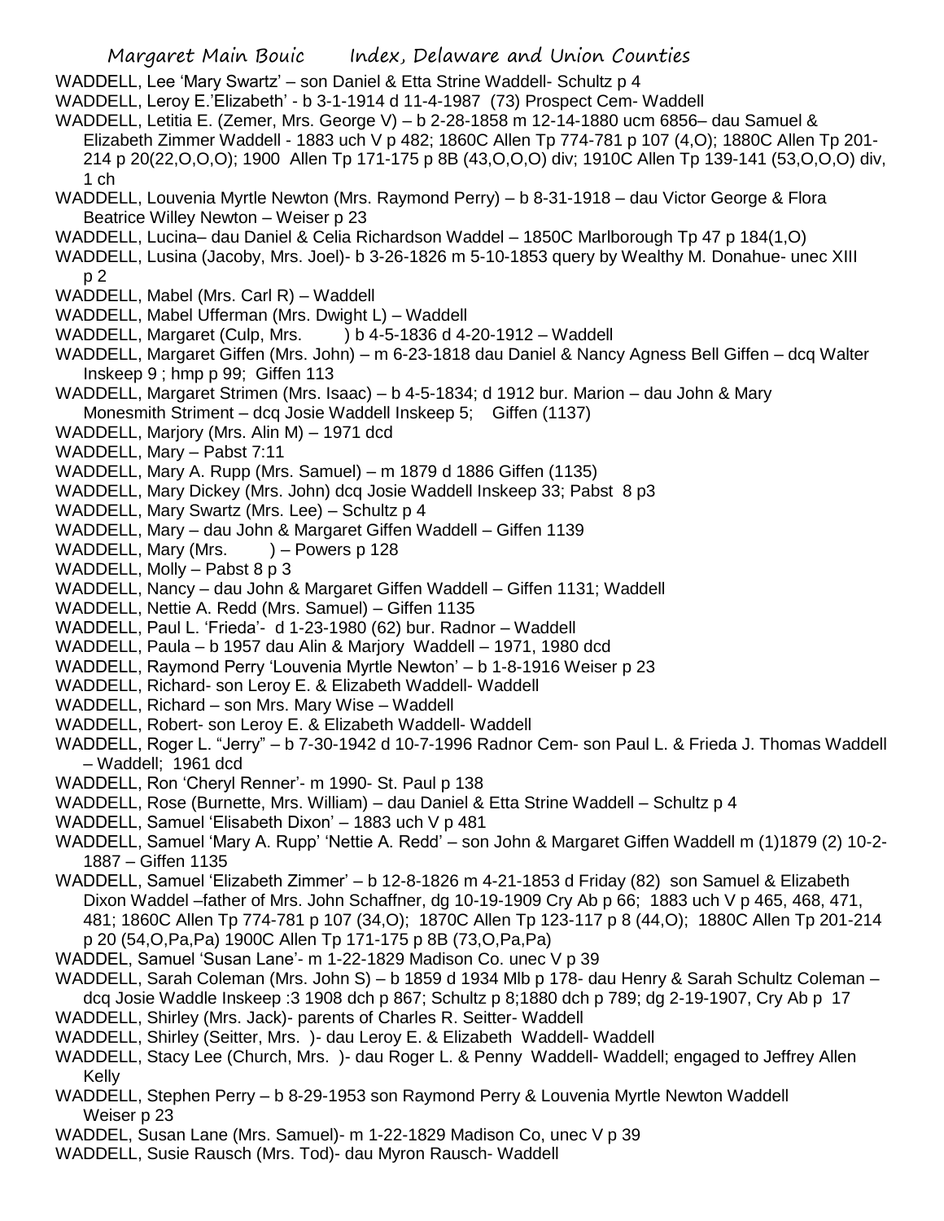WADDELL, Lee 'Mary Swartz' – son Daniel & Etta Strine Waddell- Schultz p 4

WADDELL, Leroy E.'Elizabeth' - b 3-1-1914 d 11-4-1987 (73) Prospect Cem- Waddell

WADDELL, Letitia E. (Zemer, Mrs. George V) – b 2-28-1858 m 12-14-1880 ucm 6856– dau Samuel & Elizabeth Zimmer Waddell - 1883 uch V p 482; 1860C Allen Tp 774-781 p 107 (4,O); 1880C Allen Tp 201-214 p 20(22,O,O,O); 1900 Allen Tp 171-175 p 8B (43,O,O,O) div; 1910C Allen Tp 139-141 (53,O,O,O) div, 1 ch

WADDELL, Louvenia Myrtle Newton (Mrs. Raymond Perry) – b 8-31-1918 – dau Victor George & Flora Beatrice Willey Newton – Weiser p 23

WADDELL, Lucina– dau Daniel & Celia Richardson Waddel – 1850C Marlborough Tp 47 p 184(1,O)

WADDELL, Lusina (Jacoby, Mrs. Joel)- b 3-26-1826 m 5-10-1853 query by Wealthy M. Donahue- unec XIII p 2

WADDELL, Mabel (Mrs. Carl R) – Waddell

WADDELL, Mabel Ufferman (Mrs. Dwight L) – Waddell

WADDELL, Margaret (Culp, Mrs. ) b 4-5-1836 d 4-20-1912 – Waddell

WADDELL, Margaret Giffen (Mrs. John) – m 6-23-1818 dau Daniel & Nancy Agness Bell Giffen – dcq Walter Inskeep 9 ; hmp p 99; Giffen 113

WADDELL, Margaret Strimen (Mrs. Isaac) – b 4-5-1834; d 1912 bur. Marion – dau John & Mary Monesmith Striment – dcq Josie Waddell Inskeep 5; Giffen (1137)

WADDELL, Marjory (Mrs. Alin M) – 1971 dcd

WADDELL, Mary – Pabst 7:11

WADDELL, Mary A. Rupp (Mrs. Samuel) – m 1879 d 1886 Giffen (1135)

WADDELL, Mary Dickey (Mrs. John) dcq Josie Waddell Inskeep 33; Pabst 8 p3

WADDELL, Mary Swartz (Mrs. Lee) – Schultz p 4

WADDELL, Mary – dau John & Margaret Giffen Waddell – Giffen 1139

WADDELL, Mary (Mrs. ) – Powers p 128

WADDELL, Molly – Pabst 8 p 3

WADDELL, Nancy – dau John & Margaret Giffen Waddell – Giffen 1131; Waddell

WADDELL, Nettie A. Redd (Mrs. Samuel) – Giffen 1135

WADDELL, Paul L. 'Frieda'- d 1-23-1980 (62) bur. Radnor – Waddell

WADDELL, Paula – b 1957 dau Alin & Marjory Waddell – 1971, 1980 dcd

WADDELL, Raymond Perry 'Louvenia Myrtle Newton' – b 1-8-1916 Weiser p 23

WADDELL, Richard- son Leroy E. & Elizabeth Waddell- Waddell

WADDELL, Richard – son Mrs. Mary Wise – Waddell

WADDELL, Robert- son Leroy E. & Elizabeth Waddell- Waddell

WADDELL, Roger L. "Jerry" – b 7-30-1942 d 10-7-1996 Radnor Cem- son Paul L. & Frieda J. Thomas Waddell – Waddell; 1961 dcd

WADDELL, Ron 'Cheryl Renner'- m 1990- St. Paul p 138

WADDELL, Rose (Burnette, Mrs. William) – dau Daniel & Etta Strine Waddell – Schultz p 4

WADDELL, Samuel 'Elisabeth Dixon' – 1883 uch V p 481

WADDELL, Samuel 'Mary A. Rupp' 'Nettie A. Redd' – son John & Margaret Giffen Waddell m (1)1879 (2) 10-2-1887 – Giffen 1135

WADDELL, Samuel 'Elizabeth Zimmer' – b 12-8-1826 m 4-21-1853 d Friday (82) son Samuel & Elizabeth Dixon Waddel –father of Mrs. John Schaffner, dg 10-19-1909 Cry Ab p 66; 1883 uch V p 465, 468, 471, 481; 1860C Allen Tp 774-781 p 107 (34,O); 1870C Allen Tp 123-117 p 8 (44,O); 1880C Allen Tp 201-214 p 20 (54,O,Pa,Pa) 1900C Allen Tp 171-175 p 8B (73,O,Pa,Pa)

WADDEL, Samuel 'Susan Lane'- m 1-22-1829 Madison Co. unec V p 39

WADDELL, Sarah Coleman (Mrs. John S) – b 1859 d 1934 Mlb p 178- dau Henry & Sarah Schultz Coleman – dcq Josie Waddle Inskeep :3 1908 dch p 867; Schultz p 8;1880 dch p 789; dg 2-19-1907, Cry Ab p 17

WADDELL, Shirley (Mrs. Jack)- parents of Charles R. Seitter- Waddell

WADDELL, Shirley (Seitter, Mrs. )- dau Leroy E. & Elizabeth Waddell- Waddell

WADDELL, Stacy Lee (Church, Mrs. )- dau Roger L. & Penny Waddell- Waddell; engaged to Jeffrey Allen Kelly

WADDELL, Stephen Perry – b 8-29-1953 son Raymond Perry & Louvenia Myrtle Newton Waddell Weiser p 23

WADDEL, Susan Lane (Mrs. Samuel)- m 1-22-1829 Madison Co, unec V p 39

WADDELL, Susie Rausch (Mrs. Tod)- dau Myron Rausch- Waddell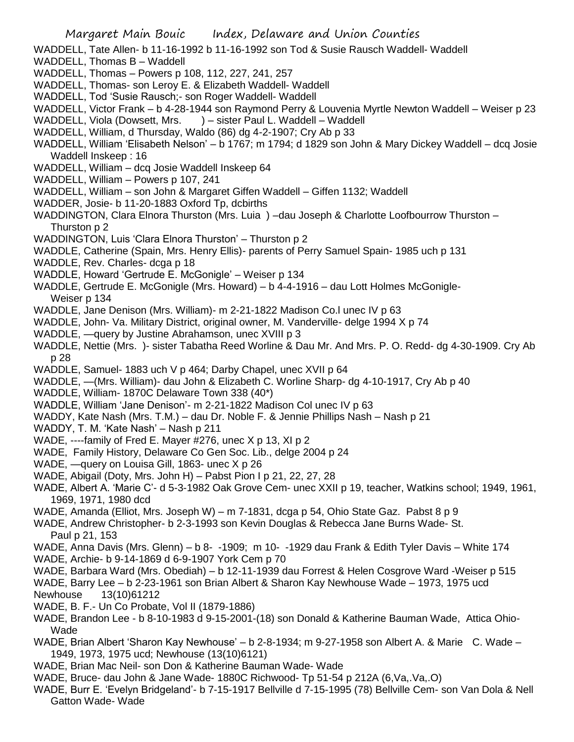WADDELL, Tate Allen- b 11-16-1992 b 11-16-1992 son Tod & Susie Rausch Waddell- Waddell

WADDELL, Thomas B – Waddell

WADDELL, Thomas – Powers p 108, 112, 227, 241, 257

WADDELL, Thomas- son Leroy E. & Elizabeth Waddell- Waddell

WADDELL, Tod 'Susie Rausch;- son Roger Waddell- Waddell

WADDELL, Victor Frank – b 4-28-1944 son Raymond Perry & Louvenia Myrtle Newton Waddell – Weiser p 23

WADDELL, Viola (Dowsett, Mrs. ) – sister Paul L. Waddell – Waddell

WADDELL, William, d Thursday, Waldo (86) dg 4-2-1907; Cry Ab p 33

WADDELL, William 'Elisabeth Nelson' – b 1767; m 1794; d 1829 son John & Mary Dickey Waddell – dcq Josie Waddell Inskeep : 16

WADDELL, William – dcq Josie Waddell Inskeep 64

WADDELL, William – Powers p 107, 241

WADDELL, William – son John & Margaret Giffen Waddell – Giffen 1132; Waddell

WADDER, Josie- b 11-20-1883 Oxford Tp, dcbirths

WADDINGTON, Clara Elnora Thurston (Mrs. Luia ) –dau Joseph & Charlotte Loofbourrow Thurston – Thurston p 2

WADDINGTON, Luis 'Clara Elnora Thurston' – Thurston p 2

WADDLE, Catherine (Spain, Mrs. Henry Ellis)- parents of Perry Samuel Spain- 1985 uch p 131

WADDLE, Rev. Charles- dcga p 18

WADDLE, Howard 'Gertrude E. McGonigle' – Weiser p 134

WADDLE, Gertrude E. McGonigle (Mrs. Howard) – b 4-4-1916 – dau Lott Holmes McGonigle- Weiser p 134

WADDLE, Jane Denison (Mrs. William)- m 2-21-1822 Madison Co.l unec IV p 63

WADDLE, John- Va. Military District, original owner, M. Vanderville- delge 1994 X p 74

WADDLE, —query by Justine Abrahamson, unec XVIII p 3

WADDLE, Nettie (Mrs. )- sister Tabatha Reed Worline & Dau Mr. And Mrs. P. O. Redd- dg 4-30-1909. Cry Ab p 28

WADDLE, Samuel- 1883 uch V p 464; Darby Chapel, unec XVII p 64

WADDLE, —(Mrs. William)- dau John & Elizabeth C. Worline Sharp- dg 4-10-1917, Cry Ab p 40

WADDLE, William- 1870C Delaware Town 338 (40*)

WADDLE, William 'Jane Denison'- m 2-21-1822 Madison Col unec IV p 63

WADDY, Kate Nash (Mrs. T.M.) – dau Dr. Noble F. & Jennie Phillips Nash – Nash p 21

WADDY, T. M. 'Kate Nash' – Nash p 211

WADE, ----family of Fred E. Mayer #276, unec X p 13, XI p 2

WADE, Family History, Delaware Co Gen Soc. Lib., delge 2004 p 24

WADE, —query on Louisa Gill, 1863- unec X p 26

WADE, Abigail (Doty, Mrs. John H) – Pabst Pion I p 21, 22, 27, 28

WADE, Albert A. 'Marie C'- d 5-3-1982 Oak Grove Cem- unec XXII p 19, teacher, Watkins school; 1949, 1961, 1969, 1971, 1980 dcd

WADE, Amanda (Elliot, Mrs. Joseph W) – m 7-1831, dcga p 54, Ohio State Gaz. Pabst 8 p 9

WADE, Andrew Christopher- b 2-3-1993 son Kevin Douglas & Rebecca Jane Burns Wade- St. Paul p 21, 153

WADE, Anna Davis (Mrs. Glenn) – b 8- -1909; m 10- -1929 dau Frank & Edith Tyler Davis – White 174

WADE, Archie- b 9-14-1869 d 6-9-1907 York Cem p 70

WADE, Barbara Ward (Mrs. Obediah) – b 12-11-1939 dau Forrest & Helen Cosgrove Ward -Weiser p 515

WADE, Barry Lee – b 2-23-1961 son Brian Albert & Sharon Kay Newhouse Wade – 1973, 1975 ucd Newhouse 13(10)61212

WADE, B. F.- Un Co Probate, Vol II (1879-1886)

WADE, Brandon Lee - b 8-10-1983 d 9-15-2001-(18) son Donald & Katherine Bauman Wade, Attica Ohio- Wade

WADE, Brian Albert 'Sharon Kay Newhouse' – b 2-8-1934; m 9-27-1958 son Albert A. & Marie C. Wade – 1949, 1973, 1975 ucd; Newhouse (13(10)6121)

WADE, Brian Mac Neil- son Don & Katherine Bauman Wade- Wade

WADE, Bruce- dau John & Jane Wade- 1880C Richwood- Tp 51-54 p 212A (6,Va,.Va,.O)

WADE, Burr E. 'Evelyn Bridgeland'- b 7-15-1917 Bellville d 7-15-1995 (78) Bellville Cem- son Van Dola & Nell Gatton Wade- Wade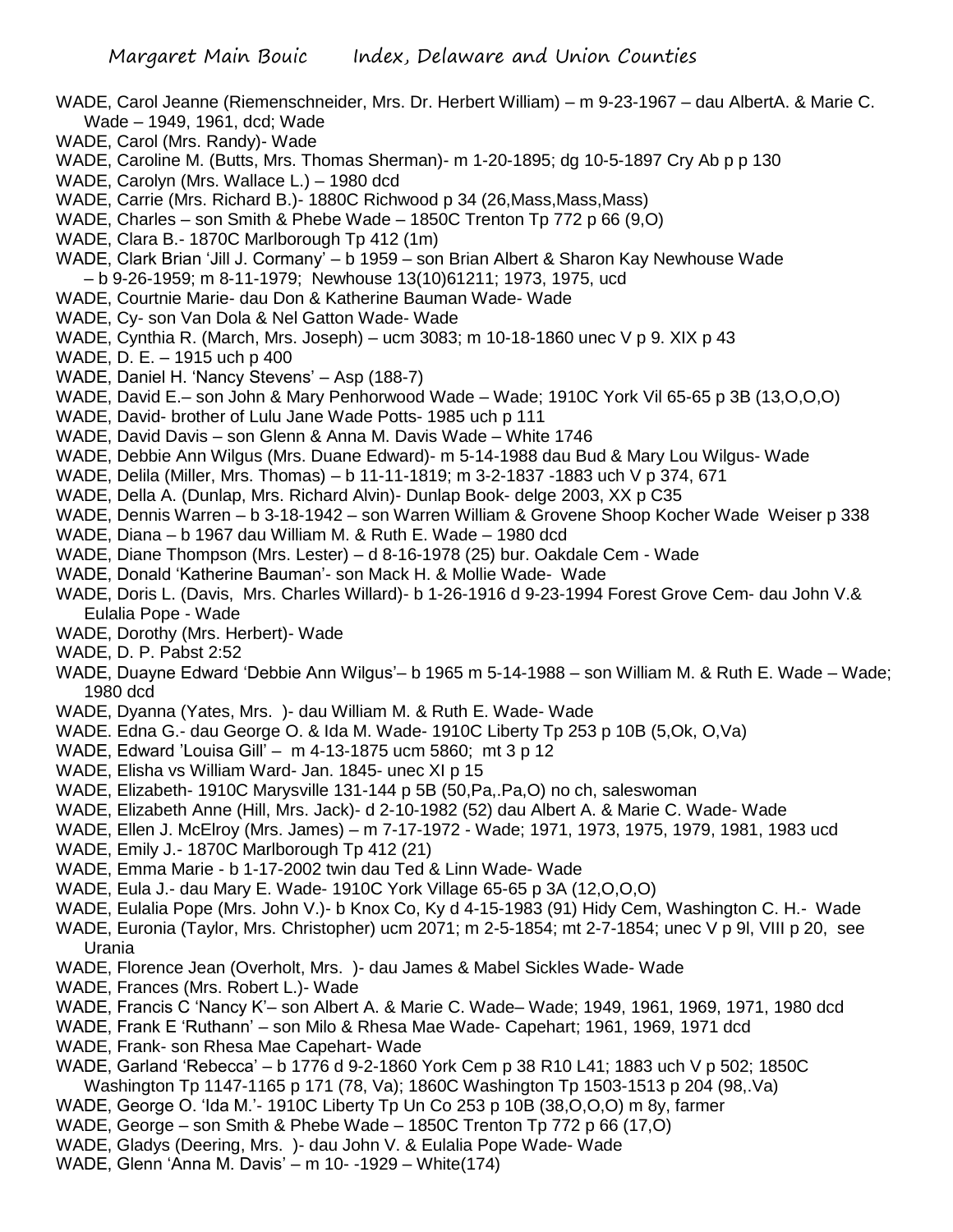WADE, Carol Jeanne (Riemenschneider, Mrs. Dr. Herbert William) – m 9-23-1967 – dau AlbertA. & Marie C. Wade – 1949, 1961, dcd; Wade

WADE, Carol (Mrs. Randy)- Wade

WADE, Caroline M. (Butts, Mrs. Thomas Sherman)- m 1-20-1895; dg 10-5-1897 Cry Ab p p 130

WADE, Carolyn (Mrs. Wallace L.) – 1980 dcd

WADE, Carrie (Mrs. Richard B.)- 1880C Richwood p 34 (26,Mass,Mass,Mass)

WADE, Charles – son Smith & Phebe Wade – 1850C Trenton Tp 772 p 66 (9,O)

WADE, Clara B.- 1870C Marlborough Tp 412 (1m)

WADE, Clark Brian 'Jill J. Cormany' – b 1959 – son Brian Albert & Sharon Kay Newhouse Wade – b 9-26-1959; m 8-11-1979; Newhouse 13(10)61211; 1973, 1975, ucd

WADE, Courtnie Marie- dau Don & Katherine Bauman Wade- Wade

WADE, Cy- son Van Dola & Nel Gatton Wade- Wade

WADE, Cynthia R. (March, Mrs. Joseph) – ucm 3083; m 10-18-1860 unec V p 9. XIX p 43

WADE, D. E. – 1915 uch p 400

WADE, Daniel H. 'Nancy Stevens' – Asp (188-7)

WADE, David E.– son John & Mary Penhorwood Wade – Wade; 1910C York Vil 65-65 p 3B (13,O,O,O)

WADE, David- brother of Lulu Jane Wade Potts- 1985 uch p 111

WADE, David Davis – son Glenn & Anna M. Davis Wade – White 1746

WADE, Debbie Ann Wilgus (Mrs. Duane Edward)- m 5-14-1988 dau Bud & Mary Lou Wilgus- Wade

WADE, Delila (Miller, Mrs. Thomas) – b 11-11-1819; m 3-2-1837 -1883 uch V p 374, 671

WADE, Della A. (Dunlap, Mrs. Richard Alvin)- Dunlap Book- delge 2003, XX p C35

WADE, Dennis Warren – b 3-18-1942 – son Warren William & Grovene Shoop Kocher Wade Weiser p 338

WADE, Diana – b 1967 dau William M. & Ruth E. Wade – 1980 dcd

WADE, Diane Thompson (Mrs. Lester) – d 8-16-1978 (25) bur. Oakdale Cem - Wade

WADE, Donald 'Katherine Bauman'- son Mack H. & Mollie Wade- Wade

WADE, Doris L. (Davis, Mrs. Charles Willard)- b 1-26-1916 d 9-23-1994 Forest Grove Cem- dau John V.& Eulalia Pope - Wade

WADE, Dorothy (Mrs. Herbert)- Wade

WADE, D. P. Pabst 2:52

WADE, Duayne Edward 'Debbie Ann Wilgus'– b 1965 m 5-14-1988 – son William M. & Ruth E. Wade – Wade; 1980 dcd

WADE, Dyanna (Yates, Mrs. )- dau William M. & Ruth E. Wade- Wade

WADE. Edna G.- dau George O. & Ida M. Wade- 1910C Liberty Tp 253 p 10B (5,Ok, O,Va)

WADE, Edward 'Louisa Gill' – m 4-13-1875 ucm 5860; mt 3 p 12

WADE, Elisha vs William Ward- Jan. 1845- unec XI p 15

WADE, Elizabeth- 1910C Marysville 131-144 p 5B (50,Pa,.Pa,O) no ch, saleswoman

WADE, Elizabeth Anne (Hill, Mrs. Jack)- d 2-10-1982 (52) dau Albert A. & Marie C. Wade- Wade

WADE, Ellen J. McElroy (Mrs. James) – m 7-17-1972 - Wade; 1971, 1973, 1975, 1979, 1981, 1983 ucd

WADE, Emily J.- 1870C Marlborough Tp 412 (21)

WADE, Emma Marie - b 1-17-2002 twin dau Ted & Linn Wade- Wade

WADE, Eula J.- dau Mary E. Wade- 1910C York Village 65-65 p 3A (12,O,O,O)

WADE, Eulalia Pope (Mrs. John V.)- b Knox Co, Ky d 4-15-1983 (91) Hidy Cem, Washington C. H.- Wade

WADE, Euronia (Taylor, Mrs. Christopher) ucm 2071; m 2-5-1854; mt 2-7-1854; unec V p 9l, VIII p 20, see Urania

WADE, Florence Jean (Overholt, Mrs. )- dau James & Mabel Sickles Wade- Wade

WADE, Frances (Mrs. Robert L.)- Wade

WADE, Francis C 'Nancy K'– son Albert A. & Marie C. Wade– Wade; 1949, 1961, 1969, 1971, 1980 dcd

WADE, Frank E 'Ruthann' – son Milo & Rhesa Mae Wade- Capehart; 1961, 1969, 1971 dcd

WADE, Frank- son Rhesa Mae Capehart- Wade

WADE, Garland 'Rebecca' – b 1776 d 9-2-1860 York Cem p 38 R10 L41; 1883 uch V p 502; 1850C Washington Tp 1147-1165 p 171 (78, Va); 1860C Washington Tp 1503-1513 p 204 (98,.Va)

WADE, George O. 'Ida M.'- 1910C Liberty Tp Un Co 253 p 10B (38,O,O,O) m 8y, farmer

WADE, George – son Smith & Phebe Wade – 1850C Trenton Tp 772 p 66 (17,O)

WADE, Gladys (Deering, Mrs. )- dau John V. & Eulalia Pope Wade- Wade

WADE, Glenn 'Anna M. Davis' – m 10- -1929 – White(174)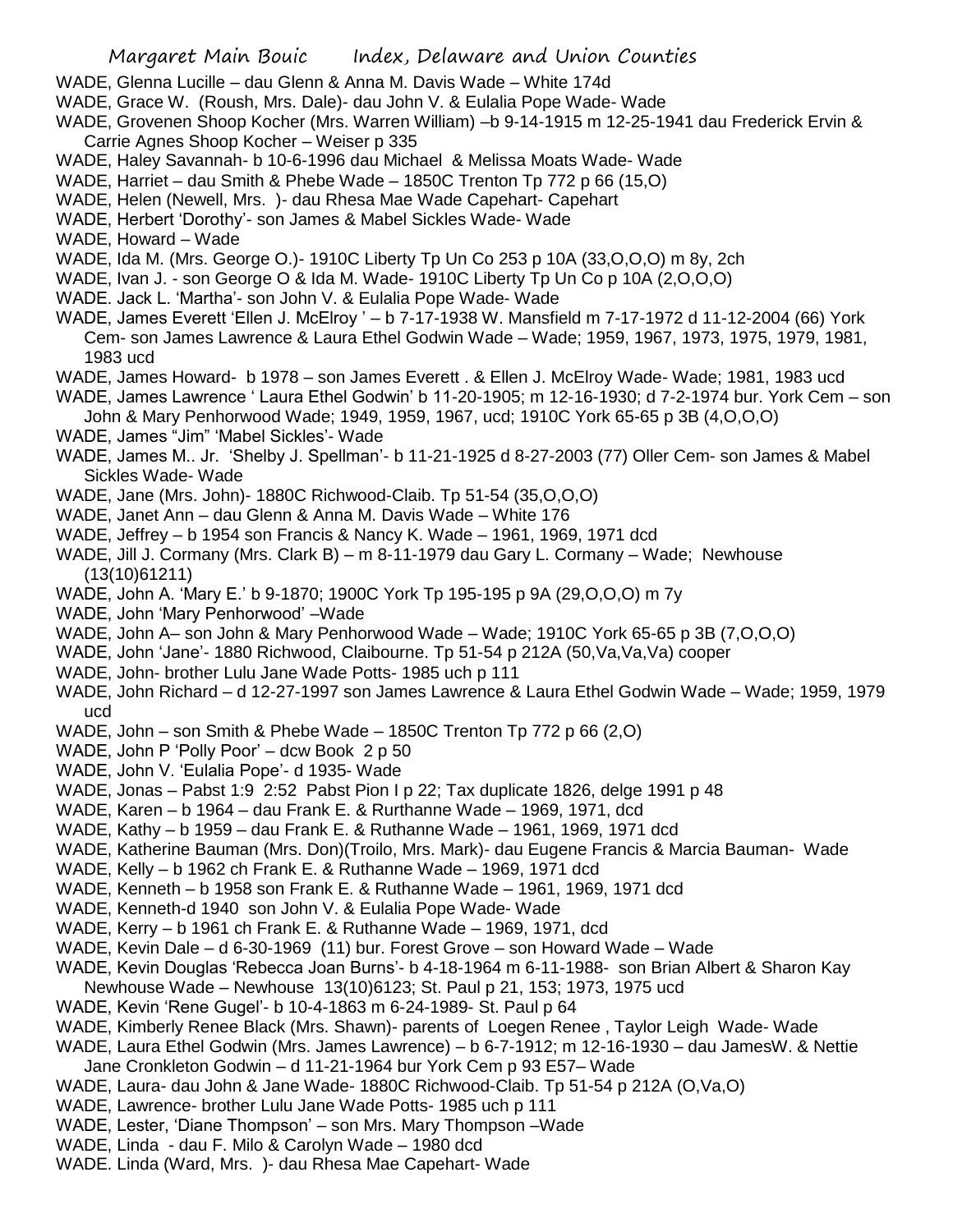WADE, Glenna Lucille – dau Glenn & Anna M. Davis Wade – White 174d

WADE, Grace W. (Roush, Mrs. Dale)- dau John V. & Eulalia Pope Wade- Wade

WADE, Grovenen Shoop Kocher (Mrs. Warren William) –b 9-14-1915 m 12-25-1941 dau Frederick Ervin & Carrie Agnes Shoop Kocher – Weiser p 335

WADE, Haley Savannah- b 10-6-1996 dau Michael & Melissa Moats Wade- Wade

WADE, Harriet – dau Smith & Phebe Wade – 1850C Trenton Tp 772 p 66 (15,O)

WADE, Helen (Newell, Mrs. )- dau Rhesa Mae Wade Capehart- Capehart

WADE, Herbert 'Dorothy'- son James & Mabel Sickles Wade- Wade

WADE, Howard – Wade

WADE, Ida M. (Mrs. George O.)- 1910C Liberty Tp Un Co 253 p 10A (33,O,O,O) m 8y, 2ch

WADE, Ivan J. - son George O & Ida M. Wade- 1910C Liberty Tp Un Co p 10A (2,O,O,O)

WADE. Jack L. 'Martha'- son John V. & Eulalia Pope Wade- Wade

WADE, James Everett 'Ellen J. McElroy ' – b 7-17-1938 W. Mansfield m 7-17-1972 d 11-12-2004 (66) York Cem- son James Lawrence & Laura Ethel Godwin Wade – Wade; 1959, 1967, 1973, 1975, 1979, 1981, 1983 ucd

WADE, James Howard- b 1978 – son James Everett . & Ellen J. McElroy Wade- Wade; 1981, 1983 ucd

WADE, James Lawrence ' Laura Ethel Godwin' b 11-20-1905; m 12-16-1930; d 7-2-1974 bur. York Cem – son John & Mary Penhorwood Wade; 1949, 1959, 1967, ucd; 1910C York 65-65 p 3B (4,O,O,O)

WADE, James "Jim" 'Mabel Sickles'- Wade

WADE, James M.. Jr. 'Shelby J. Spellman'- b 11-21-1925 d 8-27-2003 (77) Oller Cem- son James & Mabel Sickles Wade- Wade

WADE, Jane (Mrs. John)- 1880C Richwood-Claib. Tp 51-54 (35,O,O,O)

WADE, Janet Ann – dau Glenn & Anna M. Davis Wade – White 176

WADE, Jeffrey – b 1954 son Francis & Nancy K. Wade – 1961, 1969, 1971 dcd

WADE, Jill J. Cormany (Mrs. Clark B) – m 8-11-1979 dau Gary L. Cormany – Wade; Newhouse (13(10)61211)

WADE, John A. 'Mary E.' b 9-1870; 1900C York Tp 195-195 p 9A (29,O,O,O) m 7y

WADE, John 'Mary Penhorwood' –Wade

WADE, John A– son John & Mary Penhorwood Wade – Wade; 1910C York 65-65 p 3B (7,O,O,O)

WADE, John 'Jane'- 1880 Richwood, Claibourne. Tp 51-54 p 212A (50,Va,Va,Va) cooper

WADE, John- brother Lulu Jane Wade Potts- 1985 uch p 111

WADE, John Richard – d 12-27-1997 son James Lawrence & Laura Ethel Godwin Wade – Wade; 1959, 1979 ucd

WADE, John – son Smith & Phebe Wade – 1850C Trenton Tp 772 p 66 (2,O)

WADE, John P 'Polly Poor' – dcw Book 2 p 50

WADE, John V. 'Eulalia Pope'- d 1935- Wade

WADE, Jonas – Pabst 1:9 2:52 Pabst Pion I p 22; Tax duplicate 1826, delge 1991 p 48

WADE, Karen – b 1964 – dau Frank E. & Rurthanne Wade – 1969, 1971, dcd

WADE, Kathy – b 1959 – dau Frank E. & Ruthanne Wade – 1961, 1969, 1971 dcd

WADE, Katherine Bauman (Mrs. Don)(Troilo, Mrs. Mark)- dau Eugene Francis & Marcia Bauman- Wade

WADE, Kelly – b 1962 ch Frank E. & Ruthanne Wade – 1969, 1971 dcd

WADE, Kenneth – b 1958 son Frank E. & Ruthanne Wade – 1961, 1969, 1971 dcd

WADE, Kenneth-d 1940 son John V. & Eulalia Pope Wade- Wade

WADE, Kerry – b 1961 ch Frank E. & Ruthanne Wade – 1969, 1971, dcd

WADE, Kevin Dale – d 6-30-1969 (11) bur. Forest Grove – son Howard Wade – Wade

WADE, Kevin Douglas 'Rebecca Joan Burns'- b 4-18-1964 m 6-11-1988- son Brian Albert & Sharon Kay Newhouse Wade – Newhouse 13(10)6123; St. Paul p 21, 153; 1973, 1975 ucd

WADE, Kevin 'Rene Gugel'- b 10-4-1863 m 6-24-1989- St. Paul p 64

WADE, Kimberly Renee Black (Mrs. Shawn)- parents of Loegen Renee , Taylor Leigh Wade- Wade

WADE, Laura Ethel Godwin (Mrs. James Lawrence) – b 6-7-1912; m 12-16-1930 – dau JamesW. & Nettie Jane Cronkleton Godwin – d 11-21-1964 bur York Cem p 93 E57– Wade

WADE, Laura- dau John & Jane Wade- 1880C Richwood-Claib. Tp 51-54 p 212A (O,Va,O)

WADE, Lawrence- brother Lulu Jane Wade Potts- 1985 uch p 111

WADE, Lester, 'Diane Thompson' – son Mrs. Mary Thompson –Wade

WADE, Linda - dau F. Milo & Carolyn Wade – 1980 dcd

WADE. Linda (Ward, Mrs. )- dau Rhesa Mae Capehart- Wade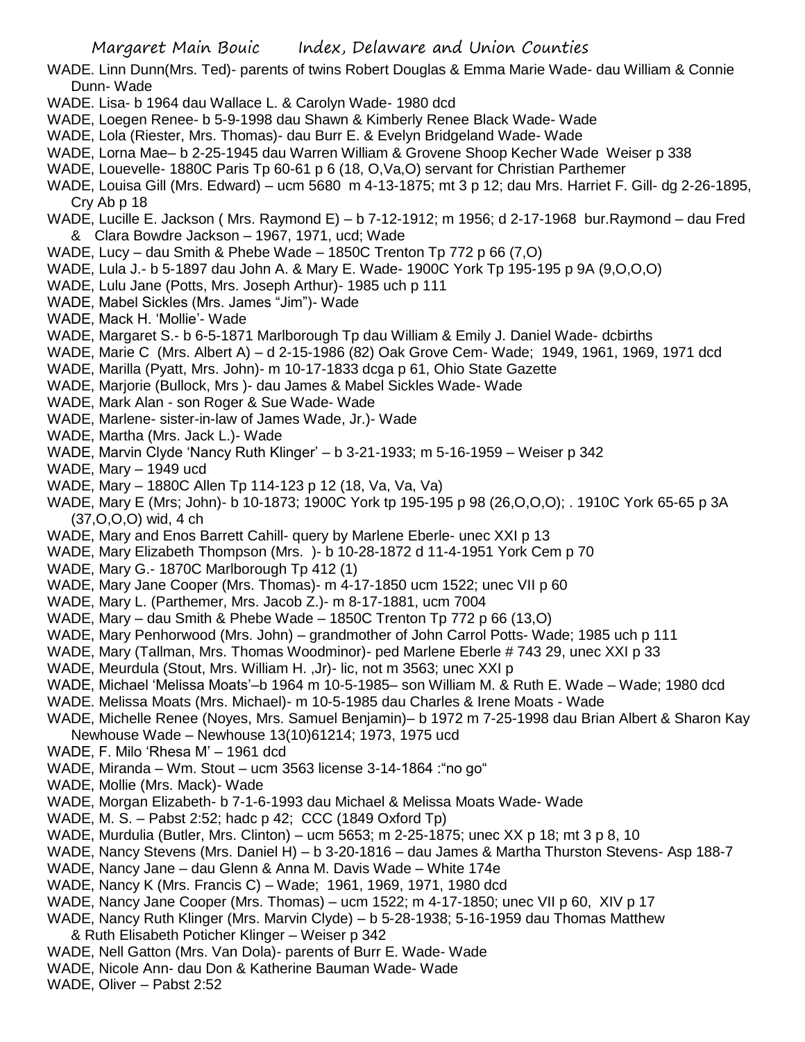WADE. Linn Dunn(Mrs. Ted)- parents of twins Robert Douglas & Emma Marie Wade- dau William & Connie Dunn- Wade

WADE. Lisa- b 1964 dau Wallace L. & Carolyn Wade- 1980 dcd

WADE, Loegen Renee- b 5-9-1998 dau Shawn & Kimberly Renee Black Wade- Wade

WADE, Lola (Riester, Mrs. Thomas)- dau Burr E. & Evelyn Bridgeland Wade- Wade

WADE, Lorna Mae– b 2-25-1945 dau Warren William & Grovene Shoop Kecher Wade Weiser p 338

WADE, Louevelle- 1880C Paris Tp 60-61 p 6 (18, O,Va,O) servant for Christian Parthemer

WADE, Louisa Gill (Mrs. Edward) – ucm 5680 m 4-13-1875; mt 3 p 12; dau Mrs. Harriet F. Gill- dg 2-26-1895, Cry Ab p 18

WADE, Lucille E. Jackson ( Mrs. Raymond E) – b 7-12-1912; m 1956; d 2-17-1968 bur.Raymond – dau Fred & Clara Bowdre Jackson – 1967, 1971, ucd; Wade

WADE, Lucy – dau Smith & Phebe Wade – 1850C Trenton Tp 772 p 66 (7,O)

WADE, Lula J.- b 5-1897 dau John A. & Mary E. Wade- 1900C York Tp 195-195 p 9A (9,O,O,O)

WADE, Lulu Jane (Potts, Mrs. Joseph Arthur)- 1985 uch p 111

WADE, Mabel Sickles (Mrs. James "Jim")- Wade

WADE, Mack H. 'Mollie'- Wade

WADE, Margaret S.- b 6-5-1871 Marlborough Tp dau William & Emily J. Daniel Wade- dcbirths

WADE, Marie C (Mrs. Albert A) – d 2-15-1986 (82) Oak Grove Cem- Wade; 1949, 1961, 1969, 1971 dcd

WADE, Marilla (Pyatt, Mrs. John)- m 10-17-1833 dcga p 61, Ohio State Gazette

WADE, Marjorie (Bullock, Mrs )- dau James & Mabel Sickles Wade- Wade

WADE, Mark Alan - son Roger & Sue Wade- Wade

WADE, Marlene- sister-in-law of James Wade, Jr.)- Wade

WADE, Martha (Mrs. Jack L.)- Wade

WADE, Marvin Clyde 'Nancy Ruth Klinger' – b 3-21-1933; m 5-16-1959 – Weiser p 342

WADE, Mary – 1949 ucd

WADE, Mary – 1880C Allen Tp 114-123 p 12 (18, Va, Va, Va)

WADE, Mary E (Mrs; John)- b 10-1873; 1900C York tp 195-195 p 98 (26,O,O,O); . 1910C York 65-65 p 3A (37,O,O,O) wid, 4 ch

WADE, Mary and Enos Barrett Cahill- query by Marlene Eberle- unec XXI p 13

WADE, Mary Elizabeth Thompson (Mrs. )- b 10-28-1872 d 11-4-1951 York Cem p 70

WADE, Mary G.- 1870C Marlborough Tp 412 (1)

WADE, Mary Jane Cooper (Mrs. Thomas)- m 4-17-1850 ucm 1522; unec VII p 60

WADE, Mary L. (Parthemer, Mrs. Jacob Z.)- m 8-17-1881, ucm 7004

WADE, Mary – dau Smith & Phebe Wade – 1850C Trenton Tp 772 p 66 (13,O)

WADE, Mary Penhorwood (Mrs. John) – grandmother of John Carrol Potts- Wade; 1985 uch p 111

WADE, Mary (Tallman, Mrs. Thomas Woodminor)- ped Marlene Eberle # 743 29, unec XXI p 33

WADE, Meurdula (Stout, Mrs. William H. ,Jr)- lic, not m 3563; unec XXI p

WADE, Michael 'Melissa Moats'–b 1964 m 10-5-1985– son William M. & Ruth E. Wade – Wade; 1980 dcd

WADE. Melissa Moats (Mrs. Michael)- m 10-5-1985 dau Charles & Irene Moats - Wade

WADE, Michelle Renee (Noyes, Mrs. Samuel Benjamin)– b 1972 m 7-25-1998 dau Brian Albert & Sharon Kay Newhouse Wade – Newhouse 13(10)61214; 1973, 1975 ucd

WADE, F. Milo 'Rhesa M' – 1961 dcd

WADE, Miranda – Wm. Stout – ucm 3563 license 3-14-1864 :"no go"

WADE, Mollie (Mrs. Mack)- Wade

WADE, Morgan Elizabeth- b 7-1-6-1993 dau Michael & Melissa Moats Wade- Wade

WADE, M. S. – Pabst 2:52; hadc p 42; CCC (1849 Oxford Tp)

WADE, Murdulia (Butler, Mrs. Clinton) – ucm 5653; m 2-25-1875; unec XX p 18; mt 3 p 8, 10

WADE, Nancy Stevens (Mrs. Daniel H) – b 3-20-1816 – dau James & Martha Thurston Stevens- Asp 188-7

WADE, Nancy Jane – dau Glenn & Anna M. Davis Wade – White 174e

WADE, Nancy K (Mrs. Francis C) – Wade; 1961, 1969, 1971, 1980 dcd

WADE, Nancy Jane Cooper (Mrs. Thomas) – ucm 1522; m 4-17-1850; unec VII p 60, XIV p 17

WADE, Nancy Ruth Klinger (Mrs. Marvin Clyde) – b 5-28-1938; 5-16-1959 dau Thomas Matthew & Ruth Elisabeth Poticher Klinger – Weiser p 342

WADE, Nell Gatton (Mrs. Van Dola)- parents of Burr E. Wade- Wade

WADE, Nicole Ann- dau Don & Katherine Bauman Wade- Wade

WADE, Oliver – Pabst 2:52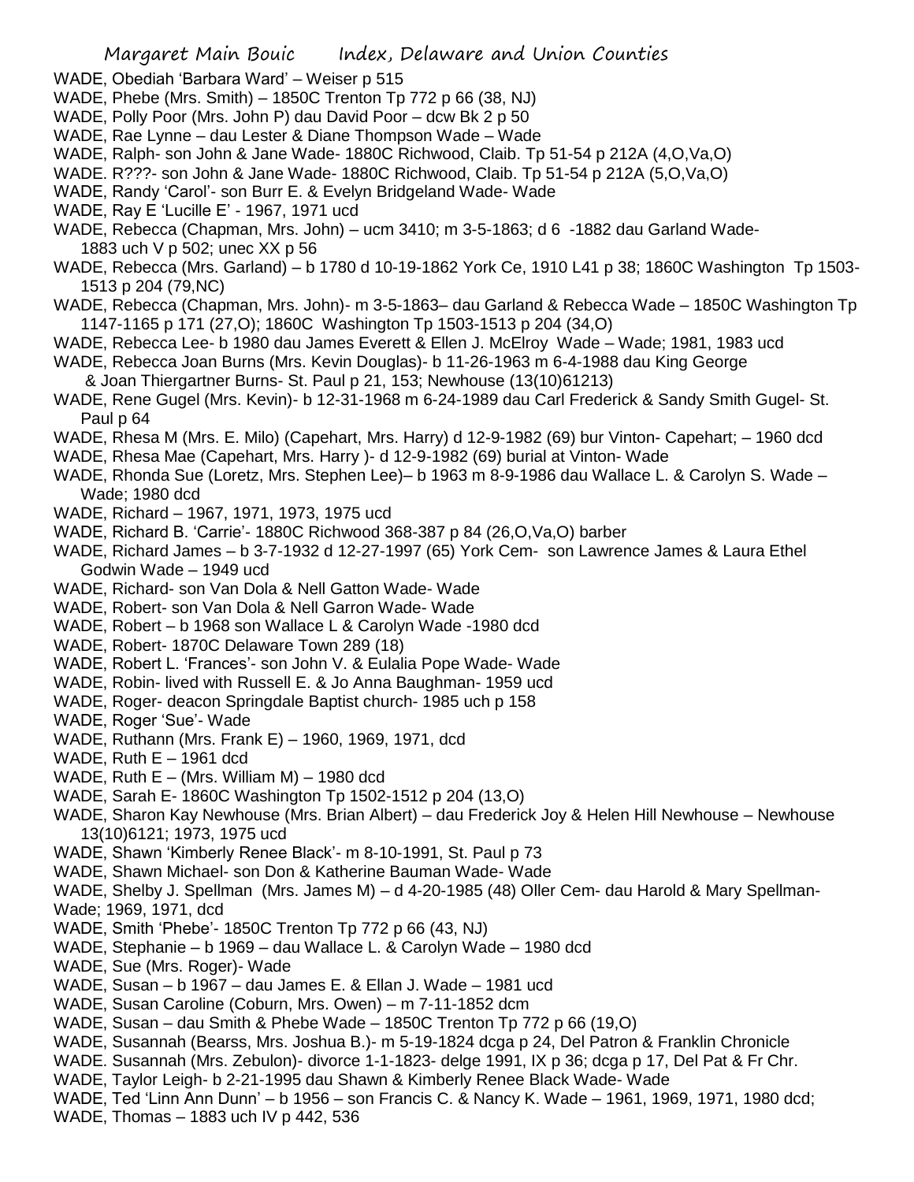WADE, Obediah 'Barbara Ward' – Weiser p 515

WADE, Phebe (Mrs. Smith) – 1850C Trenton Tp 772 p 66 (38, NJ)

WADE, Polly Poor (Mrs. John P) dau David Poor – dcw Bk 2 p 50

WADE, Rae Lynne – dau Lester & Diane Thompson Wade – Wade

WADE, Ralph- son John & Jane Wade- 1880C Richwood, Claib. Tp 51-54 p 212A (4,O,Va,O)

WADE. R???- son John & Jane Wade- 1880C Richwood, Claib. Tp 51-54 p 212A (5,O,Va,O)

WADE, Randy 'Carol'- son Burr E. & Evelyn Bridgeland Wade- Wade

WADE, Ray E 'Lucille E' - 1967, 1971 ucd

WADE, Rebecca (Chapman, Mrs. John) – ucm 3410; m 3-5-1863; d 6 -1882 dau Garland Wade- 1883 uch V p 502; unec XX p 56

WADE, Rebecca (Mrs. Garland) – b 1780 d 10-19-1862 York Ce, 1910 L41 p 38; 1860C Washington Tp 1503-1513 p 204 (79,NC)

WADE, Rebecca (Chapman, Mrs. John)- m 3-5-1863– dau Garland & Rebecca Wade – 1850C Washington Tp 1147-1165 p 171 (27,O); 1860C Washington Tp 1503-1513 p 204 (34,O)

WADE, Rebecca Lee- b 1980 dau James Everett & Ellen J. McElroy Wade – Wade; 1981, 1983 ucd

WADE, Rebecca Joan Burns (Mrs. Kevin Douglas)- b 11-26-1963 m 6-4-1988 dau King George & Joan Thiergartner Burns- St. Paul p 21, 153; Newhouse (13(10)61213)

WADE, Rene Gugel (Mrs. Kevin)- b 12-31-1968 m 6-24-1989 dau Carl Frederick & Sandy Smith Gugel- St. Paul p 64

WADE, Rhesa M (Mrs. E. Milo) (Capehart, Mrs. Harry) d 12-9-1982 (69) bur Vinton- Capehart; – 1960 dcd

WADE, Rhesa Mae (Capehart, Mrs. Harry )- d 12-9-1982 (69) burial at Vinton- Wade

WADE, Rhonda Sue (Loretz, Mrs. Stephen Lee)– b 1963 m 8-9-1986 dau Wallace L. & Carolyn S. Wade – Wade; 1980 dcd

WADE, Richard – 1967, 1971, 1973, 1975 ucd

WADE, Richard B. 'Carrie'- 1880C Richwood 368-387 p 84 (26,O,Va,O) barber

WADE, Richard James – b 3-7-1932 d 12-27-1997 (65) York Cem- son Lawrence James & Laura Ethel Godwin Wade – 1949 ucd

WADE, Richard- son Van Dola & Nell Gatton Wade- Wade

WADE, Robert- son Van Dola & Nell Garron Wade- Wade

WADE, Robert – b 1968 son Wallace L & Carolyn Wade -1980 dcd

WADE, Robert- 1870C Delaware Town 289 (18)

WADE, Robert L. 'Frances'- son John V. & Eulalia Pope Wade- Wade

WADE, Robin- lived with Russell E. & Jo Anna Baughman- 1959 ucd

WADE, Roger- deacon Springdale Baptist church- 1985 uch p 158

WADE, Roger 'Sue'- Wade

WADE, Ruthann (Mrs. Frank E) – 1960, 1969, 1971, dcd

WADE, Ruth E – 1961 dcd

WADE, Ruth E – (Mrs. William M) – 1980 dcd

WADE, Sarah E- 1860C Washington Tp 1502-1512 p 204 (13,O)

WADE, Sharon Kay Newhouse (Mrs. Brian Albert) – dau Frederick Joy & Helen Hill Newhouse – Newhouse 13(10)6121; 1973, 1975 ucd

WADE, Shawn 'Kimberly Renee Black'- m 8-10-1991, St. Paul p 73

WADE, Shawn Michael- son Don & Katherine Bauman Wade- Wade

WADE, Shelby J. Spellman (Mrs. James M) – d 4-20-1985 (48) Oller Cem- dau Harold & Mary Spellman- Wade; 1969, 1971, dcd

WADE, Smith 'Phebe'- 1850C Trenton Tp 772 p 66 (43, NJ)

WADE, Stephanie – b 1969 – dau Wallace L. & Carolyn Wade – 1980 dcd

WADE, Sue (Mrs. Roger)- Wade

WADE, Susan – b 1967 – dau James E. & Ellan J. Wade – 1981 ucd

WADE, Susan Caroline (Coburn, Mrs. Owen) – m 7-11-1852 dcm

WADE, Susan – dau Smith & Phebe Wade – 1850C Trenton Tp 772 p 66 (19,O)

WADE, Susannah (Bearss, Mrs. Joshua B.)- m 5-19-1824 dcga p 24, Del Patron & Franklin Chronicle

WADE. Susannah (Mrs. Zebulon)- divorce 1-1-1823- delge 1991, IX p 36; dcga p 17, Del Pat & Fr Chr.

WADE, Taylor Leigh- b 2-21-1995 dau Shawn & Kimberly Renee Black Wade- Wade

WADE, Ted 'Linn Ann Dunn' – b 1956 – son Francis C. & Nancy K. Wade – 1961, 1969, 1971, 1980 dcd;

WADE, Thomas – 1883 uch IV p 442, 536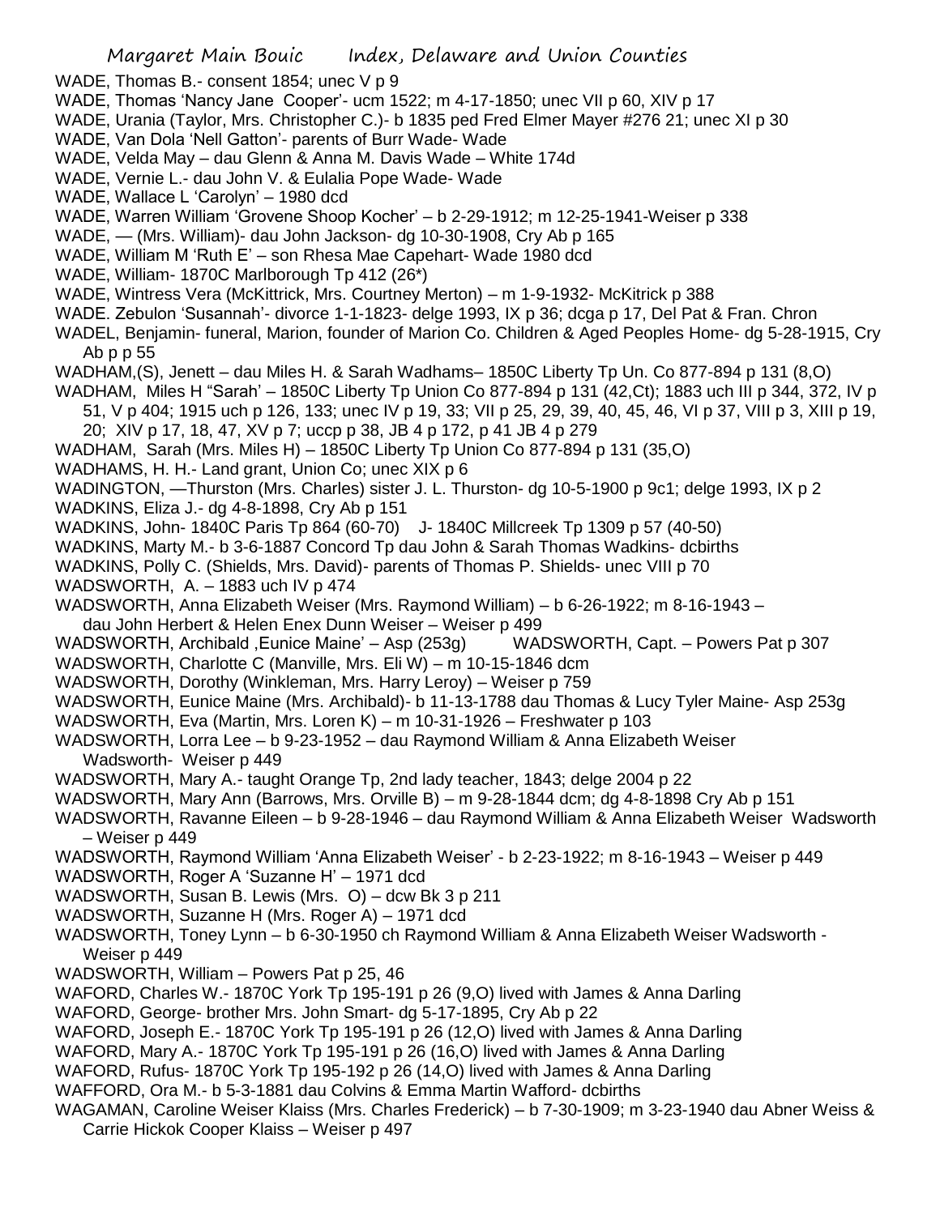WADE, Thomas B.- consent 1854; unec V p 9

WADE, Thomas 'Nancy Jane Cooper'- ucm 1522; m 4-17-1850; unec VII p 60, XIV p 17

WADE, Urania (Taylor, Mrs. Christopher C.)- b 1835 ped Fred Elmer Mayer #276 21; unec XI p 30

WADE, Van Dola 'Nell Gatton'- parents of Burr Wade- Wade

WADE, Velda May – dau Glenn & Anna M. Davis Wade – White 174d

WADE, Vernie L.- dau John V. & Eulalia Pope Wade- Wade

WADE, Wallace L 'Carolyn' – 1980 dcd

WADE, Warren William 'Grovene Shoop Kocher' – b 2-29-1912; m 12-25-1941-Weiser p 338

WADE, — (Mrs. William)- dau John Jackson- dg 10-30-1908, Cry Ab p 165

WADE, William M 'Ruth E' – son Rhesa Mae Capehart- Wade 1980 dcd

WADE, William- 1870C Marlborough Tp 412 (26*)

WADE, Wintress Vera (McKittrick, Mrs. Courtney Merton) – m 1-9-1932- McKitrick p 388

WADE. Zebulon 'Susannah'- divorce 1-1-1823- delge 1993, IX p 36; dcga p 17, Del Pat & Fran. Chron

WADEL, Benjamin- funeral, Marion, founder of Marion Co. Children & Aged Peoples Home- dg 5-28-1915, Cry Ab p p 55

WADHAM,(S), Jenett – dau Miles H. & Sarah Wadhams– 1850C Liberty Tp Un. Co 877-894 p 131 (8,O)

WADHAM, Miles H "Sarah' – 1850C Liberty Tp Union Co 877-894 p 131 (42,Ct); 1883 uch III p 344, 372, IV p 51, V p 404; 1915 uch p 126, 133; unec IV p 19, 33; VII p 25, 29, 39, 40, 45, 46, VI p 37, VIII p 3, XIII p 19, 20; XIV p 17, 18, 47, XV p 7; uccp p 38, JB 4 p 172, p 41 JB 4 p 279

WADHAM, Sarah (Mrs. Miles H) – 1850C Liberty Tp Union Co 877-894 p 131 (35,O)

WADHAMS, H. H.- Land grant, Union Co; unec XIX p 6

WADINGTON, —Thurston (Mrs. Charles) sister J. L. Thurston- dg 10-5-1900 p 9c1; delge 1993, IX p 2

WADKINS, Eliza J.- dg 4-8-1898, Cry Ab p 151

WADKINS, John- 1840C Paris Tp 864 (60-70) J- 1840C Millcreek Tp 1309 p 57 (40-50)

WADKINS, Marty M.- b 3-6-1887 Concord Tp dau John & Sarah Thomas Wadkins- dcbirths

WADKINS, Polly C. (Shields, Mrs. David)- parents of Thomas P. Shields- unec VIII p 70

WADSWORTH, A. – 1883 uch IV p 474

WADSWORTH, Anna Elizabeth Weiser (Mrs. Raymond William) – b 6-26-1922; m 8-16-1943 – dau John Herbert & Helen Enex Dunn Weiser – Weiser p 499

WADSWORTH, Archibald ,Eunice Maine' – Asp (253g) WADSWORTH, Capt. – Powers Pat p 307

WADSWORTH, Charlotte C (Manville, Mrs. Eli W) – m 10-15-1846 dcm

WADSWORTH, Dorothy (Winkleman, Mrs. Harry Leroy) – Weiser p 759

WADSWORTH, Eunice Maine (Mrs. Archibald)- b 11-13-1788 dau Thomas & Lucy Tyler Maine- Asp 253g

WADSWORTH, Eva (Martin, Mrs. Loren K) – m 10-31-1926 – Freshwater p 103

WADSWORTH, Lorra Lee – b 9-23-1952 – dau Raymond William & Anna Elizabeth Weiser Wadsworth- Weiser p 449

WADSWORTH, Mary A.- taught Orange Tp, 2nd lady teacher, 1843; delge 2004 p 22

WADSWORTH, Mary Ann (Barrows, Mrs. Orville B) – m 9-28-1844 dcm; dg 4-8-1898 Cry Ab p 151

WADSWORTH, Ravanne Eileen – b 9-28-1946 – dau Raymond William & Anna Elizabeth Weiser Wadsworth – Weiser p 449

WADSWORTH, Raymond William 'Anna Elizabeth Weiser' - b 2-23-1922; m 8-16-1943 – Weiser p 449

WADSWORTH, Roger A 'Suzanne H' – 1971 dcd

WADSWORTH, Susan B. Lewis (Mrs. O) – dcw Bk 3 p 211

WADSWORTH, Suzanne H (Mrs. Roger A) – 1971 dcd

WADSWORTH, Toney Lynn – b 6-30-1950 ch Raymond William & Anna Elizabeth Weiser Wadsworth - Weiser p 449

WADSWORTH, William – Powers Pat p 25, 46

WAFORD, Charles W.- 1870C York Tp 195-191 p 26 (9,O) lived with James & Anna Darling

WAFORD, George- brother Mrs. John Smart- dg 5-17-1895, Cry Ab p 22

WAFORD, Joseph E.- 1870C York Tp 195-191 p 26 (12,O) lived with James & Anna Darling

WAFORD, Mary A.- 1870C York Tp 195-191 p 26 (16,O) lived with James & Anna Darling

WAFORD, Rufus- 1870C York Tp 195-192 p 26 (14,O) lived with James & Anna Darling

WAFFORD, Ora M.- b 5-3-1881 dau Colvins & Emma Martin Wafford- dcbirths

WAGAMAN, Caroline Weiser Klaiss (Mrs. Charles Frederick) – b 7-30-1909; m 3-23-1940 dau Abner Weiss & Carrie Hickok Cooper Klaiss – Weiser p 497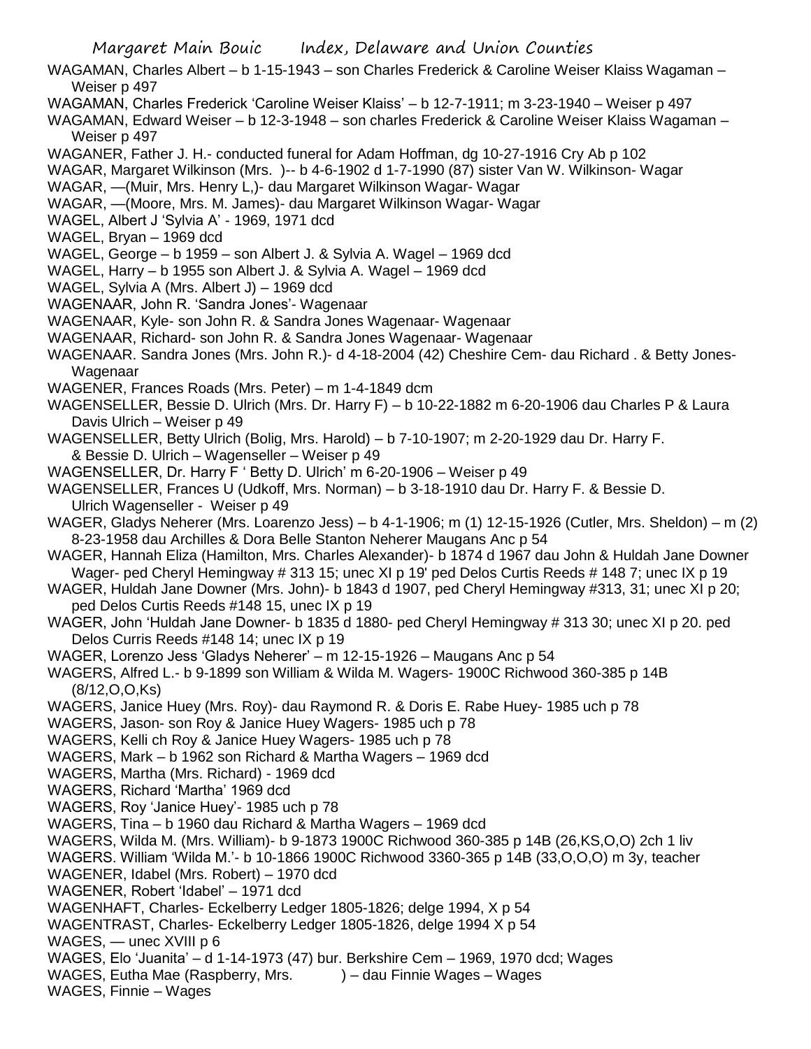WAGAMAN, Charles Albert – b 1-15-1943 – son Charles Frederick & Caroline Weiser Klaiss Wagaman – Weiser p 497

WAGAMAN, Charles Frederick 'Caroline Weiser Klaiss' – b 12-7-1911; m 3-23-1940 – Weiser p 497

WAGAMAN, Edward Weiser – b 12-3-1948 – son charles Frederick & Caroline Weiser Klaiss Wagaman – Weiser p 497

WAGANER, Father J. H.- conducted funeral for Adam Hoffman, dg 10-27-1916 Cry Ab p 102

WAGAR, Margaret Wilkinson (Mrs. )-- b 4-6-1902 d 1-7-1990 (87) sister Van W. Wilkinson- Wagar

WAGAR, —(Muir, Mrs. Henry L,)- dau Margaret Wilkinson Wagar- Wagar

WAGAR, —(Moore, Mrs. M. James)- dau Margaret Wilkinson Wagar- Wagar

WAGEL, Albert J 'Sylvia A' - 1969, 1971 dcd

WAGEL, Bryan – 1969 dcd

WAGEL, George – b 1959 – son Albert J. & Sylvia A. Wagel – 1969 dcd

WAGEL, Harry – b 1955 son Albert J. & Sylvia A. Wagel – 1969 dcd

WAGEL, Sylvia A (Mrs. Albert J) – 1969 dcd

WAGENAAR, John R. 'Sandra Jones'- Wagenaar

WAGENAAR, Kyle- son John R. & Sandra Jones Wagenaar- Wagenaar

WAGENAAR, Richard- son John R. & Sandra Jones Wagenaar- Wagenaar

WAGENAAR. Sandra Jones (Mrs. John R.)- d 4-18-2004 (42) Cheshire Cem- dau Richard . & Betty Jones- Wagenaar

WAGENER, Frances Roads (Mrs. Peter) – m 1-4-1849 dcm

WAGENSELLER, Bessie D. Ulrich (Mrs. Dr. Harry F) – b 10-22-1882 m 6-20-1906 dau Charles P & Laura Davis Ulrich – Weiser p 49

WAGENSELLER, Betty Ulrich (Bolig, Mrs. Harold) – b 7-10-1907; m 2-20-1929 dau Dr. Harry F. & Bessie D. Ulrich – Wagenseller – Weiser p 49

WAGENSELLER, Dr. Harry F ' Betty D. Ulrich' m 6-20-1906 – Weiser p 49

WAGENSELLER, Frances U (Udkoff, Mrs. Norman) – b 3-18-1910 dau Dr. Harry F. & Bessie D. Ulrich Wagenseller - Weiser p 49

WAGER, Gladys Neherer (Mrs. Loarenzo Jess) – b 4-1-1906; m (1) 12-15-1926 (Cutler, Mrs. Sheldon) – m (2) 8-23-1958 dau Archilles & Dora Belle Stanton Neherer Maugans Anc p 54

WAGER, Hannah Eliza (Hamilton, Mrs. Charles Alexander)- b 1874 d 1967 dau John & Huldah Jane Downer Wager- ped Cheryl Hemingway # 313 15; unec XI p 19' ped Delos Curtis Reeds # 148 7; unec IX p 19

WAGER, Huldah Jane Downer (Mrs. John)- b 1843 d 1907, ped Cheryl Hemingway #313, 31; unec XI p 20; ped Delos Curtis Reeds #148 15, unec IX p 19

WAGER, John 'Huldah Jane Downer- b 1835 d 1880- ped Cheryl Hemingway # 313 30; unec XI p 20. ped Delos Curris Reeds #148 14; unec IX p 19

WAGER, Lorenzo Jess 'Gladys Neherer' – m 12-15-1926 – Maugans Anc p 54

WAGERS, Alfred L.- b 9-1899 son William & Wilda M. Wagers- 1900C Richwood 360-385 p 14B (8/12,O,O,Ks)

WAGERS, Janice Huey (Mrs. Roy)- dau Raymond R. & Doris E. Rabe Huey- 1985 uch p 78

WAGERS, Jason- son Roy & Janice Huey Wagers- 1985 uch p 78

WAGERS, Kelli ch Roy & Janice Huey Wagers- 1985 uch p 78

WAGERS, Mark – b 1962 son Richard & Martha Wagers – 1969 dcd

WAGERS, Martha (Mrs. Richard) - 1969 dcd

WAGERS, Richard 'Martha' 1969 dcd

WAGERS, Roy 'Janice Huey'- 1985 uch p 78

WAGERS, Tina – b 1960 dau Richard & Martha Wagers – 1969 dcd

WAGERS, Wilda M. (Mrs. William)- b 9-1873 1900C Richwood 360-385 p 14B (26,KS,O,O) 2ch 1 liv

WAGERS. William 'Wilda M.'- b 10-1866 1900C Richwood 3360-365 p 14B (33,O,O,O) m 3y, teacher

WAGENER, Idabel (Mrs. Robert) – 1970 dcd

WAGENER, Robert 'Idabel' – 1971 dcd

WAGENHAFT, Charles- Eckelberry Ledger 1805-1826; delge 1994, X p 54

WAGENTRAST, Charles- Eckelberry Ledger 1805-1826, delge 1994 X p 54

WAGES, — unec XVIII p 6

WAGES, Elo 'Juanita' – d 1-14-1973 (47) bur. Berkshire Cem – 1969, 1970 dcd; Wages

WAGES, Eutha Mae (Raspberry, Mrs. ) – dau Finnie Wages – Wages

WAGES, Finnie – Wages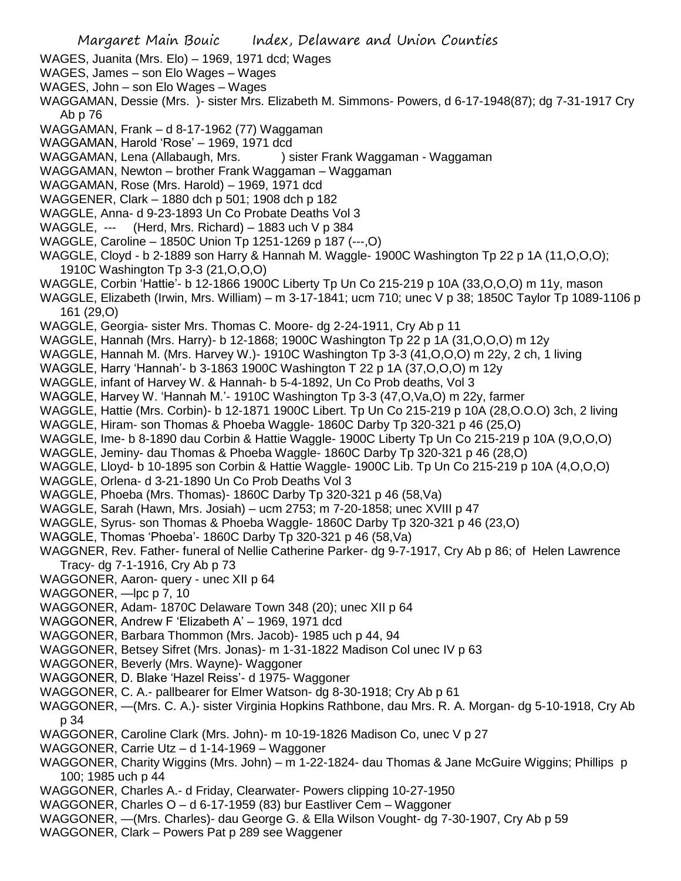WAGES, Juanita (Mrs. Elo) – 1969, 1971 dcd; Wages

WAGES, James – son Elo Wages – Wages

WAGES, John – son Elo Wages – Wages

WAGGAMAN, Dessie (Mrs. )- sister Mrs. Elizabeth M. Simmons- Powers, d 6-17-1948(87); dg 7-31-1917 Cry Ab p 76

WAGGAMAN, Frank – d 8-17-1962 (77) Waggaman

WAGGAMAN, Harold 'Rose' – 1969, 1971 dcd

WAGGAMAN, Lena (Allabaugh, Mrs. ) sister Frank Waggaman - Waggaman

WAGGAMAN, Newton – brother Frank Waggaman – Waggaman

WAGGAMAN, Rose (Mrs. Harold) – 1969, 1971 dcd

WAGGENER, Clark – 1880 dch p 501; 1908 dch p 182

WAGGLE, Anna- d 9-23-1893 Un Co Probate Deaths Vol 3

WAGGLE, --- (Herd, Mrs. Richard) – 1883 uch V p 384

WAGGLE, Caroline – 1850C Union Tp 1251-1269 p 187 (---,O)

WAGGLE, Cloyd - b 2-1889 son Harry & Hannah M. Waggle- 1900C Washington Tp 22 p 1A (11,O,O,O); 1910C Washington Tp 3-3 (21,O,O,O)

WAGGLE, Corbin 'Hattie'- b 12-1866 1900C Liberty Tp Un Co 215-219 p 10A (33,O,O,O) m 11y, mason

WAGGLE, Elizabeth (Irwin, Mrs. William) – m 3-17-1841; ucm 710; unec V p 38; 1850C Taylor Tp 1089-1106 p 161 (29,O)

WAGGLE, Georgia- sister Mrs. Thomas C. Moore- dg 2-24-1911, Cry Ab p 11

WAGGLE, Hannah (Mrs. Harry)- b 12-1868; 1900C Washington Tp 22 p 1A (31,O,O,O) m 12y

WAGGLE, Hannah M. (Mrs. Harvey W.)- 1910C Washington Tp 3-3 (41,O,O,O) m 22y, 2 ch, 1 living

WAGGLE, Harry 'Hannah'- b 3-1863 1900C Washington T 22 p 1A (37,O,O,O) m 12y

WAGGLE, infant of Harvey W. & Hannah- b 5-4-1892, Un Co Prob deaths, Vol 3

WAGGLE, Harvey W. 'Hannah M.'- 1910C Washington Tp 3-3 (47,O,Va,O) m 22y, farmer

WAGGLE, Hattie (Mrs. Corbin)- b 12-1871 1900C Libert. Tp Un Co 215-219 p 10A (28,O.O.O) 3ch, 2 living

WAGGLE, Hiram- son Thomas & Phoeba Waggle- 1860C Darby Tp 320-321 p 46 (25,O)

WAGGLE, Ime- b 8-1890 dau Corbin & Hattie Waggle- 1900C Liberty Tp Un Co 215-219 p 10A (9,O,O,O)

WAGGLE, Jeminy- dau Thomas & Phoeba Waggle- 1860C Darby Tp 320-321 p 46 (28,O)

WAGGLE, Lloyd- b 10-1895 son Corbin & Hattie Waggle- 1900C Lib. Tp Un Co 215-219 p 10A (4,O,O,O)

WAGGLE, Orlena- d 3-21-1890 Un Co Prob Deaths Vol 3

WAGGLE, Phoeba (Mrs. Thomas)- 1860C Darby Tp 320-321 p 46 (58,Va)

WAGGLE, Sarah (Hawn, Mrs. Josiah) – ucm 2753; m 7-20-1858; unec XVIII p 47

WAGGLE, Syrus- son Thomas & Phoeba Waggle- 1860C Darby Tp 320-321 p 46 (23,O)

WAGGLE, Thomas 'Phoeba'- 1860C Darby Tp 320-321 p 46 (58,Va)

WAGGNER, Rev. Father- funeral of Nellie Catherine Parker- dg 9-7-1917, Cry Ab p 86; of Helen Lawrence Tracy- dg 7-1-1916, Cry Ab p 73

WAGGONER, Aaron- query - unec XII p 64

WAGGONER, —lpc p 7, 10

WAGGONER, Adam- 1870C Delaware Town 348 (20); unec XII p 64

WAGGONER, Andrew F 'Elizabeth A' – 1969, 1971 dcd

WAGGONER, Barbara Thommon (Mrs. Jacob)- 1985 uch p 44, 94

WAGGONER, Betsey Sifret (Mrs. Jonas)- m 1-31-1822 Madison Col unec IV p 63

WAGGONER, Beverly (Mrs. Wayne)- Waggoner

WAGGONER, D. Blake 'Hazel Reiss'- d 1975- Waggoner

WAGGONER, C. A.- pallbearer for Elmer Watson- dg 8-30-1918; Cry Ab p 61

WAGGONER, —(Mrs. C. A.)- sister Virginia Hopkins Rathbone, dau Mrs. R. A. Morgan- dg 5-10-1918, Cry Ab p 34

WAGGONER, Caroline Clark (Mrs. John)- m 10-19-1826 Madison Co, unec V p 27

WAGGONER, Carrie Utz – d 1-14-1969 – Waggoner

WAGGONER, Charity Wiggins (Mrs. John) – m 1-22-1824- dau Thomas & Jane McGuire Wiggins; Phillips p 100; 1985 uch p 44

WAGGONER, Charles A.- d Friday, Clearwater- Powers clipping 10-27-1950

WAGGONER, Charles O – d 6-17-1959 (83) bur Eastliver Cem – Waggoner

WAGGONER, —(Mrs. Charles)- dau George G. & Ella Wilson Vought- dg 7-30-1907, Cry Ab p 59

WAGGONER, Clark – Powers Pat p 289 see Waggener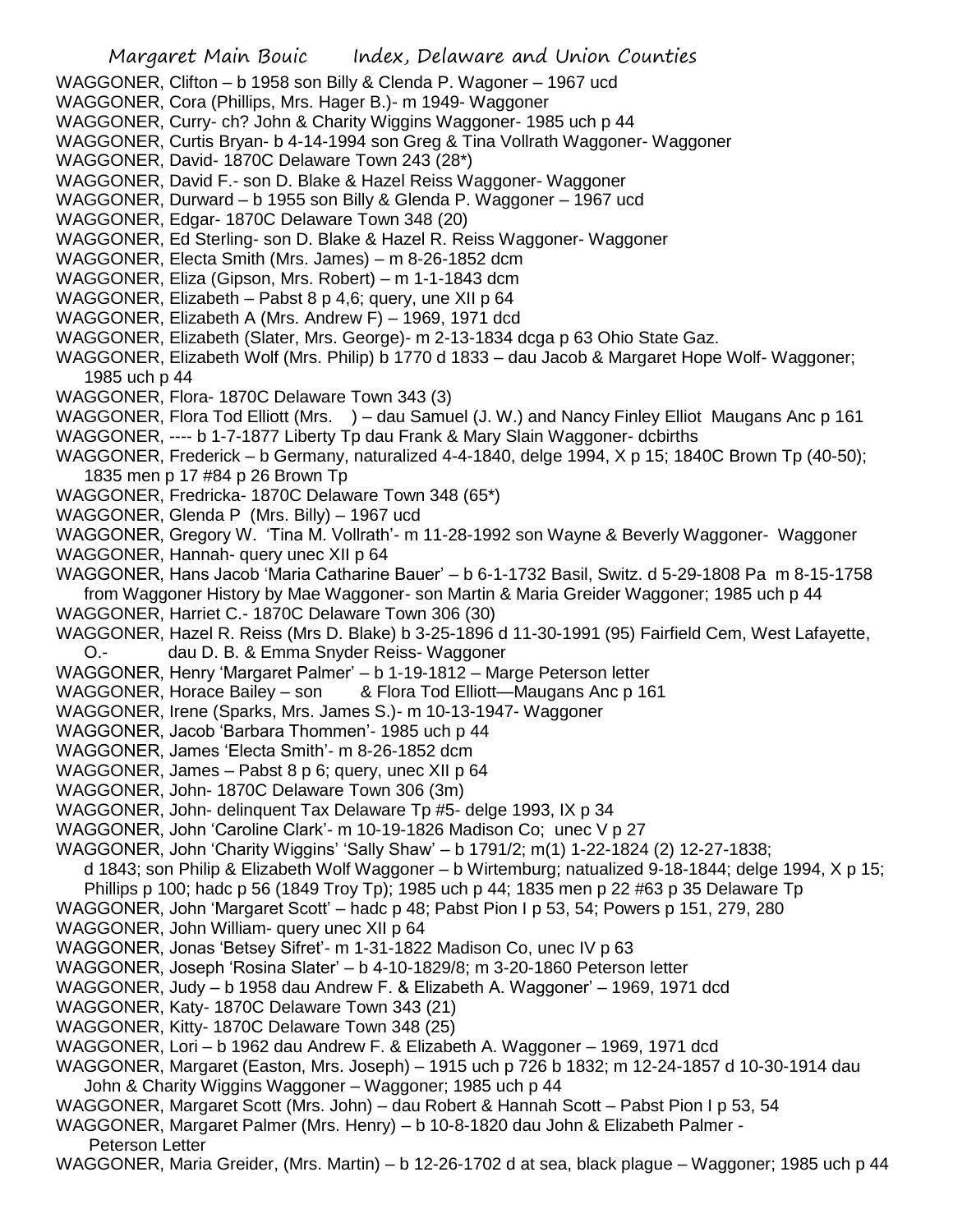WAGGONER, Clifton – b 1958 son Billy & Clenda P. Wagoner – 1967 ucd
WAGGONER, Cora (Phillips, Mrs. Hager B.)- m 1949- Waggoner
WAGGONER, Curry- ch? John & Charity Wiggins Waggoner- 1985 uch p 44
WAGGONER, Curtis Bryan- b 4-14-1994 son Greg & Tina Vollrath Waggoner- Waggoner
WAGGONER, David- 1870C Delaware Town 243 (28*)
WAGGONER, David F.- son D. Blake & Hazel Reiss Waggoner- Waggoner
WAGGONER, Durward – b 1955 son Billy & Glenda P. Waggoner – 1967 ucd
WAGGONER, Edgar- 1870C Delaware Town 348 (20)
WAGGONER, Ed Sterling- son D. Blake & Hazel R. Reiss Waggoner- Waggoner
WAGGONER, Electa Smith (Mrs. James) – m 8-26-1852 dcm
WAGGONER, Eliza (Gipson, Mrs. Robert) – m 1-1-1843 dcm
WAGGONER, Elizabeth – Pabst 8 p 4,6; query, une XII p 64
WAGGONER, Elizabeth A (Mrs. Andrew F) – 1969, 1971 dcd
WAGGONER, Elizabeth (Slater, Mrs. George)- m 2-13-1834 dcga p 63 Ohio State Gaz.
WAGGONER, Elizabeth Wolf (Mrs. Philip) b 1770 d 1833 – dau Jacob & Margaret Hope Wolf- Waggoner; 1985 uch p 44
WAGGONER, Flora- 1870C Delaware Town 343 (3)
WAGGONER, Flora Tod Elliott (Mrs. ) – dau Samuel (J. W.) and Nancy Finley Elliot Maugans Anc p 161
WAGGONER, ---- b 1-7-1877 Liberty Tp dau Frank & Mary Slain Waggoner- dcbirths
WAGGONER, Frederick – b Germany, naturalized 4-4-1840, delge 1994, X p 15; 1840C Brown Tp (40-50); 1835 men p 17 #84 p 26 Brown Tp
WAGGONER, Fredricka- 1870C Delaware Town 348 (65*)
WAGGONER, Glenda P (Mrs. Billy) – 1967 ucd
WAGGONER, Gregory W. 'Tina M. Vollrath'- m 11-28-1992 son Wayne & Beverly Waggoner- Waggoner
WAGGONER, Hannah- query unec XII p 64
WAGGONER, Hans Jacob 'Maria Catharine Bauer' – b 6-1-1732 Basil, Switz. d 5-29-1808 Pa m 8-15-1758 from Waggoner History by Mae Waggoner- son Martin & Maria Greider Waggoner; 1985 uch p 44
WAGGONER, Harriet C.- 1870C Delaware Town 306 (30)
WAGGONER, Hazel R. Reiss (Mrs D. Blake) b 3-25-1896 d 11-30-1991 (95) Fairfield Cem, West Lafayette, O.- dau D. B. & Emma Snyder Reiss- Waggoner
WAGGONER, Henry 'Margaret Palmer' – b 1-19-1812 – Marge Peterson letter
WAGGONER, Horace Bailey – son & Flora Tod Elliott—Maugans Anc p 161
WAGGONER, Irene (Sparks, Mrs. James S.)- m 10-13-1947- Waggoner
WAGGONER, Jacob 'Barbara Thommen'- 1985 uch p 44
WAGGONER, James 'Electa Smith'- m 8-26-1852 dcm
WAGGONER, James – Pabst 8 p 6; query, unec XII p 64
WAGGONER, John- 1870C Delaware Town 306 (3m)
WAGGONER, John- delinquent Tax Delaware Tp #5- delge 1993, IX p 34
WAGGONER, John 'Caroline Clark'- m 10-19-1826 Madison Co; unec V p 27
WAGGONER, John 'Charity Wiggins' 'Sally Shaw' – b 1791/2; m(1) 1-22-1824 (2) 12-27-1838; d 1843; son Philip & Elizabeth Wolf Waggoner – b Wirtemburg; natualized 9-18-1844; delge 1994, X p 15; Phillips p 100; hadc p 56 (1849 Troy Tp); 1985 uch p 44; 1835 men p 22 #63 p 35 Delaware Tp
WAGGONER, John 'Margaret Scott' – hadc p 48; Pabst Pion I p 53, 54; Powers p 151, 279, 280
WAGGONER, John William- query unec XII p 64
WAGGONER, Jonas 'Betsey Sifret'- m 1-31-1822 Madison Co, unec IV p 63
WAGGONER, Joseph 'Rosina Slater' – b 4-10-1829/8; m 3-20-1860 Peterson letter
WAGGONER, Judy – b 1958 dau Andrew F. & Elizabeth A. Waggoner' – 1969, 1971 dcd
WAGGONER, Katy- 1870C Delaware Town 343 (21)
WAGGONER, Kitty- 1870C Delaware Town 348 (25)
WAGGONER, Lori – b 1962 dau Andrew F. & Elizabeth A. Waggoner – 1969, 1971 dcd
WAGGONER, Margaret (Easton, Mrs. Joseph) – 1915 uch p 726 b 1832; m 12-24-1857 d 10-30-1914 dau John & Charity Wiggins Waggoner – Waggoner; 1985 uch p 44
WAGGONER, Margaret Scott (Mrs. John) – dau Robert & Hannah Scott – Pabst Pion I p 53, 54
WAGGONER, Margaret Palmer (Mrs. Henry) – b 10-8-1820 dau John & Elizabeth Palmer - Peterson Letter
WAGGONER, Maria Greider, (Mrs. Martin) – b 12-26-1702 d at sea, black plague – Waggoner; 1985 uch p 44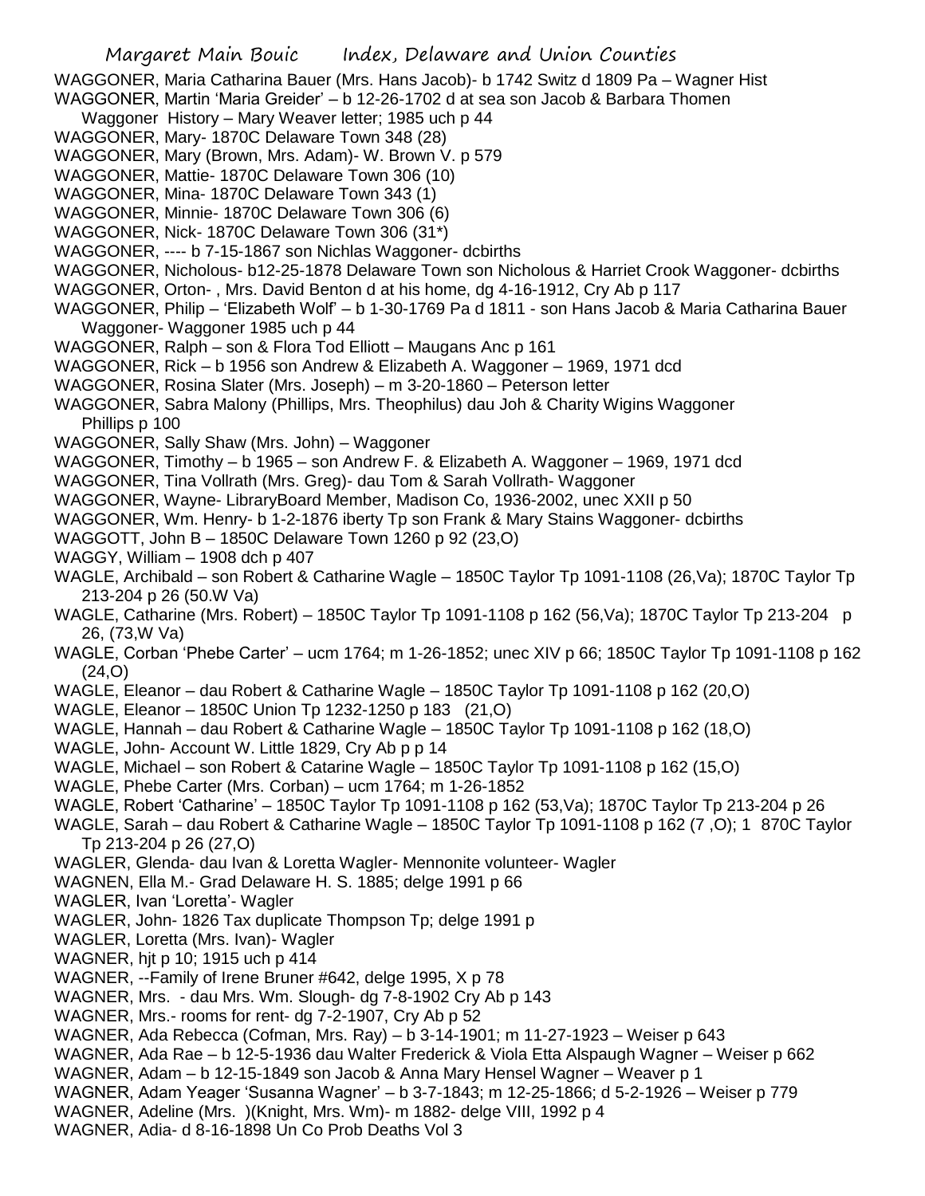WAGGONER, Maria Catharina Bauer (Mrs. Hans Jacob)- b 1742 Switz d 1809 Pa – Wagner Hist

WAGGONER, Martin 'Maria Greider' – b 12-26-1702 d at sea son Jacob & Barbara Thomen Waggoner History – Mary Weaver letter; 1985 uch p 44

WAGGONER, Mary- 1870C Delaware Town 348 (28)

WAGGONER, Mary (Brown, Mrs. Adam)- W. Brown V. p 579

WAGGONER, Mattie- 1870C Delaware Town 306 (10)

WAGGONER, Mina- 1870C Delaware Town 343 (1)

WAGGONER, Minnie- 1870C Delaware Town 306 (6)

WAGGONER, Nick- 1870C Delaware Town 306 (31*)

WAGGONER, ---- b 7-15-1867 son Nichlas Waggoner- dcbirths

WAGGONER, Nicholous- b12-25-1878 Delaware Town son Nicholous & Harriet Crook Waggoner- dcbirths

WAGGONER, Orton- , Mrs. David Benton d at his home, dg 4-16-1912, Cry Ab p 117

WAGGONER, Philip – 'Elizabeth Wolf' – b 1-30-1769 Pa d 1811 - son Hans Jacob & Maria Catharina Bauer Waggoner- Waggoner 1985 uch p 44

WAGGONER, Ralph – son & Flora Tod Elliott – Maugans Anc p 161

WAGGONER, Rick – b 1956 son Andrew & Elizabeth A. Waggoner – 1969, 1971 dcd

WAGGONER, Rosina Slater (Mrs. Joseph) – m 3-20-1860 – Peterson letter

WAGGONER, Sabra Malony (Phillips, Mrs. Theophilus) dau Joh & Charity Wigins Waggoner Phillips p 100

WAGGONER, Sally Shaw (Mrs. John) – Waggoner

WAGGONER, Timothy – b 1965 – son Andrew F. & Elizabeth A. Waggoner – 1969, 1971 dcd

WAGGONER, Tina Vollrath (Mrs. Greg)- dau Tom & Sarah Vollrath- Waggoner

WAGGONER, Wayne- LibraryBoard Member, Madison Co, 1936-2002, unec XXII p 50

WAGGONER, Wm. Henry- b 1-2-1876 iberty Tp son Frank & Mary Stains Waggoner- dcbirths

WAGGOTT, John B – 1850C Delaware Town 1260 p 92 (23,O)

WAGGY, William – 1908 dch p 407

WAGLE, Archibald – son Robert & Catharine Wagle – 1850C Taylor Tp 1091-1108 (26,Va); 1870C Taylor Tp 213-204 p 26 (50.W Va)

WAGLE, Catharine (Mrs. Robert) – 1850C Taylor Tp 1091-1108 p 162 (56,Va); 1870C Taylor Tp 213-204 p 26, (73,W Va)

WAGLE, Corban 'Phebe Carter' – ucm 1764; m 1-26-1852; unec XIV p 66; 1850C Taylor Tp 1091-1108 p 162 (24,O)

WAGLE, Eleanor – dau Robert & Catharine Wagle – 1850C Taylor Tp 1091-1108 p 162 (20,O)

WAGLE, Eleanor – 1850C Union Tp 1232-1250 p 183 (21,O)

WAGLE, Hannah – dau Robert & Catharine Wagle – 1850C Taylor Tp 1091-1108 p 162 (18,O)

WAGLE, John- Account W. Little 1829, Cry Ab p p 14

WAGLE, Michael – son Robert & Catarine Wagle – 1850C Taylor Tp 1091-1108 p 162 (15,O)

WAGLE, Phebe Carter (Mrs. Corban) – ucm 1764; m 1-26-1852

WAGLE, Robert 'Catharine' – 1850C Taylor Tp 1091-1108 p 162 (53,Va); 1870C Taylor Tp 213-204 p 26

WAGLE, Sarah – dau Robert & Catharine Wagle – 1850C Taylor Tp 1091-1108 p 162 (7 ,O); 1 870C Taylor Tp 213-204 p 26 (27,O)

WAGLER, Glenda- dau Ivan & Loretta Wagler- Mennonite volunteer- Wagler

WAGNEN, Ella M.- Grad Delaware H. S. 1885; delge 1991 p 66

WAGLER, Ivan 'Loretta'- Wagler

WAGLER, John- 1826 Tax duplicate Thompson Tp; delge 1991 p

WAGLER, Loretta (Mrs. Ivan)- Wagler

WAGNER, hjt p 10; 1915 uch p 414

WAGNER, --Family of Irene Bruner #642, delge 1995, X p 78

WAGNER, Mrs. - dau Mrs. Wm. Slough- dg 7-8-1902 Cry Ab p 143

WAGNER, Mrs.- rooms for rent- dg 7-2-1907, Cry Ab p 52

WAGNER, Ada Rebecca (Cofman, Mrs. Ray) – b 3-14-1901; m 11-27-1923 – Weiser p 643

WAGNER, Ada Rae – b 12-5-1936 dau Walter Frederick & Viola Etta Alspaugh Wagner – Weiser p 662

WAGNER, Adam – b 12-15-1849 son Jacob & Anna Mary Hensel Wagner – Weaver p 1

WAGNER, Adam Yeager 'Susanna Wagner' – b 3-7-1843; m 12-25-1866; d 5-2-1926 – Weiser p 779

WAGNER, Adeline (Mrs. )(Knight, Mrs. Wm)- m 1882- delge VIII, 1992 p 4

WAGNER, Adia- d 8-16-1898 Un Co Prob Deaths Vol 3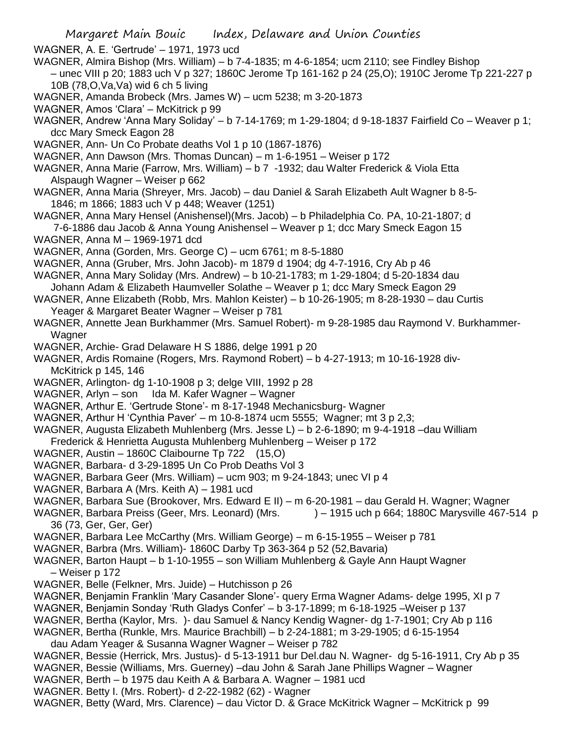WAGNER, A. E. 'Gertrude' – 1971, 1973 ucd

WAGNER, Almira Bishop (Mrs. William) – b 7-4-1835; m 4-6-1854; ucm 2110; see Findley Bishop – unec VIII p 20; 1883 uch V p 327; 1860C Jerome Tp 161-162 p 24 (25,O); 1910C Jerome Tp 221-227 p 10B (78,O,Va,Va) wid 6 ch 5 living

WAGNER, Amanda Brobeck (Mrs. James W) – ucm 5238; m 3-20-1873

WAGNER, Amos 'Clara' – McKitrick p 99

WAGNER, Andrew 'Anna Mary Soliday' – b 7-14-1769; m 1-29-1804; d 9-18-1837 Fairfield Co – Weaver p 1; dcc Mary Smeck Eagon 28

WAGNER, Ann- Un Co Probate deaths Vol 1 p 10 (1867-1876)

WAGNER, Ann Dawson (Mrs. Thomas Duncan) – m 1-6-1951 – Weiser p 172

WAGNER, Anna Marie (Farrow, Mrs. William) – b 7 -1932; dau Walter Frederick & Viola Etta Alspaugh Wagner – Weiser p 662

WAGNER, Anna Maria (Shreyer, Mrs. Jacob) – dau Daniel & Sarah Elizabeth Ault Wagner b 8-5-1846; m 1866; 1883 uch V p 448; Weaver (1251)

WAGNER, Anna Mary Hensel (Anishensel)(Mrs. Jacob) – b Philadelphia Co. PA, 10-21-1807; d 7-6-1886 dau Jacob & Anna Young Anishensel – Weaver p 1; dcc Mary Smeck Eagon 15

WAGNER, Anna M – 1969-1971 dcd

WAGNER, Anna (Gorden, Mrs. George C) – ucm 6761; m 8-5-1880

WAGNER, Anna (Gruber, Mrs. John Jacob)- m 1879 d 1904; dg 4-7-1916, Cry Ab p 46

WAGNER, Anna Mary Soliday (Mrs. Andrew) – b 10-21-1783; m 1-29-1804; d 5-20-1834 dau Johann Adam & Elizabeth Haumveller Solathe – Weaver p 1; dcc Mary Smeck Eagon 29

WAGNER, Anne Elizabeth (Robb, Mrs. Mahlon Keister) – b 10-26-1905; m 8-28-1930 – dau Curtis Yeager & Margaret Beater Wagner – Weiser p 781

WAGNER, Annette Jean Burkhammer (Mrs. Samuel Robert)- m 9-28-1985 dau Raymond V. Burkhammer- Wagner

WAGNER, Archie- Grad Delaware H S 1886, delge 1991 p 20

WAGNER, Ardis Romaine (Rogers, Mrs. Raymond Robert) – b 4-27-1913; m 10-16-1928 div- McKitrick p 145, 146

WAGNER, Arlington- dg 1-10-1908 p 3; delge VIII, 1992 p 28

WAGNER, Arlyn – son Ida M. Kafer Wagner – Wagner

WAGNER, Arthur E. 'Gertrude Stone'- m 8-17-1948 Mechanicsburg- Wagner

WAGNER, Arthur H 'Cynthia Paver' – m 10-8-1874 ucm 5555; Wagner; mt 3 p 2,3;

WAGNER, Augusta Elizabeth Muhlenberg (Mrs. Jesse L) – b 2-6-1890; m 9-4-1918 –dau William Frederick & Henrietta Augusta Muhlenberg Muhlenberg – Weiser p 172

WAGNER, Austin – 1860C Claibourne Tp 722 (15,O)

WAGNER, Barbara- d 3-29-1895 Un Co Prob Deaths Vol 3

WAGNER, Barbara Geer (Mrs. William) – ucm 903; m 9-24-1843; unec VI p 4

WAGNER, Barbara A (Mrs. Keith A) – 1981 ucd

WAGNER, Barbara Sue (Brookover, Mrs. Edward E II) – m 6-20-1981 – dau Gerald H. Wagner; Wagner

WAGNER, Barbara Preiss (Geer, Mrs. Leonard) (Mrs. ) – 1915 uch p 664; 1880C Marysville 467-514 p 36 (73, Ger, Ger, Ger)

WAGNER, Barbara Lee McCarthy (Mrs. William George) – m 6-15-1955 – Weiser p 781

WAGNER, Barbra (Mrs. William)- 1860C Darby Tp 363-364 p 52 (52,Bavaria)

WAGNER, Barton Haupt – b 1-10-1955 – son William Muhlenberg & Gayle Ann Haupt Wagner – Weiser p 172

WAGNER, Belle (Felkner, Mrs. Juide) – Hutchisson p 26

WAGNER, Benjamin Franklin 'Mary Casander Slone'- query Erma Wagner Adams- delge 1995, XI p 7

WAGNER, Benjamin Sonday 'Ruth Gladys Confer' – b 3-17-1899; m 6-18-1925 –Weiser p 137

WAGNER, Bertha (Kaylor, Mrs. )- dau Samuel & Nancy Kendig Wagner- dg 1-7-1901; Cry Ab p 116

WAGNER, Bertha (Runkle, Mrs. Maurice Brachbill) – b 2-24-1881; m 3-29-1905; d 6-15-1954 dau Adam Yeager & Susanna Wagner Wagner – Weiser p 782

WAGNER, Bessie (Herrick, Mrs. Justus)- d 5-13-1911 bur Del.dau N. Wagner- dg 5-16-1911, Cry Ab p 35

WAGNER, Bessie (Williams, Mrs. Guerney) –dau John & Sarah Jane Phillips Wagner – Wagner

WAGNER, Berth – b 1975 dau Keith A & Barbara A. Wagner – 1981 ucd

WAGNER. Betty I. (Mrs. Robert)- d 2-22-1982 (62) - Wagner

WAGNER, Betty (Ward, Mrs. Clarence) – dau Victor D. & Grace McKitrick Wagner – McKitrick p 99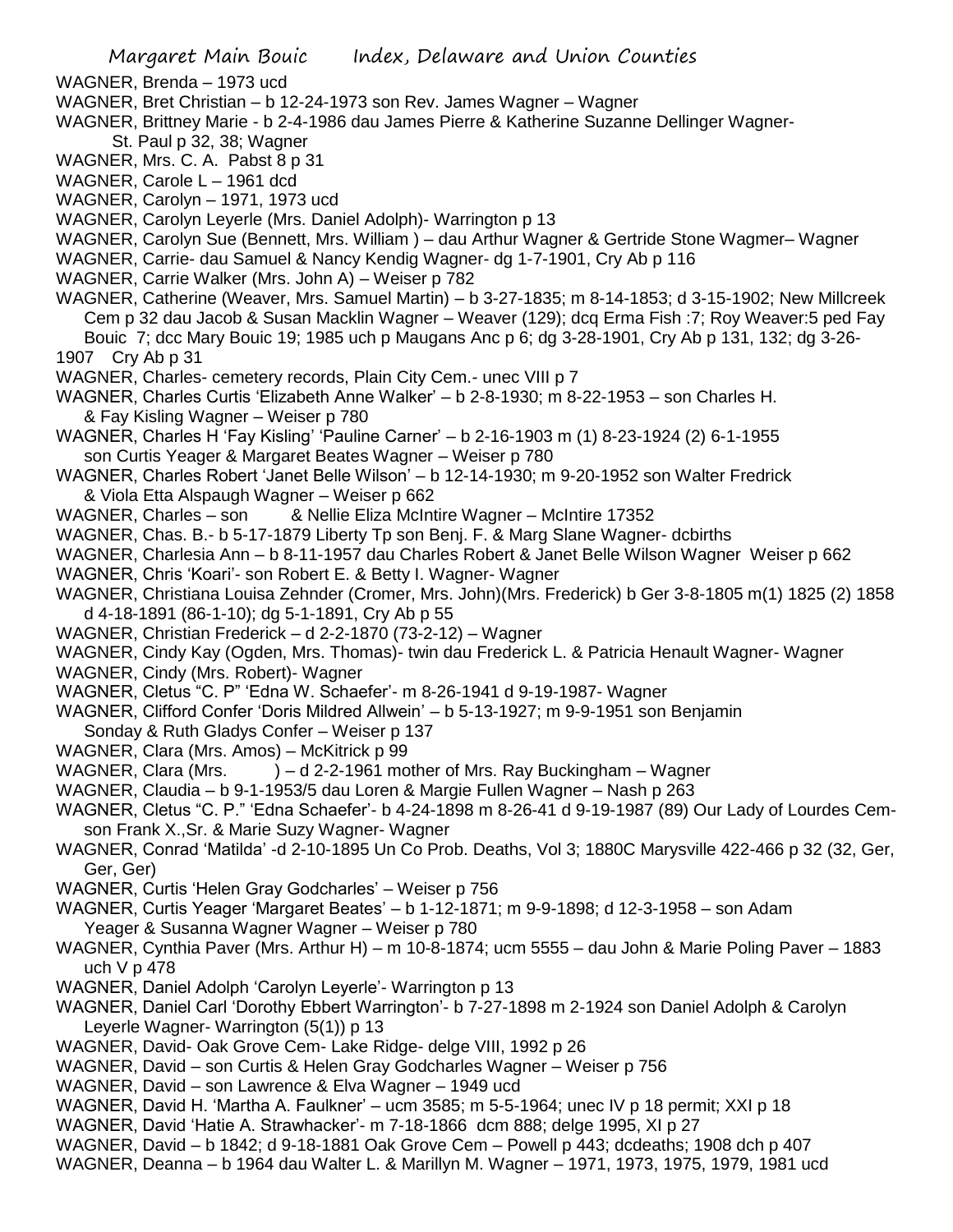WAGNER, Brenda – 1973 ucd

WAGNER, Bret Christian – b 12-24-1973 son Rev. James Wagner – Wagner

WAGNER, Brittney Marie - b 2-4-1986 dau James Pierre & Katherine Suzanne Dellinger Wagner- St. Paul p 32, 38; Wagner

WAGNER, Mrs. C. A. Pabst 8 p 31

WAGNER, Carole L – 1961 dcd

WAGNER, Carolyn – 1971, 1973 ucd

WAGNER, Carolyn Leyerle (Mrs. Daniel Adolph)- Warrington p 13

WAGNER, Carolyn Sue (Bennett, Mrs. William ) – dau Arthur Wagner & Gertride Stone Wagmer– Wagner

WAGNER, Carrie- dau Samuel & Nancy Kendig Wagner- dg 1-7-1901, Cry Ab p 116

WAGNER, Carrie Walker (Mrs. John A) – Weiser p 782

WAGNER, Catherine (Weaver, Mrs. Samuel Martin) – b 3-27-1835; m 8-14-1853; d 3-15-1902; New Millcreek Cem p 32 dau Jacob & Susan Macklin Wagner – Weaver (129); dcq Erma Fish :7; Roy Weaver:5 ped Fay Bouic 7; dcc Mary Bouic 19; 1985 uch p Maugans Anc p 6; dg 3-28-1901, Cry Ab p 131, 132; dg 3-26-1907 Cry Ab p 31

WAGNER, Charles- cemetery records, Plain City Cem.- unec VIII p 7

WAGNER, Charles Curtis 'Elizabeth Anne Walker' – b 2-8-1930; m 8-22-1953 – son Charles H. & Fay Kisling Wagner – Weiser p 780

WAGNER, Charles H 'Fay Kisling' 'Pauline Carner' – b 2-16-1903 m (1) 8-23-1924 (2) 6-1-1955 son Curtis Yeager & Margaret Beates Wagner – Weiser p 780

WAGNER, Charles Robert 'Janet Belle Wilson' – b 12-14-1930; m 9-20-1952 son Walter Fredrick & Viola Etta Alspaugh Wagner – Weiser p 662

WAGNER, Charles – son & Nellie Eliza McIntire Wagner – McIntire 17352

WAGNER, Chas. B.- b 5-17-1879 Liberty Tp son Benj. F. & Marg Slane Wagner- dcbirths

WAGNER, Charlesia Ann – b 8-11-1957 dau Charles Robert & Janet Belle Wilson Wagner Weiser p 662

WAGNER, Chris 'Koari'- son Robert E. & Betty I. Wagner- Wagner

WAGNER, Christiana Louisa Zehnder (Cromer, Mrs. John)(Mrs. Frederick) b Ger 3-8-1805 m(1) 1825 (2) 1858 d 4-18-1891 (86-1-10); dg 5-1-1891, Cry Ab p 55

WAGNER, Christian Frederick – d 2-2-1870 (73-2-12) – Wagner

WAGNER, Cindy Kay (Ogden, Mrs. Thomas)- twin dau Frederick L. & Patricia Henault Wagner- Wagner

WAGNER, Cindy (Mrs. Robert)- Wagner

WAGNER, Cletus "C. P" 'Edna W. Schaefer'- m 8-26-1941 d 9-19-1987- Wagner

WAGNER, Clifford Confer 'Doris Mildred Allwein' – b 5-13-1927; m 9-9-1951 son Benjamin Sonday & Ruth Gladys Confer – Weiser p 137

WAGNER, Clara (Mrs. Amos) – McKitrick p 99

WAGNER, Clara (Mrs. ) – d 2-2-1961 mother of Mrs. Ray Buckingham – Wagner

WAGNER, Claudia – b 9-1-1953/5 dau Loren & Margie Fullen Wagner – Nash p 263

WAGNER, Cletus "C. P." 'Edna Schaefer'- b 4-24-1898 m 8-26-41 d 9-19-1987 (89) Our Lady of Lourdes Cem- son Frank X.,Sr. & Marie Suzy Wagner- Wagner

WAGNER, Conrad 'Matilda' -d 2-10-1895 Un Co Prob. Deaths, Vol 3; 1880C Marysville 422-466 p 32 (32, Ger, Ger, Ger)

WAGNER, Curtis 'Helen Gray Godcharles' – Weiser p 756

WAGNER, Curtis Yeager 'Margaret Beates' – b 1-12-1871; m 9-9-1898; d 12-3-1958 – son Adam Yeager & Susanna Wagner Wagner – Weiser p 780

WAGNER, Cynthia Paver (Mrs. Arthur H) – m 10-8-1874; ucm 5555 – dau John & Marie Poling Paver – 1883 uch V p 478

WAGNER, Daniel Adolph 'Carolyn Leyerle'- Warrington p 13

WAGNER, Daniel Carl 'Dorothy Ebbert Warrington'- b 7-27-1898 m 2-1924 son Daniel Adolph & Carolyn Leyerle Wagner- Warrington (5(1)) p 13

WAGNER, David- Oak Grove Cem- Lake Ridge- delge VIII, 1992 p 26

WAGNER, David – son Curtis & Helen Gray Godcharles Wagner – Weiser p 756

WAGNER, David – son Lawrence & Elva Wagner – 1949 ucd

WAGNER, David H. 'Martha A. Faulkner' – ucm 3585; m 5-5-1964; unec IV p 18 permit; XXI p 18

WAGNER, David 'Hatie A. Strawhacker'- m 7-18-1866 dcm 888; delge 1995, XI p 27

WAGNER, David – b 1842; d 9-18-1881 Oak Grove Cem – Powell p 443; dcdeaths; 1908 dch p 407

WAGNER, Deanna – b 1964 dau Walter L. & Marillyn M. Wagner – 1971, 1973, 1975, 1979, 1981 ucd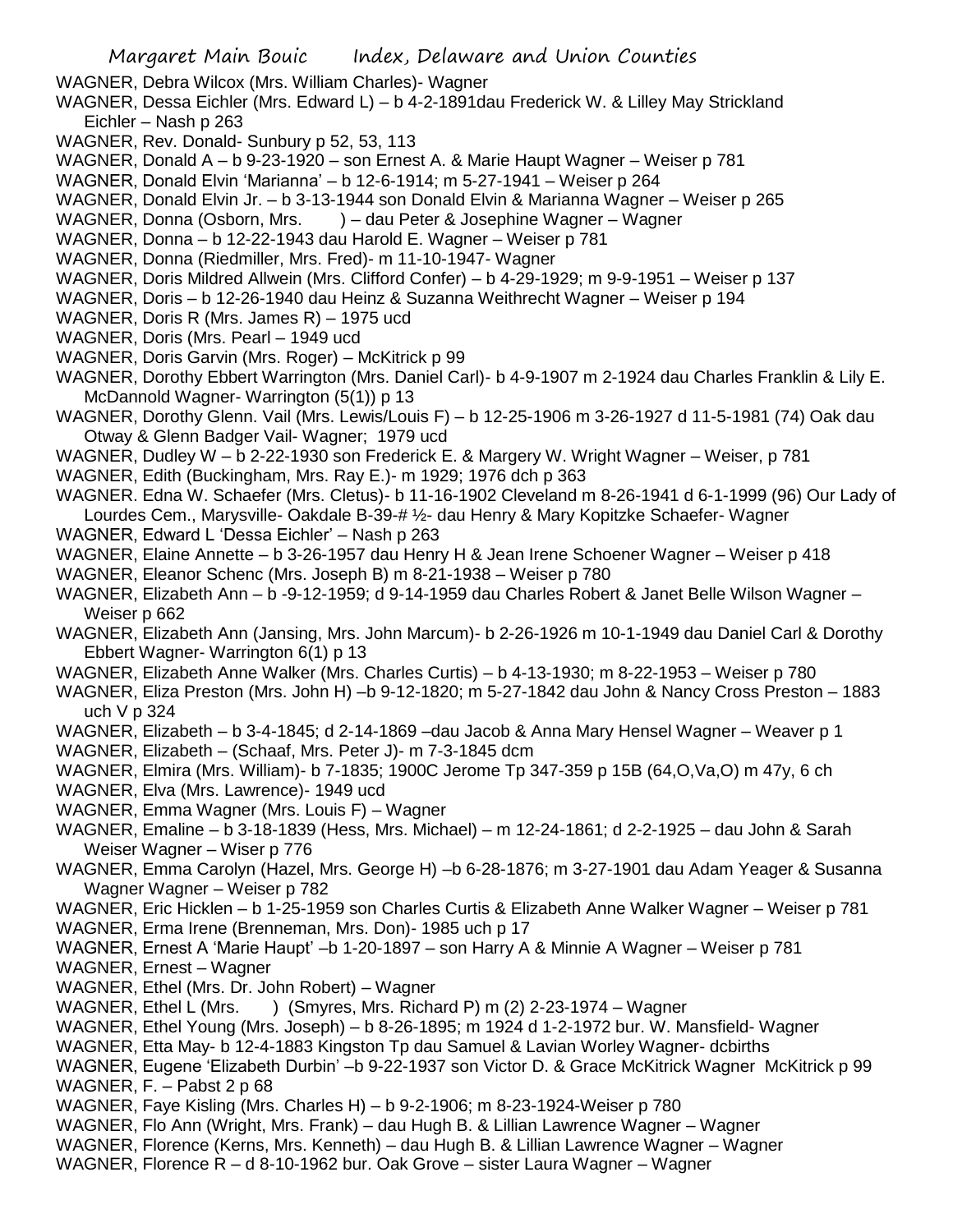WAGNER, Debra Wilcox (Mrs. William Charles)- Wagner

WAGNER, Dessa Eichler (Mrs. Edward L) – b 4-2-1891dau Frederick W. & Lilley May Strickland Eichler – Nash p 263

WAGNER, Rev. Donald- Sunbury p 52, 53, 113

WAGNER, Donald A – b 9-23-1920 – son Ernest A. & Marie Haupt Wagner – Weiser p 781

WAGNER, Donald Elvin 'Marianna' – b 12-6-1914; m 5-27-1941 – Weiser p 264

WAGNER, Donald Elvin Jr. – b 3-13-1944 son Donald Elvin & Marianna Wagner – Weiser p 265

WAGNER, Donna (Osborn, Mrs. ) – dau Peter & Josephine Wagner – Wagner

WAGNER, Donna – b 12-22-1943 dau Harold E. Wagner – Weiser p 781

WAGNER, Donna (Riedmiller, Mrs. Fred)- m 11-10-1947- Wagner

WAGNER, Doris Mildred Allwein (Mrs. Clifford Confer) – b 4-29-1929; m 9-9-1951 – Weiser p 137

WAGNER, Doris – b 12-26-1940 dau Heinz & Suzanna Weithrecht Wagner – Weiser p 194

WAGNER, Doris R (Mrs. James R) – 1975 ucd

WAGNER, Doris (Mrs. Pearl – 1949 ucd

WAGNER, Doris Garvin (Mrs. Roger) – McKitrick p 99

WAGNER, Dorothy Ebbert Warrington (Mrs. Daniel Carl)- b 4-9-1907 m 2-1924 dau Charles Franklin & Lily E. McDannold Wagner- Warrington (5(1)) p 13

WAGNER, Dorothy Glenn. Vail (Mrs. Lewis/Louis F) – b 12-25-1906 m 3-26-1927 d 11-5-1981 (74) Oak dau Otway & Glenn Badger Vail- Wagner; 1979 ucd

WAGNER, Dudley W – b 2-22-1930 son Frederick E. & Margery W. Wright Wagner – Weiser, p 781

WAGNER, Edith (Buckingham, Mrs. Ray E.)- m 1929; 1976 dch p 363

WAGNER. Edna W. Schaefer (Mrs. Cletus)- b 11-16-1902 Cleveland m 8-26-1941 d 6-1-1999 (96) Our Lady of Lourdes Cem., Marysville- Oakdale B-39-# ½- dau Henry & Mary Kopitzke Schaefer- Wagner

WAGNER, Edward L 'Dessa Eichler' – Nash p 263

WAGNER, Elaine Annette – b 3-26-1957 dau Henry H & Jean Irene Schoener Wagner – Weiser p 418

WAGNER, Eleanor Schenc (Mrs. Joseph B) m 8-21-1938 – Weiser p 780

WAGNER, Elizabeth Ann – b -9-12-1959; d 9-14-1959 dau Charles Robert & Janet Belle Wilson Wagner – Weiser p 662

WAGNER, Elizabeth Ann (Jansing, Mrs. John Marcum)- b 2-26-1926 m 10-1-1949 dau Daniel Carl & Dorothy Ebbert Wagner- Warrington 6(1) p 13

WAGNER, Elizabeth Anne Walker (Mrs. Charles Curtis) – b 4-13-1930; m 8-22-1953 – Weiser p 780

WAGNER, Eliza Preston (Mrs. John H) –b 9-12-1820; m 5-27-1842 dau John & Nancy Cross Preston – 1883 uch V p 324

WAGNER, Elizabeth – b 3-4-1845; d 2-14-1869 –dau Jacob & Anna Mary Hensel Wagner – Weaver p 1

WAGNER, Elizabeth – (Schaaf, Mrs. Peter J)- m 7-3-1845 dcm

WAGNER, Elmira (Mrs. William)- b 7-1835; 1900C Jerome Tp 347-359 p 15B (64,O,Va,O) m 47y, 6 ch

WAGNER, Elva (Mrs. Lawrence)- 1949 ucd

WAGNER, Emma Wagner (Mrs. Louis F) – Wagner

WAGNER, Emaline – b 3-18-1839 (Hess, Mrs. Michael) – m 12-24-1861; d 2-2-1925 – dau John & Sarah Weiser Wagner – Wiser p 776

WAGNER, Emma Carolyn (Hazel, Mrs. George H) –b 6-28-1876; m 3-27-1901 dau Adam Yeager & Susanna Wagner Wagner – Weiser p 782

WAGNER, Eric Hicklen – b 1-25-1959 son Charles Curtis & Elizabeth Anne Walker Wagner – Weiser p 781

WAGNER, Erma Irene (Brenneman, Mrs. Don)- 1985 uch p 17

WAGNER, Ernest A 'Marie Haupt' –b 1-20-1897 – son Harry A & Minnie A Wagner – Weiser p 781

WAGNER, Ernest – Wagner

WAGNER, Ethel (Mrs. Dr. John Robert) – Wagner

WAGNER, Ethel L (Mrs. ) (Smyres, Mrs. Richard P) m (2) 2-23-1974 – Wagner

WAGNER, Ethel Young (Mrs. Joseph) – b 8-26-1895; m 1924 d 1-2-1972 bur. W. Mansfield- Wagner

WAGNER, Etta May- b 12-4-1883 Kingston Tp dau Samuel & Lavian Worley Wagner- dcbirths

WAGNER, Eugene 'Elizabeth Durbin' –b 9-22-1937 son Victor D. & Grace McKitrick Wagner McKitrick p 99

WAGNER, F. – Pabst 2 p 68

WAGNER, Faye Kisling (Mrs. Charles H) – b 9-2-1906; m 8-23-1924-Weiser p 780

WAGNER, Flo Ann (Wright, Mrs. Frank) – dau Hugh B. & Lillian Lawrence Wagner – Wagner

WAGNER, Florence (Kerns, Mrs. Kenneth) – dau Hugh B. & Lillian Lawrence Wagner – Wagner

WAGNER, Florence R – d 8-10-1962 bur. Oak Grove – sister Laura Wagner – Wagner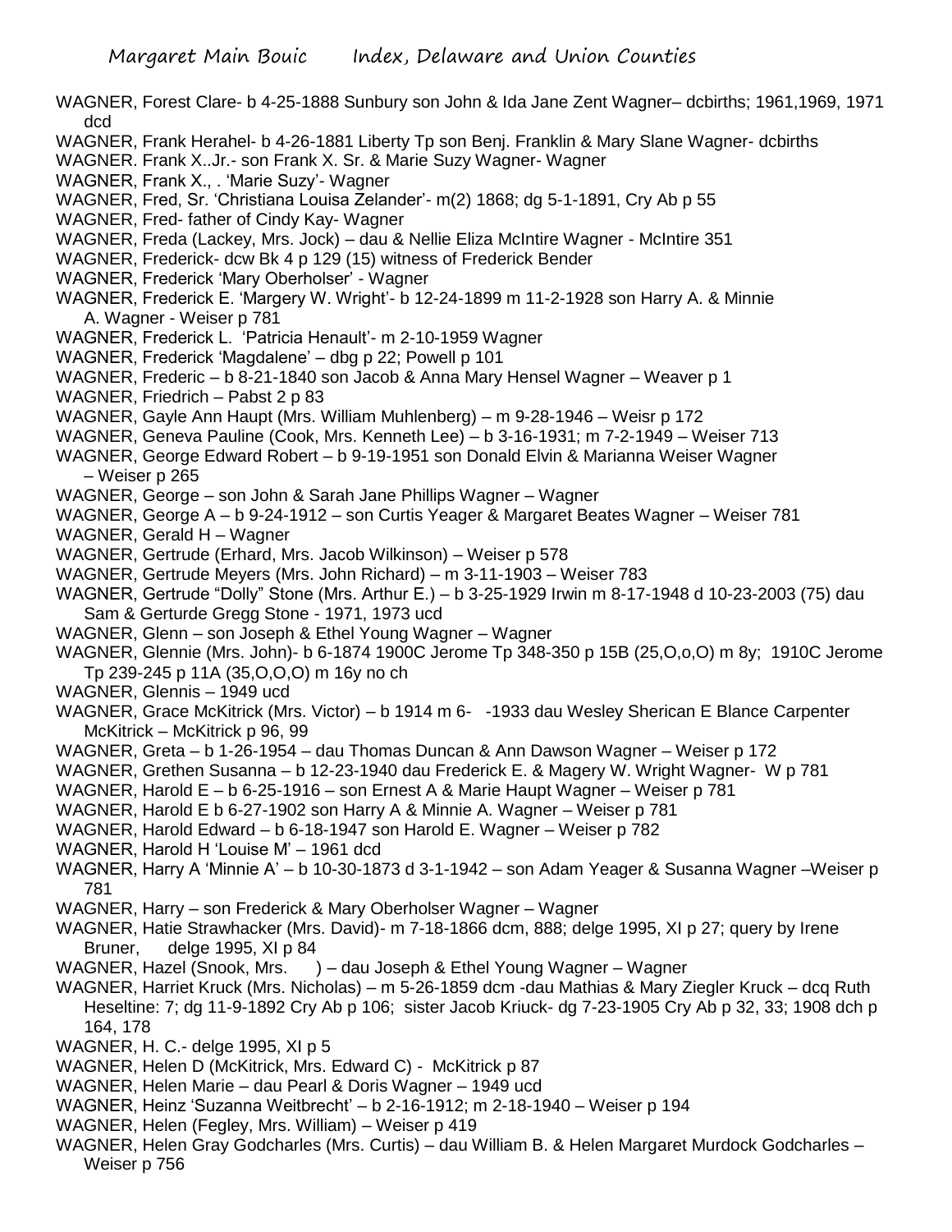WAGNER, Forest Clare- b 4-25-1888 Sunbury son John & Ida Jane Zent Wagner– dcbirths; 1961,1969, 1971 dcd

WAGNER, Frank Herahel- b 4-26-1881 Liberty Tp son Benj. Franklin & Mary Slane Wagner- dcbirths

WAGNER. Frank X..Jr.- son Frank X. Sr. & Marie Suzy Wagner- Wagner

WAGNER, Frank X., . 'Marie Suzy'- Wagner

WAGNER, Fred, Sr. 'Christiana Louisa Zelander'- m(2) 1868; dg 5-1-1891, Cry Ab p 55

WAGNER, Fred- father of Cindy Kay- Wagner

WAGNER, Freda (Lackey, Mrs. Jock) – dau & Nellie Eliza McIntire Wagner - McIntire 351

WAGNER, Frederick- dcw Bk 4 p 129 (15) witness of Frederick Bender

WAGNER, Frederick 'Mary Oberholser' - Wagner

WAGNER, Frederick E. 'Margery W. Wright'- b 12-24-1899 m 11-2-1928 son Harry A. & Minnie A. Wagner - Weiser p 781

WAGNER, Frederick L. 'Patricia Henault'- m 2-10-1959 Wagner

WAGNER, Frederick 'Magdalene' – dbg p 22; Powell p 101

WAGNER, Frederic – b 8-21-1840 son Jacob & Anna Mary Hensel Wagner – Weaver p 1

WAGNER, Friedrich – Pabst 2 p 83

WAGNER, Gayle Ann Haupt (Mrs. William Muhlenberg) – m 9-28-1946 – Weisr p 172

WAGNER, Geneva Pauline (Cook, Mrs. Kenneth Lee) – b 3-16-1931; m 7-2-1949 – Weiser 713

WAGNER, George Edward Robert – b 9-19-1951 son Donald Elvin & Marianna Weiser Wagner – Weiser p 265

WAGNER, George – son John & Sarah Jane Phillips Wagner – Wagner

WAGNER, George A – b 9-24-1912 – son Curtis Yeager & Margaret Beates Wagner – Weiser 781

WAGNER, Gerald H – Wagner

WAGNER, Gertrude (Erhard, Mrs. Jacob Wilkinson) – Weiser p 578

WAGNER, Gertrude Meyers (Mrs. John Richard) – m 3-11-1903 – Weiser 783

WAGNER, Gertrude "Dolly" Stone (Mrs. Arthur E.) – b 3-25-1929 Irwin m 8-17-1948 d 10-23-2003 (75) dau Sam & Gerturde Gregg Stone - 1971, 1973 ucd

WAGNER, Glenn – son Joseph & Ethel Young Wagner – Wagner

WAGNER, Glennie (Mrs. John)- b 6-1874 1900C Jerome Tp 348-350 p 15B (25,O,o,O) m 8y; 1910C Jerome Tp 239-245 p 11A (35,O,O,O) m 16y no ch

WAGNER, Glennis – 1949 ucd

WAGNER, Grace McKitrick (Mrs. Victor) – b 1914 m 6- -1933 dau Wesley Sherican E Blance Carpenter McKitrick – McKitrick p 96, 99

WAGNER, Greta – b 1-26-1954 – dau Thomas Duncan & Ann Dawson Wagner – Weiser p 172

WAGNER, Grethen Susanna – b 12-23-1940 dau Frederick E. & Magery W. Wright Wagner- W p 781

WAGNER, Harold E – b 6-25-1916 – son Ernest A & Marie Haupt Wagner – Weiser p 781

WAGNER, Harold E b 6-27-1902 son Harry A & Minnie A. Wagner – Weiser p 781

WAGNER, Harold Edward – b 6-18-1947 son Harold E. Wagner – Weiser p 782

WAGNER, Harold H 'Louise M' – 1961 dcd

WAGNER, Harry A 'Minnie A' – b 10-30-1873 d 3-1-1942 – son Adam Yeager & Susanna Wagner –Weiser p 781

WAGNER, Harry – son Frederick & Mary Oberholser Wagner – Wagner

WAGNER, Hatie Strawhacker (Mrs. David)- m 7-18-1866 dcm, 888; delge 1995, XI p 27; query by Irene Bruner, delge 1995, XI p 84

WAGNER, Hazel (Snook, Mrs. ) – dau Joseph & Ethel Young Wagner – Wagner

WAGNER, Harriet Kruck (Mrs. Nicholas) – m 5-26-1859 dcm -dau Mathias & Mary Ziegler Kruck – dcq Ruth Heseltine: 7; dg 11-9-1892 Cry Ab p 106; sister Jacob Kriuck- dg 7-23-1905 Cry Ab p 32, 33; 1908 dch p 164, 178

WAGNER, H. C.- delge 1995, XI p 5

WAGNER, Helen D (McKitrick, Mrs. Edward C) - McKitrick p 87

WAGNER, Helen Marie – dau Pearl & Doris Wagner – 1949 ucd

WAGNER, Heinz 'Suzanna Weitbrecht' – b 2-16-1912; m 2-18-1940 – Weiser p 194

WAGNER, Helen (Fegley, Mrs. William) – Weiser p 419

WAGNER, Helen Gray Godcharles (Mrs. Curtis) – dau William B. & Helen Margaret Murdock Godcharles – Weiser p 756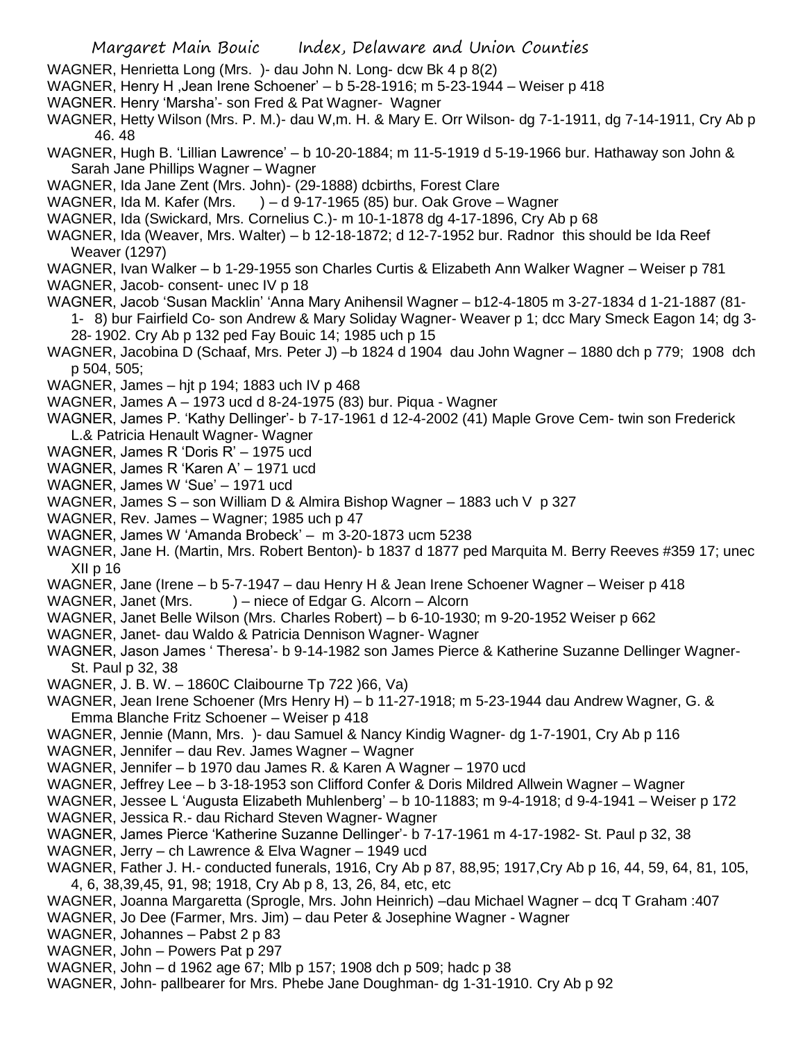WAGNER, Henrietta Long (Mrs. )- dau John N. Long- dcw Bk 4 p 8(2)

WAGNER, Henry H ,Jean Irene Schoener' – b 5-28-1916; m 5-23-1944 – Weiser p 418

WAGNER. Henry 'Marsha'- son Fred & Pat Wagner- Wagner

WAGNER, Hetty Wilson (Mrs. P. M.)- dau W,m. H. & Mary E. Orr Wilson- dg 7-1-1911, dg 7-14-1911, Cry Ab p 46. 48

WAGNER, Hugh B. 'Lillian Lawrence' – b 10-20-1884; m 11-5-1919 d 5-19-1966 bur. Hathaway son John & Sarah Jane Phillips Wagner – Wagner

WAGNER, Ida Jane Zent (Mrs. John)- (29-1888) dcbirths, Forest Clare

WAGNER, Ida M. Kafer (Mrs. ) – d 9-17-1965 (85) bur. Oak Grove – Wagner

WAGNER, Ida (Swickard, Mrs. Cornelius C.)- m 10-1-1878 dg 4-17-1896, Cry Ab p 68

WAGNER, Ida (Weaver, Mrs. Walter) – b 12-18-1872; d 12-7-1952 bur. Radnor this should be Ida Reef Weaver (1297)

WAGNER, Ivan Walker – b 1-29-1955 son Charles Curtis & Elizabeth Ann Walker Wagner – Weiser p 781

WAGNER, Jacob- consent- unec IV p 18

WAGNER, Jacob 'Susan Macklin' 'Anna Mary Anihensil Wagner – b12-4-1805 m 3-27-1834 d 1-21-1887 (81-1- 8) bur Fairfield Co- son Andrew & Mary Soliday Wagner- Weaver p 1; dcc Mary Smeck Eagon 14; dg 3-28- 1902. Cry Ab p 132 ped Fay Bouic 14; 1985 uch p 15

WAGNER, Jacobina D (Schaaf, Mrs. Peter J) –b 1824 d 1904 dau John Wagner – 1880 dch p 779; 1908 dch p 504, 505;

WAGNER, James – hjt p 194; 1883 uch IV p 468

WAGNER, James A – 1973 ucd d 8-24-1975 (83) bur. Piqua - Wagner

WAGNER, James P. 'Kathy Dellinger'- b 7-17-1961 d 12-4-2002 (41) Maple Grove Cem- twin son Frederick L.& Patricia Henault Wagner- Wagner

WAGNER, James R 'Doris R' – 1975 ucd

WAGNER, James R 'Karen A' – 1971 ucd

WAGNER, James W 'Sue' – 1971 ucd

WAGNER, James S – son William D & Almira Bishop Wagner – 1883 uch V p 327

WAGNER, Rev. James – Wagner; 1985 uch p 47

WAGNER, James W 'Amanda Brobeck' – m 3-20-1873 ucm 5238

WAGNER, Jane H. (Martin, Mrs. Robert Benton)- b 1837 d 1877 ped Marquita M. Berry Reeves #359 17; unec XII p 16

WAGNER, Jane (Irene – b 5-7-1947 – dau Henry H & Jean Irene Schoener Wagner – Weiser p 418

WAGNER, Janet (Mrs. ) – niece of Edgar G. Alcorn – Alcorn

WAGNER, Janet Belle Wilson (Mrs. Charles Robert) – b 6-10-1930; m 9-20-1952 Weiser p 662

WAGNER, Janet- dau Waldo & Patricia Dennison Wagner- Wagner

WAGNER, Jason James ' Theresa'- b 9-14-1982 son James Pierce & Katherine Suzanne Dellinger Wagner- St. Paul p 32, 38

WAGNER, J. B. W. – 1860C Claibourne Tp 722 )66, Va)

WAGNER, Jean Irene Schoener (Mrs Henry H) – b 11-27-1918; m 5-23-1944 dau Andrew Wagner, G. & Emma Blanche Fritz Schoener – Weiser p 418

WAGNER, Jennie (Mann, Mrs. )- dau Samuel & Nancy Kindig Wagner- dg 1-7-1901, Cry Ab p 116

WAGNER, Jennifer – dau Rev. James Wagner – Wagner

WAGNER, Jennifer – b 1970 dau James R. & Karen A Wagner – 1970 ucd

WAGNER, Jeffrey Lee – b 3-18-1953 son Clifford Confer & Doris Mildred Allwein Wagner – Wagner

WAGNER, Jessee L 'Augusta Elizabeth Muhlenberg' – b 10-11883; m 9-4-1918; d 9-4-1941 – Weiser p 172

WAGNER, Jessica R.- dau Richard Steven Wagner- Wagner

WAGNER, James Pierce 'Katherine Suzanne Dellinger'- b 7-17-1961 m 4-17-1982- St. Paul p 32, 38

WAGNER, Jerry – ch Lawrence & Elva Wagner – 1949 ucd

WAGNER, Father J. H.- conducted funerals, 1916, Cry Ab p 87, 88,95; 1917,Cry Ab p 16, 44, 59, 64, 81, 105, 4, 6, 38,39,45, 91, 98; 1918, Cry Ab p 8, 13, 26, 84, etc, etc

WAGNER, Joanna Margaretta (Sprogle, Mrs. John Heinrich) –dau Michael Wagner – dcq T Graham :407

WAGNER, Jo Dee (Farmer, Mrs. Jim) – dau Peter & Josephine Wagner - Wagner

WAGNER, Johannes – Pabst 2 p 83

WAGNER, John – Powers Pat p 297

WAGNER, John – d 1962 age 67; Mlb p 157; 1908 dch p 509; hadc p 38

WAGNER, John- pallbearer for Mrs. Phebe Jane Doughman- dg 1-31-1910. Cry Ab p 92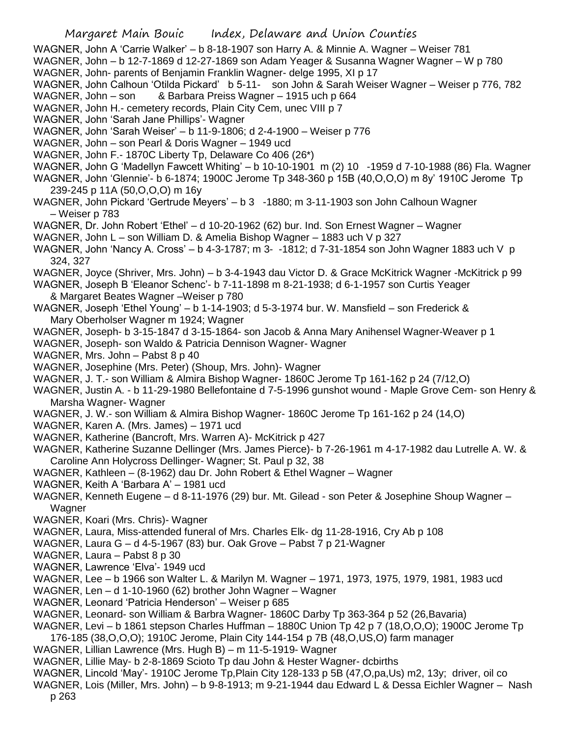WAGNER, John A 'Carrie Walker' – b 8-18-1907 son Harry A. & Minnie A. Wagner – Weiser 781

WAGNER, John – b 12-7-1869 d 12-27-1869 son Adam Yeager & Susanna Wagner Wagner – W p 780

WAGNER, John- parents of Benjamin Franklin Wagner- delge 1995, XI p 17

WAGNER, John Calhoun 'Otilda Pickard' b 5-11- son John & Sarah Weiser Wagner – Weiser p 776, 782

WAGNER, John – son & Barbara Preiss Wagner – 1915 uch p 664

WAGNER, John H.- cemetery records, Plain City Cem, unec VIII p 7

WAGNER, John 'Sarah Jane Phillips'- Wagner

WAGNER, John 'Sarah Weiser' – b 11-9-1806; d 2-4-1900 – Weiser p 776

WAGNER, John – son Pearl & Doris Wagner – 1949 ucd

WAGNER, John F.- 1870C Liberty Tp, Delaware Co 406 (26*)

WAGNER, John G 'Madellyn Fawcett Whiting' – b 10-10-1901 m (2) 10 -1959 d 7-10-1988 (86) Fla. Wagner

WAGNER, John 'Glennie'- b 6-1874; 1900C Jerome Tp 348-360 p 15B (40,O,O,O) m 8y' 1910C Jerome Tp 239-245 p 11A (50,O,O,O) m 16y

WAGNER, John Pickard 'Gertrude Meyers' – b 3 -1880; m 3-11-1903 son John Calhoun Wagner – Weiser p 783

WAGNER, Dr. John Robert 'Ethel' – d 10-20-1962 (62) bur. Ind. Son Ernest Wagner – Wagner

WAGNER, John L – son William D. & Amelia Bishop Wagner – 1883 uch V p 327

WAGNER, John 'Nancy A. Cross' – b 4-3-1787; m 3- -1812; d 7-31-1854 son John Wagner 1883 uch V p 324, 327

WAGNER, Joyce (Shriver, Mrs. John) – b 3-4-1943 dau Victor D. & Grace McKitrick Wagner -McKitrick p 99

WAGNER, Joseph B 'Eleanor Schenc'- b 7-11-1898 m 8-21-1938; d 6-1-1957 son Curtis Yeager & Margaret Beates Wagner –Weiser p 780

WAGNER, Joseph 'Ethel Young' – b 1-14-1903; d 5-3-1974 bur. W. Mansfield – son Frederick & Mary Oberholser Wagner m 1924; Wagner

WAGNER, Joseph- b 3-15-1847 d 3-15-1864- son Jacob & Anna Mary Anihensel Wagner-Weaver p 1

WAGNER, Joseph- son Waldo & Patricia Dennison Wagner- Wagner

WAGNER, Mrs. John – Pabst 8 p 40

WAGNER, Josephine (Mrs. Peter) (Shoup, Mrs. John)- Wagner

WAGNER, J. T.- son William & Almira Bishop Wagner- 1860C Jerome Tp 161-162 p 24 (7/12,O)

WAGNER, Justin A. - b 11-29-1980 Bellefontaine d 7-5-1996 gunshot wound - Maple Grove Cem- son Henry & Marsha Wagner- Wagner

WAGNER, J. W.- son William & Almira Bishop Wagner- 1860C Jerome Tp 161-162 p 24 (14,O)

WAGNER, Karen A. (Mrs. James) – 1971 ucd

WAGNER, Katherine (Bancroft, Mrs. Warren A)- McKitrick p 427

WAGNER, Katherine Suzanne Dellinger (Mrs. James Pierce)- b 7-26-1961 m 4-17-1982 dau Lutrelle A. W. & Caroline Ann Holycross Dellinger- Wagner; St. Paul p 32, 38

WAGNER, Kathleen – (8-1962) dau Dr. John Robert & Ethel Wagner – Wagner

WAGNER, Keith A 'Barbara A' – 1981 ucd

WAGNER, Kenneth Eugene – d 8-11-1976 (29) bur. Mt. Gilead - son Peter & Josephine Shoup Wagner – Wagner

WAGNER, Koari (Mrs. Chris)- Wagner

WAGNER, Laura, Miss-attended funeral of Mrs. Charles Elk- dg 11-28-1916, Cry Ab p 108

WAGNER, Laura G – d 4-5-1967 (83) bur. Oak Grove – Pabst 7 p 21-Wagner

WAGNER, Laura – Pabst 8 p 30

WAGNER, Lawrence 'Elva'- 1949 ucd

WAGNER, Lee – b 1966 son Walter L. & Marilyn M. Wagner – 1971, 1973, 1975, 1979, 1981, 1983 ucd

WAGNER, Len – d 1-10-1960 (62) brother John Wagner – Wagner

WAGNER, Leonard 'Patricia Henderson' – Weiser p 685

WAGNER, Leonard- son William & Barbra Wagner- 1860C Darby Tp 363-364 p 52 (26,Bavaria)

WAGNER, Levi – b 1861 stepson Charles Huffman – 1880C Union Tp 42 p 7 (18,O,O,O); 1900C Jerome Tp 176-185 (38,O,O,O); 1910C Jerome, Plain City 144-154 p 7B (48,O,US,O) farm manager

WAGNER, Lillian Lawrence (Mrs. Hugh B) – m 11-5-1919- Wagner

WAGNER, Lillie May- b 2-8-1869 Scioto Tp dau John & Hester Wagner- dcbirths

WAGNER, Lincold 'May'- 1910C Jerome Tp,Plain City 128-133 p 5B (47,O,pa,Us) m2, 13y; driver, oil co

WAGNER, Lois (Miller, Mrs. John) – b 9-8-1913; m 9-21-1944 dau Edward L & Dessa Eichler Wagner – Nash p 263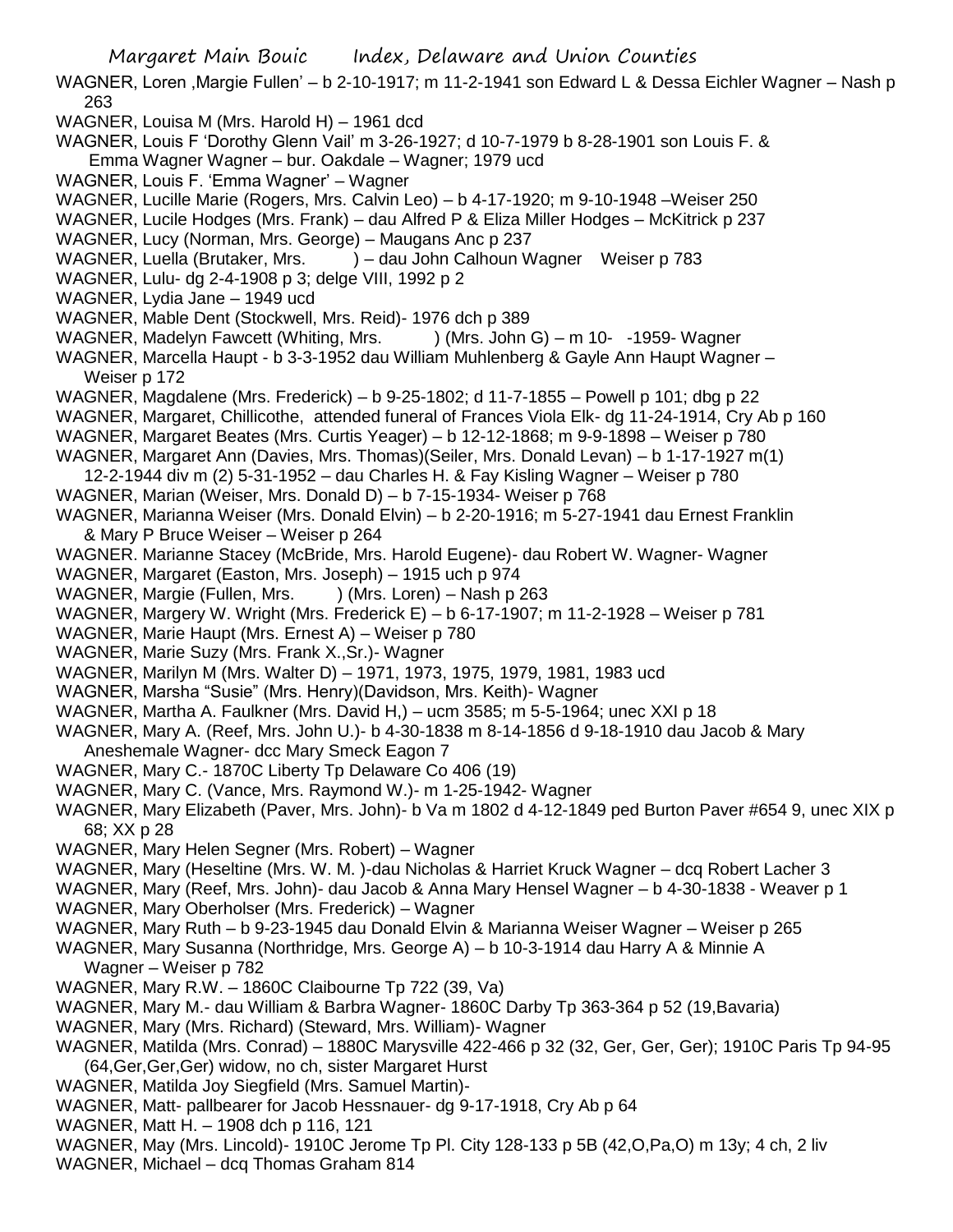WAGNER, Loren ,Margie Fullen' – b 2-10-1917; m 11-2-1941 son Edward L & Dessa Eichler Wagner – Nash p 263

WAGNER, Louisa M (Mrs. Harold H) – 1961 dcd

WAGNER, Louis F 'Dorothy Glenn Vail' m 3-26-1927; d 10-7-1979 b 8-28-1901 son Louis F. & Emma Wagner Wagner – bur. Oakdale – Wagner; 1979 ucd

WAGNER, Louis F. 'Emma Wagner' – Wagner

WAGNER, Lucille Marie (Rogers, Mrs. Calvin Leo) – b 4-17-1920; m 9-10-1948 –Weiser 250

WAGNER, Lucile Hodges (Mrs. Frank) – dau Alfred P & Eliza Miller Hodges – McKitrick p 237

WAGNER, Lucy (Norman, Mrs. George) – Maugans Anc p 237

WAGNER, Luella (Brutaker, Mrs. ) – dau John Calhoun Wagner Weiser p 783

WAGNER, Lulu- dg 2-4-1908 p 3; delge VIII, 1992 p 2

WAGNER, Lydia Jane – 1949 ucd

WAGNER, Mable Dent (Stockwell, Mrs. Reid)- 1976 dch p 389

WAGNER, Madelyn Fawcett (Whiting, Mrs. ) (Mrs. John G) – m 10- -1959- Wagner

WAGNER, Marcella Haupt - b 3-3-1952 dau William Muhlenberg & Gayle Ann Haupt Wagner – Weiser p 172

WAGNER, Magdalene (Mrs. Frederick) – b 9-25-1802; d 11-7-1855 – Powell p 101; dbg p 22

WAGNER, Margaret, Chillicothe, attended funeral of Frances Viola Elk- dg 11-24-1914, Cry Ab p 160

WAGNER, Margaret Beates (Mrs. Curtis Yeager) – b 12-12-1868; m 9-9-1898 – Weiser p 780

WAGNER, Margaret Ann (Davies, Mrs. Thomas)(Seiler, Mrs. Donald Levan) – b 1-17-1927 m(1) 12-2-1944 div m (2) 5-31-1952 – dau Charles H. & Fay Kisling Wagner – Weiser p 780

WAGNER, Marian (Weiser, Mrs. Donald D) – b 7-15-1934- Weiser p 768

WAGNER, Marianna Weiser (Mrs. Donald Elvin) – b 2-20-1916; m 5-27-1941 dau Ernest Franklin & Mary P Bruce Weiser – Weiser p 264

WAGNER. Marianne Stacey (McBride, Mrs. Harold Eugene)- dau Robert W. Wagner- Wagner

WAGNER, Margaret (Easton, Mrs. Joseph) – 1915 uch p 974

WAGNER, Margie (Fullen, Mrs. ) (Mrs. Loren) – Nash p 263

WAGNER, Margery W. Wright (Mrs. Frederick E) – b 6-17-1907; m 11-2-1928 – Weiser p 781

WAGNER, Marie Haupt (Mrs. Ernest A) – Weiser p 780

WAGNER, Marie Suzy (Mrs. Frank X.,Sr.)- Wagner

WAGNER, Marilyn M (Mrs. Walter D) – 1971, 1973, 1975, 1979, 1981, 1983 ucd

WAGNER, Marsha "Susie" (Mrs. Henry)(Davidson, Mrs. Keith)- Wagner

WAGNER, Martha A. Faulkner (Mrs. David H,) – ucm 3585; m 5-5-1964; unec XXI p 18

WAGNER, Mary A. (Reef, Mrs. John U.)- b 4-30-1838 m 8-14-1856 d 9-18-1910 dau Jacob & Mary Aneshemale Wagner- dcc Mary Smeck Eagon 7

WAGNER, Mary C.- 1870C Liberty Tp Delaware Co 406 (19)

WAGNER, Mary C. (Vance, Mrs. Raymond W.)- m 1-25-1942- Wagner

WAGNER, Mary Elizabeth (Paver, Mrs. John)- b Va m 1802 d 4-12-1849 ped Burton Paver #654 9, unec XIX p 68; XX p 28

WAGNER, Mary Helen Segner (Mrs. Robert) – Wagner

WAGNER, Mary (Heseltine (Mrs. W. M. )-dau Nicholas & Harriet Kruck Wagner – dcq Robert Lacher 3

WAGNER, Mary (Reef, Mrs. John)- dau Jacob & Anna Mary Hensel Wagner – b 4-30-1838 - Weaver p 1

WAGNER, Mary Oberholser (Mrs. Frederick) – Wagner

WAGNER, Mary Ruth – b 9-23-1945 dau Donald Elvin & Marianna Weiser Wagner – Weiser p 265

WAGNER, Mary Susanna (Northridge, Mrs. George A) – b 10-3-1914 dau Harry A & Minnie A Wagner – Weiser p 782

WAGNER, Mary R.W. – 1860C Claibourne Tp 722 (39, Va)

WAGNER, Mary M.- dau William & Barbra Wagner- 1860C Darby Tp 363-364 p 52 (19,Bavaria)

WAGNER, Mary (Mrs. Richard) (Steward, Mrs. William)- Wagner

WAGNER, Matilda (Mrs. Conrad) – 1880C Marysville 422-466 p 32 (32, Ger, Ger, Ger); 1910C Paris Tp 94-95 (64,Ger,Ger,Ger) widow, no ch, sister Margaret Hurst

WAGNER, Matilda Joy Siegfield (Mrs. Samuel Martin)-

WAGNER, Matt- pallbearer for Jacob Hessnauer- dg 9-17-1918, Cry Ab p 64

WAGNER, Matt H. – 1908 dch p 116, 121

WAGNER, May (Mrs. Lincold)- 1910C Jerome Tp Pl. City 128-133 p 5B (42,O,Pa,O) m 13y; 4 ch, 2 liv

WAGNER, Michael – dcq Thomas Graham 814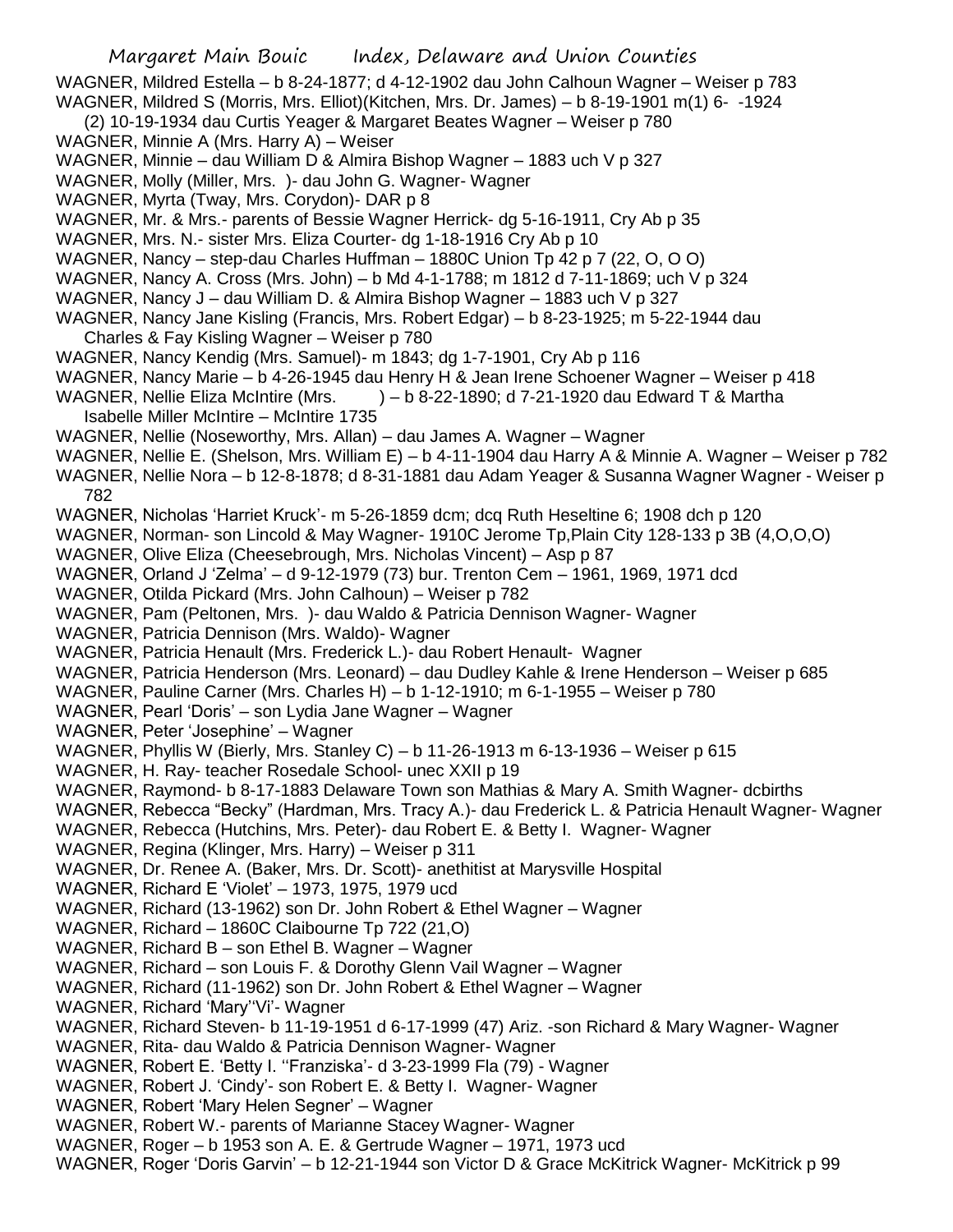WAGNER, Mildred Estella – b 8-24-1877; d 4-12-1902 dau John Calhoun Wagner – Weiser p 783

WAGNER, Mildred S (Morris, Mrs. Elliot)(Kitchen, Mrs. Dr. James) – b 8-19-1901 m(1) 6- -1924 (2) 10-19-1934 dau Curtis Yeager & Margaret Beates Wagner – Weiser p 780

WAGNER, Minnie A (Mrs. Harry A) – Weiser

WAGNER, Minnie – dau William D & Almira Bishop Wagner – 1883 uch V p 327

WAGNER, Molly (Miller, Mrs. )- dau John G. Wagner- Wagner

WAGNER, Myrta (Tway, Mrs. Corydon)- DAR p 8

WAGNER, Mr. & Mrs.- parents of Bessie Wagner Herrick- dg 5-16-1911, Cry Ab p 35

WAGNER, Mrs. N.- sister Mrs. Eliza Courter- dg 1-18-1916 Cry Ab p 10

WAGNER, Nancy – step-dau Charles Huffman – 1880C Union Tp 42 p 7 (22, O, O O)

WAGNER, Nancy A. Cross (Mrs. John) – b Md 4-1-1788; m 1812 d 7-11-1869; uch V p 324

WAGNER, Nancy J – dau William D. & Almira Bishop Wagner – 1883 uch V p 327

WAGNER, Nancy Jane Kisling (Francis, Mrs. Robert Edgar) – b 8-23-1925; m 5-22-1944 dau Charles & Fay Kisling Wagner – Weiser p 780

WAGNER, Nancy Kendig (Mrs. Samuel)- m 1843; dg 1-7-1901, Cry Ab p 116

WAGNER, Nancy Marie – b 4-26-1945 dau Henry H & Jean Irene Schoener Wagner – Weiser p 418

WAGNER, Nellie Eliza McIntire (Mrs. ) – b 8-22-1890; d 7-21-1920 dau Edward T & Martha Isabelle Miller McIntire – McIntire 1735

WAGNER, Nellie (Noseworthy, Mrs. Allan) – dau James A. Wagner – Wagner

WAGNER, Nellie E. (Shelson, Mrs. William E) – b 4-11-1904 dau Harry A & Minnie A. Wagner – Weiser p 782

WAGNER, Nellie Nora – b 12-8-1878; d 8-31-1881 dau Adam Yeager & Susanna Wagner Wagner - Weiser p 782

WAGNER, Nicholas 'Harriet Kruck'- m 5-26-1859 dcm; dcq Ruth Heseltine 6; 1908 dch p 120

WAGNER, Norman- son Lincold & May Wagner- 1910C Jerome Tp,Plain City 128-133 p 3B (4,O,O,O)

WAGNER, Olive Eliza (Cheesebrough, Mrs. Nicholas Vincent) – Asp p 87

WAGNER, Orland J 'Zelma' – d 9-12-1979 (73) bur. Trenton Cem – 1961, 1969, 1971 dcd

WAGNER, Otilda Pickard (Mrs. John Calhoun) – Weiser p 782

WAGNER, Pam (Peltonen, Mrs. )- dau Waldo & Patricia Dennison Wagner- Wagner

WAGNER, Patricia Dennison (Mrs. Waldo)- Wagner

WAGNER, Patricia Henault (Mrs. Frederick L.)- dau Robert Henault- Wagner

WAGNER, Patricia Henderson (Mrs. Leonard) – dau Dudley Kahle & Irene Henderson – Weiser p 685

WAGNER, Pauline Carner (Mrs. Charles H) – b 1-12-1910; m 6-1-1955 – Weiser p 780

WAGNER, Pearl 'Doris' – son Lydia Jane Wagner – Wagner

WAGNER, Peter 'Josephine' – Wagner

WAGNER, Phyllis W (Bierly, Mrs. Stanley C) – b 11-26-1913 m 6-13-1936 – Weiser p 615

WAGNER, H. Ray- teacher Rosedale School- unec XXII p 19

WAGNER, Raymond- b 8-17-1883 Delaware Town son Mathias & Mary A. Smith Wagner- dcbirths

WAGNER, Rebecca "Becky" (Hardman, Mrs. Tracy A.)- dau Frederick L. & Patricia Henault Wagner- Wagner

WAGNER, Rebecca (Hutchins, Mrs. Peter)- dau Robert E. & Betty I. Wagner- Wagner

WAGNER, Regina (Klinger, Mrs. Harry) – Weiser p 311

WAGNER, Dr. Renee A. (Baker, Mrs. Dr. Scott)- anethitist at Marysville Hospital

WAGNER, Richard E 'Violet' – 1973, 1975, 1979 ucd

WAGNER, Richard (13-1962) son Dr. John Robert & Ethel Wagner – Wagner

WAGNER, Richard – 1860C Claibourne Tp 722 (21,O)

WAGNER, Richard B – son Ethel B. Wagner – Wagner

WAGNER, Richard – son Louis F. & Dorothy Glenn Vail Wagner – Wagner

WAGNER, Richard (11-1962) son Dr. John Robert & Ethel Wagner – Wagner

WAGNER, Richard 'Mary''Vi'- Wagner

WAGNER, Richard Steven- b 11-19-1951 d 6-17-1999 (47) Ariz. -son Richard & Mary Wagner- Wagner

WAGNER, Rita- dau Waldo & Patricia Dennison Wagner- Wagner

WAGNER, Robert E. 'Betty I. ''Franziska'- d 3-23-1999 Fla (79) - Wagner

WAGNER, Robert J. 'Cindy'- son Robert E. & Betty I. Wagner- Wagner

WAGNER, Robert 'Mary Helen Segner' – Wagner

WAGNER, Robert W.- parents of Marianne Stacey Wagner- Wagner

WAGNER, Roger – b 1953 son A. E. & Gertrude Wagner – 1971, 1973 ucd

WAGNER, Roger 'Doris Garvin' – b 12-21-1944 son Victor D & Grace McKitrick Wagner- McKitrick p 99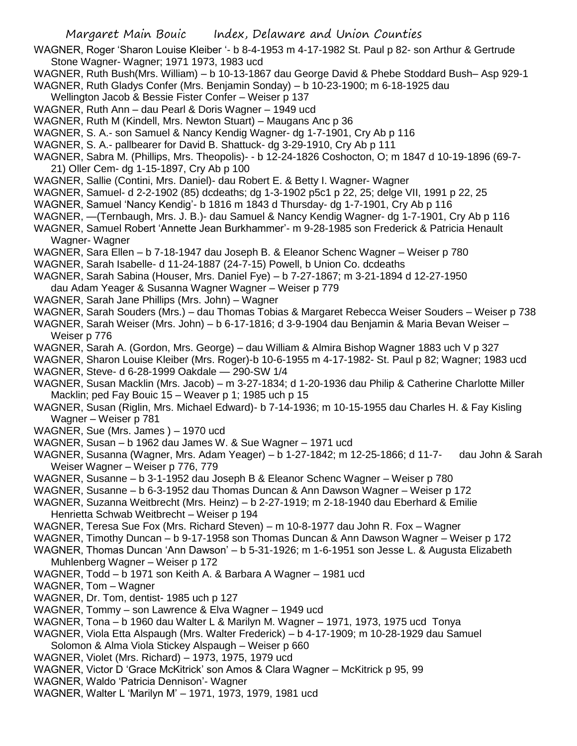WAGNER, Roger 'Sharon Louise Kleiber '- b 8-4-1953 m 4-17-1982 St. Paul p 82- son Arthur & Gertrude Stone Wagner- Wagner; 1971 1973, 1983 ucd

WAGNER, Ruth Bush(Mrs. William) – b 10-13-1867 dau George David & Phebe Stoddard Bush– Asp 929-1

WAGNER, Ruth Gladys Confer (Mrs. Benjamin Sonday) – b 10-23-1900; m 6-18-1925 dau Wellington Jacob & Bessie Fister Confer – Weiser p 137

WAGNER, Ruth Ann – dau Pearl & Doris Wagner – 1949 ucd

WAGNER, Ruth M (Kindell, Mrs. Newton Stuart) – Maugans Anc p 36

WAGNER, S. A.- son Samuel & Nancy Kendig Wagner- dg 1-7-1901, Cry Ab p 116

WAGNER, S. A.- pallbearer for David B. Shattuck- dg 3-29-1910, Cry Ab p 111

WAGNER, Sabra M. (Phillips, Mrs. Theopolis)- - b 12-24-1826 Coshocton, O; m 1847 d 10-19-1896 (69-7-21) Oller Cem- dg 1-15-1897, Cry Ab p 100

WAGNER, Sallie (Contini, Mrs. Daniel)- dau Robert E. & Betty I. Wagner- Wagner

WAGNER, Samuel- d 2-2-1902 (85) dcdeaths; dg 1-3-1902 p5c1 p 22, 25; delge VII, 1991 p 22, 25

WAGNER, Samuel 'Nancy Kendig'- b 1816 m 1843 d Thursday- dg 1-7-1901, Cry Ab p 116

WAGNER, —(Ternbaugh, Mrs. J. B.)- dau Samuel & Nancy Kendig Wagner- dg 1-7-1901, Cry Ab p 116

WAGNER, Samuel Robert 'Annette Jean Burkhammer'- m 9-28-1985 son Frederick & Patricia Henault Wagner- Wagner

WAGNER, Sara Ellen – b 7-18-1947 dau Joseph B. & Eleanor Schenc Wagner – Weiser p 780

WAGNER, Sarah Isabelle- d 11-24-1887 (24-7-15) Powell, b Union Co. dcdeaths

WAGNER, Sarah Sabina (Houser, Mrs. Daniel Fye) – b 7-27-1867; m 3-21-1894 d 12-27-1950 dau Adam Yeager & Susanna Wagner Wagner – Weiser p 779

WAGNER, Sarah Jane Phillips (Mrs. John) – Wagner

WAGNER, Sarah Souders (Mrs.) – dau Thomas Tobias & Margaret Rebecca Weiser Souders – Weiser p 738

WAGNER, Sarah Weiser (Mrs. John) – b 6-17-1816; d 3-9-1904 dau Benjamin & Maria Bevan Weiser – Weiser p 776

WAGNER, Sarah A. (Gordon, Mrs. George) – dau William & Almira Bishop Wagner 1883 uch V p 327

WAGNER, Sharon Louise Kleiber (Mrs. Roger)-b 10-6-1955 m 4-17-1982- St. Paul p 82; Wagner; 1983 ucd

WAGNER, Steve- d 6-28-1999 Oakdale — 290-SW 1/4

WAGNER, Susan Macklin (Mrs. Jacob) – m 3-27-1834; d 1-20-1936 dau Philip & Catherine Charlotte Miller Macklin; ped Fay Bouic 15 – Weaver p 1; 1985 uch p 15

WAGNER, Susan (Riglin, Mrs. Michael Edward)- b 7-14-1936; m 10-15-1955 dau Charles H. & Fay Kisling Wagner – Weiser p 781

WAGNER, Sue (Mrs. James ) – 1970 ucd

WAGNER, Susan – b 1962 dau James W. & Sue Wagner – 1971 ucd

WAGNER, Susanna (Wagner, Mrs. Adam Yeager) – b 1-27-1842; m 12-25-1866; d 11-7- dau John & Sarah Weiser Wagner – Weiser p 776, 779

WAGNER, Susanne – b 3-1-1952 dau Joseph B & Eleanor Schenc Wagner – Weiser p 780

WAGNER, Susanne – b 6-3-1952 dau Thomas Duncan & Ann Dawson Wagner – Weiser p 172

WAGNER, Suzanna Weitbrecht (Mrs. Heinz) – b 2-27-1919; m 2-18-1940 dau Eberhard & Emilie Henrietta Schwab Weitbrecht – Weiser p 194

WAGNER, Teresa Sue Fox (Mrs. Richard Steven) – m 10-8-1977 dau John R. Fox – Wagner

WAGNER, Timothy Duncan – b 9-17-1958 son Thomas Duncan & Ann Dawson Wagner – Weiser p 172

WAGNER, Thomas Duncan 'Ann Dawson' – b 5-31-1926; m 1-6-1951 son Jesse L. & Augusta Elizabeth Muhlenberg Wagner – Weiser p 172

WAGNER, Todd – b 1971 son Keith A. & Barbara A Wagner – 1981 ucd

WAGNER, Tom – Wagner

WAGNER, Dr. Tom, dentist- 1985 uch p 127

WAGNER, Tommy – son Lawrence & Elva Wagner – 1949 ucd

WAGNER, Tona – b 1960 dau Walter L & Marilyn M. Wagner – 1971, 1973, 1975 ucd Tonya

WAGNER, Viola Etta Alspaugh (Mrs. Walter Frederick) – b 4-17-1909; m 10-28-1929 dau Samuel Solomon & Alma Viola Stickey Alspaugh – Weiser p 660

WAGNER, Violet (Mrs. Richard) – 1973, 1975, 1979 ucd

WAGNER, Victor D 'Grace McKitrick' son Amos & Clara Wagner – McKitrick p 95, 99

WAGNER, Waldo 'Patricia Dennison'- Wagner

WAGNER, Walter L 'Marilyn M' – 1971, 1973, 1979, 1981 ucd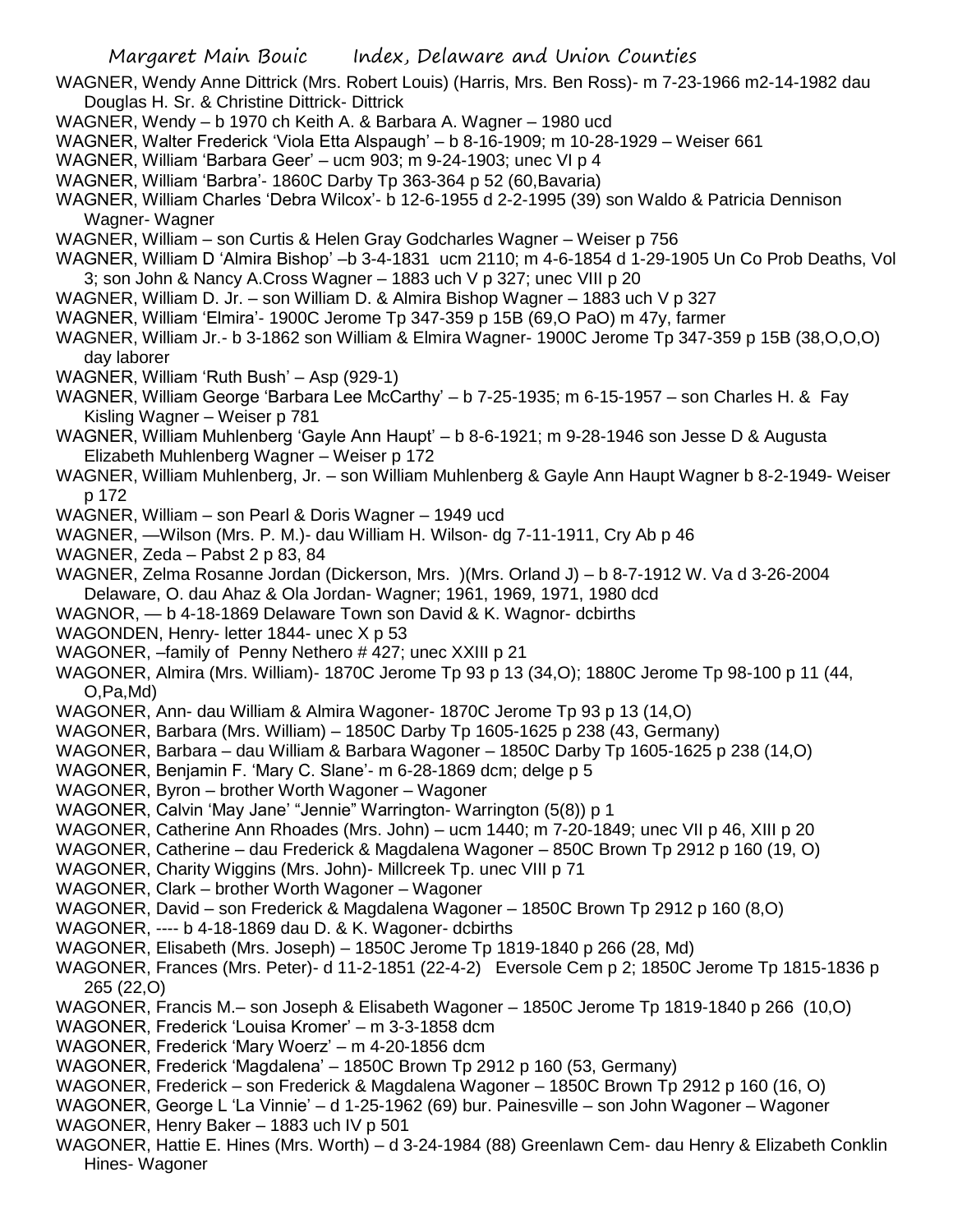WAGNER, Wendy Anne Dittrick (Mrs. Robert Louis) (Harris, Mrs. Ben Ross)- m 7-23-1966 m2-14-1982 dau Douglas H. Sr. & Christine Dittrick- Dittrick

WAGNER, Wendy – b 1970 ch Keith A. & Barbara A. Wagner – 1980 ucd

WAGNER, Walter Frederick 'Viola Etta Alspaugh' – b 8-16-1909; m 10-28-1929 – Weiser 661

WAGNER, William 'Barbara Geer' – ucm 903; m 9-24-1903; unec VI p 4

WAGNER, William 'Barbra'- 1860C Darby Tp 363-364 p 52 (60,Bavaria)

WAGNER, William Charles 'Debra Wilcox'- b 12-6-1955 d 2-2-1995 (39) son Waldo & Patricia Dennison Wagner- Wagner

WAGNER, William – son Curtis & Helen Gray Godcharles Wagner – Weiser p 756

WAGNER, William D 'Almira Bishop' –b 3-4-1831 ucm 2110; m 4-6-1854 d 1-29-1905 Un Co Prob Deaths, Vol 3; son John & Nancy A.Cross Wagner – 1883 uch V p 327; unec VIII p 20

WAGNER, William D. Jr. – son William D. & Almira Bishop Wagner – 1883 uch V p 327

WAGNER, William 'Elmira'- 1900C Jerome Tp 347-359 p 15B (69,O PaO) m 47y, farmer

WAGNER, William Jr.- b 3-1862 son William & Elmira Wagner- 1900C Jerome Tp 347-359 p 15B (38,O,O,O) day laborer

WAGNER, William 'Ruth Bush' – Asp (929-1)

WAGNER, William George 'Barbara Lee McCarthy' – b 7-25-1935; m 6-15-1957 – son Charles H. & Fay Kisling Wagner – Weiser p 781

WAGNER, William Muhlenberg 'Gayle Ann Haupt' – b 8-6-1921; m 9-28-1946 son Jesse D & Augusta Elizabeth Muhlenberg Wagner – Weiser p 172

WAGNER, William Muhlenberg, Jr. – son William Muhlenberg & Gayle Ann Haupt Wagner b 8-2-1949- Weiser p 172

WAGNER, William – son Pearl & Doris Wagner – 1949 ucd

WAGNER, —Wilson (Mrs. P. M.)- dau William H. Wilson- dg 7-11-1911, Cry Ab p 46

WAGNER, Zeda – Pabst 2 p 83, 84

WAGNER, Zelma Rosanne Jordan (Dickerson, Mrs. )(Mrs. Orland J) – b 8-7-1912 W. Va d 3-26-2004 Delaware, O. dau Ahaz & Ola Jordan- Wagner; 1961, 1969, 1971, 1980 dcd

WAGNOR, — b 4-18-1869 Delaware Town son David & K. Wagnor- dcbirths

WAGONDEN, Henry- letter 1844- unec X p 53

WAGONER, –family of Penny Nethero # 427; unec XXIII p 21

WAGONER, Almira (Mrs. William)- 1870C Jerome Tp 93 p 13 (34,O); 1880C Jerome Tp 98-100 p 11 (44, O,Pa,Md)

WAGONER, Ann- dau William & Almira Wagoner- 1870C Jerome Tp 93 p 13 (14,O)

WAGONER, Barbara (Mrs. William) – 1850C Darby Tp 1605-1625 p 238 (43, Germany)

WAGONER, Barbara – dau William & Barbara Wagoner – 1850C Darby Tp 1605-1625 p 238 (14,O)

WAGONER, Benjamin F. 'Mary C. Slane'- m 6-28-1869 dcm; delge p 5

WAGONER, Byron – brother Worth Wagoner – Wagoner

WAGONER, Calvin 'May Jane' "Jennie" Warrington- Warrington (5(8)) p 1

WAGONER, Catherine Ann Rhoades (Mrs. John) – ucm 1440; m 7-20-1849; unec VII p 46, XIII p 20

WAGONER, Catherine – dau Frederick & Magdalena Wagoner – 850C Brown Tp 2912 p 160 (19, O)

WAGONER, Charity Wiggins (Mrs. John)- Millcreek Tp. unec VIII p 71

WAGONER, Clark – brother Worth Wagoner – Wagoner

WAGONER, David – son Frederick & Magdalena Wagoner – 1850C Brown Tp 2912 p 160 (8,O)

WAGONER, ---- b 4-18-1869 dau D. & K. Wagoner- dcbirths

WAGONER, Elisabeth (Mrs. Joseph) – 1850C Jerome Tp 1819-1840 p 266 (28, Md)

WAGONER, Frances (Mrs. Peter)- d 11-2-1851 (22-4-2) Eversole Cem p 2; 1850C Jerome Tp 1815-1836 p 265 (22,O)

WAGONER, Francis M.– son Joseph & Elisabeth Wagoner – 1850C Jerome Tp 1819-1840 p 266 (10,O)

WAGONER, Frederick 'Louisa Kromer' – m 3-3-1858 dcm

WAGONER, Frederick 'Mary Woerz' – m 4-20-1856 dcm

WAGONER, Frederick 'Magdalena' – 1850C Brown Tp 2912 p 160 (53, Germany)

WAGONER, Frederick – son Frederick & Magdalena Wagoner – 1850C Brown Tp 2912 p 160 (16, O)

WAGONER, George L 'La Vinnie' – d 1-25-1962 (69) bur. Painesville – son John Wagoner – Wagoner

WAGONER, Henry Baker – 1883 uch IV p 501

WAGONER, Hattie E. Hines (Mrs. Worth) – d 3-24-1984 (88) Greenlawn Cem- dau Henry & Elizabeth Conklin Hines- Wagoner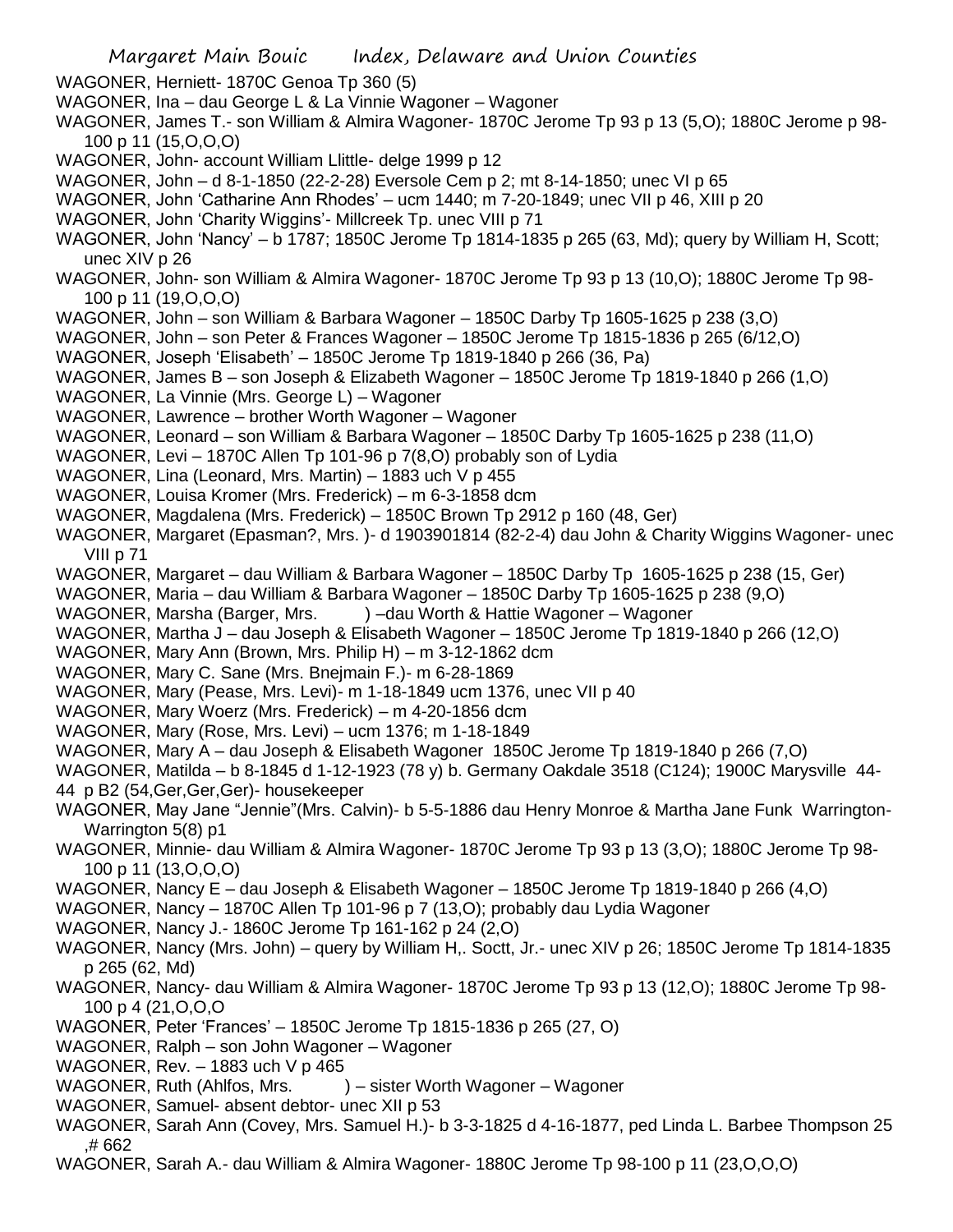WAGONER, Herniett- 1870C Genoa Tp 360 (5)

WAGONER, Ina – dau George L & La Vinnie Wagoner – Wagoner

WAGONER, James T.- son William & Almira Wagoner- 1870C Jerome Tp 93 p 13 (5,O); 1880C Jerome p 98-100 p 11 (15,O,O,O)

WAGONER, John- account William Llittle- delge 1999 p 12

WAGONER, John – d 8-1-1850 (22-2-28) Eversole Cem p 2; mt 8-14-1850; unec VI p 65

WAGONER, John 'Catharine Ann Rhodes' – ucm 1440; m 7-20-1849; unec VII p 46, XIII p 20

WAGONER, John 'Charity Wiggins'- Millcreek Tp. unec VIII p 71

WAGONER, John 'Nancy' – b 1787; 1850C Jerome Tp 1814-1835 p 265 (63, Md); query by William H, Scott; unec XIV p 26

WAGONER, John- son William & Almira Wagoner- 1870C Jerome Tp 93 p 13 (10,O); 1880C Jerome Tp 98-100 p 11 (19,O,O,O)

WAGONER, John – son William & Barbara Wagoner – 1850C Darby Tp 1605-1625 p 238 (3,O)

WAGONER, John – son Peter & Frances Wagoner – 1850C Jerome Tp 1815-1836 p 265 (6/12,O)

WAGONER, Joseph 'Elisabeth' – 1850C Jerome Tp 1819-1840 p 266 (36, Pa)

WAGONER, James B – son Joseph & Elizabeth Wagoner – 1850C Jerome Tp 1819-1840 p 266 (1,O)

WAGONER, La Vinnie (Mrs. George L) – Wagoner

WAGONER, Lawrence – brother Worth Wagoner – Wagoner

WAGONER, Leonard – son William & Barbara Wagoner – 1850C Darby Tp 1605-1625 p 238 (11,O)

WAGONER, Levi – 1870C Allen Tp 101-96 p 7(8,O) probably son of Lydia

WAGONER, Lina (Leonard, Mrs. Martin) – 1883 uch V p 455

WAGONER, Louisa Kromer (Mrs. Frederick) – m 6-3-1858 dcm

WAGONER, Magdalena (Mrs. Frederick) – 1850C Brown Tp 2912 p 160 (48, Ger)

WAGONER, Margaret (Epasman?, Mrs. )- d 1903901814 (82-2-4) dau John & Charity Wiggins Wagoner- unec VIII p 71

WAGONER, Margaret – dau William & Barbara Wagoner – 1850C Darby Tp 1605-1625 p 238 (15, Ger)

WAGONER, Maria – dau William & Barbara Wagoner – 1850C Darby Tp 1605-1625 p 238 (9,O)

WAGONER, Marsha (Barger, Mrs. ) –dau Worth & Hattie Wagoner – Wagoner

WAGONER, Martha J – dau Joseph & Elisabeth Wagoner – 1850C Jerome Tp 1819-1840 p 266 (12,O)

WAGONER, Mary Ann (Brown, Mrs. Philip H) – m 3-12-1862 dcm

WAGONER, Mary C. Sane (Mrs. Bnejmain F.)- m 6-28-1869

WAGONER, Mary (Pease, Mrs. Levi)- m 1-18-1849 ucm 1376, unec VII p 40

WAGONER, Mary Woerz (Mrs. Frederick) – m 4-20-1856 dcm

WAGONER, Mary (Rose, Mrs. Levi) – ucm 1376; m 1-18-1849

WAGONER, Mary A – dau Joseph & Elisabeth Wagoner 1850C Jerome Tp 1819-1840 p 266 (7,O)

WAGONER, Matilda – b 8-1845 d 1-12-1923 (78 y) b. Germany Oakdale 3518 (C124); 1900C Marysville 44-44 p B2 (54,Ger,Ger,Ger)- housekeeper

WAGONER, May Jane "Jennie"(Mrs. Calvin)- b 5-5-1886 dau Henry Monroe & Martha Jane Funk Warrington-Warrington 5(8) p1

WAGONER, Minnie- dau William & Almira Wagoner- 1870C Jerome Tp 93 p 13 (3,O); 1880C Jerome Tp 98-100 p 11 (13,O,O,O)

WAGONER, Nancy E – dau Joseph & Elisabeth Wagoner – 1850C Jerome Tp 1819-1840 p 266 (4,O)

WAGONER, Nancy – 1870C Allen Tp 101-96 p 7 (13,O); probably dau Lydia Wagoner

WAGONER, Nancy J.- 1860C Jerome Tp 161-162 p 24 (2,O)

WAGONER, Nancy (Mrs. John) – query by William H,. Soctt, Jr.- unec XIV p 26; 1850C Jerome Tp 1814-1835 p 265 (62, Md)

WAGONER, Nancy- dau William & Almira Wagoner- 1870C Jerome Tp 93 p 13 (12,O); 1880C Jerome Tp 98-100 p 4 (21,O,O,O

WAGONER, Peter 'Frances' – 1850C Jerome Tp 1815-1836 p 265 (27, O)

WAGONER, Ralph – son John Wagoner – Wagoner

WAGONER, Rev. – 1883 uch V p 465

WAGONER, Ruth (Ahlfos, Mrs. ) – sister Worth Wagoner – Wagoner

WAGONER, Samuel- absent debtor- unec XII p 53

WAGONER, Sarah Ann (Covey, Mrs. Samuel H.)- b 3-3-1825 d 4-16-1877, ped Linda L. Barbee Thompson 25 ,# 662

WAGONER, Sarah A.- dau William & Almira Wagoner- 1880C Jerome Tp 98-100 p 11 (23,O,O,O)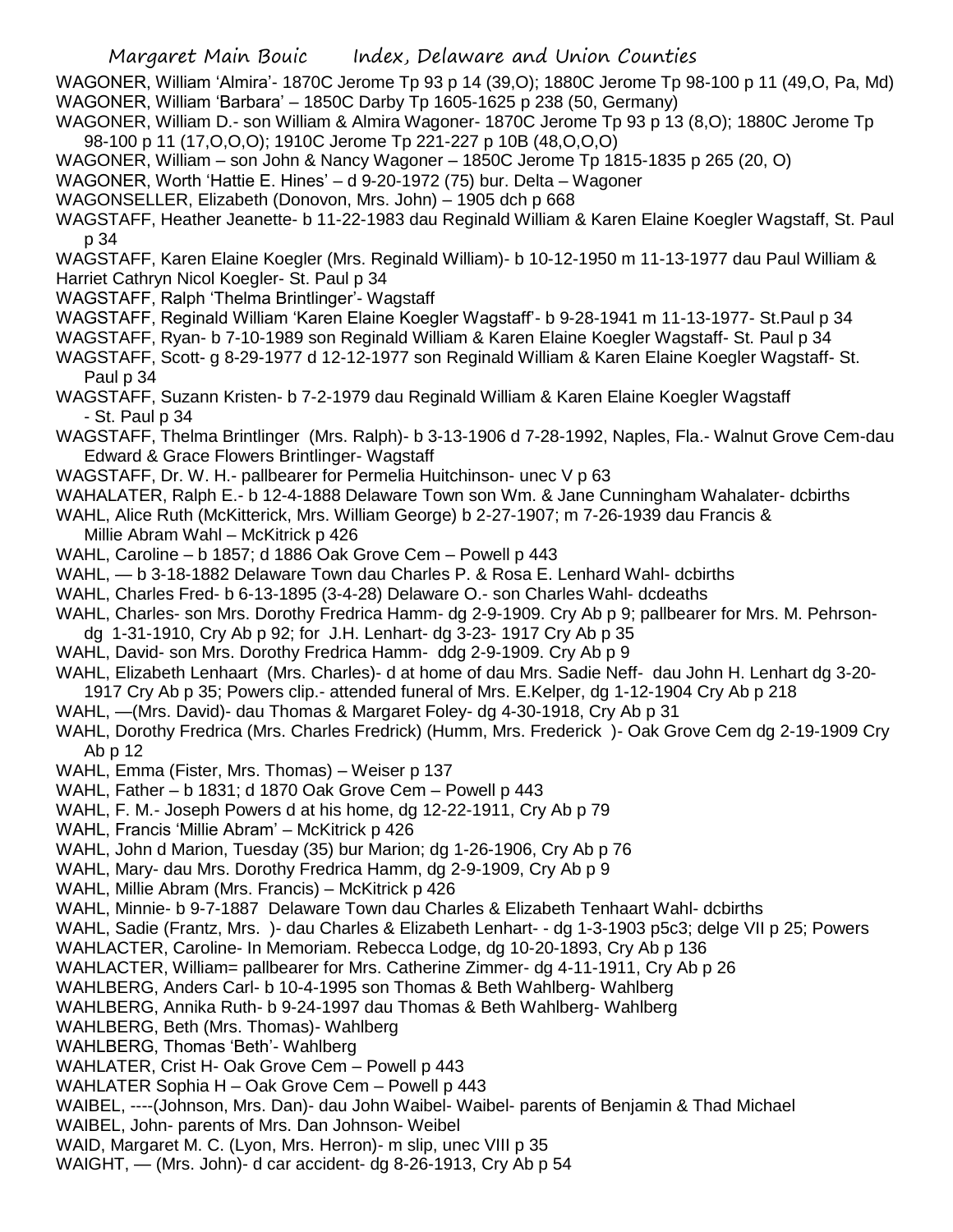WAGONER, William 'Almira'- 1870C Jerome Tp 93 p 14 (39,O); 1880C Jerome Tp 98-100 p 11 (49,O, Pa, Md)

WAGONER, William 'Barbara' – 1850C Darby Tp 1605-1625 p 238 (50, Germany)

WAGONER, William D.- son William & Almira Wagoner- 1870C Jerome Tp 93 p 13 (8,O); 1880C Jerome Tp 98-100 p 11 (17,O,O,O); 1910C Jerome Tp 221-227 p 10B (48,O,O,O)

WAGONER, William – son John & Nancy Wagoner – 1850C Jerome Tp 1815-1835 p 265 (20, O)

WAGONER, Worth 'Hattie E. Hines' – d 9-20-1972 (75) bur. Delta – Wagoner

WAGONSELLER, Elizabeth (Donovon, Mrs. John) – 1905 dch p 668

WAGSTAFF, Heather Jeanette- b 11-22-1983 dau Reginald William & Karen Elaine Koegler Wagstaff, St. Paul p 34

WAGSTAFF, Karen Elaine Koegler (Mrs. Reginald William)- b 10-12-1950 m 11-13-1977 dau Paul William & Harriet Cathryn Nicol Koegler- St. Paul p 34

WAGSTAFF, Ralph 'Thelma Brintlinger'- Wagstaff

WAGSTAFF, Reginald William 'Karen Elaine Koegler Wagstaff'- b 9-28-1941 m 11-13-1977- St.Paul p 34

WAGSTAFF, Ryan- b 7-10-1989 son Reginald William & Karen Elaine Koegler Wagstaff- St. Paul p 34

WAGSTAFF, Scott- g 8-29-1977 d 12-12-1977 son Reginald William & Karen Elaine Koegler Wagstaff- St. Paul p 34

WAGSTAFF, Suzann Kristen- b 7-2-1979 dau Reginald William & Karen Elaine Koegler Wagstaff - St. Paul p 34

WAGSTAFF, Thelma Brintlinger (Mrs. Ralph)- b 3-13-1906 d 7-28-1992, Naples, Fla.- Walnut Grove Cem-dau Edward & Grace Flowers Brintlinger- Wagstaff

WAGSTAFF, Dr. W. H.- pallbearer for Permelia Huitchinson- unec V p 63

WAHALATER, Ralph E.- b 12-4-1888 Delaware Town son Wm. & Jane Cunningham Wahalater- dcbirths

WAHL, Alice Ruth (McKitterick, Mrs. William George) b 2-27-1907; m 7-26-1939 dau Francis & Millie Abram Wahl – McKitrick p 426

WAHL, Caroline – b 1857; d 1886 Oak Grove Cem – Powell p 443

WAHL, — b 3-18-1882 Delaware Town dau Charles P. & Rosa E. Lenhard Wahl- dcbirths

WAHL, Charles Fred- b 6-13-1895 (3-4-28) Delaware O.- son Charles Wahl- dcdeaths

WAHL, Charles- son Mrs. Dorothy Fredrica Hamm- dg 2-9-1909. Cry Ab p 9; pallbearer for Mrs. M. Pehrson- dg 1-31-1910, Cry Ab p 92; for J.H. Lenhart- dg 3-23- 1917 Cry Ab p 35

WAHL, David- son Mrs. Dorothy Fredrica Hamm- ddg 2-9-1909. Cry Ab p 9

WAHL, Elizabeth Lenhaart (Mrs. Charles)- d at home of dau Mrs. Sadie Neff- dau John H. Lenhart dg 3-20-1917 Cry Ab p 35; Powers clip.- attended funeral of Mrs. E.Kelper, dg 1-12-1904 Cry Ab p 218

WAHL, —(Mrs. David)- dau Thomas & Margaret Foley- dg 4-30-1918, Cry Ab p 31

WAHL, Dorothy Fredrica (Mrs. Charles Fredrick) (Humm, Mrs. Frederick )- Oak Grove Cem dg 2-19-1909 Cry Ab p 12

WAHL, Emma (Fister, Mrs. Thomas) – Weiser p 137

WAHL, Father – b 1831; d 1870 Oak Grove Cem – Powell p 443

WAHL, F. M.- Joseph Powers d at his home, dg 12-22-1911, Cry Ab p 79

WAHL, Francis 'Millie Abram' – McKitrick p 426

WAHL, John d Marion, Tuesday (35) bur Marion; dg 1-26-1906, Cry Ab p 76

WAHL, Mary- dau Mrs. Dorothy Fredrica Hamm, dg 2-9-1909, Cry Ab p 9

WAHL, Millie Abram (Mrs. Francis) – McKitrick p 426

WAHL, Minnie- b 9-7-1887 Delaware Town dau Charles & Elizabeth Tenhaart Wahl- dcbirths

WAHL, Sadie (Frantz, Mrs. )- dau Charles & Elizabeth Lenhart- - dg 1-3-1903 p5c3; delge VII p 25; Powers

WAHLACTER, Caroline- In Memoriam. Rebecca Lodge, dg 10-20-1893, Cry Ab p 136

WAHLACTER, William= pallbearer for Mrs. Catherine Zimmer- dg 4-11-1911, Cry Ab p 26

WAHLBERG, Anders Carl- b 10-4-1995 son Thomas & Beth Wahlberg- Wahlberg

WAHLBERG, Annika Ruth- b 9-24-1997 dau Thomas & Beth Wahlberg- Wahlberg

WAHLBERG, Beth (Mrs. Thomas)- Wahlberg

WAHLBERG, Thomas 'Beth'- Wahlberg

WAHLATER, Crist H- Oak Grove Cem – Powell p 443

WAHLATER Sophia H – Oak Grove Cem – Powell p 443

WAIBEL, ----(Johnson, Mrs. Dan)- dau John Waibel- Waibel- parents of Benjamin & Thad Michael

WAIBEL, John- parents of Mrs. Dan Johnson- Weibel

WAID, Margaret M. C. (Lyon, Mrs. Herron)- m slip, unec VIII p 35

WAIGHT, — (Mrs. John)- d car accident- dg 8-26-1913, Cry Ab p 54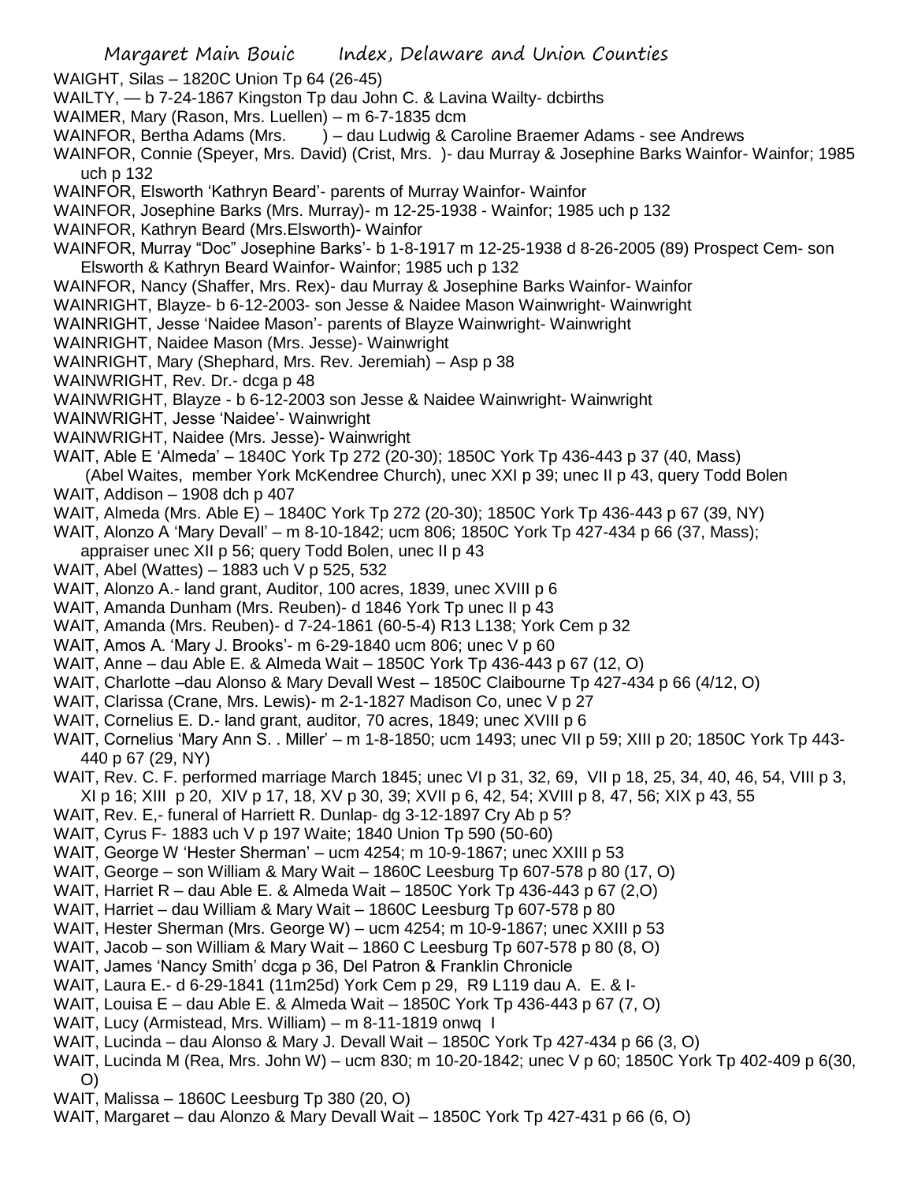WAIGHT, Silas – 1820C Union Tp 64 (26-45)

WAILTY, — b 7-24-1867 Kingston Tp dau John C. & Lavina Wailty- dcbirths

WAIMER, Mary (Rason, Mrs. Luellen) – m 6-7-1835 dcm

WAINFOR, Bertha Adams (Mrs. ) – dau Ludwig & Caroline Braemer Adams - see Andrews

WAINFOR, Connie (Speyer, Mrs. David) (Crist, Mrs. )- dau Murray & Josephine Barks Wainfor- Wainfor; 1985 uch p 132

WAINFOR, Elsworth 'Kathryn Beard'- parents of Murray Wainfor- Wainfor

WAINFOR, Josephine Barks (Mrs. Murray)- m 12-25-1938 - Wainfor; 1985 uch p 132

WAINFOR, Kathryn Beard (Mrs.Elsworth)- Wainfor

WAINFOR, Murray "Doc" Josephine Barks'- b 1-8-1917 m 12-25-1938 d 8-26-2005 (89) Prospect Cem- son Elsworth & Kathryn Beard Wainfor- Wainfor; 1985 uch p 132

WAINFOR, Nancy (Shaffer, Mrs. Rex)- dau Murray & Josephine Barks Wainfor- Wainfor

WAINRIGHT, Blayze- b 6-12-2003- son Jesse & Naidee Mason Wainwright- Wainwright

WAINRIGHT, Jesse 'Naidee Mason'- parents of Blayze Wainwright- Wainwright

WAINRIGHT, Naidee Mason (Mrs. Jesse)- Wainwright

WAINRIGHT, Mary (Shephard, Mrs. Rev. Jeremiah) – Asp p 38

WAINWRIGHT, Rev. Dr.- dcga p 48

WAINWRIGHT, Blayze - b 6-12-2003 son Jesse & Naidee Wainwright- Wainwright

WAINWRIGHT, Jesse 'Naidee'- Wainwright

WAINWRIGHT, Naidee (Mrs. Jesse)- Wainwright

WAIT, Able E 'Almeda' – 1840C York Tp 272 (20-30); 1850C York Tp 436-443 p 37 (40, Mass) (Abel Waites, member York McKendree Church), unec XXI p 39; unec II p 43, query Todd Bolen

WAIT, Addison – 1908 dch p 407

WAIT, Almeda (Mrs. Able E) – 1840C York Tp 272 (20-30); 1850C York Tp 436-443 p 67 (39, NY)

WAIT, Alonzo A 'Mary Devall' – m 8-10-1842; ucm 806; 1850C York Tp 427-434 p 66 (37, Mass); appraiser unec XII p 56; query Todd Bolen, unec II p 43

WAIT, Abel (Wattes) – 1883 uch V p 525, 532

WAIT, Alonzo A.- land grant, Auditor, 100 acres, 1839, unec XVIII p 6

WAIT, Amanda Dunham (Mrs. Reuben)- d 1846 York Tp unec II p 43

WAIT, Amanda (Mrs. Reuben)- d 7-24-1861 (60-5-4) R13 L138; York Cem p 32

WAIT, Amos A. 'Mary J. Brooks'- m 6-29-1840 ucm 806; unec V p 60

WAIT, Anne – dau Able E. & Almeda Wait – 1850C York Tp 436-443 p 67 (12, O)

WAIT, Charlotte –dau Alonso & Mary Devall West – 1850C Claibourne Tp 427-434 p 66 (4/12, O)

WAIT, Clarissa (Crane, Mrs. Lewis)- m 2-1-1827 Madison Co, unec V p 27

WAIT, Cornelius E. D.- land grant, auditor, 70 acres, 1849; unec XVIII p 6

WAIT, Cornelius 'Mary Ann S. . Miller' – m 1-8-1850; ucm 1493; unec VII p 59; XIII p 20; 1850C York Tp 443-440 p 67 (29, NY)

WAIT, Rev. C. F. performed marriage March 1845; unec VI p 31, 32, 69, VII p 18, 25, 34, 40, 46, 54, VIII p 3, XI p 16; XIII p 20, XIV p 17, 18, XV p 30, 39; XVII p 6, 42, 54; XVIII p 8, 47, 56; XIX p 43, 55

WAIT, Rev. E,- funeral of Harriett R. Dunlap- dg 3-12-1897 Cry Ab p 5?

WAIT, Cyrus F- 1883 uch V p 197 Waite; 1840 Union Tp 590 (50-60)

WAIT, George W 'Hester Sherman' – ucm 4254; m 10-9-1867; unec XXIII p 53

WAIT, George – son William & Mary Wait – 1860C Leesburg Tp 607-578 p 80 (17, O)

WAIT, Harriet R – dau Able E. & Almeda Wait – 1850C York Tp 436-443 p 67 (2,O)

WAIT, Harriet – dau William & Mary Wait – 1860C Leesburg Tp 607-578 p 80

WAIT, Hester Sherman (Mrs. George W) – ucm 4254; m 10-9-1867; unec XXIII p 53

WAIT, Jacob – son William & Mary Wait – 1860 C Leesburg Tp 607-578 p 80 (8, O)

WAIT, James 'Nancy Smith' dcga p 36, Del Patron & Franklin Chronicle

WAIT, Laura E.- d 6-29-1841 (11m25d) York Cem p 29, R9 L119 dau A. E. & I-

WAIT, Louisa E – dau Able E. & Almeda Wait – 1850C York Tp 436-443 p 67 (7, O)

WAIT, Lucy (Armistead, Mrs. William) – m 8-11-1819 onwq I

WAIT, Lucinda – dau Alonso & Mary J. Devall Wait – 1850C York Tp 427-434 p 66 (3, O)

WAIT, Lucinda M (Rea, Mrs. John W) – ucm 830; m 10-20-1842; unec V p 60; 1850C York Tp 402-409 p 6(30, O)

WAIT, Malissa – 1860C Leesburg Tp 380 (20, O)

WAIT, Margaret – dau Alonzo & Mary Devall Wait – 1850C York Tp 427-431 p 66 (6, O)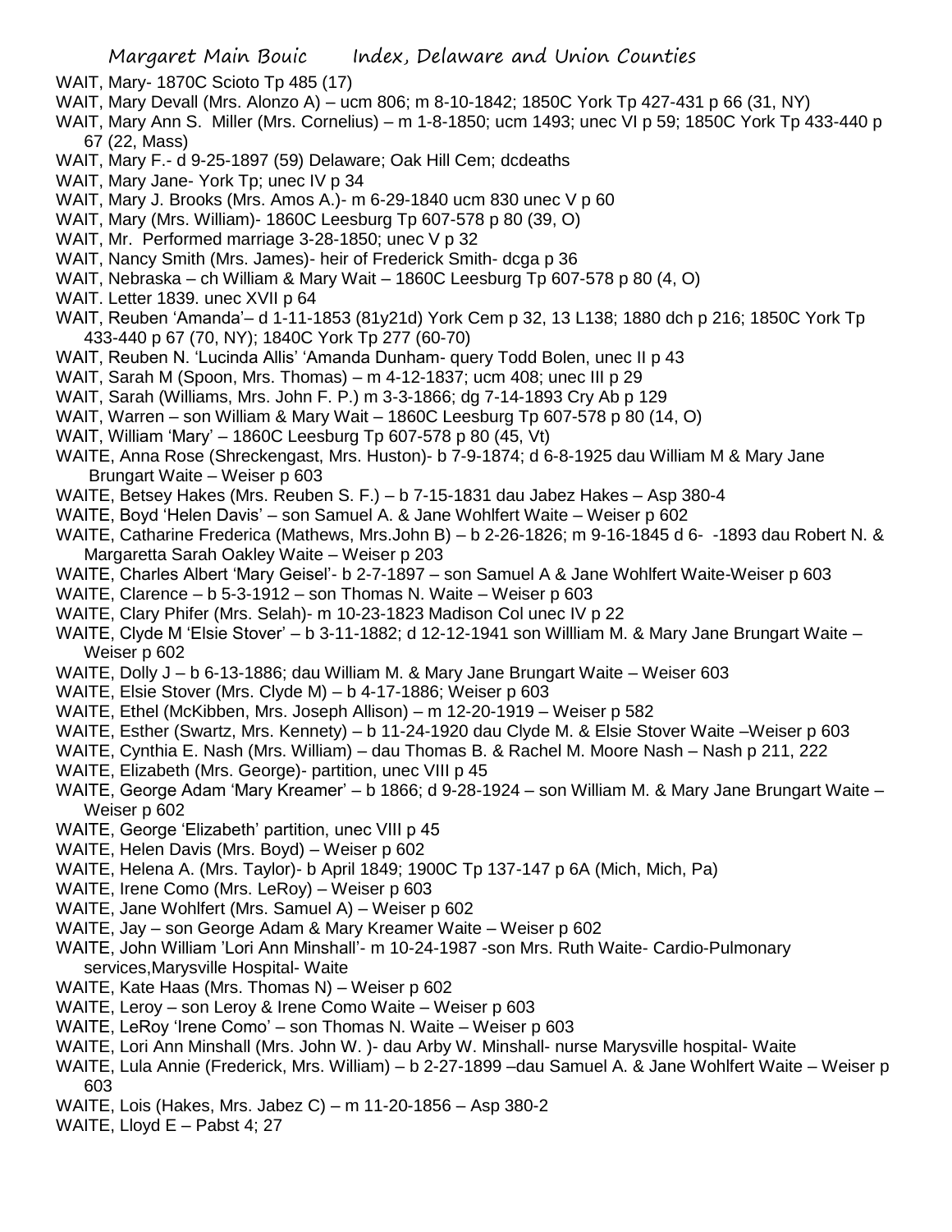WAIT, Mary- 1870C Scioto Tp 485 (17)

WAIT, Mary Devall (Mrs. Alonzo A) – ucm 806; m 8-10-1842; 1850C York Tp 427-431 p 66 (31, NY)

WAIT, Mary Ann S. Miller (Mrs. Cornelius) – m 1-8-1850; ucm 1493; unec VI p 59; 1850C York Tp 433-440 p 67 (22, Mass)

WAIT, Mary F.- d 9-25-1897 (59) Delaware; Oak Hill Cem; dcdeaths

WAIT, Mary Jane- York Tp; unec IV p 34

WAIT, Mary J. Brooks (Mrs. Amos A.)- m 6-29-1840 ucm 830 unec V p 60

WAIT, Mary (Mrs. William)- 1860C Leesburg Tp 607-578 p 80 (39, O)

WAIT, Mr. Performed marriage 3-28-1850; unec V p 32

WAIT, Nancy Smith (Mrs. James)- heir of Frederick Smith- dcga p 36

WAIT, Nebraska – ch William & Mary Wait – 1860C Leesburg Tp 607-578 p 80 (4, O)

WAIT. Letter 1839. unec XVII p 64

WAIT, Reuben 'Amanda'– d 1-11-1853 (81y21d) York Cem p 32, 13 L138; 1880 dch p 216; 1850C York Tp 433-440 p 67 (70, NY); 1840C York Tp 277 (60-70)

WAIT, Reuben N. 'Lucinda Allis' 'Amanda Dunham- query Todd Bolen, unec II p 43

WAIT, Sarah M (Spoon, Mrs. Thomas) – m 4-12-1837; ucm 408; unec III p 29

WAIT, Sarah (Williams, Mrs. John F. P.) m 3-3-1866; dg 7-14-1893 Cry Ab p 129

WAIT, Warren – son William & Mary Wait – 1860C Leesburg Tp 607-578 p 80 (14, O)

WAIT, William 'Mary' – 1860C Leesburg Tp 607-578 p 80 (45, Vt)

WAITE, Anna Rose (Shreckengast, Mrs. Huston)- b 7-9-1874; d 6-8-1925 dau William M & Mary Jane Brungart Waite – Weiser p 603

WAITE, Betsey Hakes (Mrs. Reuben S. F.) – b 7-15-1831 dau Jabez Hakes – Asp 380-4

WAITE, Boyd 'Helen Davis' – son Samuel A. & Jane Wohlfert Waite – Weiser p 602

WAITE, Catharine Frederica (Mathews, Mrs.John B) – b 2-26-1826; m 9-16-1845 d 6- -1893 dau Robert N. & Margaretta Sarah Oakley Waite – Weiser p 203

WAITE, Charles Albert 'Mary Geisel'- b 2-7-1897 – son Samuel A & Jane Wohlfert Waite-Weiser p 603

WAITE, Clarence – b 5-3-1912 – son Thomas N. Waite – Weiser p 603

WAITE, Clary Phifer (Mrs. Selah)- m 10-23-1823 Madison Col unec IV p 22

WAITE, Clyde M 'Elsie Stover' – b 3-11-1882; d 12-12-1941 son Willliam M. & Mary Jane Brungart Waite – Weiser p 602

WAITE, Dolly J – b 6-13-1886; dau William M. & Mary Jane Brungart Waite – Weiser 603

WAITE, Elsie Stover (Mrs. Clyde M) – b 4-17-1886; Weiser p 603

WAITE, Ethel (McKibben, Mrs. Joseph Allison) – m 12-20-1919 – Weiser p 582

WAITE, Esther (Swartz, Mrs. Kennety) – b 11-24-1920 dau Clyde M. & Elsie Stover Waite –Weiser p 603

WAITE, Cynthia E. Nash (Mrs. William) – dau Thomas B. & Rachel M. Moore Nash – Nash p 211, 222

WAITE, Elizabeth (Mrs. George)- partition, unec VIII p 45

WAITE, George Adam 'Mary Kreamer' – b 1866; d 9-28-1924 – son William M. & Mary Jane Brungart Waite – Weiser p 602

WAITE, George 'Elizabeth' partition, unec VIII p 45

WAITE, Helen Davis (Mrs. Boyd) – Weiser p 602

WAITE, Helena A. (Mrs. Taylor)- b April 1849; 1900C Tp 137-147 p 6A (Mich, Mich, Pa)

WAITE, Irene Como (Mrs. LeRoy) – Weiser p 603

WAITE, Jane Wohlfert (Mrs. Samuel A) – Weiser p 602

WAITE, Jay – son George Adam & Mary Kreamer Waite – Weiser p 602

WAITE, John William 'Lori Ann Minshall'- m 10-24-1987 -son Mrs. Ruth Waite- Cardio-Pulmonary services,Marysville Hospital- Waite

WAITE, Kate Haas (Mrs. Thomas N) – Weiser p 602

WAITE, Leroy – son Leroy & Irene Como Waite – Weiser p 603

WAITE, LeRoy 'Irene Como' – son Thomas N. Waite – Weiser p 603

WAITE, Lori Ann Minshall (Mrs. John W. )- dau Arby W. Minshall- nurse Marysville hospital- Waite

WAITE, Lula Annie (Frederick, Mrs. William) – b 2-27-1899 –dau Samuel A. & Jane Wohlfert Waite – Weiser p 603

WAITE, Lois (Hakes, Mrs. Jabez C) – m 11-20-1856 – Asp 380-2

WAITE, Lloyd E – Pabst 4; 27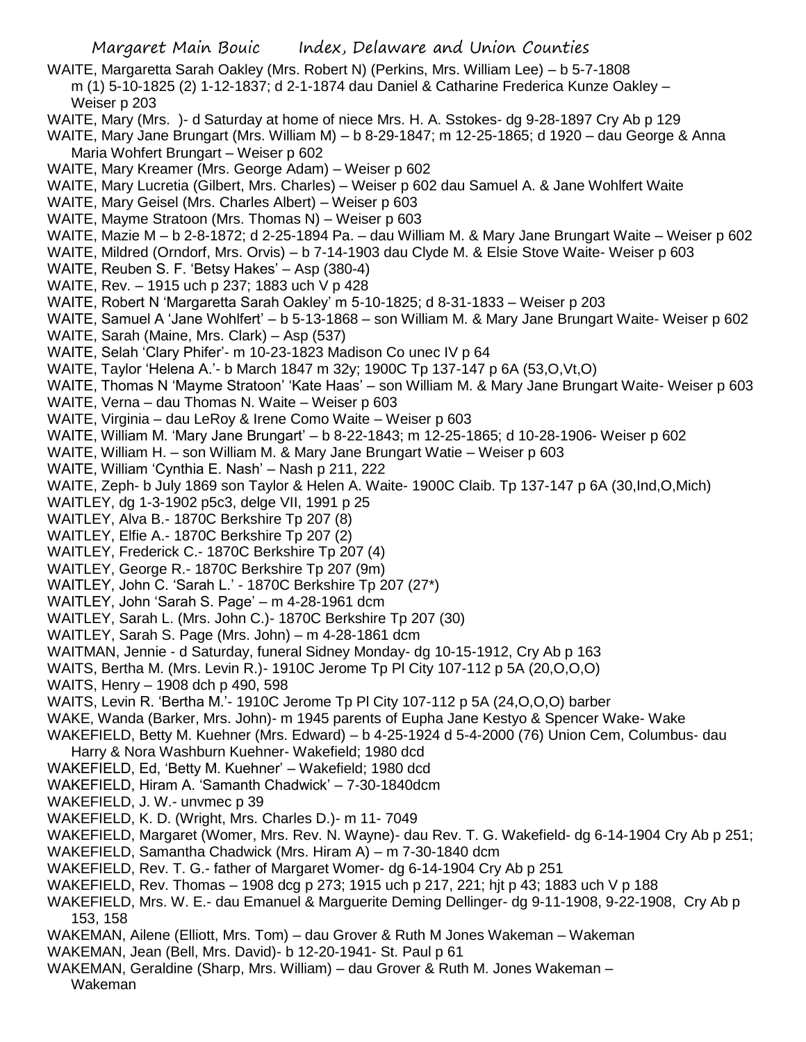WAITE, Margaretta Sarah Oakley (Mrs. Robert N) (Perkins, Mrs. William Lee) – b 5-7-1808 m (1) 5-10-1825 (2) 1-12-1837; d 2-1-1874 dau Daniel & Catharine Frederica Kunze Oakley – Weiser p 203

WAITE, Mary (Mrs. )- d Saturday at home of niece Mrs. H. A. Sstokes- dg 9-28-1897 Cry Ab p 129

WAITE, Mary Jane Brungart (Mrs. William M) – b 8-29-1847; m 12-25-1865; d 1920 – dau George & Anna Maria Wohfert Brungart – Weiser p 602

WAITE, Mary Kreamer (Mrs. George Adam) – Weiser p 602

WAITE, Mary Lucretia (Gilbert, Mrs. Charles) – Weiser p 602 dau Samuel A. & Jane Wohlfert Waite

WAITE, Mary Geisel (Mrs. Charles Albert) – Weiser p 603

WAITE, Mayme Stratoon (Mrs. Thomas N) – Weiser p 603

WAITE, Mazie M – b 2-8-1872; d 2-25-1894 Pa. – dau William M. & Mary Jane Brungart Waite – Weiser p 602

WAITE, Mildred (Orndorf, Mrs. Orvis) – b 7-14-1903 dau Clyde M. & Elsie Stove Waite- Weiser p 603

WAITE, Reuben S. F. 'Betsy Hakes' – Asp (380-4)

WAITE, Rev. – 1915 uch p 237; 1883 uch V p 428

WAITE, Robert N 'Margaretta Sarah Oakley' m 5-10-1825; d 8-31-1833 – Weiser p 203

WAITE, Samuel A 'Jane Wohlfert' – b 5-13-1868 – son William M. & Mary Jane Brungart Waite- Weiser p 602

WAITE, Sarah (Maine, Mrs. Clark) – Asp (537)

WAITE, Selah 'Clary Phifer'- m 10-23-1823 Madison Co unec IV p 64

WAITE, Taylor 'Helena A.'- b March 1847 m 32y; 1900C Tp 137-147 p 6A (53,O,Vt,O)

WAITE, Thomas N 'Mayme Stratoon' 'Kate Haas' – son William M. & Mary Jane Brungart Waite- Weiser p 603

WAITE, Verna – dau Thomas N. Waite – Weiser p 603

WAITE, Virginia – dau LeRoy & Irene Como Waite – Weiser p 603

WAITE, William M. 'Mary Jane Brungart' – b 8-22-1843; m 12-25-1865; d 10-28-1906- Weiser p 602

WAITE, William H. – son William M. & Mary Jane Brungart Watie – Weiser p 603

WAITE, William 'Cynthia E. Nash' – Nash p 211, 222

WAITE, Zeph- b July 1869 son Taylor & Helen A. Waite- 1900C Claib. Tp 137-147 p 6A (30,Ind,O,Mich)

WAITLEY, dg 1-3-1902 p5c3, delge VII, 1991 p 25

WAITLEY, Alva B.- 1870C Berkshire Tp 207 (8)

WAITLEY, Elfie A.- 1870C Berkshire Tp 207 (2)

WAITLEY, Frederick C.- 1870C Berkshire Tp 207 (4)

WAITLEY, George R.- 1870C Berkshire Tp 207 (9m)

WAITLEY, John C. 'Sarah L.' - 1870C Berkshire Tp 207 (27*)

WAITLEY, John 'Sarah S. Page' – m 4-28-1961 dcm

WAITLEY, Sarah L. (Mrs. John C.)- 1870C Berkshire Tp 207 (30)

WAITLEY, Sarah S. Page (Mrs. John) – m 4-28-1861 dcm

WAITMAN, Jennie - d Saturday, funeral Sidney Monday- dg 10-15-1912, Cry Ab p 163

WAITS, Bertha M. (Mrs. Levin R.)- 1910C Jerome Tp Pl City 107-112 p 5A (20,O,O,O)

WAITS, Henry – 1908 dch p 490, 598

WAITS, Levin R. 'Bertha M.'- 1910C Jerome Tp Pl City 107-112 p 5A (24,O,O,O) barber

WAKE, Wanda (Barker, Mrs. John)- m 1945 parents of Eupha Jane Kestyo & Spencer Wake- Wake

WAKEFIELD, Betty M. Kuehner (Mrs. Edward) – b 4-25-1924 d 5-4-2000 (76) Union Cem, Columbus- dau Harry & Nora Washburn Kuehner- Wakefield; 1980 dcd

WAKEFIELD, Ed, 'Betty M. Kuehner' – Wakefield; 1980 dcd

WAKEFIELD, Hiram A. 'Samanth Chadwick' – 7-30-1840dcm

WAKEFIELD, J. W.- unvmec p 39

WAKEFIELD, K. D. (Wright, Mrs. Charles D.)- m 11- 7049

WAKEFIELD, Margaret (Womer, Mrs. Rev. N. Wayne)- dau Rev. T. G. Wakefield- dg 6-14-1904 Cry Ab p 251;

WAKEFIELD, Samantha Chadwick (Mrs. Hiram A) – m 7-30-1840 dcm

WAKEFIELD, Rev. T. G.- father of Margaret Womer- dg 6-14-1904 Cry Ab p 251

WAKEFIELD, Rev. Thomas – 1908 dcg p 273; 1915 uch p 217, 221; hjt p 43; 1883 uch V p 188

WAKEFIELD, Mrs. W. E.- dau Emanuel & Marguerite Deming Dellinger- dg 9-11-1908, 9-22-1908, Cry Ab p 153, 158

WAKEMAN, Ailene (Elliott, Mrs. Tom) – dau Grover & Ruth M Jones Wakeman – Wakeman

WAKEMAN, Jean (Bell, Mrs. David)- b 12-20-1941- St. Paul p 61

WAKEMAN, Geraldine (Sharp, Mrs. William) – dau Grover & Ruth M. Jones Wakeman – Wakeman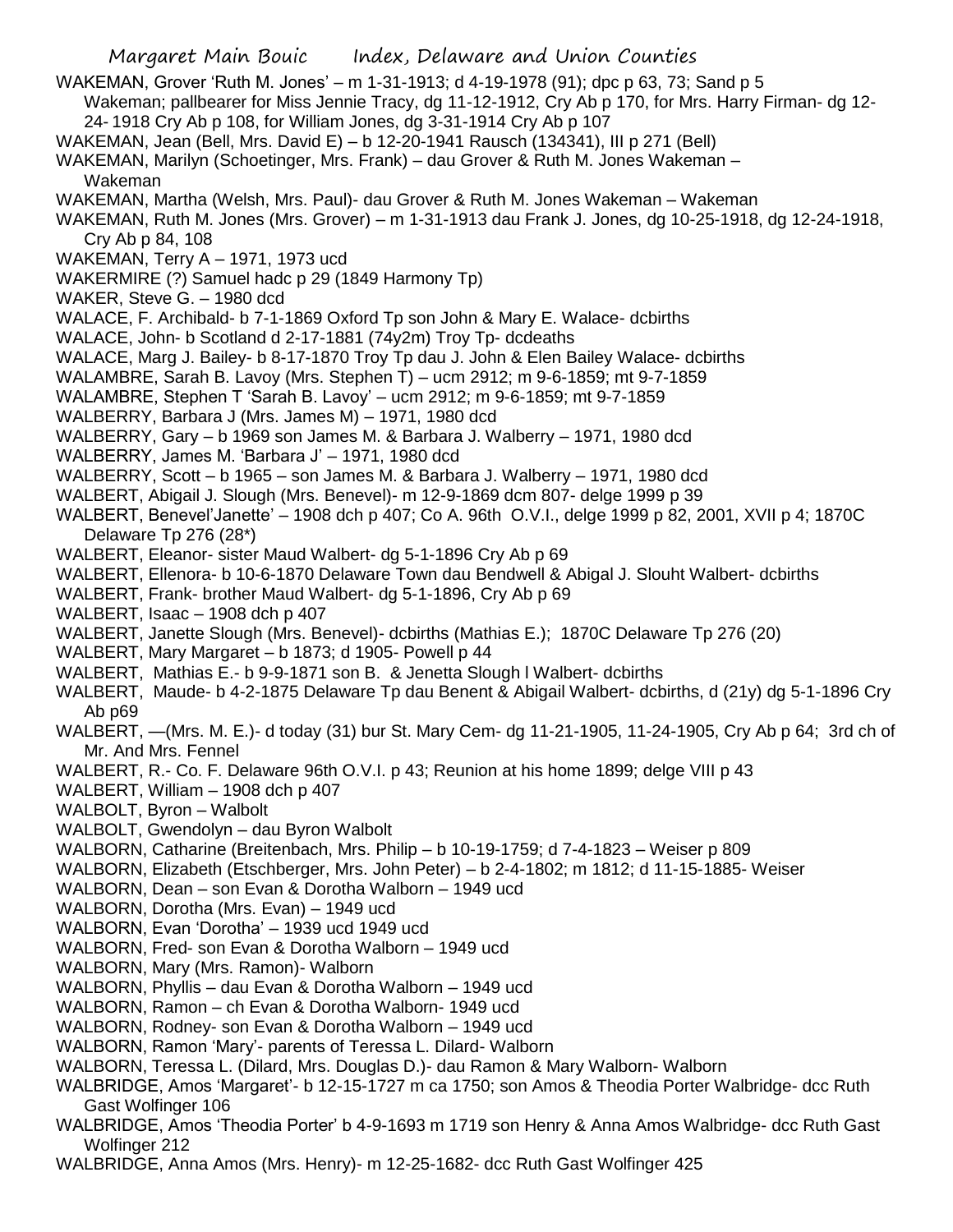WAKEMAN, Grover 'Ruth M. Jones' – m 1-31-1913; d 4-19-1978 (91); dpc p 63, 73; Sand p 5 Wakeman; pallbearer for Miss Jennie Tracy, dg 11-12-1912, Cry Ab p 170, for Mrs. Harry Firman- dg 12-24- 1918 Cry Ab p 108, for William Jones, dg 3-31-1914 Cry Ab p 107

WAKEMAN, Jean (Bell, Mrs. David E) – b 12-20-1941 Rausch (134341), III p 271 (Bell)

WAKEMAN, Marilyn (Schoetinger, Mrs. Frank) – dau Grover & Ruth M. Jones Wakeman – Wakeman

WAKEMAN, Martha (Welsh, Mrs. Paul)- dau Grover & Ruth M. Jones Wakeman – Wakeman

WAKEMAN, Ruth M. Jones (Mrs. Grover) – m 1-31-1913 dau Frank J. Jones, dg 10-25-1918, dg 12-24-1918, Cry Ab p 84, 108

WAKEMAN, Terry A – 1971, 1973 ucd

WAKERMIRE (?) Samuel hadc p 29 (1849 Harmony Tp)

WAKER, Steve G. – 1980 dcd

WALACE, F. Archibald- b 7-1-1869 Oxford Tp son John & Mary E. Walace- dcbirths

WALACE, John- b Scotland d 2-17-1881 (74y2m) Troy Tp- dcdeaths

WALACE, Marg J. Bailey- b 8-17-1870 Troy Tp dau J. John & Elen Bailey Walace- dcbirths

WALAMBRE, Sarah B. Lavoy (Mrs. Stephen T) – ucm 2912; m 9-6-1859; mt 9-7-1859

WALAMBRE, Stephen T 'Sarah B. Lavoy' – ucm 2912; m 9-6-1859; mt 9-7-1859

WALBERRY, Barbara J (Mrs. James M) – 1971, 1980 dcd

WALBERRY, Gary – b 1969 son James M. & Barbara J. Walberry – 1971, 1980 dcd

WALBERRY, James M. 'Barbara J' – 1971, 1980 dcd

WALBERRY, Scott – b 1965 – son James M. & Barbara J. Walberry – 1971, 1980 dcd

WALBERT, Abigail J. Slough (Mrs. Benevel)- m 12-9-1869 dcm 807- delge 1999 p 39

WALBERT, Benevel'Janette' – 1908 dch p 407; Co A. 96th O.V.I., delge 1999 p 82, 2001, XVII p 4; 1870C Delaware Tp 276 (28*)

WALBERT, Eleanor- sister Maud Walbert- dg 5-1-1896 Cry Ab p 69

WALBERT, Ellenora- b 10-6-1870 Delaware Town dau Bendwell & Abigal J. Slouht Walbert- dcbirths

WALBERT, Frank- brother Maud Walbert- dg 5-1-1896, Cry Ab p 69

WALBERT, Isaac – 1908 dch p 407

WALBERT, Janette Slough (Mrs. Benevel)- dcbirths (Mathias E.); 1870C Delaware Tp 276 (20)

WALBERT, Mary Margaret – b 1873; d 1905- Powell p 44

WALBERT, Mathias E.- b 9-9-1871 son B. & Jenetta Slough l Walbert- dcbirths

WALBERT, Maude- b 4-2-1875 Delaware Tp dau Benent & Abigail Walbert- dcbirths, d (21y) dg 5-1-1896 Cry Ab p69

WALBERT, —(Mrs. M. E.)- d today (31) bur St. Mary Cem- dg 11-21-1905, 11-24-1905, Cry Ab p 64; 3rd ch of Mr. And Mrs. Fennel

WALBERT, R.- Co. F. Delaware 96th O.V.I. p 43; Reunion at his home 1899; delge VIII p 43

WALBERT, William – 1908 dch p 407

WALBOLT, Byron – Walbolt

WALBOLT, Gwendolyn – dau Byron Walbolt

WALBORN, Catharine (Breitenbach, Mrs. Philip – b 10-19-1759; d 7-4-1823 – Weiser p 809

WALBORN, Elizabeth (Etschberger, Mrs. John Peter) – b 2-4-1802; m 1812; d 11-15-1885- Weiser

WALBORN, Dean – son Evan & Dorotha Walborn – 1949 ucd

WALBORN, Dorotha (Mrs. Evan) – 1949 ucd

WALBORN, Evan 'Dorotha' – 1939 ucd 1949 ucd

WALBORN, Fred- son Evan & Dorotha Walborn – 1949 ucd

WALBORN, Mary (Mrs. Ramon)- Walborn

WALBORN, Phyllis – dau Evan & Dorotha Walborn – 1949 ucd

WALBORN, Ramon – ch Evan & Dorotha Walborn- 1949 ucd

WALBORN, Rodney- son Evan & Dorotha Walborn – 1949 ucd

WALBORN, Ramon 'Mary'- parents of Teressa L. Dilard- Walborn

WALBORN, Teressa L. (Dilard, Mrs. Douglas D.)- dau Ramon & Mary Walborn- Walborn

WALBRIDGE, Amos 'Margaret'- b 12-15-1727 m ca 1750; son Amos & Theodia Porter Walbridge- dcc Ruth Gast Wolfinger 106

WALBRIDGE, Amos 'Theodia Porter' b 4-9-1693 m 1719 son Henry & Anna Amos Walbridge- dcc Ruth Gast Wolfinger 212

WALBRIDGE, Anna Amos (Mrs. Henry)- m 12-25-1682- dcc Ruth Gast Wolfinger 425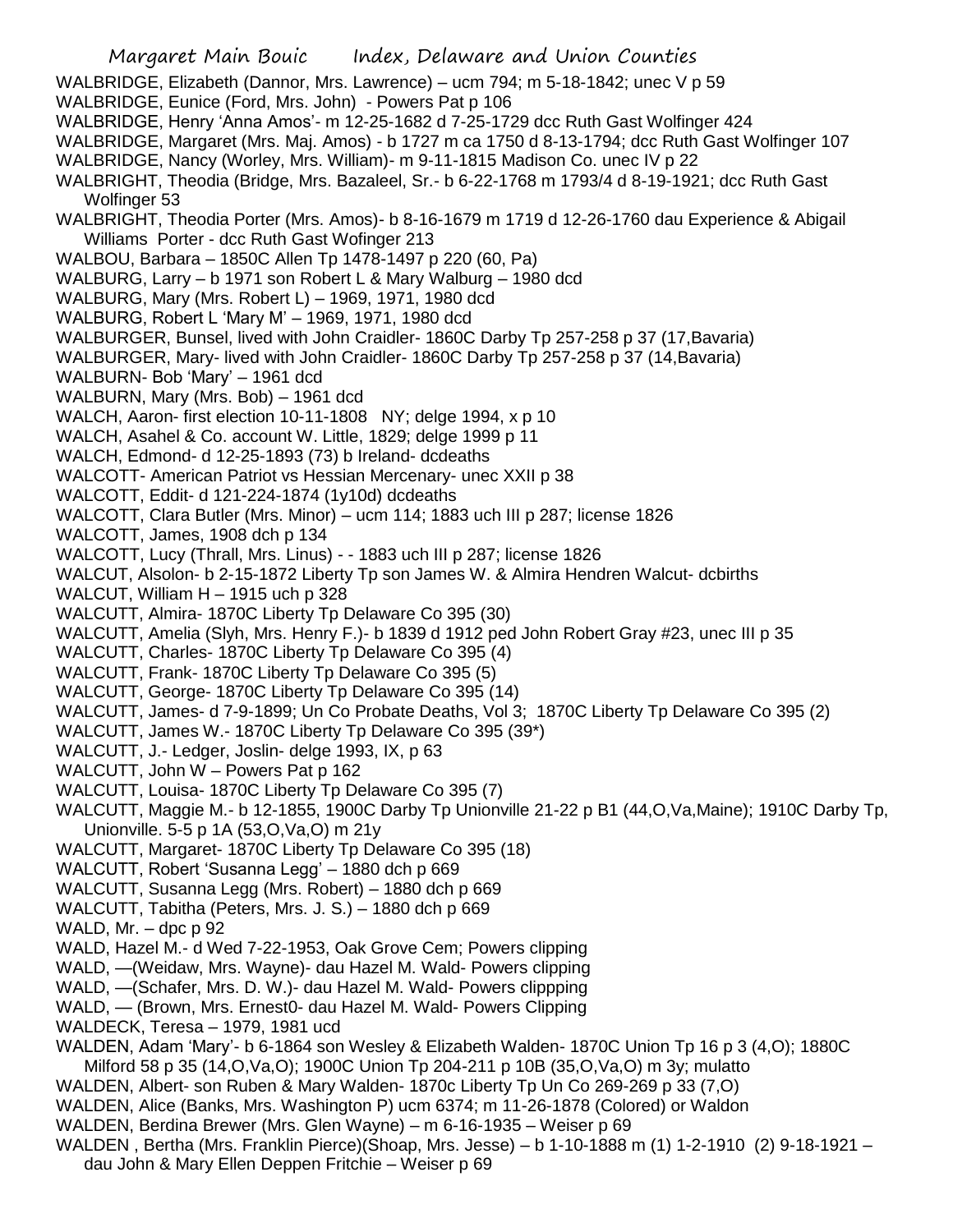WALBRIDGE, Elizabeth (Dannor, Mrs. Lawrence) – ucm 794; m 5-18-1842; unec V p 59

WALBRIDGE, Eunice (Ford, Mrs. John) - Powers Pat p 106

WALBRIDGE, Henry 'Anna Amos'- m 12-25-1682 d 7-25-1729 dcc Ruth Gast Wolfinger 424

WALBRIDGE, Margaret (Mrs. Maj. Amos) - b 1727 m ca 1750 d 8-13-1794; dcc Ruth Gast Wolfinger 107

WALBRIDGE, Nancy (Worley, Mrs. William)- m 9-11-1815 Madison Co. unec IV p 22

WALBRIGHT, Theodia (Bridge, Mrs. Bazaleel, Sr.- b 6-22-1768 m 1793/4 d 8-19-1921; dcc Ruth Gast Wolfinger 53

WALBRIGHT, Theodia Porter (Mrs. Amos)- b 8-16-1679 m 1719 d 12-26-1760 dau Experience & Abigail Williams Porter - dcc Ruth Gast Wofinger 213

WALBOU, Barbara – 1850C Allen Tp 1478-1497 p 220 (60, Pa)

WALBURG, Larry – b 1971 son Robert L & Mary Walburg – 1980 dcd

WALBURG, Mary (Mrs. Robert L) – 1969, 1971, 1980 dcd

WALBURG, Robert L 'Mary M' – 1969, 1971, 1980 dcd

WALBURGER, Bunsel, lived with John Craidler- 1860C Darby Tp 257-258 p 37 (17,Bavaria)

WALBURGER, Mary- lived with John Craidler- 1860C Darby Tp 257-258 p 37 (14,Bavaria)

WALBURN- Bob 'Mary' – 1961 dcd

WALBURN, Mary (Mrs. Bob) – 1961 dcd

WALCH, Aaron- first election 10-11-1808 NY; delge 1994, x p 10

WALCH, Asahel & Co. account W. Little, 1829; delge 1999 p 11

WALCH, Edmond- d 12-25-1893 (73) b Ireland- dcdeaths

WALCOTT- American Patriot vs Hessian Mercenary- unec XXII p 38

WALCOTT, Eddit- d 121-224-1874 (1y10d) dcdeaths

WALCOTT, Clara Butler (Mrs. Minor) – ucm 114; 1883 uch III p 287; license 1826

WALCOTT, James, 1908 dch p 134

WALCOTT, Lucy (Thrall, Mrs. Linus) - - 1883 uch III p 287; license 1826

WALCUT, Alsolon- b 2-15-1872 Liberty Tp son James W. & Almira Hendren Walcut- dcbirths

WALCUT, William H – 1915 uch p 328

WALCUTT, Almira- 1870C Liberty Tp Delaware Co 395 (30)

WALCUTT, Amelia (Slyh, Mrs. Henry F.)- b 1839 d 1912 ped John Robert Gray #23, unec III p 35

WALCUTT, Charles- 1870C Liberty Tp Delaware Co 395 (4)

WALCUTT, Frank- 1870C Liberty Tp Delaware Co 395 (5)

WALCUTT, George- 1870C Liberty Tp Delaware Co 395 (14)

WALCUTT, James- d 7-9-1899; Un Co Probate Deaths, Vol 3; 1870C Liberty Tp Delaware Co 395 (2)

WALCUTT, James W.- 1870C Liberty Tp Delaware Co 395 (39*)

WALCUTT, J.- Ledger, Joslin- delge 1993, IX, p 63

WALCUTT, John W – Powers Pat p 162

WALCUTT, Louisa- 1870C Liberty Tp Delaware Co 395 (7)

WALCUTT, Maggie M.- b 12-1855, 1900C Darby Tp Unionville 21-22 p B1 (44,O,Va,Maine); 1910C Darby Tp, Unionville. 5-5 p 1A (53,O,Va,O) m 21y

WALCUTT, Margaret- 1870C Liberty Tp Delaware Co 395 (18)

WALCUTT, Robert 'Susanna Legg' – 1880 dch p 669

WALCUTT, Susanna Legg (Mrs. Robert) – 1880 dch p 669

WALCUTT, Tabitha (Peters, Mrs. J. S.) – 1880 dch p 669

WALD, Mr. – dpc p 92

WALD, Hazel M.- d Wed 7-22-1953, Oak Grove Cem; Powers clipping

WALD, —(Weidaw, Mrs. Wayne)- dau Hazel M. Wald- Powers clipping

WALD, —(Schafer, Mrs. D. W.)- dau Hazel M. Wald- Powers clippping

WALD, — (Brown, Mrs. Ernest0- dau Hazel M. Wald- Powers Clipping

WALDECK, Teresa – 1979, 1981 ucd

WALDEN, Adam 'Mary'- b 6-1864 son Wesley & Elizabeth Walden- 1870C Union Tp 16 p 3 (4,O); 1880C Milford 58 p 35 (14,O,Va,O); 1900C Union Tp 204-211 p 10B (35,O,Va,O) m 3y; mulatto

WALDEN, Albert- son Ruben & Mary Walden- 1870c Liberty Tp Un Co 269-269 p 33 (7,O)

WALDEN, Alice (Banks, Mrs. Washington P) ucm 6374; m 11-26-1878 (Colored) or Waldon

WALDEN, Berdina Brewer (Mrs. Glen Wayne) – m 6-16-1935 – Weiser p 69

WALDEN , Bertha (Mrs. Franklin Pierce)(Shoap, Mrs. Jesse) – b 1-10-1888 m (1) 1-2-1910 (2) 9-18-1921 – dau John & Mary Ellen Deppen Fritchie – Weiser p 69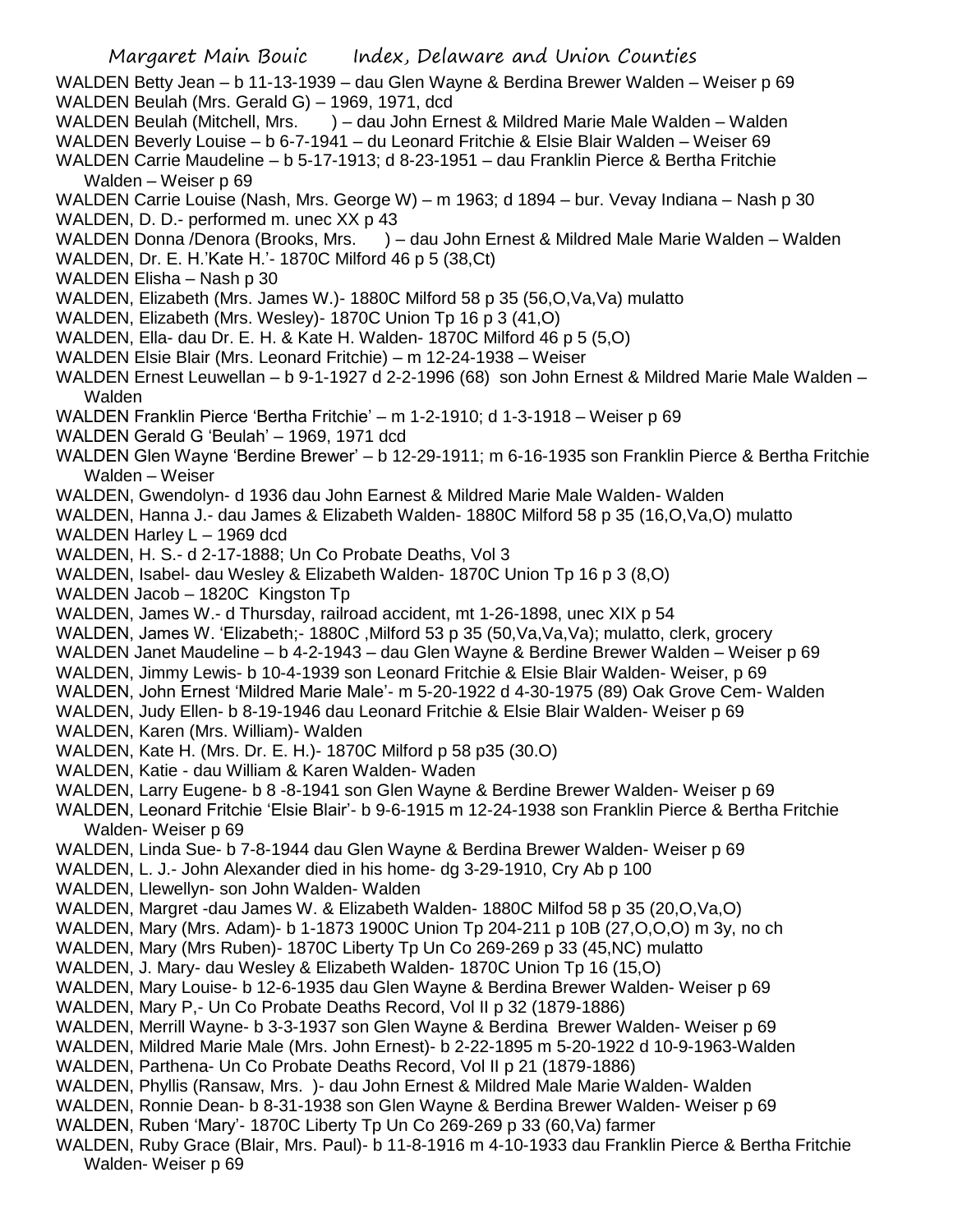WALDEN Betty Jean – b 11-13-1939 – dau Glen Wayne & Berdina Brewer Walden – Weiser p 69
WALDEN Beulah (Mrs. Gerald G) – 1969, 1971, dcd
WALDEN Beulah (Mitchell, Mrs. ) – dau John Ernest & Mildred Marie Male Walden – Walden
WALDEN Beverly Louise – b 6-7-1941 – du Leonard Fritchie & Elsie Blair Walden – Weiser 69
WALDEN Carrie Maudeline – b 5-17-1913; d 8-23-1951 – dau Franklin Pierce & Bertha Fritchie Walden – Weiser p 69
WALDEN Carrie Louise (Nash, Mrs. George W) – m 1963; d 1894 – bur. Vevay Indiana – Nash p 30
WALDEN, D. D.- performed m. unec XX p 43
WALDEN Donna /Denora (Brooks, Mrs. ) – dau John Ernest & Mildred Male Marie Walden – Walden
WALDEN, Dr. E. H.'Kate H.'- 1870C Milford 46 p 5 (38,Ct)
WALDEN Elisha – Nash p 30
WALDEN, Elizabeth (Mrs. James W.)- 1880C Milford 58 p 35 (56,O,Va,Va) mulatto
WALDEN, Elizabeth (Mrs. Wesley)- 1870C Union Tp 16 p 3 (41,O)
WALDEN, Ella- dau Dr. E. H. & Kate H. Walden- 1870C Milford 46 p 5 (5,O)
WALDEN Elsie Blair (Mrs. Leonard Fritchie) – m 12-24-1938 – Weiser
WALDEN Ernest Leuwellan – b 9-1-1927 d 2-2-1996 (68) son John Ernest & Mildred Marie Male Walden – Walden
WALDEN Franklin Pierce 'Bertha Fritchie' – m 1-2-1910; d 1-3-1918 – Weiser p 69
WALDEN Gerald G 'Beulah' – 1969, 1971 dcd
WALDEN Glen Wayne 'Berdine Brewer' – b 12-29-1911; m 6-16-1935 son Franklin Pierce & Bertha Fritchie Walden – Weiser
WALDEN, Gwendolyn- d 1936 dau John Earnest & Mildred Marie Male Walden- Walden
WALDEN, Hanna J.- dau James & Elizabeth Walden- 1880C Milford 58 p 35 (16,O,Va,O) mulatto
WALDEN Harley L – 1969 dcd
WALDEN, H. S.- d 2-17-1888; Un Co Probate Deaths, Vol 3
WALDEN, Isabel- dau Wesley & Elizabeth Walden- 1870C Union Tp 16 p 3 (8,O)
WALDEN Jacob – 1820C Kingston Tp
WALDEN, James W.- d Thursday, railroad accident, mt 1-26-1898, unec XIX p 54
WALDEN, James W. 'Elizabeth;- 1880C ,Milford 53 p 35 (50,Va,Va,Va); mulatto, clerk, grocery
WALDEN Janet Maudeline – b 4-2-1943 – dau Glen Wayne & Berdine Brewer Walden – Weiser p 69
WALDEN, Jimmy Lewis- b 10-4-1939 son Leonard Fritchie & Elsie Blair Walden- Weiser, p 69
WALDEN, John Ernest 'Mildred Marie Male'- m 5-20-1922 d 4-30-1975 (89) Oak Grove Cem- Walden
WALDEN, Judy Ellen- b 8-19-1946 dau Leonard Fritchie & Elsie Blair Walden- Weiser p 69
WALDEN, Karen (Mrs. William)- Walden
WALDEN, Kate H. (Mrs. Dr. E. H.)- 1870C Milford p 58 p35 (30.O)
WALDEN, Katie - dau William & Karen Walden- Waden
WALDEN, Larry Eugene- b 8 -8-1941 son Glen Wayne & Berdine Brewer Walden- Weiser p 69
WALDEN, Leonard Fritchie 'Elsie Blair'- b 9-6-1915 m 12-24-1938 son Franklin Pierce & Bertha Fritchie Walden- Weiser p 69
WALDEN, Linda Sue- b 7-8-1944 dau Glen Wayne & Berdina Brewer Walden- Weiser p 69
WALDEN, L. J.- John Alexander died in his home- dg 3-29-1910, Cry Ab p 100
WALDEN, Llewellyn- son John Walden- Walden
WALDEN, Margret -dau James W. & Elizabeth Walden- 1880C Milfod 58 p 35 (20,O,Va,O)
WALDEN, Mary (Mrs. Adam)- b 1-1873 1900C Union Tp 204-211 p 10B (27,O,O,O) m 3y, no ch
WALDEN, Mary (Mrs Ruben)- 1870C Liberty Tp Un Co 269-269 p 33 (45,NC) mulatto
WALDEN, J. Mary- dau Wesley & Elizabeth Walden- 1870C Union Tp 16 (15,O)
WALDEN, Mary Louise- b 12-6-1935 dau Glen Wayne & Berdina Brewer Walden- Weiser p 69
WALDEN, Mary P,- Un Co Probate Deaths Record, Vol II p 32 (1879-1886)
WALDEN, Merrill Wayne- b 3-3-1937 son Glen Wayne & Berdina Brewer Walden- Weiser p 69
WALDEN, Mildred Marie Male (Mrs. John Ernest)- b 2-22-1895 m 5-20-1922 d 10-9-1963-Walden
WALDEN, Parthena- Un Co Probate Deaths Record, Vol II p 21 (1879-1886)
WALDEN, Phyllis (Ransaw, Mrs. )- dau John Ernest & Mildred Male Marie Walden- Walden
WALDEN, Ronnie Dean- b 8-31-1938 son Glen Wayne & Berdina Brewer Walden- Weiser p 69
WALDEN, Ruben 'Mary'- 1870C Liberty Tp Un Co 269-269 p 33 (60,Va) farmer
WALDEN, Ruby Grace (Blair, Mrs. Paul)- b 11-8-1916 m 4-10-1933 dau Franklin Pierce & Bertha Fritchie Walden- Weiser p 69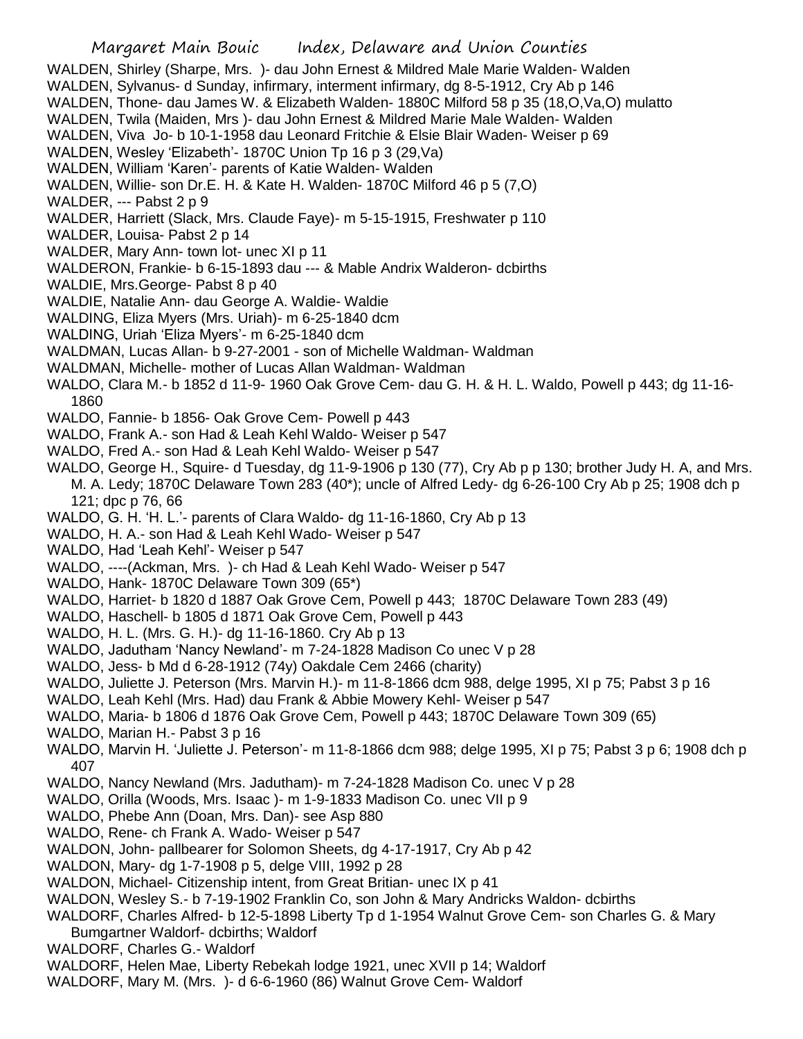WALDEN, Shirley (Sharpe, Mrs. )- dau John Ernest & Mildred Male Marie Walden- Walden

WALDEN, Sylvanus- d Sunday, infirmary, interment infirmary, dg 8-5-1912, Cry Ab p 146

WALDEN, Thone- dau James W. & Elizabeth Walden- 1880C Milford 58 p 35 (18,O,Va,O) mulatto

WALDEN, Twila (Maiden, Mrs )- dau John Ernest & Mildred Marie Male Walden- Walden

WALDEN, Viva Jo- b 10-1-1958 dau Leonard Fritchie & Elsie Blair Waden- Weiser p 69

WALDEN, Wesley 'Elizabeth'- 1870C Union Tp 16 p 3 (29,Va)

WALDEN, William 'Karen'- parents of Katie Walden- Walden

WALDEN, Willie- son Dr.E. H. & Kate H. Walden- 1870C Milford 46 p 5 (7,O)

WALDER, --- Pabst 2 p 9

WALDER, Harriett (Slack, Mrs. Claude Faye)- m 5-15-1915, Freshwater p 110

WALDER, Louisa- Pabst 2 p 14

WALDER, Mary Ann- town lot- unec XI p 11

WALDERON, Frankie- b 6-15-1893 dau --- & Mable Andrix Walderon- dcbirths

WALDIE, Mrs.George- Pabst 8 p 40

WALDIE, Natalie Ann- dau George A. Waldie- Waldie

WALDING, Eliza Myers (Mrs. Uriah)- m 6-25-1840 dcm

WALDING, Uriah 'Eliza Myers'- m 6-25-1840 dcm

WALDMAN, Lucas Allan- b 9-27-2001 - son of Michelle Waldman- Waldman

WALDMAN, Michelle- mother of Lucas Allan Waldman- Waldman

WALDO, Clara M.- b 1852 d 11-9- 1960 Oak Grove Cem- dau G. H. & H. L. Waldo, Powell p 443; dg 11-16-1860

WALDO, Fannie- b 1856- Oak Grove Cem- Powell p 443

WALDO, Frank A.- son Had & Leah Kehl Waldo- Weiser p 547

WALDO, Fred A.- son Had & Leah Kehl Waldo- Weiser p 547

WALDO, George H., Squire- d Tuesday, dg 11-9-1906 p 130 (77), Cry Ab p p 130; brother Judy H. A, and Mrs. M. A. Ledy; 1870C Delaware Town 283 (40*); uncle of Alfred Ledy- dg 6-26-100 Cry Ab p 25; 1908 dch p 121; dpc p 76, 66

WALDO, G. H. 'H. L.'- parents of Clara Waldo- dg 11-16-1860, Cry Ab p 13

WALDO, H. A.- son Had & Leah Kehl Wado- Weiser p 547

WALDO, Had 'Leah Kehl'- Weiser p 547

WALDO, ----(Ackman, Mrs. )- ch Had & Leah Kehl Wado- Weiser p 547

WALDO, Hank- 1870C Delaware Town 309 (65*)

WALDO, Harriet- b 1820 d 1887 Oak Grove Cem, Powell p 443; 1870C Delaware Town 283 (49)

WALDO, Haschell- b 1805 d 1871 Oak Grove Cem, Powell p 443

WALDO, H. L. (Mrs. G. H.)- dg 11-16-1860. Cry Ab p 13

WALDO, Jadutham 'Nancy Newland'- m 7-24-1828 Madison Co unec V p 28

WALDO, Jess- b Md d 6-28-1912 (74y) Oakdale Cem 2466 (charity)

WALDO, Juliette J. Peterson (Mrs. Marvin H.)- m 11-8-1866 dcm 988, delge 1995, XI p 75; Pabst 3 p 16

WALDO, Leah Kehl (Mrs. Had) dau Frank & Abbie Mowery Kehl- Weiser p 547

WALDO, Maria- b 1806 d 1876 Oak Grove Cem, Powell p 443; 1870C Delaware Town 309 (65)

WALDO, Marian H.- Pabst 3 p 16

WALDO, Marvin H. 'Juliette J. Peterson'- m 11-8-1866 dcm 988; delge 1995, XI p 75; Pabst 3 p 6; 1908 dch p 407

WALDO, Nancy Newland (Mrs. Jadutham)- m 7-24-1828 Madison Co. unec V p 28

WALDO, Orilla (Woods, Mrs. Isaac )- m 1-9-1833 Madison Co. unec VII p 9

WALDO, Phebe Ann (Doan, Mrs. Dan)- see Asp 880

WALDO, Rene- ch Frank A. Wado- Weiser p 547

WALDON, John- pallbearer for Solomon Sheets, dg 4-17-1917, Cry Ab p 42

WALDON, Mary- dg 1-7-1908 p 5, delge VIII, 1992 p 28

WALDON, Michael- Citizenship intent, from Great Britian- unec IX p 41

WALDON, Wesley S.- b 7-19-1902 Franklin Co, son John & Mary Andricks Waldon- dcbirths

WALDORF, Charles Alfred- b 12-5-1898 Liberty Tp d 1-1954 Walnut Grove Cem- son Charles G. & Mary Bumgartner Waldorf- dcbirths; Waldorf

WALDORF, Charles G.- Waldorf

WALDORF, Helen Mae, Liberty Rebekah lodge 1921, unec XVII p 14; Waldorf

WALDORF, Mary M. (Mrs. )- d 6-6-1960 (86) Walnut Grove Cem- Waldorf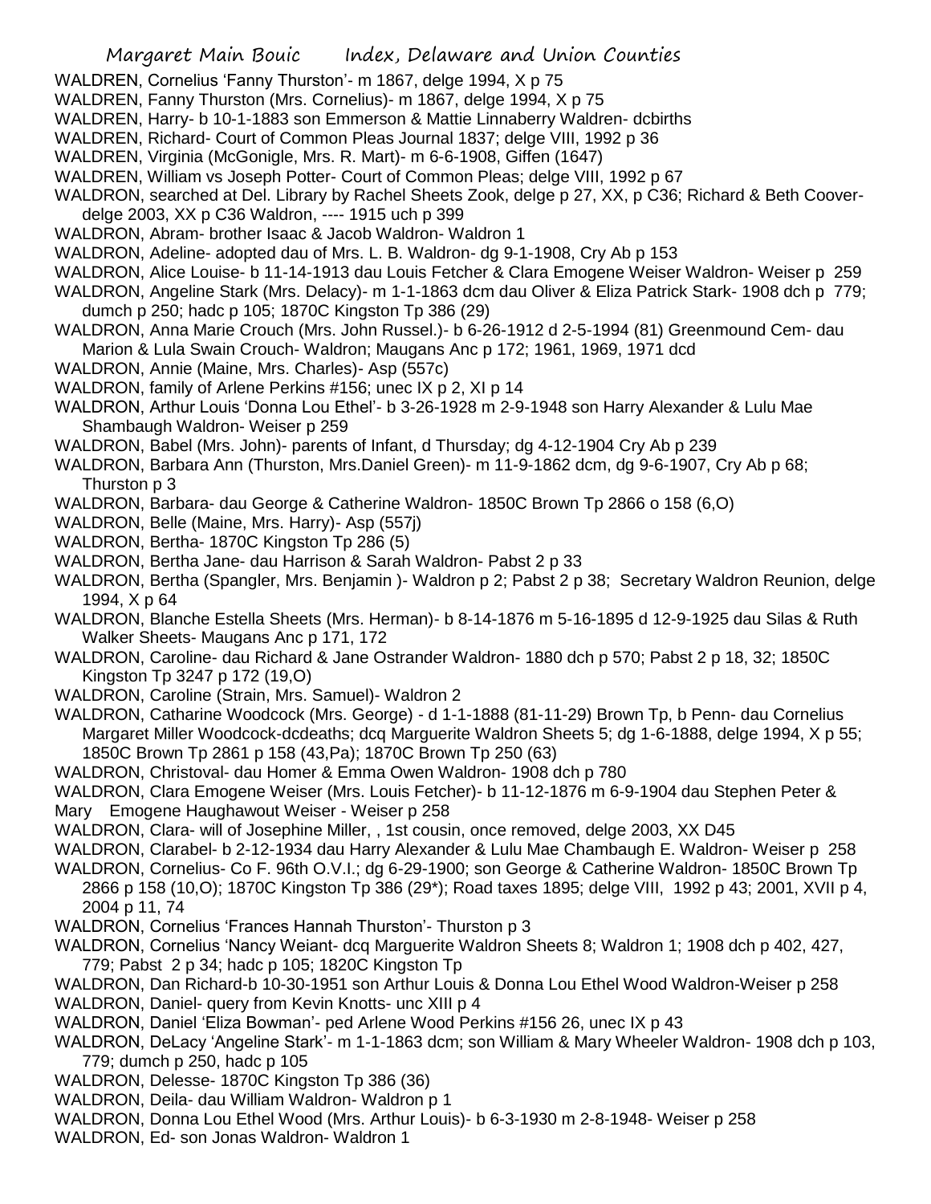WALDREN, Cornelius 'Fanny Thurston'- m 1867, delge 1994, X p 75

WALDREN, Fanny Thurston (Mrs. Cornelius)- m 1867, delge 1994, X p 75

WALDREN, Harry- b 10-1-1883 son Emmerson & Mattie Linnaberry Waldren- dcbirths

WALDREN, Richard- Court of Common Pleas Journal 1837; delge VIII, 1992 p 36

WALDREN, Virginia (McGonigle, Mrs. R. Mart)- m 6-6-1908, Giffen (1647)

WALDREN, William vs Joseph Potter- Court of Common Pleas; delge VIII, 1992 p 67

WALDRON, searched at Del. Library by Rachel Sheets Zook, delge p 27, XX, p C36; Richard & Beth Coover- delge 2003, XX p C36 Waldron, ---- 1915 uch p 399

WALDRON, Abram- brother Isaac & Jacob Waldron- Waldron 1

WALDRON, Adeline- adopted dau of Mrs. L. B. Waldron- dg 9-1-1908, Cry Ab p 153

WALDRON, Alice Louise- b 11-14-1913 dau Louis Fetcher & Clara Emogene Weiser Waldron- Weiser p 259

WALDRON, Angeline Stark (Mrs. Delacy)- m 1-1-1863 dcm dau Oliver & Eliza Patrick Stark- 1908 dch p 779; dumch p 250; hadc p 105; 1870C Kingston Tp 386 (29)

WALDRON, Anna Marie Crouch (Mrs. John Russel.)- b 6-26-1912 d 2-5-1994 (81) Greenmound Cem- dau Marion & Lula Swain Crouch- Waldron; Maugans Anc p 172; 1961, 1969, 1971 dcd

WALDRON, Annie (Maine, Mrs. Charles)- Asp (557c)

WALDRON, family of Arlene Perkins #156; unec IX p 2, XI p 14

WALDRON, Arthur Louis 'Donna Lou Ethel'- b 3-26-1928 m 2-9-1948 son Harry Alexander & Lulu Mae Shambaugh Waldron- Weiser p 259

WALDRON, Babel (Mrs. John)- parents of Infant, d Thursday; dg 4-12-1904 Cry Ab p 239

WALDRON, Barbara Ann (Thurston, Mrs.Daniel Green)- m 11-9-1862 dcm, dg 9-6-1907, Cry Ab p 68; Thurston p 3

WALDRON, Barbara- dau George & Catherine Waldron- 1850C Brown Tp 2866 o 158 (6,O)

WALDRON, Belle (Maine, Mrs. Harry)- Asp (557j)

WALDRON, Bertha- 1870C Kingston Tp 286 (5)

WALDRON, Bertha Jane- dau Harrison & Sarah Waldron- Pabst 2 p 33

WALDRON, Bertha (Spangler, Mrs. Benjamin )- Waldron p 2; Pabst 2 p 38; Secretary Waldron Reunion, delge 1994, X p 64

WALDRON, Blanche Estella Sheets (Mrs. Herman)- b 8-14-1876 m 5-16-1895 d 12-9-1925 dau Silas & Ruth Walker Sheets- Maugans Anc p 171, 172

WALDRON, Caroline- dau Richard & Jane Ostrander Waldron- 1880 dch p 570; Pabst 2 p 18, 32; 1850C Kingston Tp 3247 p 172 (19,O)

WALDRON, Caroline (Strain, Mrs. Samuel)- Waldron 2

WALDRON, Catharine Woodcock (Mrs. George) - d 1-1-1888 (81-11-29) Brown Tp, b Penn- dau Cornelius Margaret Miller Woodcock-dcdeaths; dcq Marguerite Waldron Sheets 5; dg 1-6-1888, delge 1994, X p 55; 1850C Brown Tp 2861 p 158 (43,Pa); 1870C Brown Tp 250 (63)

WALDRON, Christoval- dau Homer & Emma Owen Waldron- 1908 dch p 780

WALDRON, Clara Emogene Weiser (Mrs. Louis Fetcher)- b 11-12-1876 m 6-9-1904 dau Stephen Peter & Mary Emogene Haughawout Weiser - Weiser p 258

WALDRON, Clara- will of Josephine Miller, , 1st cousin, once removed, delge 2003, XX D45

WALDRON, Clarabel- b 2-12-1934 dau Harry Alexander & Lulu Mae Chambaugh E. Waldron- Weiser p 258

WALDRON, Cornelius- Co F. 96th O.V.I.; dg 6-29-1900; son George & Catherine Waldron- 1850C Brown Tp 2866 p 158 (10,O); 1870C Kingston Tp 386 (29*); Road taxes 1895; delge VIII, 1992 p 43; 2001, XVII p 4, 2004 p 11, 74

WALDRON, Cornelius 'Frances Hannah Thurston'- Thurston p 3

WALDRON, Cornelius 'Nancy Weiant- dcq Marguerite Waldron Sheets 8; Waldron 1; 1908 dch p 402, 427, 779; Pabst 2 p 34; hadc p 105; 1820C Kingston Tp

WALDRON, Dan Richard-b 10-30-1951 son Arthur Louis & Donna Lou Ethel Wood Waldron-Weiser p 258

WALDRON, Daniel- query from Kevin Knotts- unc XIII p 4

WALDRON, Daniel 'Eliza Bowman'- ped Arlene Wood Perkins #156 26, unec IX p 43

WALDRON, DeLacy 'Angeline Stark'- m 1-1-1863 dcm; son William & Mary Wheeler Waldron- 1908 dch p 103, 779; dumch p 250, hadc p 105

WALDRON, Delesse- 1870C Kingston Tp 386 (36)

WALDRON, Deila- dau William Waldron- Waldron p 1

WALDRON, Donna Lou Ethel Wood (Mrs. Arthur Louis)- b 6-3-1930 m 2-8-1948- Weiser p 258

WALDRON, Ed- son Jonas Waldron- Waldron 1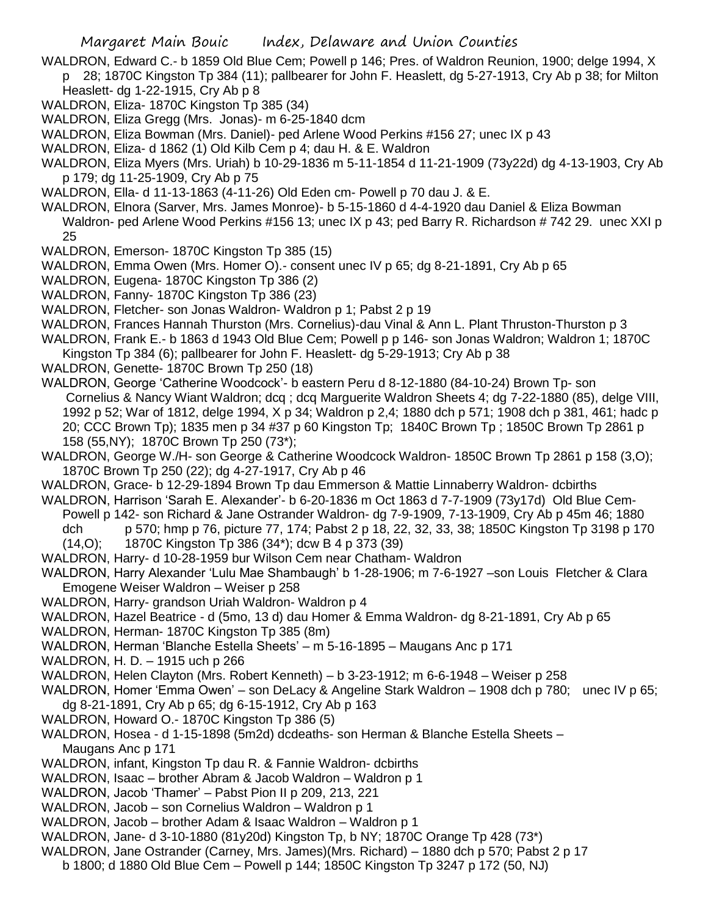WALDRON, Edward C.- b 1859 Old Blue Cem; Powell p 146; Pres. of Waldron Reunion, 1900; delge 1994, X p 28; 1870C Kingston Tp 384 (11); pallbearer for John F. Heaslett, dg 5-27-1913, Cry Ab p 38; for Milton Heaslett- dg 1-22-1915, Cry Ab p 8

WALDRON, Eliza- 1870C Kingston Tp 385 (34)

WALDRON, Eliza Gregg (Mrs. Jonas)- m 6-25-1840 dcm

WALDRON, Eliza Bowman (Mrs. Daniel)- ped Arlene Wood Perkins #156 27; unec IX p 43

WALDRON, Eliza- d 1862 (1) Old Kilb Cem p 4; dau H. & E. Waldron

WALDRON, Eliza Myers (Mrs. Uriah) b 10-29-1836 m 5-11-1854 d 11-21-1909 (73y22d) dg 4-13-1903, Cry Ab p 179; dg 11-25-1909, Cry Ab p 75

WALDRON, Ella- d 11-13-1863 (4-11-26) Old Eden cm- Powell p 70 dau J. & E.

WALDRON, Elnora (Sarver, Mrs. James Monroe)- b 5-15-1860 d 4-4-1920 dau Daniel & Eliza Bowman Waldron- ped Arlene Wood Perkins #156 13; unec IX p 43; ped Barry R. Richardson # 742 29. unec XXI p 25

WALDRON, Emerson- 1870C Kingston Tp 385 (15)

WALDRON, Emma Owen (Mrs. Homer O).- consent unec IV p 65; dg 8-21-1891, Cry Ab p 65

WALDRON, Eugena- 1870C Kingston Tp 386 (2)

WALDRON, Fanny- 1870C Kingston Tp 386 (23)

WALDRON, Fletcher- son Jonas Waldron- Waldron p 1; Pabst 2 p 19

WALDRON, Frances Hannah Thurston (Mrs. Cornelius)-dau Vinal & Ann L. Plant Thruston-Thurston p 3

WALDRON, Frank E.- b 1863 d 1943 Old Blue Cem; Powell p p 146- son Jonas Waldron; Waldron 1; 1870C Kingston Tp 384 (6); pallbearer for John F. Heaslett- dg 5-29-1913; Cry Ab p 38

WALDRON, Genette- 1870C Brown Tp 250 (18)

WALDRON, George 'Catherine Woodcock'- b eastern Peru d 8-12-1880 (84-10-24) Brown Tp- son Cornelius & Nancy Wiant Waldron; dcq ; dcq Marguerite Waldron Sheets 4; dg 7-22-1880 (85), delge VIII, 1992 p 52; War of 1812, delge 1994, X p 34; Waldron p 2,4; 1880 dch p 571; 1908 dch p 381, 461; hadc p 20; CCC Brown Tp); 1835 men p 34 #37 p 60 Kingston Tp; 1840C Brown Tp ; 1850C Brown Tp 2861 p 158 (55,NY); 1870C Brown Tp 250 (73*);

WALDRON, George W./H- son George & Catherine Woodcock Waldron- 1850C Brown Tp 2861 p 158 (3,O); 1870C Brown Tp 250 (22); dg 4-27-1917, Cry Ab p 46

WALDRON, Grace- b 12-29-1894 Brown Tp dau Emmerson & Mattie Linnaberry Waldron- dcbirths

WALDRON, Harrison 'Sarah E. Alexander'- b 6-20-1836 m Oct 1863 d 7-7-1909 (73y17d) Old Blue Cem- Powell p 142- son Richard & Jane Ostrander Waldron- dg 7-9-1909, 7-13-1909, Cry Ab p 45m 46; 1880 dch p 570; hmp p 76, picture 77, 174; Pabst 2 p 18, 22, 32, 33, 38; 1850C Kingston Tp 3198 p 170 (14,O); 1870C Kingston Tp 386 (34*); dcw B 4 p 373 (39)

WALDRON, Harry- d 10-28-1959 bur Wilson Cem near Chatham- Waldron

WALDRON, Harry Alexander 'Lulu Mae Shambaugh' b 1-28-1906; m 7-6-1927 –son Louis Fletcher & Clara Emogene Weiser Waldron – Weiser p 258

WALDRON, Harry- grandson Uriah Waldron- Waldron p 4

WALDRON, Hazel Beatrice - d (5mo, 13 d) dau Homer & Emma Waldron- dg 8-21-1891, Cry Ab p 65

WALDRON, Herman- 1870C Kingston Tp 385 (8m)

WALDRON, Herman 'Blanche Estella Sheets' – m 5-16-1895 – Maugans Anc p 171

WALDRON, H. D. – 1915 uch p 266

WALDRON, Helen Clayton (Mrs. Robert Kenneth) – b 3-23-1912; m 6-6-1948 – Weiser p 258

WALDRON, Homer 'Emma Owen' – son DeLacy & Angeline Stark Waldron – 1908 dch p 780; unec IV p 65; dg 8-21-1891, Cry Ab p 65; dg 6-15-1912, Cry Ab p 163

WALDRON, Howard O.- 1870C Kingston Tp 386 (5)

WALDRON, Hosea - d 1-15-1898 (5m2d) dcdeaths- son Herman & Blanche Estella Sheets – Maugans Anc p 171

WALDRON, infant, Kingston Tp dau R. & Fannie Waldron- dcbirths

WALDRON, Isaac – brother Abram & Jacob Waldron – Waldron p 1

WALDRON, Jacob 'Thamer' – Pabst Pion II p 209, 213, 221

WALDRON, Jacob – son Cornelius Waldron – Waldron p 1

WALDRON, Jacob – brother Adam & Isaac Waldron – Waldron p 1

WALDRON, Jane- d 3-10-1880 (81y20d) Kingston Tp, b NY; 1870C Orange Tp 428 (73*)

WALDRON, Jane Ostrander (Carney, Mrs. James)(Mrs. Richard) – 1880 dch p 570; Pabst 2 p 17 b 1800; d 1880 Old Blue Cem – Powell p 144; 1850C Kingston Tp 3247 p 172 (50, NJ)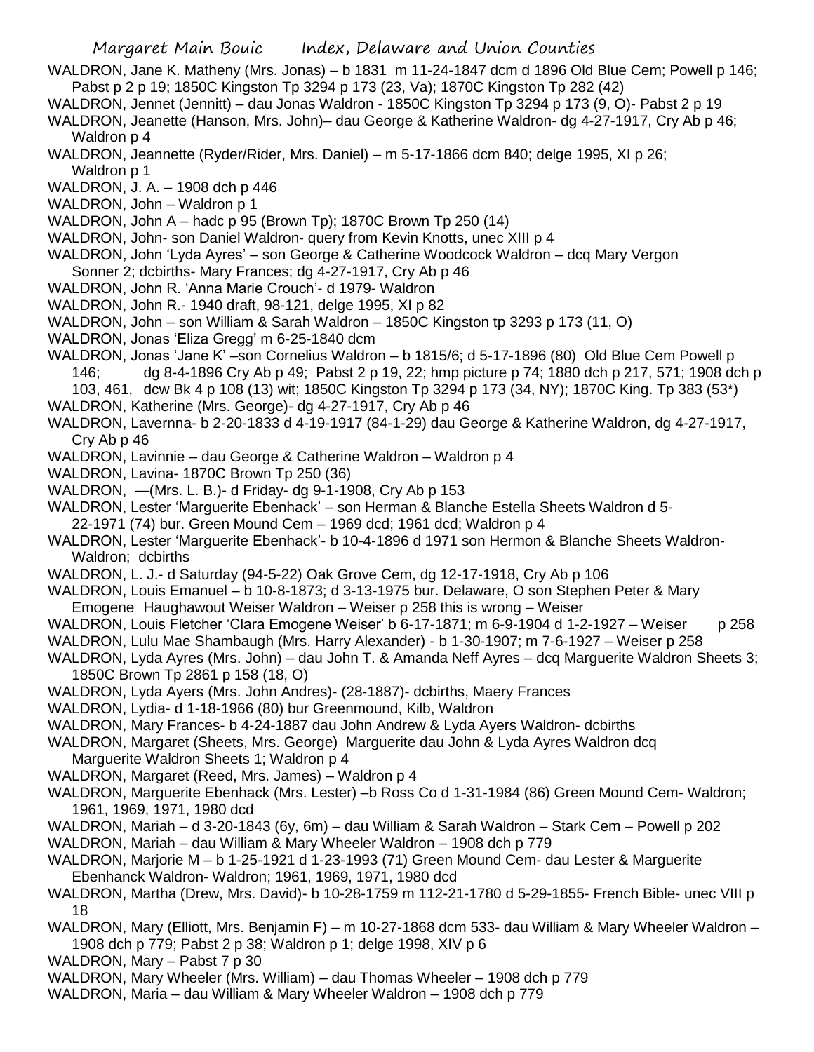WALDRON, Jane K. Matheny (Mrs. Jonas) – b 1831 m 11-24-1847 dcm d 1896 Old Blue Cem; Powell p 146; Pabst p 2 p 19; 1850C Kingston Tp 3294 p 173 (23, Va); 1870C Kingston Tp 282 (42)

WALDRON, Jennet (Jennitt) – dau Jonas Waldron - 1850C Kingston Tp 3294 p 173 (9, O)- Pabst 2 p 19

WALDRON, Jeanette (Hanson, Mrs. John)– dau George & Katherine Waldron- dg 4-27-1917, Cry Ab p 46; Waldron p 4

WALDRON, Jeannette (Ryder/Rider, Mrs. Daniel) – m 5-17-1866 dcm 840; delge 1995, XI p 26; Waldron p 1

WALDRON, J. A. – 1908 dch p 446

WALDRON, John – Waldron p 1

WALDRON, John A – hadc p 95 (Brown Tp); 1870C Brown Tp 250 (14)

WALDRON, John- son Daniel Waldron- query from Kevin Knotts, unec XIII p 4

WALDRON, John 'Lyda Ayres' – son George & Catherine Woodcock Waldron – dcq Mary Vergon Sonner 2; dcbirths- Mary Frances; dg 4-27-1917, Cry Ab p 46

WALDRON, John R. 'Anna Marie Crouch'- d 1979- Waldron

WALDRON, John R.- 1940 draft, 98-121, delge 1995, XI p 82

WALDRON, John – son William & Sarah Waldron – 1850C Kingston tp 3293 p 173 (11, O)

WALDRON, Jonas 'Eliza Gregg' m 6-25-1840 dcm

WALDRON, Jonas 'Jane K' –son Cornelius Waldron – b 1815/6; d 5-17-1896 (80) Old Blue Cem Powell p 146; dg 8-4-1896 Cry Ab p 49; Pabst 2 p 19, 22; hmp picture p 74; 1880 dch p 217, 571; 1908 dch p 103, 461, dcw Bk 4 p 108 (13) wit; 1850C Kingston Tp 3294 p 173 (34, NY); 1870C King. Tp 383 (53*)

WALDRON, Katherine (Mrs. George)- dg 4-27-1917, Cry Ab p 46

WALDRON, Lavernna- b 2-20-1833 d 4-19-1917 (84-1-29) dau George & Katherine Waldron, dg 4-27-1917, Cry Ab p 46

WALDRON, Lavinnie – dau George & Catherine Waldron – Waldron p 4

WALDRON, Lavina- 1870C Brown Tp 250 (36)

WALDRON, —(Mrs. L. B.)- d Friday- dg 9-1-1908, Cry Ab p 153

WALDRON, Lester 'Marguerite Ebenhack' – son Herman & Blanche Estella Sheets Waldron d 5-22-1971 (74) bur. Green Mound Cem – 1969 dcd; 1961 dcd; Waldron p 4

WALDRON, Lester 'Marguerite Ebenhack'- b 10-4-1896 d 1971 son Hermon & Blanche Sheets Waldron- Waldron; dcbirths

WALDRON, L. J.- d Saturday (94-5-22) Oak Grove Cem, dg 12-17-1918, Cry Ab p 106

WALDRON, Louis Emanuel – b 10-8-1873; d 3-13-1975 bur. Delaware, O son Stephen Peter & Mary Emogene Haughawout Weiser Waldron – Weiser p 258 this is wrong – Weiser

WALDRON, Louis Fletcher 'Clara Emogene Weiser' b 6-17-1871; m 6-9-1904 d 1-2-1927 – Weiser p 258

WALDRON, Lulu Mae Shambaugh (Mrs. Harry Alexander) - b 1-30-1907; m 7-6-1927 – Weiser p 258

WALDRON, Lyda Ayres (Mrs. John) – dau John T. & Amanda Neff Ayres – dcq Marguerite Waldron Sheets 3; 1850C Brown Tp 2861 p 158 (18, O)

WALDRON, Lyda Ayers (Mrs. John Andres)- (28-1887)- dcbirths, Maery Frances

WALDRON, Lydia- d 1-18-1966 (80) bur Greenmound, Kilb, Waldron

WALDRON, Mary Frances- b 4-24-1887 dau John Andrew & Lyda Ayers Waldron- dcbirths

WALDRON, Margaret (Sheets, Mrs. George) Marguerite dau John & Lyda Ayres Waldron dcq Marguerite Waldron Sheets 1; Waldron p 4

WALDRON, Margaret (Reed, Mrs. James) – Waldron p 4

WALDRON, Marguerite Ebenhack (Mrs. Lester) –b Ross Co d 1-31-1984 (86) Green Mound Cem- Waldron; 1961, 1969, 1971, 1980 dcd

WALDRON, Mariah – d 3-20-1843 (6y, 6m) – dau William & Sarah Waldron – Stark Cem – Powell p 202

WALDRON, Mariah – dau William & Mary Wheeler Waldron – 1908 dch p 779

WALDRON, Marjorie M – b 1-25-1921 d 1-23-1993 (71) Green Mound Cem- dau Lester & Marguerite Ebenhanck Waldron- Waldron; 1961, 1969, 1971, 1980 dcd

WALDRON, Martha (Drew, Mrs. David)- b 10-28-1759 m 112-21-1780 d 5-29-1855- French Bible- unec VIII p 18

WALDRON, Mary (Elliott, Mrs. Benjamin F) – m 10-27-1868 dcm 533- dau William & Mary Wheeler Waldron – 1908 dch p 779; Pabst 2 p 38; Waldron p 1; delge 1998, XIV p 6

WALDRON, Mary – Pabst 7 p 30

WALDRON, Mary Wheeler (Mrs. William) – dau Thomas Wheeler – 1908 dch p 779

WALDRON, Maria – dau William & Mary Wheeler Waldron – 1908 dch p 779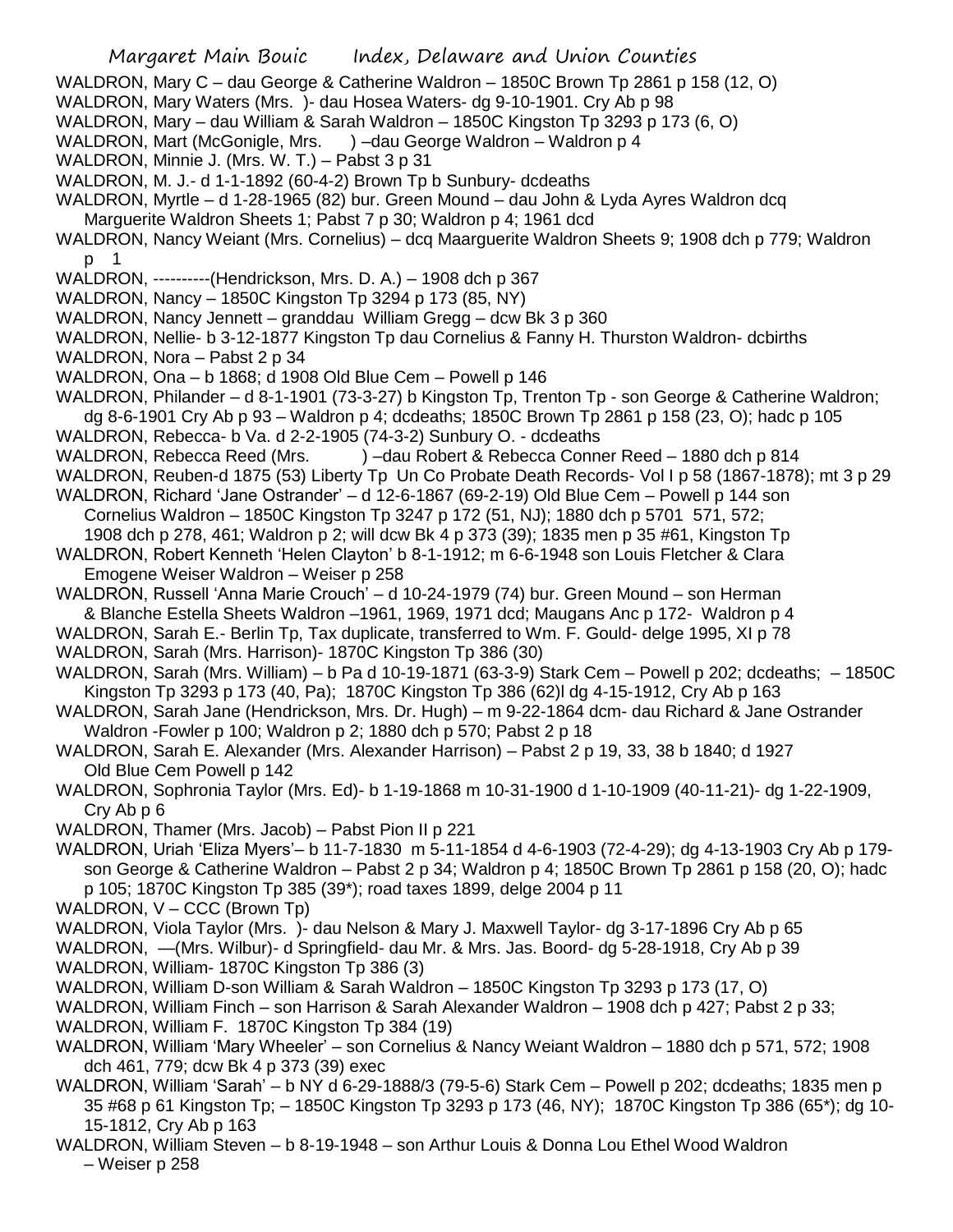WALDRON, Mary C – dau George & Catherine Waldron – 1850C Brown Tp 2861 p 158 (12, O)

WALDRON, Mary Waters (Mrs. )- dau Hosea Waters- dg 9-10-1901. Cry Ab p 98

WALDRON, Mary – dau William & Sarah Waldron – 1850C Kingston Tp 3293 p 173 (6, O)

WALDRON, Mart (McGonigle, Mrs. ) –dau George Waldron – Waldron p 4

WALDRON, Minnie J. (Mrs. W. T.) – Pabst 3 p 31

WALDRON, M. J.- d 1-1-1892 (60-4-2) Brown Tp b Sunbury- dcdeaths

WALDRON, Myrtle – d 1-28-1965 (82) bur. Green Mound – dau John & Lyda Ayres Waldron dcq Marguerite Waldron Sheets 1; Pabst 7 p 30; Waldron p 4; 1961 dcd

WALDRON, Nancy Weiant (Mrs. Cornelius) – dcq Maarguerite Waldron Sheets 9; 1908 dch p 779; Waldron p 1

WALDRON, ----------(Hendrickson, Mrs. D. A.) – 1908 dch p 367

WALDRON, Nancy – 1850C Kingston Tp 3294 p 173 (85, NY)

WALDRON, Nancy Jennett – granddau William Gregg – dcw Bk 3 p 360

WALDRON, Nellie- b 3-12-1877 Kingston Tp dau Cornelius & Fanny H. Thurston Waldron- dcbirths

WALDRON, Nora – Pabst 2 p 34

WALDRON, Ona – b 1868; d 1908 Old Blue Cem – Powell p 146

WALDRON, Philander – d 8-1-1901 (73-3-27) b Kingston Tp, Trenton Tp - son George & Catherine Waldron; dg 8-6-1901 Cry Ab p 93 – Waldron p 4; dcdeaths; 1850C Brown Tp 2861 p 158 (23, O); hadc p 105

WALDRON, Rebecca- b Va. d 2-2-1905 (74-3-2) Sunbury O. - dcdeaths

WALDRON, Rebecca Reed (Mrs. ) –dau Robert & Rebecca Conner Reed – 1880 dch p 814

WALDRON, Reuben-d 1875 (53) Liberty Tp Un Co Probate Death Records- Vol I p 58 (1867-1878); mt 3 p 29

WALDRON, Richard 'Jane Ostrander' – d 12-6-1867 (69-2-19) Old Blue Cem – Powell p 144 son Cornelius Waldron – 1850C Kingston Tp 3247 p 172 (51, NJ); 1880 dch p 5701 571, 572; 1908 dch p 278, 461; Waldron p 2; will dcw Bk 4 p 373 (39); 1835 men p 35 #61, Kingston Tp

WALDRON, Robert Kenneth 'Helen Clayton' b 8-1-1912; m 6-6-1948 son Louis Fletcher & Clara Emogene Weiser Waldron – Weiser p 258

WALDRON, Russell 'Anna Marie Crouch' – d 10-24-1979 (74) bur. Green Mound – son Herman & Blanche Estella Sheets Waldron –1961, 1969, 1971 dcd; Maugans Anc p 172- Waldron p 4

WALDRON, Sarah E.- Berlin Tp, Tax duplicate, transferred to Wm. F. Gould- delge 1995, XI p 78

WALDRON, Sarah (Mrs. Harrison)- 1870C Kingston Tp 386 (30)

WALDRON, Sarah (Mrs. William) – b Pa d 10-19-1871 (63-3-9) Stark Cem – Powell p 202; dcdeaths; – 1850C Kingston Tp 3293 p 173 (40, Pa); 1870C Kingston Tp 386 (62)l dg 4-15-1912, Cry Ab p 163

WALDRON, Sarah Jane (Hendrickson, Mrs. Dr. Hugh) – m 9-22-1864 dcm- dau Richard & Jane Ostrander Waldron -Fowler p 100; Waldron p 2; 1880 dch p 570; Pabst 2 p 18

WALDRON, Sarah E. Alexander (Mrs. Alexander Harrison) – Pabst 2 p 19, 33, 38 b 1840; d 1927 Old Blue Cem Powell p 142

WALDRON, Sophronia Taylor (Mrs. Ed)- b 1-19-1868 m 10-31-1900 d 1-10-1909 (40-11-21)- dg 1-22-1909, Cry Ab p 6

WALDRON, Thamer (Mrs. Jacob) – Pabst Pion II p 221

WALDRON, Uriah 'Eliza Myers'– b 11-7-1830 m 5-11-1854 d 4-6-1903 (72-4-29); dg 4-13-1903 Cry Ab p 179- son George & Catherine Waldron – Pabst 2 p 34; Waldron p 4; 1850C Brown Tp 2861 p 158 (20, O); hadc p 105; 1870C Kingston Tp 385 (39*); road taxes 1899, delge 2004 p 11

WALDRON, V – CCC (Brown Tp)

WALDRON, Viola Taylor (Mrs. )- dau Nelson & Mary J. Maxwell Taylor- dg 3-17-1896 Cry Ab p 65

WALDRON, —(Mrs. Wilbur)- d Springfield- dau Mr. & Mrs. Jas. Boord- dg 5-28-1918, Cry Ab p 39

WALDRON, William- 1870C Kingston Tp 386 (3)

WALDRON, William D-son William & Sarah Waldron – 1850C Kingston Tp 3293 p 173 (17, O)

WALDRON, William Finch – son Harrison & Sarah Alexander Waldron – 1908 dch p 427; Pabst 2 p 33;

WALDRON, William F. 1870C Kingston Tp 384 (19)

WALDRON, William 'Mary Wheeler' – son Cornelius & Nancy Weiant Waldron – 1880 dch p 571, 572; 1908 dch 461, 779; dcw Bk 4 p 373 (39) exec

WALDRON, William 'Sarah' – b NY d 6-29-1888/3 (79-5-6) Stark Cem – Powell p 202; dcdeaths; 1835 men p 35 #68 p 61 Kingston Tp; – 1850C Kingston Tp 3293 p 173 (46, NY); 1870C Kingston Tp 386 (65*); dg 10-15-1812, Cry Ab p 163

WALDRON, William Steven – b 8-19-1948 – son Arthur Louis & Donna Lou Ethel Wood Waldron – Weiser p 258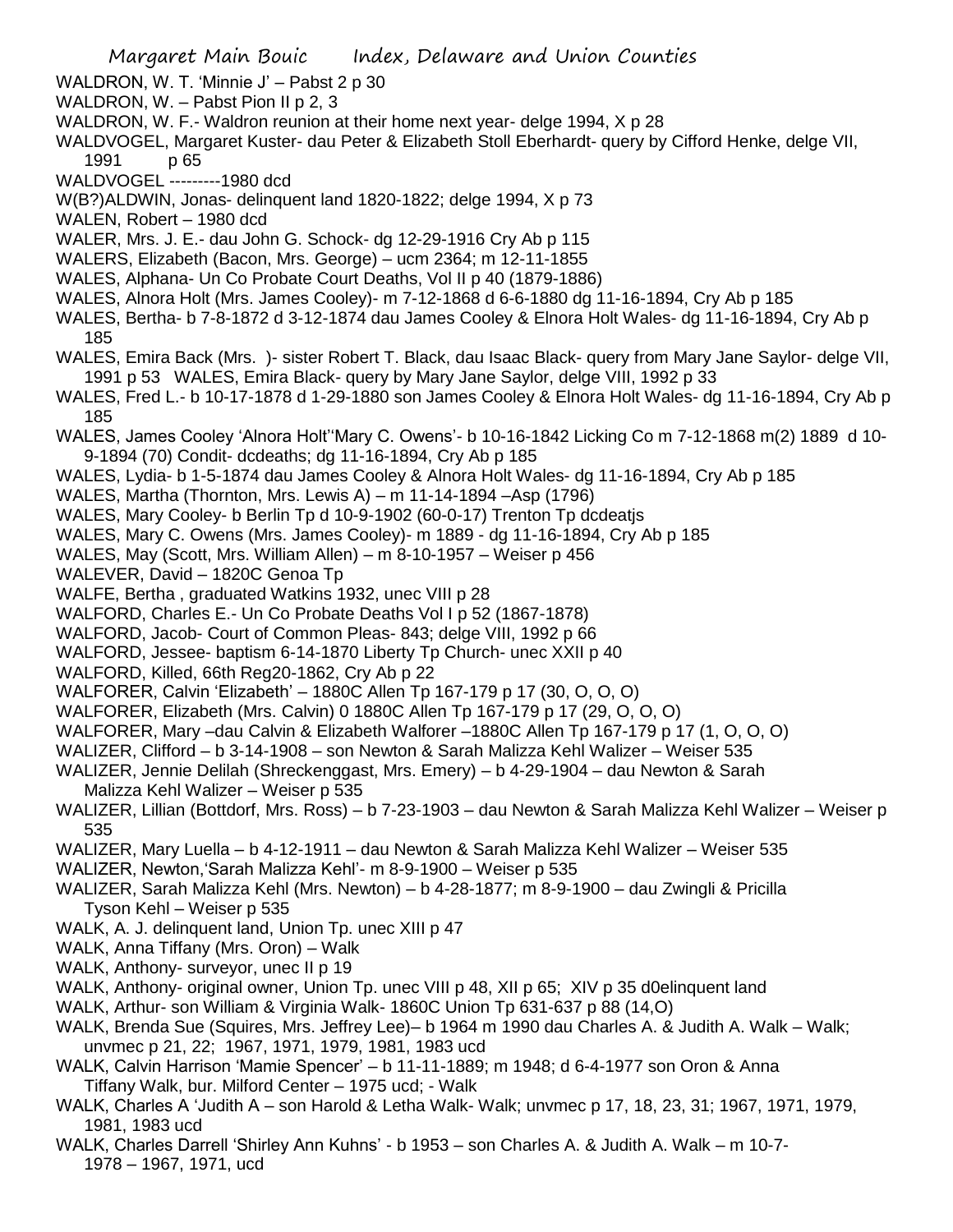WALDRON, W. T. 'Minnie J' – Pabst 2 p 30

WALDRON, W. – Pabst Pion II p 2, 3

WALDRON, W. F.- Waldron reunion at their home next year- delge 1994, X p 28

WALDVOGEL, Margaret Kuster- dau Peter & Elizabeth Stoll Eberhardt- query by Cifford Henke, delge VII, 1991 p 65

WALDVOGEL ---------1980 dcd

W(B?)ALDWIN, Jonas- delinquent land 1820-1822; delge 1994, X p 73

WALEN, Robert – 1980 dcd

WALER, Mrs. J. E.- dau John G. Schock- dg 12-29-1916 Cry Ab p 115

WALERS, Elizabeth (Bacon, Mrs. George) – ucm 2364; m 12-11-1855

WALES, Alphana- Un Co Probate Court Deaths, Vol II p 40 (1879-1886)

WALES, Alnora Holt (Mrs. James Cooley)- m 7-12-1868 d 6-6-1880 dg 11-16-1894, Cry Ab p 185

WALES, Bertha- b 7-8-1872 d 3-12-1874 dau James Cooley & Elnora Holt Wales- dg 11-16-1894, Cry Ab p 185

WALES, Emira Back (Mrs. )- sister Robert T. Black, dau Isaac Black- query from Mary Jane Saylor- delge VII, 1991 p 53 WALES, Emira Black- query by Mary Jane Saylor, delge VIII, 1992 p 33

WALES, Fred L.- b 10-17-1878 d 1-29-1880 son James Cooley & Elnora Holt Wales- dg 11-16-1894, Cry Ab p 185

WALES, James Cooley 'Alnora Holt''Mary C. Owens'- b 10-16-1842 Licking Co m 7-12-1868 m(2) 1889 d 10-9-1894 (70) Condit- dcdeaths; dg 11-16-1894, Cry Ab p 185

WALES, Lydia- b 1-5-1874 dau James Cooley & Alnora Holt Wales- dg 11-16-1894, Cry Ab p 185

WALES, Martha (Thornton, Mrs. Lewis A) – m 11-14-1894 –Asp (1796)

WALES, Mary Cooley- b Berlin Tp d 10-9-1902 (60-0-17) Trenton Tp dcdeatjs

WALES, Mary C. Owens (Mrs. James Cooley)- m 1889 - dg 11-16-1894, Cry Ab p 185

WALES, May (Scott, Mrs. William Allen) – m 8-10-1957 – Weiser p 456

WALEVER, David – 1820C Genoa Tp

WALFE, Bertha , graduated Watkins 1932, unec VIII p 28

WALFORD, Charles E.- Un Co Probate Deaths Vol I p 52 (1867-1878)

WALFORD, Jacob- Court of Common Pleas- 843; delge VIII, 1992 p 66

WALFORD, Jessee- baptism 6-14-1870 Liberty Tp Church- unec XXII p 40

WALFORD, Killed, 66th Reg20-1862, Cry Ab p 22

WALFORER, Calvin 'Elizabeth' – 1880C Allen Tp 167-179 p 17 (30, O, O, O)

WALFORER, Elizabeth (Mrs. Calvin) 0 1880C Allen Tp 167-179 p 17 (29, O, O, O)

WALFORER, Mary –dau Calvin & Elizabeth Walforer –1880C Allen Tp 167-179 p 17 (1, O, O, O)

WALIZER, Clifford – b 3-14-1908 – son Newton & Sarah Malizza Kehl Walizer – Weiser 535

WALIZER, Jennie Delilah (Shreckenggast, Mrs. Emery) – b 4-29-1904 – dau Newton & Sarah Malizza Kehl Walizer – Weiser p 535

WALIZER, Lillian (Bottdorf, Mrs. Ross) – b 7-23-1903 – dau Newton & Sarah Malizza Kehl Walizer – Weiser p 535

WALIZER, Mary Luella – b 4-12-1911 – dau Newton & Sarah Malizza Kehl Walizer – Weiser 535

WALIZER, Newton,'Sarah Malizza Kehl'- m 8-9-1900 – Weiser p 535

WALIZER, Sarah Malizza Kehl (Mrs. Newton) – b 4-28-1877; m 8-9-1900 – dau Zwingli & Pricilla Tyson Kehl – Weiser p 535

WALK, A. J. delinquent land, Union Tp. unec XIII p 47

WALK, Anna Tiffany (Mrs. Oron) – Walk

WALK, Anthony- surveyor, unec II p 19

WALK, Anthony- original owner, Union Tp. unec VIII p 48, XII p 65; XIV p 35 d0elinquent land

WALK, Arthur- son William & Virginia Walk- 1860C Union Tp 631-637 p 88 (14,O)

WALK, Brenda Sue (Squires, Mrs. Jeffrey Lee)– b 1964 m 1990 dau Charles A. & Judith A. Walk – Walk; unvmec p 21, 22; 1967, 1971, 1979, 1981, 1983 ucd

WALK, Calvin Harrison 'Mamie Spencer' – b 11-11-1889; m 1948; d 6-4-1977 son Oron & Anna Tiffany Walk, bur. Milford Center – 1975 ucd; - Walk

WALK, Charles A 'Judith A – son Harold & Letha Walk- Walk; unvmec p 17, 18, 23, 31; 1967, 1971, 1979, 1981, 1983 ucd

WALK, Charles Darrell 'Shirley Ann Kuhns' - b 1953 – son Charles A. & Judith A. Walk – m 10-7-1978 – 1967, 1971, ucd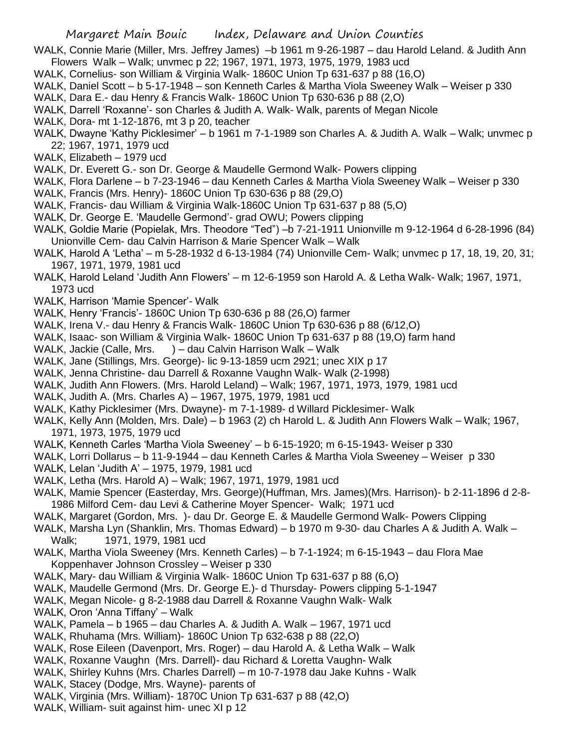WALK, Connie Marie (Miller, Mrs. Jeffrey James) –b 1961 m 9-26-1987 – dau Harold Leland. & Judith Ann Flowers Walk – Walk; unvmec p 22; 1967, 1971, 1973, 1975, 1979, 1983 ucd

WALK, Cornelius- son William & Virginia Walk- 1860C Union Tp 631-637 p 88 (16,O)

WALK, Daniel Scott – b 5-17-1948 – son Kenneth Carles & Martha Viola Sweeney Walk – Weiser p 330

WALK, Dara E.- dau Henry & Francis Walk- 1860C Union Tp 630-636 p 88 (2,O)

WALK, Darrell 'Roxanne'- son Charles & Judith A. Walk- Walk, parents of Megan Nicole

WALK, Dora- mt 1-12-1876, mt 3 p 20, teacher

WALK, Dwayne 'Kathy Picklesimer' – b 1961 m 7-1-1989 son Charles A. & Judith A. Walk – Walk; unvmec p 22; 1967, 1971, 1979 ucd

WALK, Elizabeth – 1979 ucd

WALK, Dr. Everett G.- son Dr. George & Maudelle Germond Walk- Powers clipping

WALK, Flora Darlene – b 7-23-1946 – dau Kenneth Carles & Martha Viola Sweeney Walk – Weiser p 330

WALK, Francis (Mrs. Henry)- 1860C Union Tp 630-636 p 88 (29,O)

WALK, Francis- dau William & Virginia Walk-1860C Union Tp 631-637 p 88 (5,O)

WALK, Dr. George E. 'Maudelle Germond'- grad OWU; Powers clipping

WALK, Goldie Marie (Popielak, Mrs. Theodore "Ted") –b 7-21-1911 Unionville m 9-12-1964 d 6-28-1996 (84) Unionville Cem- dau Calvin Harrison & Marie Spencer Walk – Walk

WALK, Harold A 'Letha' – m 5-28-1932 d 6-13-1984 (74) Unionville Cem- Walk; unvmec p 17, 18, 19, 20, 31; 1967, 1971, 1979, 1981 ucd

WALK, Harold Leland 'Judith Ann Flowers' – m 12-6-1959 son Harold A. & Letha Walk- Walk; 1967, 1971, 1973 ucd

WALK, Harrison 'Mamie Spencer'- Walk

WALK, Henry 'Francis'- 1860C Union Tp 630-636 p 88 (26,O) farmer

WALK, Irena V.- dau Henry & Francis Walk- 1860C Union Tp 630-636 p 88 (6/12,O)

WALK, Isaac- son William & Virginia Walk- 1860C Union Tp 631-637 p 88 (19,O) farm hand

WALK, Jackie (Calle, Mrs. ) – dau Calvin Harrison Walk – Walk

WALK, Jane (Stillings, Mrs. George)- lic 9-13-1859 ucm 2921; unec XIX p 17

WALK, Jenna Christine- dau Darrell & Roxanne Vaughn Walk- Walk (2-1998)

WALK, Judith Ann Flowers. (Mrs. Harold Leland) – Walk; 1967, 1971, 1973, 1979, 1981 ucd

WALK, Judith A. (Mrs. Charles A) – 1967, 1975, 1979, 1981 ucd

WALK, Kathy Picklesimer (Mrs. Dwayne)- m 7-1-1989- d Willard Picklesimer- Walk

WALK, Kelly Ann (Molden, Mrs. Dale) – b 1963 (2) ch Harold L. & Judith Ann Flowers Walk – Walk; 1967, 1971, 1973, 1975, 1979 ucd

WALK, Kenneth Carles 'Martha Viola Sweeney' – b 6-15-1920; m 6-15-1943- Weiser p 330

WALK, Lorri Dollarus – b 11-9-1944 – dau Kenneth Carles & Martha Viola Sweeney – Weiser p 330

WALK, Lelan 'Judith A' – 1975, 1979, 1981 ucd

WALK, Letha (Mrs. Harold A) – Walk; 1967, 1971, 1979, 1981 ucd

WALK, Mamie Spencer (Easterday, Mrs. George)(Huffman, Mrs. James)(Mrs. Harrison)- b 2-11-1896 d 2-8-1986 Milford Cem- dau Levi & Catherine Moyer Spencer- Walk; 1971 ucd

WALK, Margaret (Gordon, Mrs. )- dau Dr. George E. & Maudelle Germond Walk- Powers Clipping

WALK, Marsha Lyn (Shanklin, Mrs. Thomas Edward) – b 1970 m 9-30- dau Charles A & Judith A. Walk – Walk; 1971, 1979, 1981 ucd

WALK, Martha Viola Sweeney (Mrs. Kenneth Carles) – b 7-1-1924; m 6-15-1943 – dau Flora Mae Koppenhaver Johnson Crossley – Weiser p 330

WALK, Mary- dau William & Virginia Walk- 1860C Union Tp 631-637 p 88 (6,O)

WALK, Maudelle Germond (Mrs. Dr. George E.)- d Thursday- Powers clipping 5-1-1947

WALK, Megan Nicole- g 8-2-1988 dau Darrell & Roxanne Vaughn Walk- Walk

WALK, Oron 'Anna Tiffany' – Walk

WALK, Pamela – b 1965 – dau Charles A. & Judith A. Walk – 1967, 1971 ucd

WALK, Rhuhama (Mrs. William)- 1860C Union Tp 632-638 p 88 (22,O)

WALK, Rose Eileen (Davenport, Mrs. Roger) – dau Harold A. & Letha Walk – Walk

WALK, Roxanne Vaughn (Mrs. Darrell)- dau Richard & Loretta Vaughn- Walk

WALK, Shirley Kuhns (Mrs. Charles Darrell) – m 10-7-1978 dau Jake Kuhns - Walk

WALK, Stacey (Dodge, Mrs. Wayne)- parents of

WALK, Virginia (Mrs. William)- 1870C Union Tp 631-637 p 88 (42,O)

WALK, William- suit against him- unec XI p 12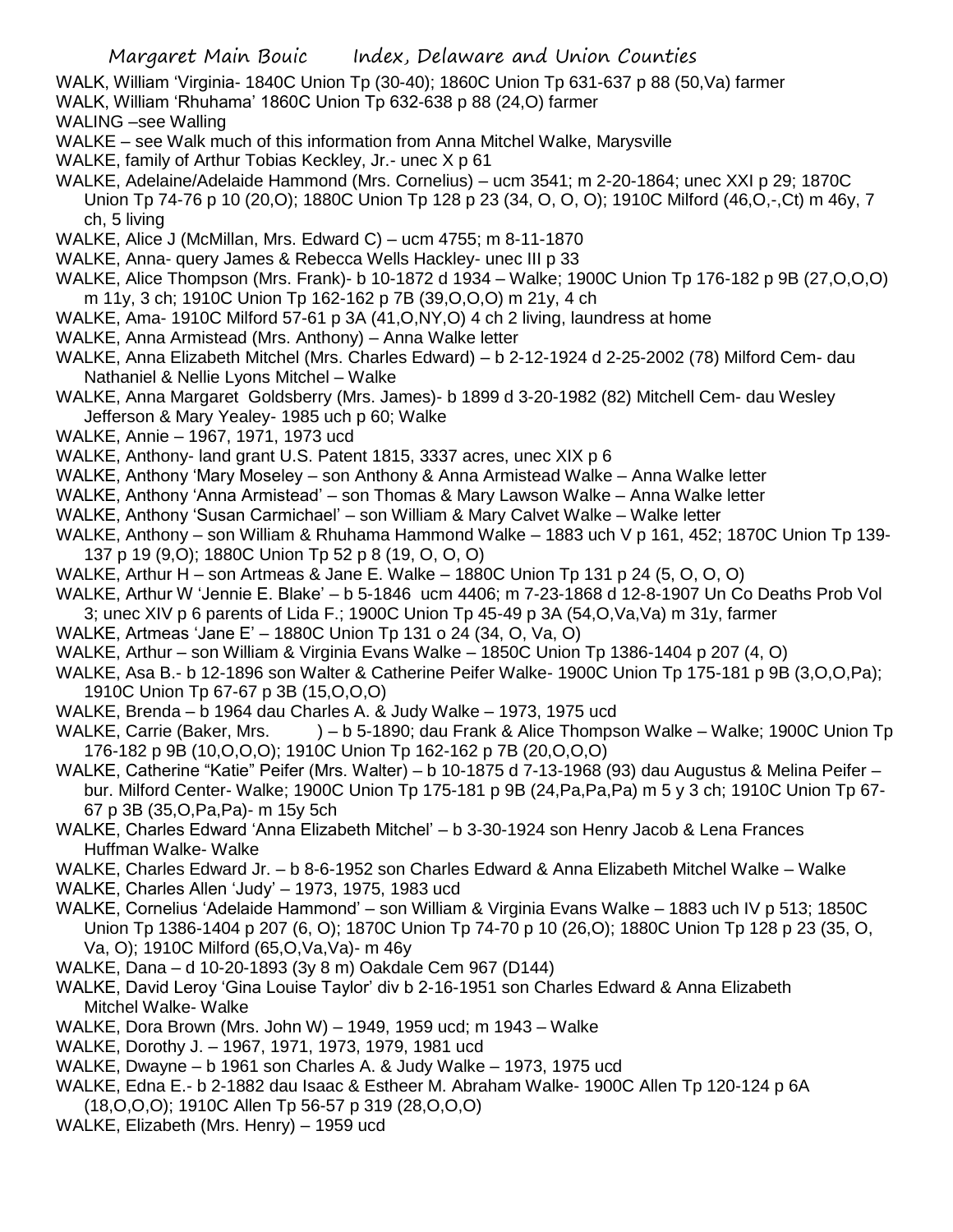WALK, William 'Virginia- 1840C Union Tp (30-40); 1860C Union Tp 631-637 p 88 (50,Va) farmer

WALK, William 'Rhuhama' 1860C Union Tp 632-638 p 88 (24,O) farmer

WALING –see Walling

WALKE – see Walk much of this information from Anna Mitchel Walke, Marysville

WALKE, family of Arthur Tobias Keckley, Jr.- unec X p 61

WALKE, Adelaine/Adelaide Hammond (Mrs. Cornelius) – ucm 3541; m 2-20-1864; unec XXI p 29; 1870C Union Tp 74-76 p 10 (20,O); 1880C Union Tp 128 p 23 (34, O, O, O); 1910C Milford (46,O,-,Ct) m 46y, 7 ch, 5 living

WALKE, Alice J (McMillan, Mrs. Edward C) – ucm 4755; m 8-11-1870

WALKE, Anna- query James & Rebecca Wells Hackley- unec III p 33

WALKE, Alice Thompson (Mrs. Frank)- b 10-1872 d 1934 – Walke; 1900C Union Tp 176-182 p 9B (27,O,O,O) m 11y, 3 ch; 1910C Union Tp 162-162 p 7B (39,O,O,O) m 21y, 4 ch

WALKE, Ama- 1910C Milford 57-61 p 3A (41,O,NY,O) 4 ch 2 living, laundress at home

WALKE, Anna Armistead (Mrs. Anthony) – Anna Walke letter

WALKE, Anna Elizabeth Mitchel (Mrs. Charles Edward) – b 2-12-1924 d 2-25-2002 (78) Milford Cem- dau Nathaniel & Nellie Lyons Mitchel – Walke

WALKE, Anna Margaret Goldsberry (Mrs. James)- b 1899 d 3-20-1982 (82) Mitchell Cem- dau Wesley Jefferson & Mary Yealey- 1985 uch p 60; Walke

WALKE, Annie – 1967, 1971, 1973 ucd

WALKE, Anthony- land grant U.S. Patent 1815, 3337 acres, unec XIX p 6

WALKE, Anthony 'Mary Moseley – son Anthony & Anna Armistead Walke – Anna Walke letter

WALKE, Anthony 'Anna Armistead' – son Thomas & Mary Lawson Walke – Anna Walke letter

WALKE, Anthony 'Susan Carmichael' – son William & Mary Calvet Walke – Walke letter

WALKE, Anthony – son William & Rhuhama Hammond Walke – 1883 uch V p 161, 452; 1870C Union Tp 139-137 p 19 (9,O); 1880C Union Tp 52 p 8 (19, O, O, O)

WALKE, Arthur H – son Artmeas & Jane E. Walke – 1880C Union Tp 131 p 24 (5, O, O, O)

WALKE, Arthur W 'Jennie E. Blake' – b 5-1846 ucm 4406; m 7-23-1868 d 12-8-1907 Un Co Deaths Prob Vol 3; unec XIV p 6 parents of Lida F.; 1900C Union Tp 45-49 p 3A (54,O,Va,Va) m 31y, farmer

WALKE, Artmeas 'Jane E' – 1880C Union Tp 131 o 24 (34, O, Va, O)

WALKE, Arthur – son William & Virginia Evans Walke – 1850C Union Tp 1386-1404 p 207 (4, O)

WALKE, Asa B.- b 12-1896 son Walter & Catherine Peifer Walke- 1900C Union Tp 175-181 p 9B (3,O,O,Pa); 1910C Union Tp 67-67 p 3B (15,O,O,O)

WALKE, Brenda – b 1964 dau Charles A. & Judy Walke – 1973, 1975 ucd

WALKE, Carrie (Baker, Mrs. ) – b 5-1890; dau Frank & Alice Thompson Walke – Walke; 1900C Union Tp 176-182 p 9B (10,O,O,O); 1910C Union Tp 162-162 p 7B (20,O,O,O)

WALKE, Catherine "Katie" Peifer (Mrs. Walter) – b 10-1875 d 7-13-1968 (93) dau Augustus & Melina Peifer – bur. Milford Center- Walke; 1900C Union Tp 175-181 p 9B (24,Pa,Pa,Pa) m 5 y 3 ch; 1910C Union Tp 67-67 p 3B (35,O,Pa,Pa)- m 15y 5ch

WALKE, Charles Edward 'Anna Elizabeth Mitchel' – b 3-30-1924 son Henry Jacob & Lena Frances Huffman Walke- Walke

WALKE, Charles Edward Jr. – b 8-6-1952 son Charles Edward & Anna Elizabeth Mitchel Walke – Walke

WALKE, Charles Allen 'Judy' – 1973, 1975, 1983 ucd

WALKE, Cornelius 'Adelaide Hammond' – son William & Virginia Evans Walke – 1883 uch IV p 513; 1850C Union Tp 1386-1404 p 207 (6, O); 1870C Union Tp 74-70 p 10 (26,O); 1880C Union Tp 128 p 23 (35, O, Va, O); 1910C Milford (65,O,Va,Va)- m 46y

WALKE, Dana – d 10-20-1893 (3y 8 m) Oakdale Cem 967 (D144)

WALKE, David Leroy 'Gina Louise Taylor' div b 2-16-1951 son Charles Edward & Anna Elizabeth Mitchel Walke- Walke

WALKE, Dora Brown (Mrs. John W) – 1949, 1959 ucd; m 1943 – Walke

WALKE, Dorothy J. – 1967, 1971, 1973, 1979, 1981 ucd

WALKE, Dwayne – b 1961 son Charles A. & Judy Walke – 1973, 1975 ucd

WALKE, Edna E.- b 2-1882 dau Isaac & Estheer M. Abraham Walke- 1900C Allen Tp 120-124 p 6A (18,O,O,O); 1910C Allen Tp 56-57 p 319 (28,O,O,O)

WALKE, Elizabeth (Mrs. Henry) – 1959 ucd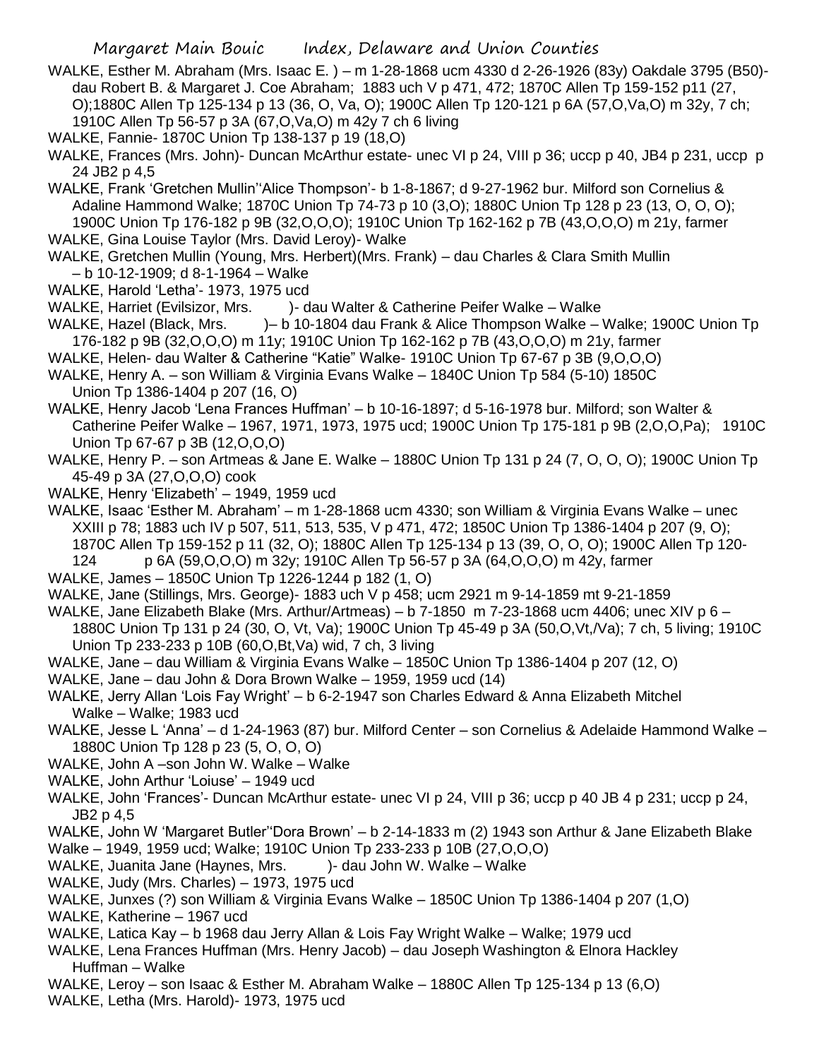WALKE, Esther M. Abraham (Mrs. Isaac E. ) – m 1-28-1868 ucm 4330 d 2-26-1926 (83y) Oakdale 3795 (B50)- dau Robert B. & Margaret J. Coe Abraham; 1883 uch V p 471, 472; 1870C Allen Tp 159-152 p11 (27, O);1880C Allen Tp 125-134 p 13 (36, O, Va, O); 1900C Allen Tp 120-121 p 6A (57,O,Va,O) m 32y, 7 ch; 1910C Allen Tp 56-57 p 3A (67,O,Va,O) m 42y 7 ch 6 living

WALKE, Fannie- 1870C Union Tp 138-137 p 19 (18,O)

WALKE, Frances (Mrs. John)- Duncan McArthur estate- unec VI p 24, VIII p 36; uccp p 40, JB4 p 231, uccp p 24 JB2 p 4,5

WALKE, Frank 'Gretchen Mullin''Alice Thompson'- b 1-8-1867; d 9-27-1962 bur. Milford son Cornelius & Adaline Hammond Walke; 1870C Union Tp 74-73 p 10 (3,O); 1880C Union Tp 128 p 23 (13, O, O, O); 1900C Union Tp 176-182 p 9B (32,O,O,O); 1910C Union Tp 162-162 p 7B (43,O,O,O) m 21y, farmer

WALKE, Gina Louise Taylor (Mrs. David Leroy)- Walke

WALKE, Gretchen Mullin (Young, Mrs. Herbert)(Mrs. Frank) – dau Charles & Clara Smith Mullin – b 10-12-1909; d 8-1-1964 – Walke

WALKE, Harold 'Letha'- 1973, 1975 ucd

WALKE, Harriet (Evilsizor, Mrs. )- dau Walter & Catherine Peifer Walke – Walke

WALKE, Hazel (Black, Mrs. )– b 10-1804 dau Frank & Alice Thompson Walke – Walke; 1900C Union Tp 176-182 p 9B (32,O,O,O) m 11y; 1910C Union Tp 162-162 p 7B (43,O,O,O) m 21y, farmer

WALKE, Helen- dau Walter & Catherine "Katie" Walke- 1910C Union Tp 67-67 p 3B (9,O,O,O)

WALKE, Henry A. – son William & Virginia Evans Walke – 1840C Union Tp 584 (5-10) 1850C Union Tp 1386-1404 p 207 (16, O)

WALKE, Henry Jacob 'Lena Frances Huffman' – b 10-16-1897; d 5-16-1978 bur. Milford; son Walter & Catherine Peifer Walke – 1967, 1971, 1973, 1975 ucd; 1900C Union Tp 175-181 p 9B (2,O,O,Pa); 1910C Union Tp 67-67 p 3B (12,O,O,O)

WALKE, Henry P. – son Artmeas & Jane E. Walke – 1880C Union Tp 131 p 24 (7, O, O, O); 1900C Union Tp 45-49 p 3A (27,O,O,O) cook

WALKE, Henry 'Elizabeth' – 1949, 1959 ucd

WALKE, Isaac 'Esther M. Abraham' – m 1-28-1868 ucm 4330; son William & Virginia Evans Walke – unec XXIII p 78; 1883 uch IV p 507, 511, 513, 535, V p 471, 472; 1850C Union Tp 1386-1404 p 207 (9, O); 1870C Allen Tp 159-152 p 11 (32, O); 1880C Allen Tp 125-134 p 13 (39, O, O, O); 1900C Allen Tp 120-124 p 6A (59,O,O,O) m 32y; 1910C Allen Tp 56-57 p 3A (64,O,O,O) m 42y, farmer

WALKE, James – 1850C Union Tp 1226-1244 p 182 (1, O)

WALKE, Jane (Stillings, Mrs. George)- 1883 uch V p 458; ucm 2921 m 9-14-1859 mt 9-21-1859

WALKE, Jane Elizabeth Blake (Mrs. Arthur/Artmeas) – b 7-1850 m 7-23-1868 ucm 4406; unec XIV p 6 – 1880C Union Tp 131 p 24 (30, O, Vt, Va); 1900C Union Tp 45-49 p 3A (50,O,Vt,/Va); 7 ch, 5 living; 1910C Union Tp 233-233 p 10B (60,O,Bt,Va) wid, 7 ch, 3 living

WALKE, Jane – dau William & Virginia Evans Walke – 1850C Union Tp 1386-1404 p 207 (12, O)

WALKE, Jane – dau John & Dora Brown Walke – 1959, 1959 ucd (14)

WALKE, Jerry Allan 'Lois Fay Wright' – b 6-2-1947 son Charles Edward & Anna Elizabeth Mitchel Walke – Walke; 1983 ucd

WALKE, Jesse L 'Anna' – d 1-24-1963 (87) bur. Milford Center – son Cornelius & Adelaide Hammond Walke – 1880C Union Tp 128 p 23 (5, O, O, O)

WALKE, John A –son John W. Walke – Walke

WALKE, John Arthur 'Loiuse' – 1949 ucd

WALKE, John 'Frances'- Duncan McArthur estate- unec VI p 24, VIII p 36; uccp p 40 JB 4 p 231; uccp p 24, JB2 p 4,5

WALKE, John W 'Margaret Butler''Dora Brown' – b 2-14-1833 m (2) 1943 son Arthur & Jane Elizabeth Blake Walke – 1949, 1959 ucd; Walke; 1910C Union Tp 233-233 p 10B (27,O,O,O)

WALKE, Juanita Jane (Haynes, Mrs. )- dau John W. Walke – Walke

WALKE, Judy (Mrs. Charles) – 1973, 1975 ucd

WALKE, Junxes (?) son William & Virginia Evans Walke – 1850C Union Tp 1386-1404 p 207 (1,O)

WALKE, Katherine – 1967 ucd

WALKE, Latica Kay – b 1968 dau Jerry Allan & Lois Fay Wright Walke – Walke; 1979 ucd

WALKE, Lena Frances Huffman (Mrs. Henry Jacob) – dau Joseph Washington & Elnora Hackley Huffman – Walke

WALKE, Leroy – son Isaac & Esther M. Abraham Walke – 1880C Allen Tp 125-134 p 13 (6,O)

WALKE, Letha (Mrs. Harold)- 1973, 1975 ucd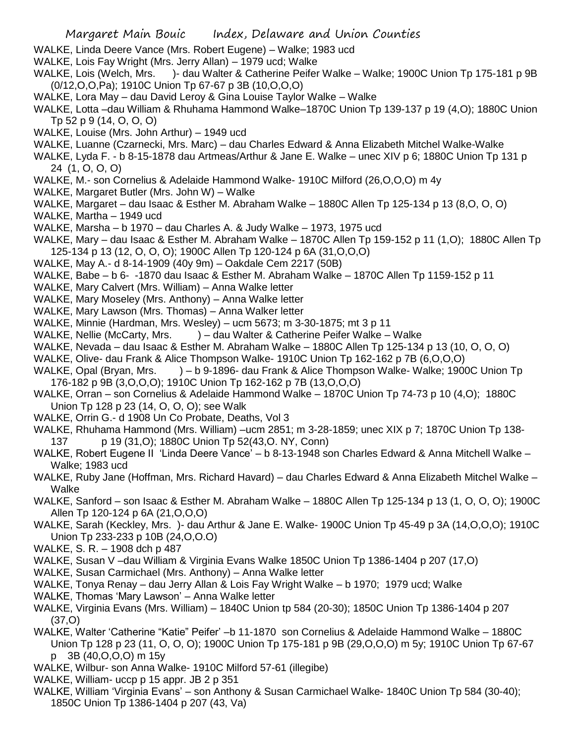WALKE, Linda Deere Vance (Mrs. Robert Eugene) – Walke; 1983 ucd

WALKE, Lois Fay Wright (Mrs. Jerry Allan) – 1979 ucd; Walke

WALKE, Lois (Welch, Mrs. )- dau Walter & Catherine Peifer Walke – Walke; 1900C Union Tp 175-181 p 9B (0/12,O,O,Pa); 1910C Union Tp 67-67 p 3B (10,O,O,O)

WALKE, Lora May – dau David Leroy & Gina Louise Taylor Walke – Walke

WALKE, Lotta –dau William & Rhuhama Hammond Walke–1870C Union Tp 139-137 p 19 (4,O); 1880C Union Tp 52 p 9 (14, O, O, O)

WALKE, Louise (Mrs. John Arthur) – 1949 ucd

WALKE, Luanne (Czarnecki, Mrs. Marc) – dau Charles Edward & Anna Elizabeth Mitchel Walke-Walke

WALKE, Lyda F. - b 8-15-1878 dau Artmeas/Arthur & Jane E. Walke – unec XIV p 6; 1880C Union Tp 131 p 24 (1, O, O, O)

WALKE, M.- son Cornelius & Adelaide Hammond Walke- 1910C Milford (26,O,O,O) m 4y

WALKE, Margaret Butler (Mrs. John W) – Walke

WALKE, Margaret – dau Isaac & Esther M. Abraham Walke – 1880C Allen Tp 125-134 p 13 (8,O, O, O)

WALKE, Martha – 1949 ucd

WALKE, Marsha – b 1970 – dau Charles A. & Judy Walke – 1973, 1975 ucd

WALKE, Mary – dau Isaac & Esther M. Abraham Walke – 1870C Allen Tp 159-152 p 11 (1,O); 1880C Allen Tp 125-134 p 13 (12, O, O, O); 1900C Allen Tp 120-124 p 6A (31,O,O,O)

WALKE, May A.- d 8-14-1909 (40y 9m) – Oakdale Cem 2217 (50B)

WALKE, Babe – b 6- -1870 dau Isaac & Esther M. Abraham Walke – 1870C Allen Tp 1159-152 p 11

WALKE, Mary Calvert (Mrs. William) – Anna Walke letter

WALKE, Mary Moseley (Mrs. Anthony) – Anna Walke letter

WALKE, Mary Lawson (Mrs. Thomas) – Anna Walker letter

WALKE, Minnie (Hardman, Mrs. Wesley) – ucm 5673; m 3-30-1875; mt 3 p 11

WALKE, Nellie (McCarty, Mrs. ) – dau Walter & Catherine Peifer Walke – Walke

WALKE, Nevada – dau Isaac & Esther M. Abraham Walke – 1880C Allen Tp 125-134 p 13 (10, O, O, O)

WALKE, Olive- dau Frank & Alice Thompson Walke- 1910C Union Tp 162-162 p 7B (6,O,O,O)

WALKE, Opal (Bryan, Mrs. ) – b 9-1896- dau Frank & Alice Thompson Walke- Walke; 1900C Union Tp 176-182 p 9B (3,O,O,O); 1910C Union Tp 162-162 p 7B (13,O,O,O)

WALKE, Orran – son Cornelius & Adelaide Hammond Walke – 1870C Union Tp 74-73 p 10 (4,O); 1880C Union Tp 128 p 23 (14, O, O, O); see Walk

WALKE, Orrin G.- d 1908 Un Co Probate, Deaths, Vol 3

WALKE, Rhuhama Hammond (Mrs. William) –ucm 2851; m 3-28-1859; unec XIX p 7; 1870C Union Tp 138-137 p 19 (31,O); 1880C Union Tp 52(43,O. NY, Conn)

WALKE, Robert Eugene II 'Linda Deere Vance' – b 8-13-1948 son Charles Edward & Anna Mitchell Walke – Walke; 1983 ucd

WALKE, Ruby Jane (Hoffman, Mrs. Richard Havard) – dau Charles Edward & Anna Elizabeth Mitchel Walke – Walke

WALKE, Sanford – son Isaac & Esther M. Abraham Walke – 1880C Allen Tp 125-134 p 13 (1, O, O, O); 1900C Allen Tp 120-124 p 6A (21,O,O,O)

WALKE, Sarah (Keckley, Mrs. )- dau Arthur & Jane E. Walke- 1900C Union Tp 45-49 p 3A (14,O,O,O); 1910C Union Tp 233-233 p 10B (24,O,O.O)

WALKE, S. R. – 1908 dch p 487

WALKE, Susan V –dau William & Virginia Evans Walke 1850C Union Tp 1386-1404 p 207 (17,O)

WALKE, Susan Carmichael (Mrs. Anthony) – Anna Walke letter

WALKE, Tonya Renay – dau Jerry Allan & Lois Fay Wright Walke – b 1970; 1979 ucd; Walke

WALKE, Thomas 'Mary Lawson' – Anna Walke letter

WALKE, Virginia Evans (Mrs. William) – 1840C Union tp 584 (20-30); 1850C Union Tp 1386-1404 p 207 (37,O)

WALKE, Walter 'Catherine "Katie" Peifer' –b 11-1870 son Cornelius & Adelaide Hammond Walke – 1880C Union Tp 128 p 23 (11, O, O, O); 1900C Union Tp 175-181 p 9B (29,O,O,O) m 5y; 1910C Union Tp 67-67 p 3B (40,O,O,O) m 15y

WALKE, Wilbur- son Anna Walke- 1910C Milford 57-61 (illegibe)

WALKE, William- uccp p 15 appr. JB 2 p 351

WALKE, William 'Virginia Evans' – son Anthony & Susan Carmichael Walke- 1840C Union Tp 584 (30-40); 1850C Union Tp 1386-1404 p 207 (43, Va)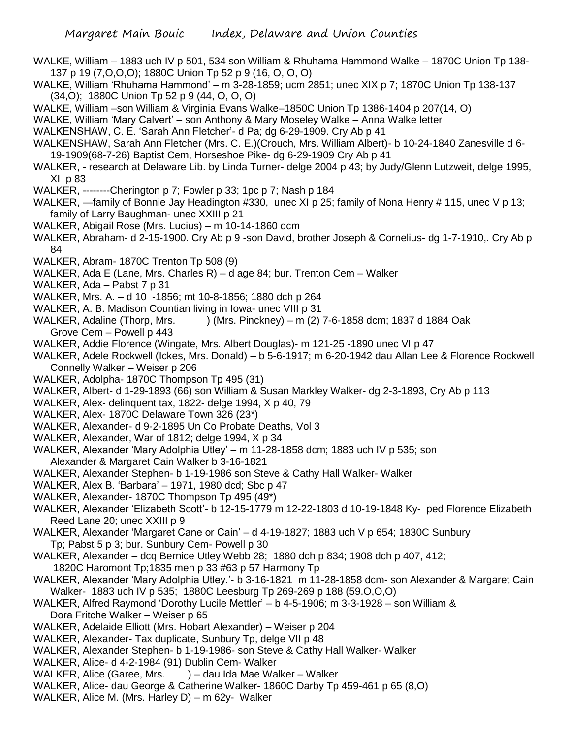WALKE, William – 1883 uch IV p 501, 534 son William & Rhuhama Hammond Walke – 1870C Union Tp 138-137 p 19 (7,O,O,O); 1880C Union Tp 52 p 9 (16, O, O, O)

WALKE, William 'Rhuhama Hammond' – m 3-28-1859; ucm 2851; unec XIX p 7; 1870C Union Tp 138-137 (34,O); 1880C Union Tp 52 p 9 (44, O, O, O)

WALKE, William –son William & Virginia Evans Walke–1850C Union Tp 1386-1404 p 207(14, O)

WALKE, William 'Mary Calvert' – son Anthony & Mary Moseley Walke – Anna Walke letter

WALKENSHAW, C. E. 'Sarah Ann Fletcher'- d Pa; dg 6-29-1909. Cry Ab p 41

WALKENSHAW, Sarah Ann Fletcher (Mrs. C. E.)(Crouch, Mrs. William Albert)- b 10-24-1840 Zanesville d 6-19-1909(68-7-26) Baptist Cem, Horseshoe Pike- dg 6-29-1909 Cry Ab p 41

WALKER, - research at Delaware Lib. by Linda Turner- delge 2004 p 43; by Judy/Glenn Lutzweit, delge 1995, XI p 83

WALKER, --------Cherington p 7; Fowler p 33; 1pc p 7; Nash p 184

WALKER, —family of Bonnie Jay Headington #330, unec XI p 25; family of Nona Henry # 115, unec V p 13; family of Larry Baughman- unec XXIII p 21

WALKER, Abigail Rose (Mrs. Lucius) – m 10-14-1860 dcm

WALKER, Abraham- d 2-15-1900. Cry Ab p 9 -son David, brother Joseph & Cornelius- dg 1-7-1910,. Cry Ab p 84

WALKER, Abram- 1870C Trenton Tp 508 (9)

WALKER, Ada E (Lane, Mrs. Charles R) – d age 84; bur. Trenton Cem – Walker

WALKER, Ada – Pabst 7 p 31

WALKER, Mrs. A. – d 10 -1856; mt 10-8-1856; 1880 dch p 264

WALKER, A. B. Madison Countian living in Iowa- unec VIII p 31

WALKER, Adaline (Thorp, Mrs. ) (Mrs. Pinckney) – m (2) 7-6-1858 dcm; 1837 d 1884 Oak Grove Cem – Powell p 443

WALKER, Addie Florence (Wingate, Mrs. Albert Douglas)- m 121-25 -1890 unec VI p 47

WALKER, Adele Rockwell (Ickes, Mrs. Donald) – b 5-6-1917; m 6-20-1942 dau Allan Lee & Florence Rockwell Connelly Walker – Weiser p 206

WALKER, Adolpha- 1870C Thompson Tp 495 (31)

WALKER, Albert- d 1-29-1893 (66) son William & Susan Markley Walker- dg 2-3-1893, Cry Ab p 113

WALKER, Alex- delinquent tax, 1822- delge 1994, X p 40, 79

WALKER, Alex- 1870C Delaware Town 326 (23*)

WALKER, Alexander- d 9-2-1895 Un Co Probate Deaths, Vol 3

WALKER, Alexander, War of 1812; delge 1994, X p 34

WALKER, Alexander 'Mary Adolphia Utley' – m 11-28-1858 dcm; 1883 uch IV p 535; son Alexander & Margaret Cain Walker b 3-16-1821

WALKER, Alexander Stephen- b 1-19-1986 son Steve & Cathy Hall Walker- Walker

WALKER, Alex B. 'Barbara' – 1971, 1980 dcd; Sbc p 47

WALKER, Alexander- 1870C Thompson Tp 495 (49*)

WALKER, Alexander 'Elizabeth Scott'- b 12-15-1779 m 12-22-1803 d 10-19-1848 Ky- ped Florence Elizabeth Reed Lane 20; unec XXIII p 9

WALKER, Alexander 'Margaret Cane or Cain' – d 4-19-1827; 1883 uch V p 654; 1830C Sunbury Tp; Pabst 5 p 3; bur. Sunbury Cem- Powell p 30

WALKER, Alexander – dcq Bernice Utley Webb 28; 1880 dch p 834; 1908 dch p 407, 412; 1820C Haromont Tp;1835 men p 33 #63 p 57 Harmony Tp

WALKER, Alexander 'Mary Adolphia Utley.'- b 3-16-1821 m 11-28-1858 dcm- son Alexander & Margaret Cain Walker- 1883 uch IV p 535; 1880C Leesburg Tp 269-269 p 188 (59.O,O,O)

WALKER, Alfred Raymond 'Dorothy Lucile Mettler' – b 4-5-1906; m 3-3-1928 – son William & Dora Fritche Walker – Weiser p 65

WALKER, Adelaide Elliott (Mrs. Hobart Alexander) – Weiser p 204

WALKER, Alexander- Tax duplicate, Sunbury Tp, delge VII p 48

WALKER, Alexander Stephen- b 1-19-1986- son Steve & Cathy Hall Walker- Walker

WALKER, Alice- d 4-2-1984 (91) Dublin Cem- Walker

WALKER, Alice (Garee, Mrs. ) – dau Ida Mae Walker – Walker

WALKER, Alice- dau George & Catherine Walker- 1860C Darby Tp 459-461 p 65 (8,O)

WALKER, Alice M. (Mrs. Harley D) – m 62y- Walker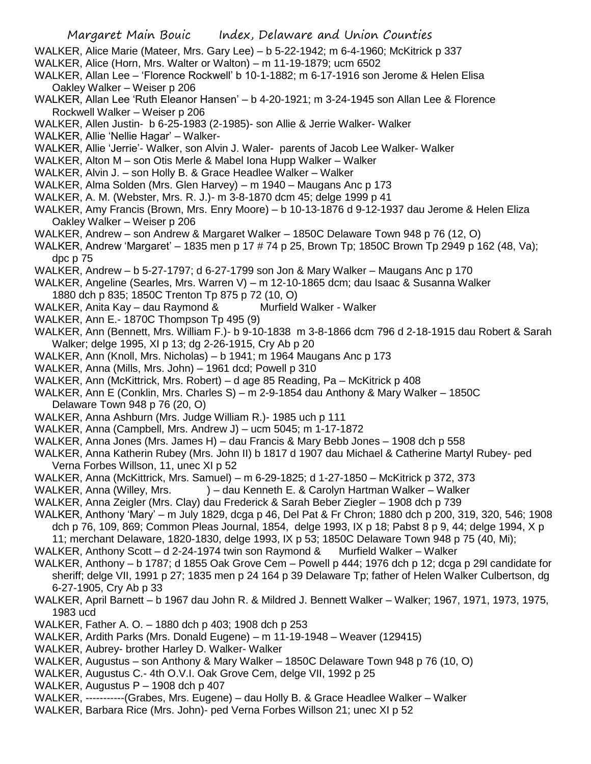WALKER, Alice Marie (Mateer, Mrs. Gary Lee) – b 5-22-1942; m 6-4-1960; McKitrick p 337

WALKER, Alice (Horn, Mrs. Walter or Walton) – m 11-19-1879; ucm 6502

WALKER, Allan Lee – 'Florence Rockwell' b 10-1-1882; m 6-17-1916 son Jerome & Helen Elisa Oakley Walker – Weiser p 206

WALKER, Allan Lee 'Ruth Eleanor Hansen' – b 4-20-1921; m 3-24-1945 son Allan Lee & Florence Rockwell Walker – Weiser p 206

WALKER, Allen Justin- b 6-25-1983 (2-1985)- son Allie & Jerrie Walker- Walker

WALKER, Allie 'Nellie Hagar' – Walker-

WALKER, Allie 'Jerrie'- Walker, son Alvin J. Waler- parents of Jacob Lee Walker- Walker

WALKER, Alton M – son Otis Merle & Mabel Iona Hupp Walker – Walker

WALKER, Alvin J. – son Holly B. & Grace Headlee Walker – Walker

WALKER, Alma Solden (Mrs. Glen Harvey) – m 1940 – Maugans Anc p 173

WALKER, A. M. (Webster, Mrs. R. J.)- m 3-8-1870 dcm 45; delge 1999 p 41

WALKER, Amy Francis (Brown, Mrs. Enry Moore) – b 10-13-1876 d 9-12-1937 dau Jerome & Helen Eliza Oakley Walker – Weiser p 206

WALKER, Andrew – son Andrew & Margaret Walker – 1850C Delaware Town 948 p 76 (12, O)

WALKER, Andrew 'Margaret' – 1835 men p 17 # 74 p 25, Brown Tp; 1850C Brown Tp 2949 p 162 (48, Va); dpc p 75

WALKER, Andrew – b 5-27-1797; d 6-27-1799 son Jon & Mary Walker – Maugans Anc p 170

WALKER, Angeline (Searles, Mrs. Warren V) – m 12-10-1865 dcm; dau Isaac & Susanna Walker 1880 dch p 835; 1850C Trenton Tp 875 p 72 (10, O)

WALKER, Anita Kay – dau Raymond & Murfield Walker - Walker

WALKER, Ann E.- 1870C Thompson Tp 495 (9)

WALKER, Ann (Bennett, Mrs. William F.)- b 9-10-1838 m 3-8-1866 dcm 796 d 2-18-1915 dau Robert & Sarah Walker; delge 1995, XI p 13; dg 2-26-1915, Cry Ab p 20

WALKER, Ann (Knoll, Mrs. Nicholas) – b 1941; m 1964 Maugans Anc p 173

WALKER, Anna (Mills, Mrs. John) – 1961 dcd; Powell p 310

WALKER, Ann (McKittrick, Mrs. Robert) – d age 85 Reading, Pa – McKitrick p 408

WALKER, Ann E (Conklin, Mrs. Charles S) – m 2-9-1854 dau Anthony & Mary Walker – 1850C Delaware Town 948 p 76 (20, O)

WALKER, Anna Ashburn (Mrs. Judge William R.)- 1985 uch p 111

WALKER, Anna (Campbell, Mrs. Andrew J) – ucm 5045; m 1-17-1872

WALKER, Anna Jones (Mrs. James H) – dau Francis & Mary Bebb Jones – 1908 dch p 558

WALKER, Anna Katherin Rubey (Mrs. John II) b 1817 d 1907 dau Michael & Catherine Martyl Rubey- ped Verna Forbes Willson, 11, unec XI p 52

WALKER, Anna (McKittrick, Mrs. Samuel) – m 6-29-1825; d 1-27-1850 – McKitrick p 372, 373

WALKER, Anna (Willey, Mrs. ) – dau Kenneth E. & Carolyn Hartman Walker – Walker

WALKER, Anna Zeigler (Mrs. Clay) dau Frederick & Sarah Beber Ziegler – 1908 dch p 739

WALKER, Anthony 'Mary' – m July 1829, dcga p 46, Del Pat & Fr Chron; 1880 dch p 200, 319, 320, 546; 1908 dch p 76, 109, 869; Common Pleas Journal, 1854, delge 1993, IX p 18; Pabst 8 p 9, 44; delge 1994, X p 11; merchant Delaware, 1820-1830, delge 1993, IX p 53; 1850C Delaware Town 948 p 75 (40, Mi);

WALKER, Anthony Scott – d 2-24-1974 twin son Raymond & Murfield Walker – Walker

WALKER, Anthony – b 1787; d 1855 Oak Grove Cem – Powell p 444; 1976 dch p 12; dcga p 29l candidate for sheriff; delge VII, 1991 p 27; 1835 men p 24 164 p 39 Delaware Tp; father of Helen Walker Culbertson, dg 6-27-1905, Cry Ab p 33

WALKER, April Barnett – b 1967 dau John R. & Mildred J. Bennett Walker – Walker; 1967, 1971, 1973, 1975, 1983 ucd

WALKER, Father A. O. – 1880 dch p 403; 1908 dch p 253

WALKER, Ardith Parks (Mrs. Donald Eugene) – m 11-19-1948 – Weaver (129415)

WALKER, Aubrey- brother Harley D. Walker- Walker

WALKER, Augustus – son Anthony & Mary Walker – 1850C Delaware Town 948 p 76 (10, O)

WALKER, Augustus C.- 4th O.V.I. Oak Grove Cem, delge VII, 1992 p 25

WALKER, Augustus P – 1908 dch p 407

WALKER, -----------(Grabes, Mrs. Eugene) – dau Holly B. & Grace Headlee Walker – Walker

WALKER, Barbara Rice (Mrs. John)- ped Verna Forbes Willson 21; unec XI p 52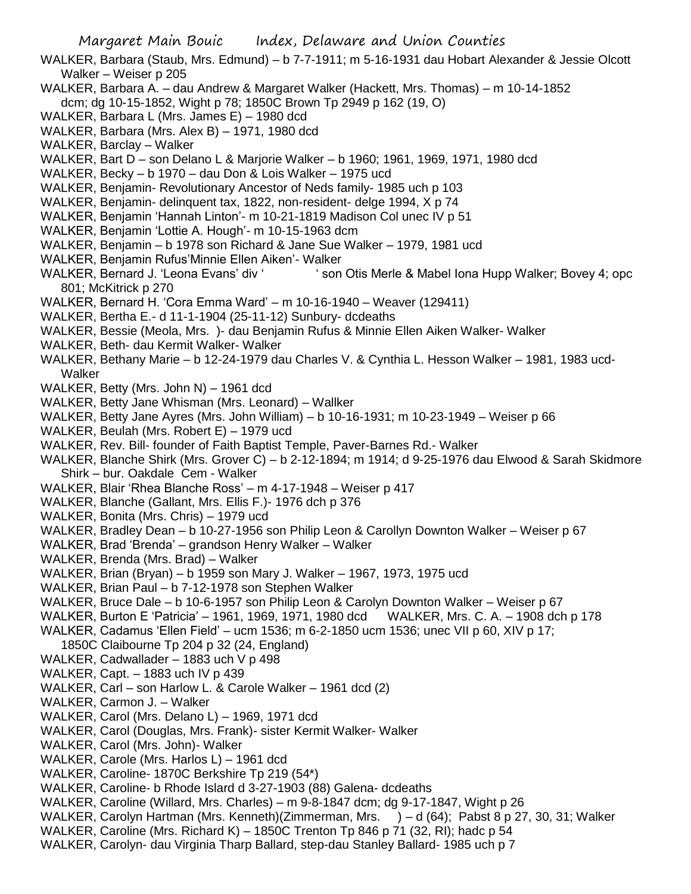WALKER, Barbara (Staub, Mrs. Edmund) – b 7-7-1911; m 5-16-1931 dau Hobart Alexander & Jessie Olcott Walker – Weiser p 205

WALKER, Barbara A. – dau Andrew & Margaret Walker (Hackett, Mrs. Thomas) – m 10-14-1852 dcm; dg 10-15-1852, Wight p 78; 1850C Brown Tp 2949 p 162 (19, O)

WALKER, Barbara L (Mrs. James E) – 1980 dcd

WALKER, Barbara (Mrs. Alex B) – 1971, 1980 dcd

WALKER, Barclay – Walker

WALKER, Bart D – son Delano L & Marjorie Walker – b 1960; 1961, 1969, 1971, 1980 dcd

WALKER, Becky – b 1970 – dau Don & Lois Walker – 1975 ucd

WALKER, Benjamin- Revolutionary Ancestor of Neds family- 1985 uch p 103

WALKER, Benjamin- delinquent tax, 1822, non-resident- delge 1994, X p 74

WALKER, Benjamin 'Hannah Linton'- m 10-21-1819 Madison Col unec IV p 51

WALKER, Benjamin 'Lottie A. Hough'- m 10-15-1963 dcm

WALKER, Benjamin – b 1978 son Richard & Jane Sue Walker – 1979, 1981 ucd

WALKER, Benjamin Rufus'Minnie Ellen Aiken'- Walker

WALKER, Bernard J. 'Leona Evans' div ' ' son Otis Merle & Mabel Iona Hupp Walker; Bovey 4; opc 801; McKitrick p 270

WALKER, Bernard H. 'Cora Emma Ward' – m 10-16-1940 – Weaver (129411)

WALKER, Bertha E.- d 11-1-1904 (25-11-12) Sunbury- dcdeaths

WALKER, Bessie (Meola, Mrs. )- dau Benjamin Rufus & Minnie Ellen Aiken Walker- Walker

WALKER, Beth- dau Kermit Walker- Walker

WALKER, Bethany Marie – b 12-24-1979 dau Charles V. & Cynthia L. Hesson Walker – 1981, 1983 ucd- Walker

WALKER, Betty (Mrs. John N) – 1961 dcd

WALKER, Betty Jane Whisman (Mrs. Leonard) – Wallker

WALKER, Betty Jane Ayres (Mrs. John William) – b 10-16-1931; m 10-23-1949 – Weiser p 66

WALKER, Beulah (Mrs. Robert E) – 1979 ucd

WALKER, Rev. Bill- founder of Faith Baptist Temple, Paver-Barnes Rd.- Walker

WALKER, Blanche Shirk (Mrs. Grover C) – b 2-12-1894; m 1914; d 9-25-1976 dau Elwood & Sarah Skidmore Shirk – bur. Oakdale Cem - Walker

WALKER, Blair 'Rhea Blanche Ross' – m 4-17-1948 – Weiser p 417

WALKER, Blanche (Gallant, Mrs. Ellis F.)- 1976 dch p 376

WALKER, Bonita (Mrs. Chris) – 1979 ucd

WALKER, Bradley Dean – b 10-27-1956 son Philip Leon & Carollyn Downton Walker – Weiser p 67

WALKER, Brad 'Brenda' – grandson Henry Walker – Walker

WALKER, Brenda (Mrs. Brad) – Walker

WALKER, Brian (Bryan) – b 1959 son Mary J. Walker – 1967, 1973, 1975 ucd

WALKER, Brian Paul – b 7-12-1978 son Stephen Walker

WALKER, Bruce Dale – b 10-6-1957 son Philip Leon & Carolyn Downton Walker – Weiser p 67

WALKER, Burton E 'Patricia' – 1961, 1969, 1971, 1980 dcd

WALKER, Mrs. C. A. – 1908 dch p 178

WALKER, Cadamus 'Ellen Field' – ucm 1536; m 6-2-1850 ucm 1536; unec VII p 60, XIV p 17; 1850C Claibourne Tp 204 p 32 (24, England)

WALKER, Cadwallader – 1883 uch V p 498

WALKER, Capt. – 1883 uch IV p 439

WALKER, Carl – son Harlow L. & Carole Walker – 1961 dcd (2)

WALKER, Carmon J. – Walker

WALKER, Carol (Mrs. Delano L) – 1969, 1971 dcd

WALKER, Carol (Douglas, Mrs. Frank)- sister Kermit Walker- Walker

WALKER, Carol (Mrs. John)- Walker

WALKER, Carole (Mrs. Harlos L) – 1961 dcd

WALKER, Caroline- 1870C Berkshire Tp 219 (54*)

WALKER, Caroline- b Rhode Island d 3-27-1903 (88) Galena- dcdeaths

WALKER, Caroline (Willard, Mrs. Charles) – m 9-8-1847 dcm; dg 9-17-1847, Wight p 26

WALKER, Carolyn Hartman (Mrs. Kenneth)(Zimmerman, Mrs. ) – d (64); Pabst 8 p 27, 30, 31; Walker

WALKER, Caroline (Mrs. Richard K) – 1850C Trenton Tp 846 p 71 (32, RI); hadc p 54

WALKER, Carolyn- dau Virginia Tharp Ballard, step-dau Stanley Ballard- 1985 uch p 7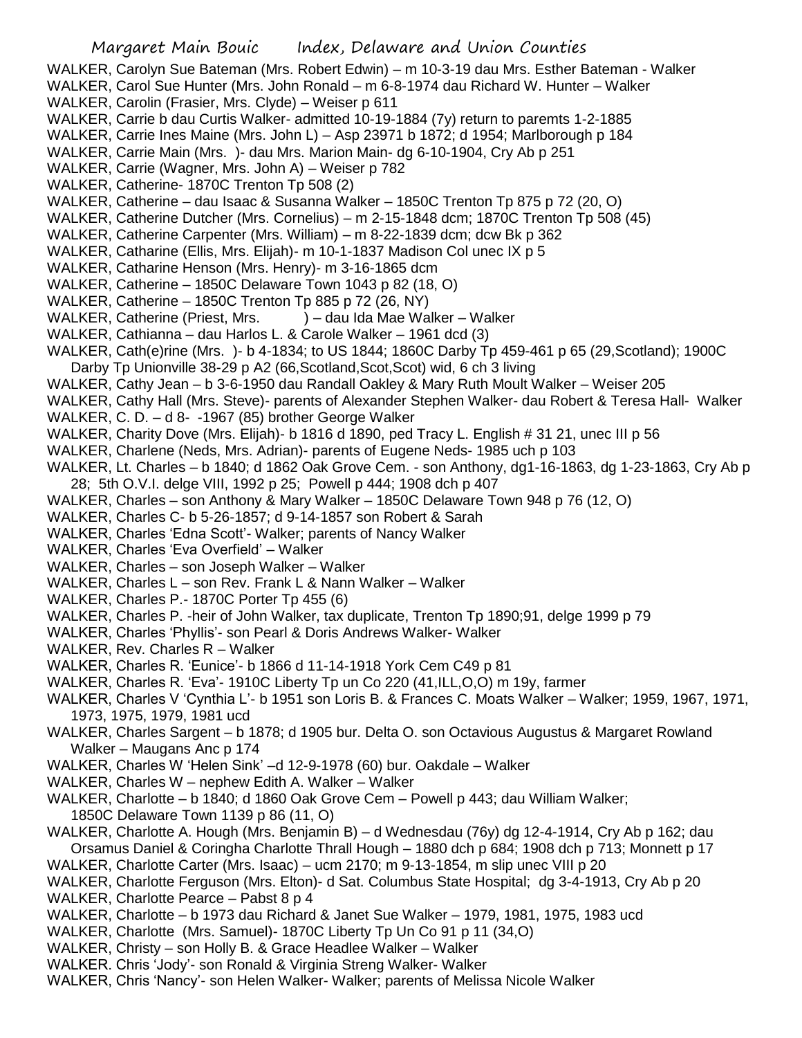WALKER, Carolyn Sue Bateman (Mrs. Robert Edwin) – m 10-3-19 dau Mrs. Esther Bateman - Walker

WALKER, Carol Sue Hunter (Mrs. John Ronald – m 6-8-1974 dau Richard W. Hunter – Walker

WALKER, Carolin (Frasier, Mrs. Clyde) – Weiser p 611

WALKER, Carrie b dau Curtis Walker- admitted 10-19-1884 (7y) return to paremts 1-2-1885

WALKER, Carrie Ines Maine (Mrs. John L) – Asp 23971 b 1872; d 1954; Marlborough p 184

WALKER, Carrie Main (Mrs. )- dau Mrs. Marion Main- dg 6-10-1904, Cry Ab p 251

WALKER, Carrie (Wagner, Mrs. John A) – Weiser p 782

WALKER, Catherine- 1870C Trenton Tp 508 (2)

WALKER, Catherine – dau Isaac & Susanna Walker – 1850C Trenton Tp 875 p 72 (20, O)

WALKER, Catherine Dutcher (Mrs. Cornelius) – m 2-15-1848 dcm; 1870C Trenton Tp 508 (45)

WALKER, Catherine Carpenter (Mrs. William) – m 8-22-1839 dcm; dcw Bk p 362

WALKER, Catharine (Ellis, Mrs. Elijah)- m 10-1-1837 Madison Col unec IX p 5

WALKER, Catharine Henson (Mrs. Henry)- m 3-16-1865 dcm

WALKER, Catherine – 1850C Delaware Town 1043 p 82 (18, O)

WALKER, Catherine – 1850C Trenton Tp 885 p 72 (26, NY)

WALKER, Catherine (Priest, Mrs. ) – dau Ida Mae Walker – Walker

WALKER, Cathianna – dau Harlos L. & Carole Walker – 1961 dcd (3)

WALKER, Cath(e)rine (Mrs. )- b 4-1834; to US 1844; 1860C Darby Tp 459-461 p 65 (29,Scotland); 1900C Darby Tp Unionville 38-29 p A2 (66,Scotland,Scot,Scot) wid, 6 ch 3 living

WALKER, Cathy Jean – b 3-6-1950 dau Randall Oakley & Mary Ruth Moult Walker – Weiser 205

WALKER, Cathy Hall (Mrs. Steve)- parents of Alexander Stephen Walker- dau Robert & Teresa Hall- Walker

WALKER, C. D. – d 8- -1967 (85) brother George Walker

WALKER, Charity Dove (Mrs. Elijah)- b 1816 d 1890, ped Tracy L. English # 31 21, unec III p 56

WALKER, Charlene (Neds, Mrs. Adrian)- parents of Eugene Neds- 1985 uch p 103

WALKER, Lt. Charles – b 1840; d 1862 Oak Grove Cem. - son Anthony, dg1-16-1863, dg 1-23-1863, Cry Ab p 28; 5th O.V.I. delge VIII, 1992 p 25; Powell p 444; 1908 dch p 407

WALKER, Charles – son Anthony & Mary Walker – 1850C Delaware Town 948 p 76 (12, O)

WALKER, Charles C- b 5-26-1857; d 9-14-1857 son Robert & Sarah

WALKER, Charles 'Edna Scott'- Walker; parents of Nancy Walker

WALKER, Charles 'Eva Overfield' – Walker

WALKER, Charles – son Joseph Walker – Walker

WALKER, Charles L – son Rev. Frank L & Nann Walker – Walker

WALKER, Charles P.- 1870C Porter Tp 455 (6)

WALKER, Charles P. -heir of John Walker, tax duplicate, Trenton Tp 1890;91, delge 1999 p 79

WALKER, Charles 'Phyllis'- son Pearl & Doris Andrews Walker- Walker

WALKER, Rev. Charles R – Walker

WALKER, Charles R. 'Eunice'- b 1866 d 11-14-1918 York Cem C49 p 81

WALKER, Charles R. 'Eva'- 1910C Liberty Tp un Co 220 (41,ILL,O,O) m 19y, farmer

WALKER, Charles V 'Cynthia L'- b 1951 son Loris B. & Frances C. Moats Walker – Walker; 1959, 1967, 1971, 1973, 1975, 1979, 1981 ucd

WALKER, Charles Sargent – b 1878; d 1905 bur. Delta O. son Octavious Augustus & Margaret Rowland Walker – Maugans Anc p 174

WALKER, Charles W 'Helen Sink' –d 12-9-1978 (60) bur. Oakdale – Walker

WALKER, Charles W – nephew Edith A. Walker – Walker

WALKER, Charlotte – b 1840; d 1860 Oak Grove Cem – Powell p 443; dau William Walker; 1850C Delaware Town 1139 p 86 (11, O)

WALKER, Charlotte A. Hough (Mrs. Benjamin B) – d Wednesdau (76y) dg 12-4-1914, Cry Ab p 162; dau Orsamus Daniel & Coringha Charlotte Thrall Hough – 1880 dch p 684; 1908 dch p 713; Monnett p 17

WALKER, Charlotte Carter (Mrs. Isaac) – ucm 2170; m 9-13-1854, m slip unec VIII p 20

WALKER, Charlotte Ferguson (Mrs. Elton)- d Sat. Columbus State Hospital; dg 3-4-1913, Cry Ab p 20

WALKER, Charlotte Pearce – Pabst 8 p 4

WALKER, Charlotte – b 1973 dau Richard & Janet Sue Walker – 1979, 1981, 1975, 1983 ucd

WALKER, Charlotte (Mrs. Samuel)- 1870C Liberty Tp Un Co 91 p 11 (34,O)

WALKER, Christy – son Holly B. & Grace Headlee Walker – Walker

WALKER. Chris 'Jody'- son Ronald & Virginia Streng Walker- Walker

WALKER, Chris 'Nancy'- son Helen Walker- Walker; parents of Melissa Nicole Walker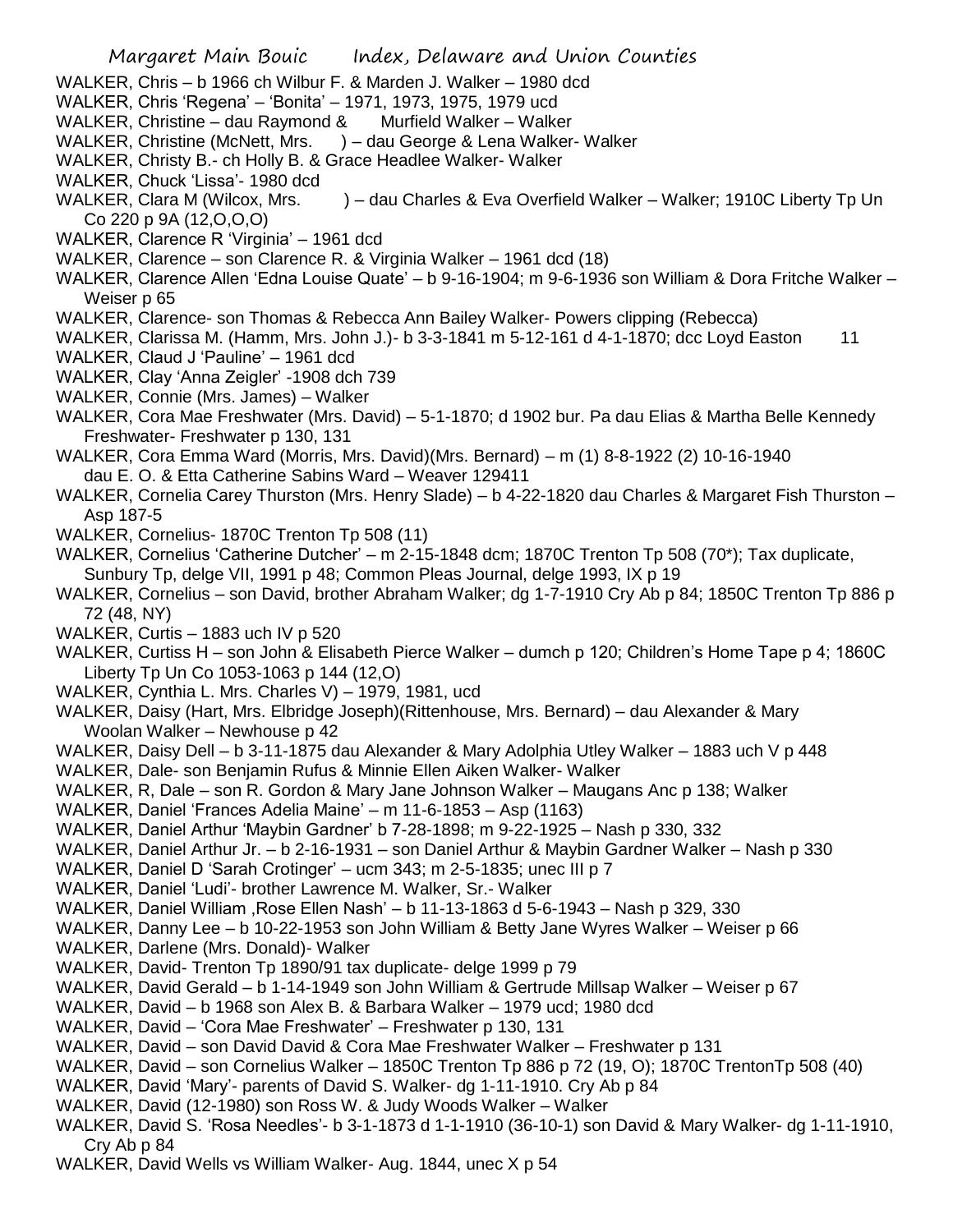WALKER, Chris – b 1966 ch Wilbur F. & Marden J. Walker – 1980 dcd

WALKER, Chris 'Regena' – 'Bonita' – 1971, 1973, 1975, 1979 ucd

WALKER, Christine – dau Raymond & Murfield Walker – Walker

WALKER, Christine (McNett, Mrs. ) – dau George & Lena Walker- Walker

WALKER, Christy B.- ch Holly B. & Grace Headlee Walker- Walker

WALKER, Chuck 'Lissa'- 1980 dcd

WALKER, Clara M (Wilcox, Mrs. ) – dau Charles & Eva Overfield Walker – Walker; 1910C Liberty Tp Un Co 220 p 9A (12,O,O,O)

WALKER, Clarence R 'Virginia' – 1961 dcd

WALKER, Clarence – son Clarence R. & Virginia Walker – 1961 dcd (18)

WALKER, Clarence Allen 'Edna Louise Quate' – b 9-16-1904; m 9-6-1936 son William & Dora Fritche Walker – Weiser p 65

WALKER, Clarence- son Thomas & Rebecca Ann Bailey Walker- Powers clipping (Rebecca)

WALKER, Clarissa M. (Hamm, Mrs. John J.)- b 3-3-1841 m 5-12-161 d 4-1-1870; dcc Loyd Easton 11

WALKER, Claud J 'Pauline' – 1961 dcd

WALKER, Clay 'Anna Zeigler' -1908 dch 739

WALKER, Connie (Mrs. James) – Walker

WALKER, Cora Mae Freshwater (Mrs. David) – 5-1-1870; d 1902 bur. Pa dau Elias & Martha Belle Kennedy Freshwater- Freshwater p 130, 131

WALKER, Cora Emma Ward (Morris, Mrs. David)(Mrs. Bernard) – m (1) 8-8-1922 (2) 10-16-1940 dau E. O. & Etta Catherine Sabins Ward – Weaver 129411

WALKER, Cornelia Carey Thurston (Mrs. Henry Slade) – b 4-22-1820 dau Charles & Margaret Fish Thurston – Asp 187-5

WALKER, Cornelius- 1870C Trenton Tp 508 (11)

WALKER, Cornelius 'Catherine Dutcher' – m 2-15-1848 dcm; 1870C Trenton Tp 508 (70*); Tax duplicate, Sunbury Tp, delge VII, 1991 p 48; Common Pleas Journal, delge 1993, IX p 19

WALKER, Cornelius – son David, brother Abraham Walker; dg 1-7-1910 Cry Ab p 84; 1850C Trenton Tp 886 p 72 (48, NY)

WALKER, Curtis – 1883 uch IV p 520

WALKER, Curtiss H – son John & Elisabeth Pierce Walker – dumch p 120; Children's Home Tape p 4; 1860C Liberty Tp Un Co 1053-1063 p 144 (12,O)

WALKER, Cynthia L. Mrs. Charles V) – 1979, 1981, ucd

WALKER, Daisy (Hart, Mrs. Elbridge Joseph)(Rittenhouse, Mrs. Bernard) – dau Alexander & Mary Woolan Walker – Newhouse p 42

WALKER, Daisy Dell – b 3-11-1875 dau Alexander & Mary Adolphia Utley Walker – 1883 uch V p 448

WALKER, Dale- son Benjamin Rufus & Minnie Ellen Aiken Walker- Walker

WALKER, R, Dale – son R. Gordon & Mary Jane Johnson Walker – Maugans Anc p 138; Walker

WALKER, Daniel 'Frances Adelia Maine' – m 11-6-1853 – Asp (1163)

WALKER, Daniel Arthur 'Maybin Gardner' b 7-28-1898; m 9-22-1925 – Nash p 330, 332

WALKER, Daniel Arthur Jr. – b 2-16-1931 – son Daniel Arthur & Maybin Gardner Walker – Nash p 330

WALKER, Daniel D 'Sarah Crotinger' – ucm 343; m 2-5-1835; unec III p 7

WALKER, Daniel 'Ludi'- brother Lawrence M. Walker, Sr.- Walker

WALKER, Daniel William ,Rose Ellen Nash' – b 11-13-1863 d 5-6-1943 – Nash p 329, 330

WALKER, Danny Lee – b 10-22-1953 son John William & Betty Jane Wyres Walker – Weiser p 66

WALKER, Darlene (Mrs. Donald)- Walker

WALKER, David- Trenton Tp 1890/91 tax duplicate- delge 1999 p 79

WALKER, David Gerald – b 1-14-1949 son John William & Gertrude Millsap Walker – Weiser p 67

WALKER, David – b 1968 son Alex B. & Barbara Walker – 1979 ucd; 1980 dcd

WALKER, David – 'Cora Mae Freshwater' – Freshwater p 130, 131

WALKER, David – son David David & Cora Mae Freshwater Walker – Freshwater p 131

WALKER, David – son Cornelius Walker – 1850C Trenton Tp 886 p 72 (19, O); 1870C TrentonTp 508 (40)

WALKER, David 'Mary'- parents of David S. Walker- dg 1-11-1910. Cry Ab p 84

WALKER, David (12-1980) son Ross W. & Judy Woods Walker – Walker

WALKER, David S. 'Rosa Needles'- b 3-1-1873 d 1-1-1910 (36-10-1) son David & Mary Walker- dg 1-11-1910, Cry Ab p 84

WALKER, David Wells vs William Walker- Aug. 1844, unec X p 54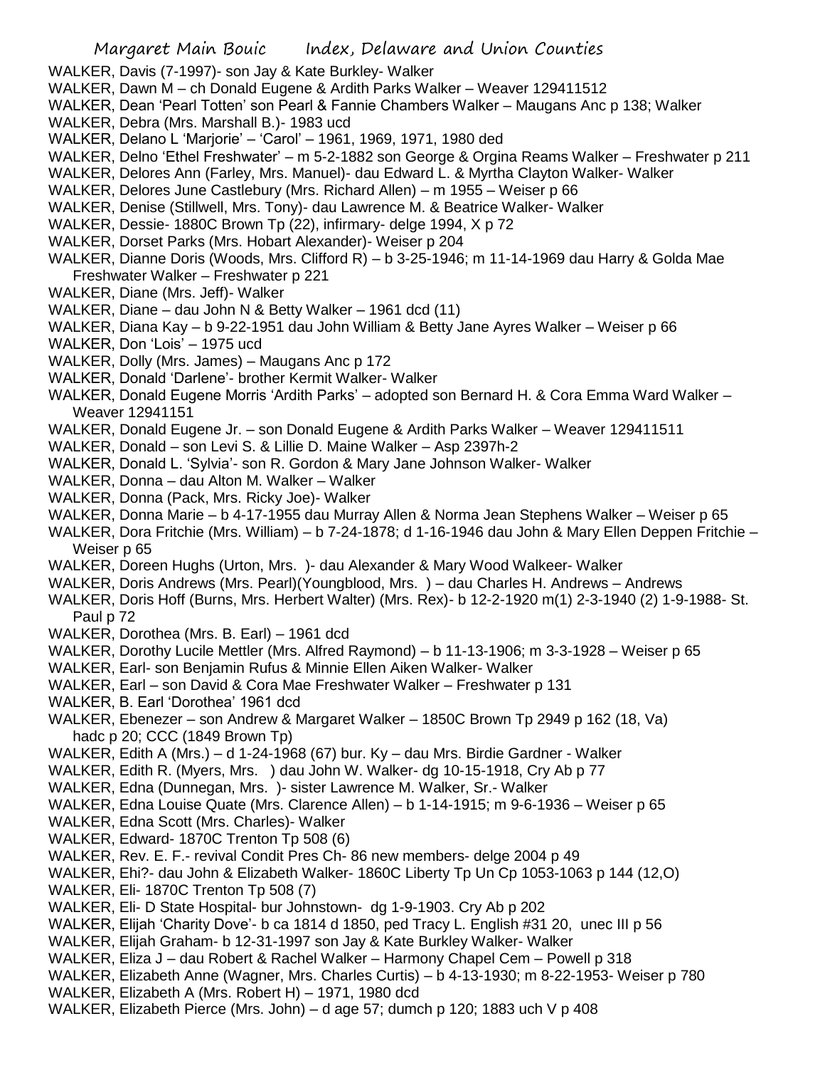WALKER, Davis (7-1997)- son Jay & Kate Burkley- Walker
WALKER, Dawn M – ch Donald Eugene & Ardith Parks Walker – Weaver 129411512
WALKER, Dean 'Pearl Totten' son Pearl & Fannie Chambers Walker – Maugans Anc p 138; Walker
WALKER, Debra (Mrs. Marshall B.)- 1983 ucd
WALKER, Delano L 'Marjorie' – 'Carol' – 1961, 1969, 1971, 1980 ded
WALKER, Delno 'Ethel Freshwater' – m 5-2-1882 son George & Orgina Reams Walker – Freshwater p 211
WALKER, Delores Ann (Farley, Mrs. Manuel)- dau Edward L. & Myrtha Clayton Walker- Walker
WALKER, Delores June Castlebury (Mrs. Richard Allen) – m 1955 – Weiser p 66
WALKER, Denise (Stillwell, Mrs. Tony)- dau Lawrence M. & Beatrice Walker- Walker
WALKER, Dessie- 1880C Brown Tp (22), infirmary- delge 1994, X p 72
WALKER, Dorset Parks (Mrs. Hobart Alexander)- Weiser p 204
WALKER, Dianne Doris (Woods, Mrs. Clifford R) – b 3-25-1946; m 11-14-1969 dau Harry & Golda Mae Freshwater Walker – Freshwater p 221
WALKER, Diane (Mrs. Jeff)- Walker
WALKER, Diane – dau John N & Betty Walker – 1961 dcd (11)
WALKER, Diana Kay – b 9-22-1951 dau John William & Betty Jane Ayres Walker – Weiser p 66
WALKER, Don 'Lois' – 1975 ucd
WALKER, Dolly (Mrs. James) – Maugans Anc p 172
WALKER, Donald 'Darlene'- brother Kermit Walker- Walker
WALKER, Donald Eugene Morris 'Ardith Parks' – adopted son Bernard H. & Cora Emma Ward Walker – Weaver 12941151
WALKER, Donald Eugene Jr. – son Donald Eugene & Ardith Parks Walker – Weaver 129411511
WALKER, Donald – son Levi S. & Lillie D. Maine Walker – Asp 2397h-2
WALKER, Donald L. 'Sylvia'- son R. Gordon & Mary Jane Johnson Walker- Walker
WALKER, Donna – dau Alton M. Walker – Walker
WALKER, Donna (Pack, Mrs. Ricky Joe)- Walker
WALKER, Donna Marie – b 4-17-1955 dau Murray Allen & Norma Jean Stephens Walker – Weiser p 65
WALKER, Dora Fritchie (Mrs. William) – b 7-24-1878; d 1-16-1946 dau John & Mary Ellen Deppen Fritchie – Weiser p 65
WALKER, Doreen Hughs (Urton, Mrs. )- dau Alexander & Mary Wood Walkeer- Walker
WALKER, Doris Andrews (Mrs. Pearl)(Youngblood, Mrs. ) – dau Charles H. Andrews – Andrews
WALKER, Doris Hoff (Burns, Mrs. Herbert Walter) (Mrs. Rex)- b 12-2-1920 m(1) 2-3-1940 (2) 1-9-1988- St. Paul p 72
WALKER, Dorothea (Mrs. B. Earl) – 1961 dcd
WALKER, Dorothy Lucile Mettler (Mrs. Alfred Raymond) – b 11-13-1906; m 3-3-1928 – Weiser p 65
WALKER, Earl- son Benjamin Rufus & Minnie Ellen Aiken Walker- Walker
WALKER, Earl – son David & Cora Mae Freshwater Walker – Freshwater p 131
WALKER, B. Earl 'Dorothea' 1961 dcd
WALKER, Ebenezer – son Andrew & Margaret Walker – 1850C Brown Tp 2949 p 162 (18, Va) hadc p 20; CCC (1849 Brown Tp)
WALKER, Edith A (Mrs.) – d 1-24-1968 (67) bur. Ky – dau Mrs. Birdie Gardner - Walker
WALKER, Edith R. (Myers, Mrs. ) dau John W. Walker- dg 10-15-1918, Cry Ab p 77
WALKER, Edna (Dunnegan, Mrs. )- sister Lawrence M. Walker, Sr.- Walker
WALKER, Edna Louise Quate (Mrs. Clarence Allen) – b 1-14-1915; m 9-6-1936 – Weiser p 65
WALKER, Edna Scott (Mrs. Charles)- Walker
WALKER, Edward- 1870C Trenton Tp 508 (6)
WALKER, Rev. E. F.- revival Condit Pres Ch- 86 new members- delge 2004 p 49
WALKER, Ehi?- dau John & Elizabeth Walker- 1860C Liberty Tp Un Cp 1053-1063 p 144 (12,O)
WALKER, Eli- 1870C Trenton Tp 508 (7)
WALKER, Eli- D State Hospital- bur Johnstown- dg 1-9-1903. Cry Ab p 202
WALKER, Elijah 'Charity Dove'- b ca 1814 d 1850, ped Tracy L. English #31 20, unec III p 56
WALKER, Elijah Graham- b 12-31-1997 son Jay & Kate Burkley Walker- Walker
WALKER, Eliza J – dau Robert & Rachel Walker – Harmony Chapel Cem – Powell p 318
WALKER, Elizabeth Anne (Wagner, Mrs. Charles Curtis) – b 4-13-1930; m 8-22-1953- Weiser p 780
WALKER, Elizabeth A (Mrs. Robert H) – 1971, 1980 dcd
WALKER, Elizabeth Pierce (Mrs. John) – d age 57; dumch p 120; 1883 uch V p 408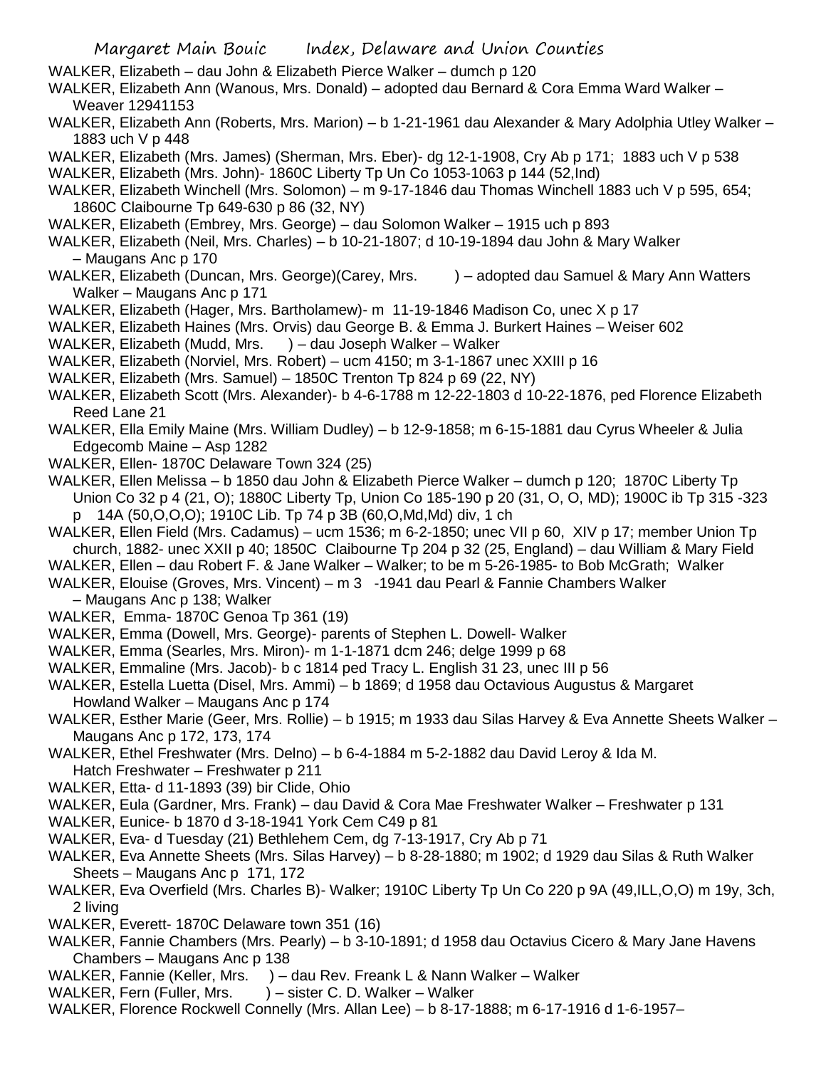WALKER, Elizabeth – dau John & Elizabeth Pierce Walker – dumch p 120

WALKER, Elizabeth Ann (Wanous, Mrs. Donald) – adopted dau Bernard & Cora Emma Ward Walker – Weaver 12941153

WALKER, Elizabeth Ann (Roberts, Mrs. Marion) – b 1-21-1961 dau Alexander & Mary Adolphia Utley Walker – 1883 uch V p 448

WALKER, Elizabeth (Mrs. James) (Sherman, Mrs. Eber)- dg 12-1-1908, Cry Ab p 171; 1883 uch V p 538

WALKER, Elizabeth (Mrs. John)- 1860C Liberty Tp Un Co 1053-1063 p 144 (52,Ind)

WALKER, Elizabeth Winchell (Mrs. Solomon) – m 9-17-1846 dau Thomas Winchell 1883 uch V p 595, 654; 1860C Claibourne Tp 649-630 p 86 (32, NY)

WALKER, Elizabeth (Embrey, Mrs. George) – dau Solomon Walker – 1915 uch p 893

WALKER, Elizabeth (Neil, Mrs. Charles) – b 10-21-1807; d 10-19-1894 dau John & Mary Walker – Maugans Anc p 170

WALKER, Elizabeth (Duncan, Mrs. George)(Carey, Mrs. ) – adopted dau Samuel & Mary Ann Watters Walker – Maugans Anc p 171

WALKER, Elizabeth (Hager, Mrs. Bartholamew)- m 11-19-1846 Madison Co, unec X p 17

WALKER, Elizabeth Haines (Mrs. Orvis) dau George B. & Emma J. Burkert Haines – Weiser 602

WALKER, Elizabeth (Mudd, Mrs. ) – dau Joseph Walker – Walker

WALKER, Elizabeth (Norviel, Mrs. Robert) – ucm 4150; m 3-1-1867 unec XXIII p 16

WALKER, Elizabeth (Mrs. Samuel) – 1850C Trenton Tp 824 p 69 (22, NY)

WALKER, Elizabeth Scott (Mrs. Alexander)- b 4-6-1788 m 12-22-1803 d 10-22-1876, ped Florence Elizabeth Reed Lane 21

WALKER, Ella Emily Maine (Mrs. William Dudley) – b 12-9-1858; m 6-15-1881 dau Cyrus Wheeler & Julia Edgecomb Maine – Asp 1282

WALKER, Ellen- 1870C Delaware Town 324 (25)

WALKER, Ellen Melissa – b 1850 dau John & Elizabeth Pierce Walker – dumch p 120; 1870C Liberty Tp Union Co 32 p 4 (21, O); 1880C Liberty Tp, Union Co 185-190 p 20 (31, O, O, MD); 1900C ib Tp 315 -323 p 14A (50,O,O,O); 1910C Lib. Tp 74 p 3B (60,O,Md,Md) div, 1 ch

WALKER, Ellen Field (Mrs. Cadamus) – ucm 1536; m 6-2-1850; unec VII p 60, XIV p 17; member Union Tp church, 1882- unec XXII p 40; 1850C Claibourne Tp 204 p 32 (25, England) – dau William & Mary Field

WALKER, Ellen – dau Robert F. & Jane Walker – Walker; to be m 5-26-1985- to Bob McGrath; Walker

WALKER, Elouise (Groves, Mrs. Vincent) – m 3 -1941 dau Pearl & Fannie Chambers Walker – Maugans Anc p 138; Walker

WALKER, Emma- 1870C Genoa Tp 361 (19)

WALKER, Emma (Dowell, Mrs. George)- parents of Stephen L. Dowell- Walker

WALKER, Emma (Searles, Mrs. Miron)- m 1-1-1871 dcm 246; delge 1999 p 68

WALKER, Emmaline (Mrs. Jacob)- b c 1814 ped Tracy L. English 31 23, unec III p 56

WALKER, Estella Luetta (Disel, Mrs. Ammi) – b 1869; d 1958 dau Octavious Augustus & Margaret Howland Walker – Maugans Anc p 174

WALKER, Esther Marie (Geer, Mrs. Rollie) – b 1915; m 1933 dau Silas Harvey & Eva Annette Sheets Walker – Maugans Anc p 172, 173, 174

WALKER, Ethel Freshwater (Mrs. Delno) – b 6-4-1884 m 5-2-1882 dau David Leroy & Ida M. Hatch Freshwater – Freshwater p 211

WALKER, Etta- d 11-1893 (39) bir Clide, Ohio

WALKER, Eula (Gardner, Mrs. Frank) – dau David & Cora Mae Freshwater Walker – Freshwater p 131

WALKER, Eunice- b 1870 d 3-18-1941 York Cem C49 p 81

WALKER, Eva- d Tuesday (21) Bethlehem Cem, dg 7-13-1917, Cry Ab p 71

WALKER, Eva Annette Sheets (Mrs. Silas Harvey) – b 8-28-1880; m 1902; d 1929 dau Silas & Ruth Walker Sheets – Maugans Anc p 171, 172

WALKER, Eva Overfield (Mrs. Charles B)- Walker; 1910C Liberty Tp Un Co 220 p 9A (49,ILL,O,O) m 19y, 3ch, 2 living

WALKER, Everett- 1870C Delaware town 351 (16)

WALKER, Fannie Chambers (Mrs. Pearly) – b 3-10-1891; d 1958 dau Octavius Cicero & Mary Jane Havens Chambers – Maugans Anc p 138

WALKER, Fannie (Keller, Mrs. ) – dau Rev. Freank L & Nann Walker – Walker

WALKER, Fern (Fuller, Mrs. ) – sister C. D. Walker – Walker

WALKER, Florence Rockwell Connelly (Mrs. Allan Lee) – b 8-17-1888; m 6-17-1916 d 1-6-1957–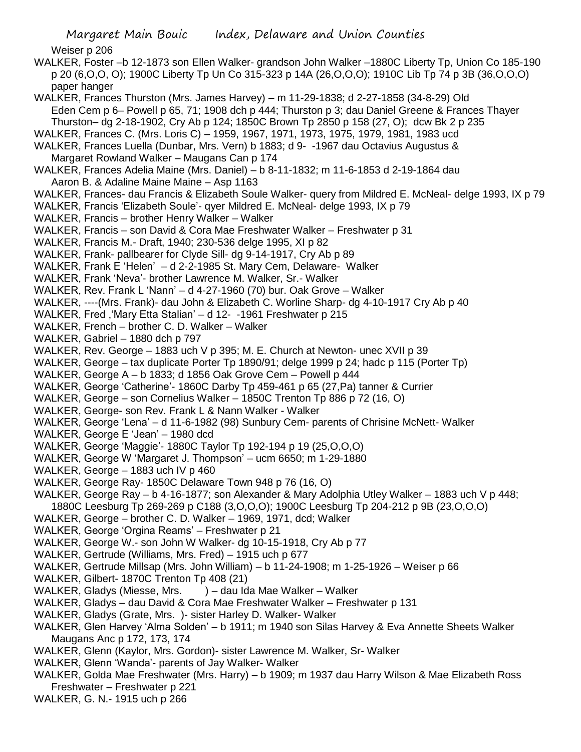Weiser p 206

WALKER, Foster –b 12-1873 son Ellen Walker- grandson John Walker –1880C Liberty Tp, Union Co 185-190 p 20 (6,O,O, O); 1900C Liberty Tp Un Co 315-323 p 14A (26,O,O,O); 1910C Lib Tp 74 p 3B (36,O,O,O) paper hanger

WALKER, Frances Thurston (Mrs. James Harvey) – m 11-29-1838; d 2-27-1858 (34-8-29) Old Eden Cem p 6– Powell p 65, 71; 1908 dch p 444; Thurston p 3; dau Daniel Greene & Frances Thayer Thurston– dg 2-18-1902, Cry Ab p 124; 1850C Brown Tp 2850 p 158 (27, O); dcw Bk 2 p 235

WALKER, Frances C. (Mrs. Loris C) – 1959, 1967, 1971, 1973, 1975, 1979, 1981, 1983 ucd

WALKER, Frances Luella (Dunbar, Mrs. Vern) b 1883; d 9- -1967 dau Octavius Augustus & Margaret Rowland Walker – Maugans Can p 174

WALKER, Frances Adelia Maine (Mrs. Daniel) – b 8-11-1832; m 11-6-1853 d 2-19-1864 dau Aaron B. & Adaline Maine Maine – Asp 1163

WALKER, Frances- dau Francis & Elizabeth Soule Walker- query from Mildred E. McNeal- delge 1993, IX p 79

WALKER, Francis 'Elizabeth Soule'- qyer Mildred E. McNeal- delge 1993, IX p 79

WALKER, Francis – brother Henry Walker – Walker

WALKER, Francis – son David & Cora Mae Freshwater Walker – Freshwater p 31

WALKER, Francis M.- Draft, 1940; 230-536 delge 1995, XI p 82

WALKER, Frank- pallbearer for Clyde Sill- dg 9-14-1917, Cry Ab p 89

WALKER, Frank E 'Helen' – d 2-2-1985 St. Mary Cem, Delaware- Walker

WALKER, Frank 'Neva'- brother Lawrence M. Walker, Sr.- Walker

WALKER, Rev. Frank L 'Nann' – d 4-27-1960 (70) bur. Oak Grove – Walker

WALKER, ----(Mrs. Frank)- dau John & Elizabeth C. Worline Sharp- dg 4-10-1917 Cry Ab p 40

WALKER, Fred ,'Mary Etta Stalian' – d 12- -1961 Freshwater p 215

WALKER, French – brother C. D. Walker – Walker

WALKER, Gabriel – 1880 dch p 797

WALKER, Rev. George – 1883 uch V p 395; M. E. Church at Newton- unec XVII p 39

WALKER, George – tax duplicate Porter Tp 1890/91; delge 1999 p 24; hadc p 115 (Porter Tp)

WALKER, George A – b 1833; d 1856 Oak Grove Cem – Powell p 444

WALKER, George 'Catherine'- 1860C Darby Tp 459-461 p 65 (27,Pa) tanner & Currier

WALKER, George – son Cornelius Walker – 1850C Trenton Tp 886 p 72 (16, O)

WALKER, George- son Rev. Frank L & Nann Walker - Walker

WALKER, George 'Lena' – d 11-6-1982 (98) Sunbury Cem- parents of Chrisine McNett- Walker

WALKER, George E 'Jean' – 1980 dcd

WALKER, George 'Maggie'- 1880C Taylor Tp 192-194 p 19 (25,O,O,O)

WALKER, George W 'Margaret J. Thompson' – ucm 6650; m 1-29-1880

WALKER, George – 1883 uch IV p 460

WALKER, George Ray- 1850C Delaware Town 948 p 76 (16, O)

WALKER, George Ray – b 4-16-1877; son Alexander & Mary Adolphia Utley Walker – 1883 uch V p 448; 1880C Leesburg Tp 269-269 p C188 (3,O,O,O); 1900C Leesburg Tp 204-212 p 9B (23,O,O,O)

WALKER, George – brother C. D. Walker – 1969, 1971, dcd; Walker

WALKER, George 'Orgina Reams' – Freshwater p 21

WALKER, George W.- son John W Walker- dg 10-15-1918, Cry Ab p 77

WALKER, Gertrude (Williams, Mrs. Fred) – 1915 uch p 677

WALKER, Gertrude Millsap (Mrs. John William) – b 11-24-1908; m 1-25-1926 – Weiser p 66

WALKER, Gilbert- 1870C Trenton Tp 408 (21)

WALKER, Gladys (Miesse, Mrs. ) – dau Ida Mae Walker – Walker

WALKER, Gladys – dau David & Cora Mae Freshwater Walker – Freshwater p 131

WALKER, Gladys (Grate, Mrs. )- sister Harley D. Walker- Walker

WALKER, Glen Harvey 'Alma Solden' – b 1911; m 1940 son Silas Harvey & Eva Annette Sheets Walker Maugans Anc p 172, 173, 174

WALKER, Glenn (Kaylor, Mrs. Gordon)- sister Lawrence M. Walker, Sr- Walker

WALKER, Glenn 'Wanda'- parents of Jay Walker- Walker

WALKER, Golda Mae Freshwater (Mrs. Harry) – b 1909; m 1937 dau Harry Wilson & Mae Elizabeth Ross Freshwater – Freshwater p 221

WALKER, G. N.- 1915 uch p 266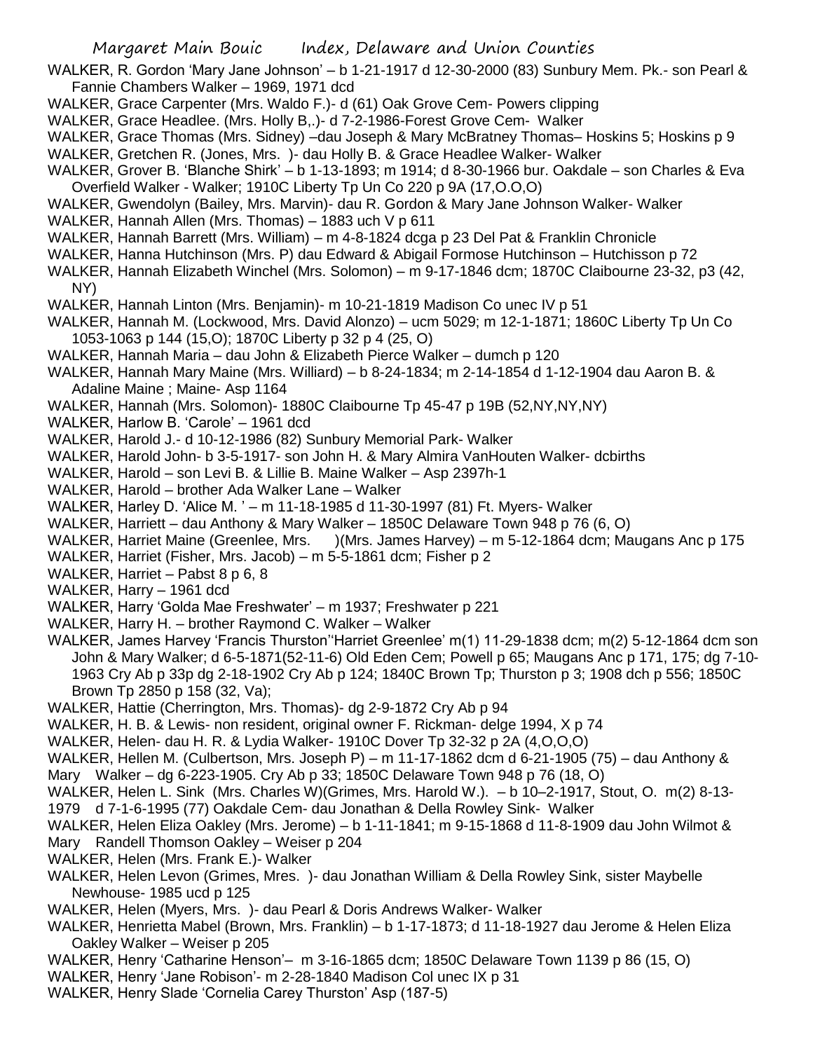WALKER, R. Gordon 'Mary Jane Johnson' – b 1-21-1917 d 12-30-2000 (83) Sunbury Mem. Pk.- son Pearl & Fannie Chambers Walker – 1969, 1971 dcd

WALKER, Grace Carpenter (Mrs. Waldo F.)- d (61) Oak Grove Cem- Powers clipping

WALKER, Grace Headlee. (Mrs. Holly B,.)- d 7-2-1986-Forest Grove Cem- Walker

WALKER, Grace Thomas (Mrs. Sidney) –dau Joseph & Mary McBratney Thomas– Hoskins 5; Hoskins p 9

WALKER, Gretchen R. (Jones, Mrs. )- dau Holly B. & Grace Headlee Walker- Walker

WALKER, Grover B. 'Blanche Shirk' – b 1-13-1893; m 1914; d 8-30-1966 bur. Oakdale – son Charles & Eva Overfield Walker - Walker; 1910C Liberty Tp Un Co 220 p 9A (17,O.O,O)

WALKER, Gwendolyn (Bailey, Mrs. Marvin)- dau R. Gordon & Mary Jane Johnson Walker- Walker

WALKER, Hannah Allen (Mrs. Thomas) – 1883 uch V p 611

WALKER, Hannah Barrett (Mrs. William) – m 4-8-1824 dcga p 23 Del Pat & Franklin Chronicle

WALKER, Hanna Hutchinson (Mrs. P) dau Edward & Abigail Formose Hutchinson – Hutchisson p 72

WALKER, Hannah Elizabeth Winchel (Mrs. Solomon) – m 9-17-1846 dcm; 1870C Claibourne 23-32, p3 (42, NY)

WALKER, Hannah Linton (Mrs. Benjamin)- m 10-21-1819 Madison Co unec IV p 51

WALKER, Hannah M. (Lockwood, Mrs. David Alonzo) – ucm 5029; m 12-1-1871; 1860C Liberty Tp Un Co 1053-1063 p 144 (15,O); 1870C Liberty p 32 p 4 (25, O)

WALKER, Hannah Maria – dau John & Elizabeth Pierce Walker – dumch p 120

WALKER, Hannah Mary Maine (Mrs. Williard) – b 8-24-1834; m 2-14-1854 d 1-12-1904 dau Aaron B. & Adaline Maine ; Maine- Asp 1164

WALKER, Hannah (Mrs. Solomon)- 1880C Claibourne Tp 45-47 p 19B (52,NY,NY,NY)

WALKER, Harlow B. 'Carole' – 1961 dcd

WALKER, Harold J.- d 10-12-1986 (82) Sunbury Memorial Park- Walker

WALKER, Harold John- b 3-5-1917- son John H. & Mary Almira VanHouten Walker- dcbirths

WALKER, Harold – son Levi B. & Lillie B. Maine Walker – Asp 2397h-1

WALKER, Harold – brother Ada Walker Lane – Walker

WALKER, Harley D. 'Alice M. ' – m 11-18-1985 d 11-30-1997 (81) Ft. Myers- Walker

WALKER, Harriett – dau Anthony & Mary Walker – 1850C Delaware Town 948 p 76 (6, O)

WALKER, Harriet Maine (Greenlee, Mrs. )(Mrs. James Harvey) – m 5-12-1864 dcm; Maugans Anc p 175

WALKER, Harriet (Fisher, Mrs. Jacob) – m 5-5-1861 dcm; Fisher p 2

WALKER, Harriet – Pabst 8 p 6, 8

WALKER, Harry – 1961 dcd

WALKER, Harry 'Golda Mae Freshwater' – m 1937; Freshwater p 221

WALKER, Harry H. – brother Raymond C. Walker – Walker

WALKER, James Harvey 'Francis Thurston''Harriet Greenlee' m(1) 11-29-1838 dcm; m(2) 5-12-1864 dcm son John & Mary Walker; d 6-5-1871(52-11-6) Old Eden Cem; Powell p 65; Maugans Anc p 171, 175; dg 7-10-1963 Cry Ab p 33p dg 2-18-1902 Cry Ab p 124; 1840C Brown Tp; Thurston p 3; 1908 dch p 556; 1850C Brown Tp 2850 p 158 (32, Va);

WALKER, Hattie (Cherrington, Mrs. Thomas)- dg 2-9-1872 Cry Ab p 94

WALKER, H. B. & Lewis- non resident, original owner F. Rickman- delge 1994, X p 74

WALKER, Helen- dau H. R. & Lydia Walker- 1910C Dover Tp 32-32 p 2A (4,O,O,O)

WALKER, Hellen M. (Culbertson, Mrs. Joseph P) – m 11-17-1862 dcm d 6-21-1905 (75) – dau Anthony & Mary Walker – dg 6-223-1905. Cry Ab p 33; 1850C Delaware Town 948 p 76 (18, O)

WALKER, Helen L. Sink (Mrs. Charles W)(Grimes, Mrs. Harold W.). – b 10–2-1917, Stout, O. m(2) 8-13-1979 d 7-1-6-1995 (77) Oakdale Cem- dau Jonathan & Della Rowley Sink- Walker

WALKER, Helen Eliza Oakley (Mrs. Jerome) – b 1-11-1841; m 9-15-1868 d 11-8-1909 dau John Wilmot & Mary Randell Thomson Oakley – Weiser p 204

WALKER, Helen (Mrs. Frank E.)- Walker

WALKER, Helen Levon (Grimes, Mres. )- dau Jonathan William & Della Rowley Sink, sister Maybelle Newhouse- 1985 ucd p 125

WALKER, Helen (Myers, Mrs. )- dau Pearl & Doris Andrews Walker- Walker

WALKER, Henrietta Mabel (Brown, Mrs. Franklin) – b 1-17-1873; d 11-18-1927 dau Jerome & Helen Eliza Oakley Walker – Weiser p 205

WALKER, Henry 'Catharine Henson'– m 3-16-1865 dcm; 1850C Delaware Town 1139 p 86 (15, O)

WALKER, Henry 'Jane Robison'- m 2-28-1840 Madison Col unec IX p 31

WALKER, Henry Slade 'Cornelia Carey Thurston' Asp (187-5)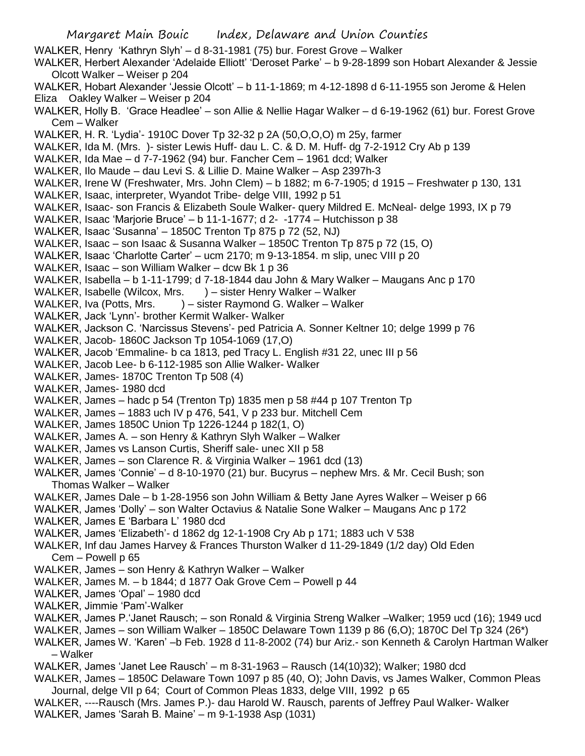WALKER, Henry 'Kathryn Slyh' – d 8-31-1981 (75) bur. Forest Grove – Walker

WALKER, Herbert Alexander 'Adelaide Elliott' 'Deroset Parke' – b 9-28-1899 son Hobart Alexander & Jessie Olcott Walker – Weiser p 204

WALKER, Hobart Alexander 'Jessie Olcott' – b 11-1-1869; m 4-12-1898 d 6-11-1955 son Jerome & Helen Eliza Oakley Walker – Weiser p 204

WALKER, Holly B. 'Grace Headlee' – son Allie & Nellie Hagar Walker – d 6-19-1962 (61) bur. Forest Grove Cem – Walker

WALKER, H. R. 'Lydia'- 1910C Dover Tp 32-32 p 2A (50,O,O,O) m 25y, farmer

WALKER, Ida M. (Mrs. )- sister Lewis Huff- dau L. C. & D. M. Huff- dg 7-2-1912 Cry Ab p 139

WALKER, Ida Mae – d 7-7-1962 (94) bur. Fancher Cem – 1961 dcd; Walker

WALKER, Ilo Maude – dau Levi S. & Lillie D. Maine Walker – Asp 2397h-3

WALKER, Irene W (Freshwater, Mrs. John Clem) – b 1882; m 6-7-1905; d 1915 – Freshwater p 130, 131

WALKER, Isaac, interpreter, Wyandot Tribe- delge VIII, 1992 p 51

WALKER, Isaac- son Francis & Elizabeth Soule Walker- query Mildred E. McNeal- delge 1993, IX p 79

WALKER, Isaac 'Marjorie Bruce' – b 11-1-1677; d 2- -1774 – Hutchisson p 38

WALKER, Isaac 'Susanna' – 1850C Trenton Tp 875 p 72 (52, NJ)

WALKER, Isaac – son Isaac & Susanna Walker – 1850C Trenton Tp 875 p 72 (15, O)

WALKER, Isaac 'Charlotte Carter' – ucm 2170; m 9-13-1854. m slip, unec VIII p 20

WALKER, Isaac – son William Walker – dcw Bk 1 p 36

WALKER, Isabella – b 1-11-1799; d 7-18-1844 dau John & Mary Walker – Maugans Anc p 170

WALKER, Isabelle (Wilcox, Mrs. ) – sister Henry Walker – Walker

WALKER, Iva (Potts, Mrs. ) – sister Raymond G. Walker – Walker

WALKER, Jack 'Lynn'- brother Kermit Walker- Walker

WALKER, Jackson C. 'Narcissus Stevens'- ped Patricia A. Sonner Keltner 10; delge 1999 p 76

WALKER, Jacob- 1860C Jackson Tp 1054-1069 (17,O)

WALKER, Jacob 'Emmaline- b ca 1813, ped Tracy L. English #31 22, unec III p 56

WALKER, Jacob Lee- b 6-112-1985 son Allie Walker- Walker

WALKER, James- 1870C Trenton Tp 508 (4)

WALKER, James- 1980 dcd

WALKER, James – hadc p 54 (Trenton Tp) 1835 men p 58 #44 p 107 Trenton Tp

WALKER, James – 1883 uch IV p 476, 541, V p 233 bur. Mitchell Cem

WALKER, James 1850C Union Tp 1226-1244 p 182(1, O)

WALKER, James A. – son Henry & Kathryn Slyh Walker – Walker

WALKER, James vs Lanson Curtis, Sheriff sale- unec XII p 58

WALKER, James – son Clarence R. & Virginia Walker – 1961 dcd (13)

WALKER, James 'Connie' – d 8-10-1970 (21) bur. Bucyrus – nephew Mrs. & Mr. Cecil Bush; son Thomas Walker – Walker

WALKER, James Dale – b 1-28-1956 son John William & Betty Jane Ayres Walker – Weiser p 66

WALKER, James 'Dolly' – son Walter Octavius & Natalie Sone Walker – Maugans Anc p 172

WALKER, James E 'Barbara L' 1980 dcd

WALKER, James 'Elizabeth'- d 1862 dg 12-1-1908 Cry Ab p 171; 1883 uch V 538

WALKER, Inf dau James Harvey & Frances Thurston Walker d 11-29-1849 (1/2 day) Old Eden Cem – Powell p 65

WALKER, James – son Henry & Kathryn Walker – Walker

WALKER, James M. – b 1844; d 1877 Oak Grove Cem – Powell p 44

WALKER, James 'Opal' – 1980 dcd

WALKER, Jimmie 'Pam'-Walker

WALKER, James P.'Janet Rausch; – son Ronald & Virginia Streng Walker –Walker; 1959 ucd (16); 1949 ucd

WALKER, James – son William Walker – 1850C Delaware Town 1139 p 86 (6,O); 1870C Del Tp 324 (26*)

WALKER, James W. 'Karen' –b Feb. 1928 d 11-8-2002 (74) bur Ariz.- son Kenneth & Carolyn Hartman Walker – Walker

WALKER, James 'Janet Lee Rausch' – m 8-31-1963 – Rausch (14(10)32); Walker; 1980 dcd

WALKER, James – 1850C Delaware Town 1097 p 85 (40, O); John Davis, vs James Walker, Common Pleas Journal, delge VII p 64; Court of Common Pleas 1833, delge VIII, 1992 p 65

WALKER, ----Rausch (Mrs. James P.)- dau Harold W. Rausch, parents of Jeffrey Paul Walker- Walker

WALKER, James 'Sarah B. Maine' – m 9-1-1938 Asp (1031)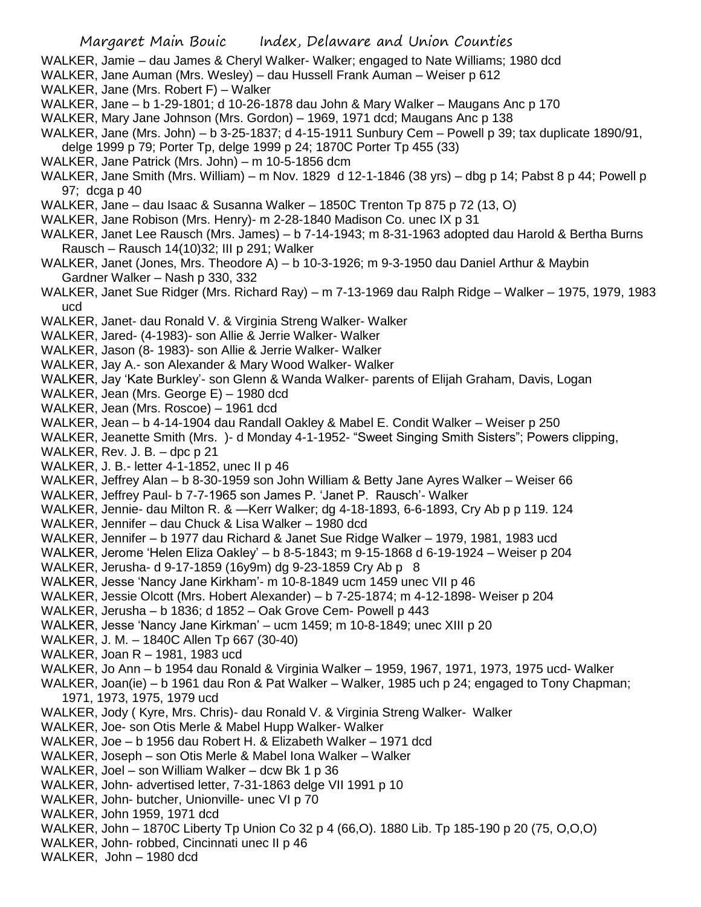WALKER, Jamie – dau James & Cheryl Walker- Walker; engaged to Nate Williams; 1980 dcd

WALKER, Jane Auman (Mrs. Wesley) – dau Hussell Frank Auman – Weiser p 612

WALKER, Jane (Mrs. Robert F) – Walker

WALKER, Jane – b 1-29-1801; d 10-26-1878 dau John & Mary Walker – Maugans Anc p 170

WALKER, Mary Jane Johnson (Mrs. Gordon) – 1969, 1971 dcd; Maugans Anc p 138

WALKER, Jane (Mrs. John) – b 3-25-1837; d 4-15-1911 Sunbury Cem – Powell p 39; tax duplicate 1890/91, delge 1999 p 79; Porter Tp, delge 1999 p 24; 1870C Porter Tp 455 (33)

WALKER, Jane Patrick (Mrs. John) – m 10-5-1856 dcm

WALKER, Jane Smith (Mrs. William) – m Nov. 1829 d 12-1-1846 (38 yrs) – dbg p 14; Pabst 8 p 44; Powell p 97; dcga p 40

WALKER, Jane – dau Isaac & Susanna Walker – 1850C Trenton Tp 875 p 72 (13, O)

WALKER, Jane Robison (Mrs. Henry)- m 2-28-1840 Madison Co. unec IX p 31

WALKER, Janet Lee Rausch (Mrs. James) – b 7-14-1943; m 8-31-1963 adopted dau Harold & Bertha Burns Rausch – Rausch 14(10)32; III p 291; Walker

WALKER, Janet (Jones, Mrs. Theodore A) – b 10-3-1926; m 9-3-1950 dau Daniel Arthur & Maybin Gardner Walker – Nash p 330, 332

WALKER, Janet Sue Ridger (Mrs. Richard Ray) – m 7-13-1969 dau Ralph Ridge – Walker – 1975, 1979, 1983 ucd

WALKER, Janet- dau Ronald V. & Virginia Streng Walker- Walker

WALKER, Jared- (4-1983)- son Allie & Jerrie Walker- Walker

WALKER, Jason (8- 1983)- son Allie & Jerrie Walker- Walker

WALKER, Jay A.- son Alexander & Mary Wood Walker- Walker

WALKER, Jay 'Kate Burkley'- son Glenn & Wanda Walker- parents of Elijah Graham, Davis, Logan

WALKER, Jean (Mrs. George E) – 1980 dcd

WALKER, Jean (Mrs. Roscoe) – 1961 dcd

WALKER, Jean – b 4-14-1904 dau Randall Oakley & Mabel E. Condit Walker – Weiser p 250

WALKER, Jeanette Smith (Mrs. )- d Monday 4-1-1952- "Sweet Singing Smith Sisters"; Powers clipping,

WALKER, Rev. J. B. – dpc p 21

WALKER, J. B.- letter 4-1-1852, unec II p 46

WALKER, Jeffrey Alan – b 8-30-1959 son John William & Betty Jane Ayres Walker – Weiser 66

WALKER, Jeffrey Paul- b 7-7-1965 son James P. 'Janet P. Rausch'- Walker

WALKER, Jennie- dau Milton R. & —Kerr Walker; dg 4-18-1893, 6-6-1893, Cry Ab p p 119. 124

WALKER, Jennifer – dau Chuck & Lisa Walker – 1980 dcd

WALKER, Jennifer – b 1977 dau Richard & Janet Sue Ridge Walker – 1979, 1981, 1983 ucd

WALKER, Jerome 'Helen Eliza Oakley' – b 8-5-1843; m 9-15-1868 d 6-19-1924 – Weiser p 204

WALKER, Jerusha- d 9-17-1859 (16y9m) dg 9-23-1859 Cry Ab p 8

WALKER, Jesse 'Nancy Jane Kirkham'- m 10-8-1849 ucm 1459 unec VII p 46

WALKER, Jessie Olcott (Mrs. Hobert Alexander) – b 7-25-1874; m 4-12-1898- Weiser p 204

WALKER, Jerusha – b 1836; d 1852 – Oak Grove Cem- Powell p 443

WALKER, Jesse 'Nancy Jane Kirkman' – ucm 1459; m 10-8-1849; unec XIII p 20

WALKER, J. M. – 1840C Allen Tp 667 (30-40)

WALKER, Joan R – 1981, 1983 ucd

WALKER, Jo Ann – b 1954 dau Ronald & Virginia Walker – 1959, 1967, 1971, 1973, 1975 ucd- Walker

WALKER, Joan(ie) – b 1961 dau Ron & Pat Walker – Walker, 1985 uch p 24; engaged to Tony Chapman; 1971, 1973, 1975, 1979 ucd

WALKER, Jody ( Kyre, Mrs. Chris)- dau Ronald V. & Virginia Streng Walker- Walker

WALKER, Joe- son Otis Merle & Mabel Hupp Walker- Walker

WALKER, Joe – b 1956 dau Robert H. & Elizabeth Walker – 1971 dcd

WALKER, Joseph – son Otis Merle & Mabel Iona Walker – Walker

WALKER, Joel – son William Walker – dcw Bk 1 p 36

WALKER, John- advertised letter, 7-31-1863 delge VII 1991 p 10

WALKER, John- butcher, Unionville- unec VI p 70

WALKER, John 1959, 1971 dcd

WALKER, John – 1870C Liberty Tp Union Co 32 p 4 (66,O). 1880 Lib. Tp 185-190 p 20 (75, O,O,O)

WALKER, John- robbed, Cincinnati unec II p 46

WALKER, John – 1980 dcd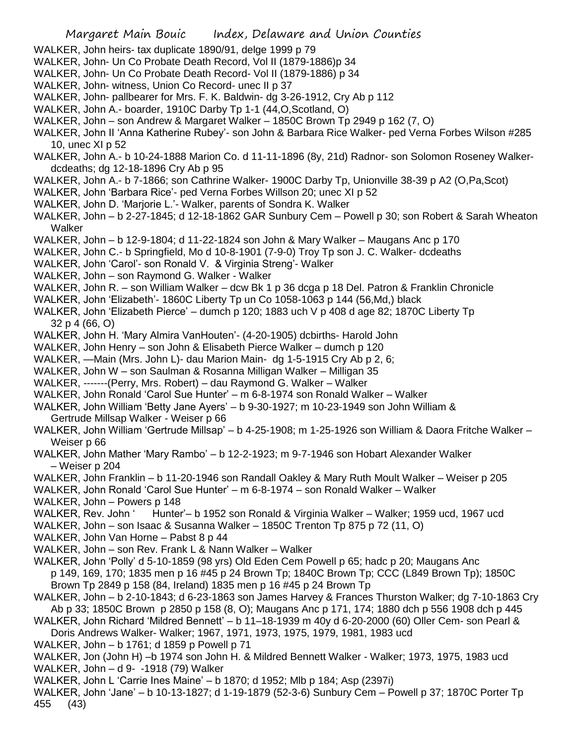WALKER, John heirs- tax duplicate 1890/91, delge 1999 p 79

WALKER, John- Un Co Probate Death Record, Vol II (1879-1886)p 34

WALKER, John- Un Co Probate Death Record- Vol II (1879-1886) p 34

WALKER, John- witness, Union Co Record- unec II p 37

WALKER, John- pallbearer for Mrs. F. K. Baldwin- dg 3-26-1912, Cry Ab p 112

WALKER, John A.- boarder, 1910C Darby Tp 1-1 (44,O,Scotland, O)

WALKER, John – son Andrew & Margaret Walker – 1850C Brown Tp 2949 p 162 (7, O)

WALKER, John II 'Anna Katherine Rubey'- son John & Barbara Rice Walker- ped Verna Forbes Wilson #285 10, unec XI p 52

WALKER, John A.- b 10-24-1888 Marion Co. d 11-11-1896 (8y, 21d) Radnor- son Solomon Roseney Walker- dcdeaths; dg 12-18-1896 Cry Ab p 95

WALKER, John A.- b 7-1866; son Cathrine Walker- 1900C Darby Tp, Unionville 38-39 p A2 (O,Pa,Scot)

WALKER, John 'Barbara Rice'- ped Verna Forbes Willson 20; unec XI p 52

WALKER, John D. 'Marjorie L.'- Walker, parents of Sondra K. Walker

WALKER, John – b 2-27-1845; d 12-18-1862 GAR Sunbury Cem – Powell p 30; son Robert & Sarah Wheaton Walker

WALKER, John – b 12-9-1804; d 11-22-1824 son John & Mary Walker – Maugans Anc p 170

WALKER, John C.- b Springfield, Mo d 10-8-1901 (7-9-0) Troy Tp son J. C. Walker- dcdeaths

WALKER, John 'Carol'- son Ronald V. & Virginia Streng'- Walker

WALKER, John – son Raymond G. Walker - Walker

WALKER, John R. – son William Walker – dcw Bk 1 p 36 dcga p 18 Del. Patron & Franklin Chronicle

WALKER, John 'Elizabeth'- 1860C Liberty Tp un Co 1058-1063 p 144 (56,Md,) black

WALKER, John 'Elizabeth Pierce' – dumch p 120; 1883 uch V p 408 d age 82; 1870C Liberty Tp 32 p 4 (66, O)

WALKER, John H. 'Mary Almira VanHouten'- (4-20-1905) dcbirths- Harold John

WALKER, John Henry – son John & Elisabeth Pierce Walker – dumch p 120

WALKER, —Main (Mrs. John L)- dau Marion Main- dg 1-5-1915 Cry Ab p 2, 6;

WALKER, John W – son Saulman & Rosanna Milligan Walker – Milligan 35

WALKER, -------(Perry, Mrs. Robert) – dau Raymond G. Walker – Walker

WALKER, John Ronald 'Carol Sue Hunter' – m 6-8-1974 son Ronald Walker – Walker

WALKER, John William 'Betty Jane Ayers' – b 9-30-1927; m 10-23-1949 son John William & Gertrude Millsap Walker - Weiser p 66

WALKER, John William 'Gertrude Millsap' – b 4-25-1908; m 1-25-1926 son William & Daora Fritche Walker – Weiser p 66

WALKER, John Mather 'Mary Rambo' – b 12-2-1923; m 9-7-1946 son Hobart Alexander Walker – Weiser p 204

WALKER, John Franklin – b 11-20-1946 son Randall Oakley & Mary Ruth Moult Walker – Weiser p 205

WALKER, John Ronald 'Carol Sue Hunter' – m 6-8-1974 – son Ronald Walker – Walker

WALKER, John – Powers p 148

WALKER, Rev. John '  Hunter'– b 1952 son Ronald & Virginia Walker – Walker; 1959 ucd, 1967 ucd

WALKER, John – son Isaac & Susanna Walker – 1850C Trenton Tp 875 p 72 (11, O)

WALKER, John Van Horne – Pabst 8 p 44

WALKER, John – son Rev. Frank L & Nann Walker – Walker

WALKER, John 'Polly' d 5-10-1859 (98 yrs) Old Eden Cem Powell p 65; hadc p 20; Maugans Anc p 149, 169, 170; 1835 men p 16 #45 p 24 Brown Tp; 1840C Brown Tp; CCC (L849 Brown Tp); 1850C Brown Tp 2849 p 158 (84, Ireland) 1835 men p 16 #45 p 24 Brown Tp

WALKER, John – b 2-10-1843; d 6-23-1863 son James Harvey & Frances Thurston Walker; dg 7-10-1863 Cry Ab p 33; 1850C Brown p 2850 p 158 (8, O); Maugans Anc p 171, 174; 1880 dch p 556 1908 dch p 445

WALKER, John Richard 'Mildred Bennett' – b 11–18-1939 m 40y d 6-20-2000 (60) Oller Cem- son Pearl & Doris Andrews Walker- Walker; 1967, 1971, 1973, 1975, 1979, 1981, 1983 ucd

WALKER, John – b 1761; d 1859 p Powell p 71

WALKER, Jon (John H) –b 1974 son John H. & Mildred Bennett Walker - Walker; 1973, 1975, 1983 ucd

WALKER, John – d 9-  -1918 (79) Walker

WALKER, John L 'Carrie Ines Maine' – b 1870; d 1952; Mlb p 184; Asp (2397i)

WALKER, John 'Jane' – b 10-13-1827; d 1-19-1879 (52-3-6) Sunbury Cem – Powell p 37; 1870C Porter Tp 455 (43)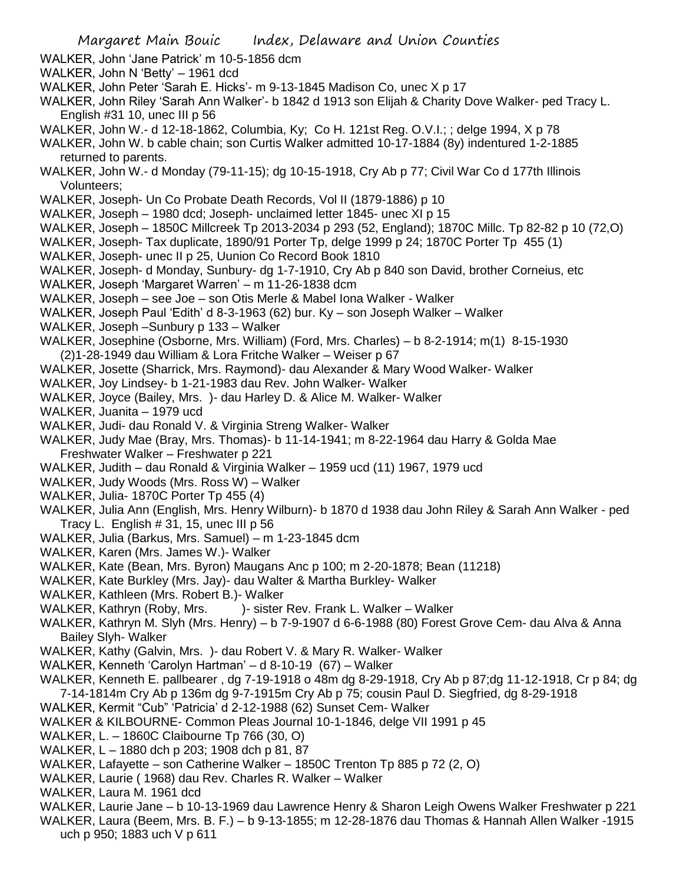WALKER, John 'Jane Patrick' m 10-5-1856 dcm

WALKER, John N 'Betty' – 1961 dcd

WALKER, John Peter 'Sarah E. Hicks'- m 9-13-1845 Madison Co, unec X p 17

WALKER, John Riley 'Sarah Ann Walker'- b 1842 d 1913 son Elijah & Charity Dove Walker- ped Tracy L. English #31 10, unec III p 56

WALKER, John W.- d 12-18-1862, Columbia, Ky; Co H. 121st Reg. O.V.I.; ; delge 1994, X p 78

WALKER, John W. b cable chain; son Curtis Walker admitted 10-17-1884 (8y) indentured 1-2-1885 returned to parents.

WALKER, John W.- d Monday (79-11-15); dg 10-15-1918, Cry Ab p 77; Civil War Co d 177th Illinois Volunteers;

WALKER, Joseph- Un Co Probate Death Records, Vol II (1879-1886) p 10

WALKER, Joseph – 1980 dcd; Joseph- unclaimed letter 1845- unec XI p 15

WALKER, Joseph – 1850C Millcreek Tp 2013-2034 p 293 (52, England); 1870C Millc. Tp 82-82 p 10 (72,O)

WALKER, Joseph- Tax duplicate, 1890/91 Porter Tp, delge 1999 p 24; 1870C Porter Tp 455 (1)

WALKER, Joseph- unec II p 25, Uunion Co Record Book 1810

WALKER, Joseph- d Monday, Sunbury- dg 1-7-1910, Cry Ab p 840 son David, brother Corneius, etc

WALKER, Joseph 'Margaret Warren' – m 11-26-1838 dcm

WALKER, Joseph – see Joe – son Otis Merle & Mabel Iona Walker - Walker

WALKER, Joseph Paul 'Edith' d 8-3-1963 (62) bur. Ky – son Joseph Walker – Walker

WALKER, Joseph –Sunbury p 133 – Walker

WALKER, Josephine (Osborne, Mrs. William) (Ford, Mrs. Charles) – b 8-2-1914; m(1) 8-15-1930 (2)1-28-1949 dau William & Lora Fritche Walker – Weiser p 67

WALKER, Josette (Sharrick, Mrs. Raymond)- dau Alexander & Mary Wood Walker- Walker

WALKER, Joy Lindsey- b 1-21-1983 dau Rev. John Walker- Walker

WALKER, Joyce (Bailey, Mrs. )- dau Harley D. & Alice M. Walker- Walker

WALKER, Juanita – 1979 ucd

WALKER, Judi- dau Ronald V. & Virginia Streng Walker- Walker

WALKER, Judy Mae (Bray, Mrs. Thomas)- b 11-14-1941; m 8-22-1964 dau Harry & Golda Mae Freshwater Walker – Freshwater p 221

WALKER, Judith – dau Ronald & Virginia Walker – 1959 ucd (11) 1967, 1979 ucd

WALKER, Judy Woods (Mrs. Ross W) – Walker

WALKER, Julia- 1870C Porter Tp 455 (4)

WALKER, Julia Ann (English, Mrs. Henry Wilburn)- b 1870 d 1938 dau John Riley & Sarah Ann Walker - ped Tracy L. English # 31, 15, unec III p 56

WALKER, Julia (Barkus, Mrs. Samuel) – m 1-23-1845 dcm

WALKER, Karen (Mrs. James W.)- Walker

WALKER, Kate (Bean, Mrs. Byron) Maugans Anc p 100; m 2-20-1878; Bean (11218)

WALKER, Kate Burkley (Mrs. Jay)- dau Walter & Martha Burkley- Walker

WALKER, Kathleen (Mrs. Robert B.)- Walker

WALKER, Kathryn (Roby, Mrs. )- sister Rev. Frank L. Walker – Walker

WALKER, Kathryn M. Slyh (Mrs. Henry) – b 7-9-1907 d 6-6-1988 (80) Forest Grove Cem- dau Alva & Anna Bailey Slyh- Walker

WALKER, Kathy (Galvin, Mrs. )- dau Robert V. & Mary R. Walker- Walker

WALKER, Kenneth 'Carolyn Hartman' – d 8-10-19 (67) – Walker

WALKER, Kenneth E. pallbearer , dg 7-19-1918 o 48m dg 8-29-1918, Cry Ab p 87;dg 11-12-1918, Cr p 84; dg 7-14-1814m Cry Ab p 136m dg 9-7-1915m Cry Ab p 75; cousin Paul D. Siegfried, dg 8-29-1918

WALKER, Kermit "Cub" 'Patricia' d 2-12-1988 (62) Sunset Cem- Walker

WALKER & KILBOURNE- Common Pleas Journal 10-1-1846, delge VII 1991 p 45

WALKER, L. – 1860C Claibourne Tp 766 (30, O)

WALKER, L – 1880 dch p 203; 1908 dch p 81, 87

WALKER, Lafayette – son Catherine Walker – 1850C Trenton Tp 885 p 72 (2, O)

WALKER, Laurie ( 1968) dau Rev. Charles R. Walker – Walker

WALKER, Laura M. 1961 dcd

WALKER, Laurie Jane – b 10-13-1969 dau Lawrence Henry & Sharon Leigh Owens Walker Freshwater p 221

WALKER, Laura (Beem, Mrs. B. F.) – b 9-13-1855; m 12-28-1876 dau Thomas & Hannah Allen Walker -1915 uch p 950; 1883 uch V p 611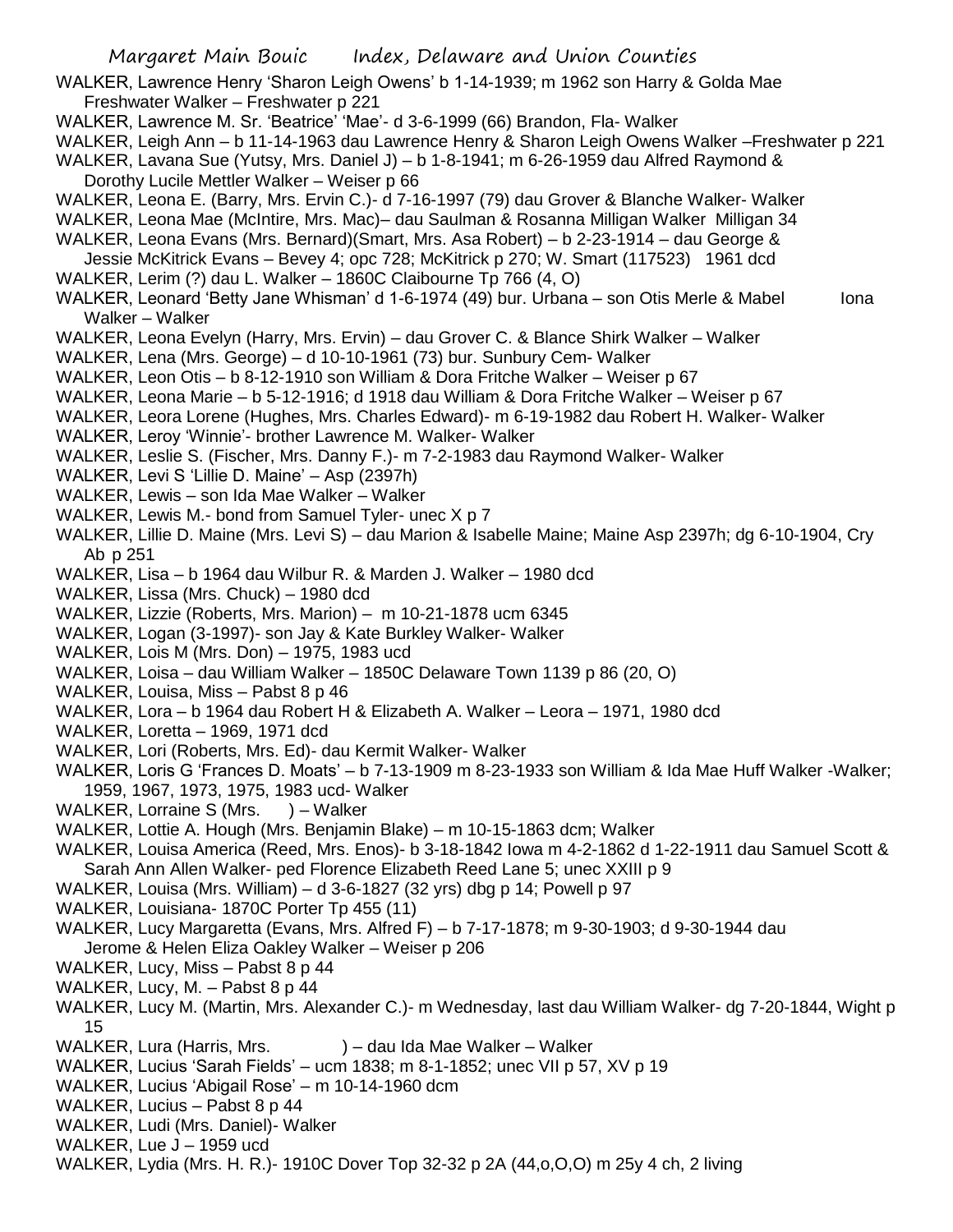WALKER, Lawrence Henry 'Sharon Leigh Owens' b 1-14-1939; m 1962 son Harry & Golda Mae Freshwater Walker – Freshwater p 221

WALKER, Lawrence M. Sr. 'Beatrice' 'Mae'- d 3-6-1999 (66) Brandon, Fla- Walker

WALKER, Leigh Ann – b 11-14-1963 dau Lawrence Henry & Sharon Leigh Owens Walker –Freshwater p 221

WALKER, Lavana Sue (Yutsy, Mrs. Daniel J) – b 1-8-1941; m 6-26-1959 dau Alfred Raymond & Dorothy Lucile Mettler Walker – Weiser p 66

WALKER, Leona E. (Barry, Mrs. Ervin C.)- d 7-16-1997 (79) dau Grover & Blanche Walker- Walker

WALKER, Leona Mae (McIntire, Mrs. Mac)– dau Saulman & Rosanna Milligan Walker Milligan 34

WALKER, Leona Evans (Mrs. Bernard)(Smart, Mrs. Asa Robert) – b 2-23-1914 – dau George & Jessie McKitrick Evans – Bevey 4; opc 728; McKitrick p 270; W. Smart (117523) 1961 dcd

WALKER, Lerim (?) dau L. Walker – 1860C Claibourne Tp 766 (4, O)

WALKER, Leonard 'Betty Jane Whisman' d 1-6-1974 (49) bur. Urbana – son Otis Merle & Mabel Iona Walker – Walker

WALKER, Leona Evelyn (Harry, Mrs. Ervin) – dau Grover C. & Blance Shirk Walker – Walker

WALKER, Lena (Mrs. George) – d 10-10-1961 (73) bur. Sunbury Cem- Walker

WALKER, Leon Otis – b 8-12-1910 son William & Dora Fritche Walker – Weiser p 67

WALKER, Leona Marie – b 5-12-1916; d 1918 dau William & Dora Fritche Walker – Weiser p 67

WALKER, Leora Lorene (Hughes, Mrs. Charles Edward)- m 6-19-1982 dau Robert H. Walker- Walker

WALKER, Leroy 'Winnie'- brother Lawrence M. Walker- Walker

WALKER, Leslie S. (Fischer, Mrs. Danny F.)- m 7-2-1983 dau Raymond Walker- Walker

WALKER, Levi S 'Lillie D. Maine' – Asp (2397h)

WALKER, Lewis – son Ida Mae Walker – Walker

WALKER, Lewis M.- bond from Samuel Tyler- unec X p 7

WALKER, Lillie D. Maine (Mrs. Levi S) – dau Marion & Isabelle Maine; Maine Asp 2397h; dg 6-10-1904, Cry Ab p 251

WALKER, Lisa – b 1964 dau Wilbur R. & Marden J. Walker – 1980 dcd

WALKER, Lissa (Mrs. Chuck) – 1980 dcd

WALKER, Lizzie (Roberts, Mrs. Marion) – m 10-21-1878 ucm 6345

WALKER, Logan (3-1997)- son Jay & Kate Burkley Walker- Walker

WALKER, Lois M (Mrs. Don) – 1975, 1983 ucd

WALKER, Loisa – dau William Walker – 1850C Delaware Town 1139 p 86 (20, O)

WALKER, Louisa, Miss – Pabst 8 p 46

WALKER, Lora – b 1964 dau Robert H & Elizabeth A. Walker – Leora – 1971, 1980 dcd

WALKER, Loretta – 1969, 1971 dcd

WALKER, Lori (Roberts, Mrs. Ed)- dau Kermit Walker- Walker

WALKER, Loris G 'Frances D. Moats' – b 7-13-1909 m 8-23-1933 son William & Ida Mae Huff Walker -Walker; 1959, 1967, 1973, 1975, 1983 ucd- Walker

WALKER, Lorraine S (Mrs. ) – Walker

WALKER, Lottie A. Hough (Mrs. Benjamin Blake) – m 10-15-1863 dcm; Walker

WALKER, Louisa America (Reed, Mrs. Enos)- b 3-18-1842 Iowa m 4-2-1862 d 1-22-1911 dau Samuel Scott & Sarah Ann Allen Walker- ped Florence Elizabeth Reed Lane 5; unec XXIII p 9

WALKER, Louisa (Mrs. William) – d 3-6-1827 (32 yrs) dbg p 14; Powell p 97

WALKER, Louisiana- 1870C Porter Tp 455 (11)

WALKER, Lucy Margaretta (Evans, Mrs. Alfred F) – b 7-17-1878; m 9-30-1903; d 9-30-1944 dau Jerome & Helen Eliza Oakley Walker – Weiser p 206

WALKER, Lucy, Miss – Pabst 8 p 44

WALKER, Lucy, M. – Pabst 8 p 44

WALKER, Lucy M. (Martin, Mrs. Alexander C.)- m Wednesday, last dau William Walker- dg 7-20-1844, Wight p 15

WALKER, Lura (Harris, Mrs. ) – dau Ida Mae Walker – Walker

WALKER, Lucius 'Sarah Fields' – ucm 1838; m 8-1-1852; unec VII p 57, XV p 19

WALKER, Lucius 'Abigail Rose' – m 10-14-1960 dcm

WALKER, Lucius – Pabst 8 p 44

WALKER, Ludi (Mrs. Daniel)- Walker

WALKER, Lue J – 1959 ucd

WALKER, Lydia (Mrs. H. R.)- 1910C Dover Top 32-32 p 2A (44,o,O,O) m 25y 4 ch, 2 living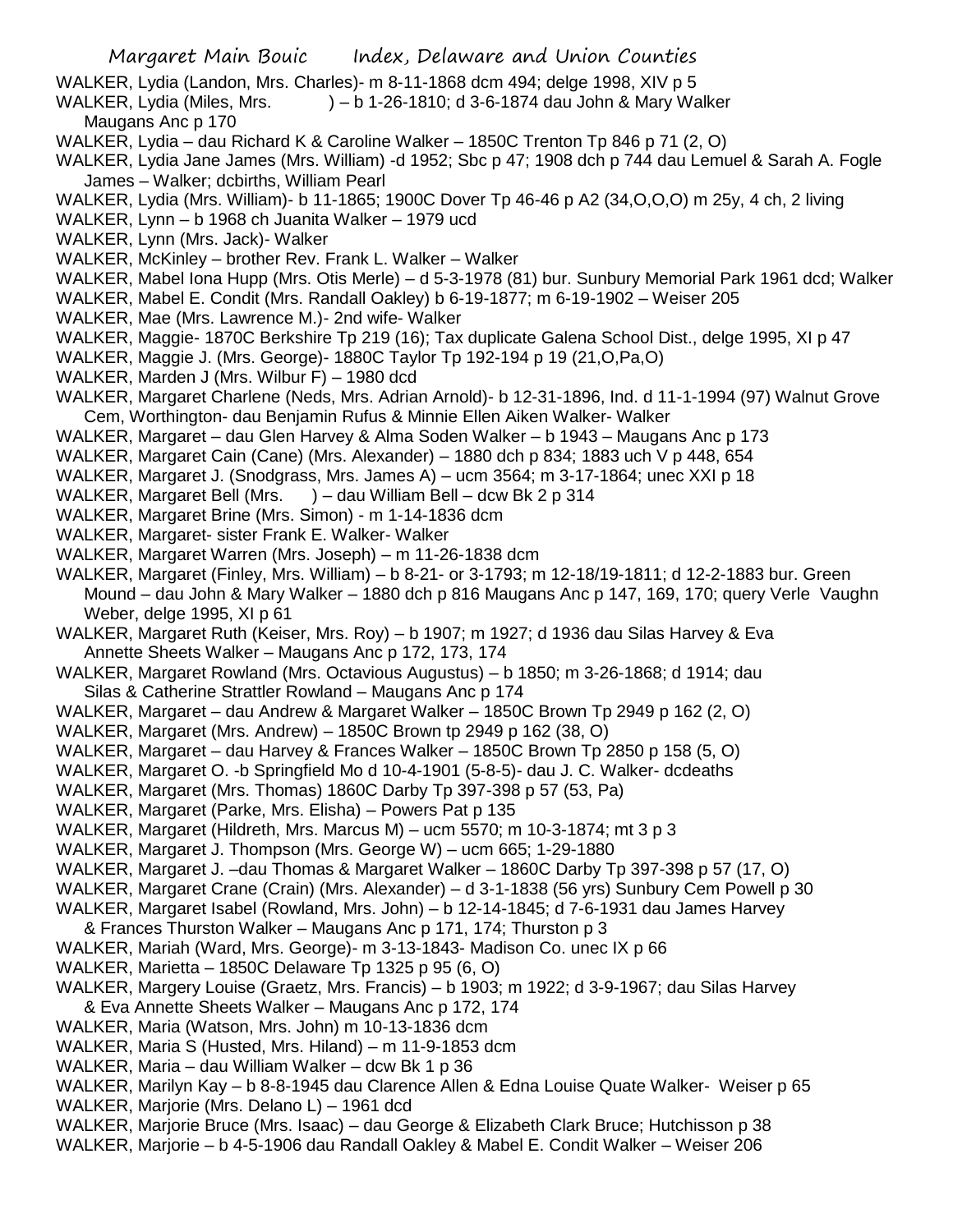WALKER, Lydia (Landon, Mrs. Charles)- m 8-11-1868 dcm 494; delge 1998, XIV p 5

WALKER, Lydia (Miles, Mrs. ) – b 1-26-1810; d 3-6-1874 dau John & Mary Walker Maugans Anc p 170

WALKER, Lydia – dau Richard K & Caroline Walker – 1850C Trenton Tp 846 p 71 (2, O)

WALKER, Lydia Jane James (Mrs. William) -d 1952; Sbc p 47; 1908 dch p 744 dau Lemuel & Sarah A. Fogle James – Walker; dcbirths, William Pearl

WALKER, Lydia (Mrs. William)- b 11-1865; 1900C Dover Tp 46-46 p A2 (34,O,O,O) m 25y, 4 ch, 2 living

WALKER, Lynn – b 1968 ch Juanita Walker – 1979 ucd

WALKER, Lynn (Mrs. Jack)- Walker

WALKER, McKinley – brother Rev. Frank L. Walker – Walker

WALKER, Mabel Iona Hupp (Mrs. Otis Merle) – d 5-3-1978 (81) bur. Sunbury Memorial Park 1961 dcd; Walker

WALKER, Mabel E. Condit (Mrs. Randall Oakley) b 6-19-1877; m 6-19-1902 – Weiser 205

WALKER, Mae (Mrs. Lawrence M.)- 2nd wife- Walker

WALKER, Maggie- 1870C Berkshire Tp 219 (16); Tax duplicate Galena School Dist., delge 1995, XI p 47

WALKER, Maggie J. (Mrs. George)- 1880C Taylor Tp 192-194 p 19 (21,O,Pa,O)

WALKER, Marden J (Mrs. Wilbur F) – 1980 dcd

WALKER, Margaret Charlene (Neds, Mrs. Adrian Arnold)- b 12-31-1896, Ind. d 11-1-1994 (97) Walnut Grove Cem, Worthington- dau Benjamin Rufus & Minnie Ellen Aiken Walker- Walker

WALKER, Margaret – dau Glen Harvey & Alma Soden Walker – b 1943 – Maugans Anc p 173

WALKER, Margaret Cain (Cane) (Mrs. Alexander) – 1880 dch p 834; 1883 uch V p 448, 654

WALKER, Margaret J. (Snodgrass, Mrs. James A) – ucm 3564; m 3-17-1864; unec XXI p 18

WALKER, Margaret Bell (Mrs. ) – dau William Bell – dcw Bk 2 p 314

WALKER, Margaret Brine (Mrs. Simon) - m 1-14-1836 dcm

WALKER, Margaret- sister Frank E. Walker- Walker

WALKER, Margaret Warren (Mrs. Joseph) – m 11-26-1838 dcm

WALKER, Margaret (Finley, Mrs. William) – b 8-21- or 3-1793; m 12-18/19-1811; d 12-2-1883 bur. Green Mound – dau John & Mary Walker – 1880 dch p 816 Maugans Anc p 147, 169, 170; query Verle Vaughn Weber, delge 1995, XI p 61

WALKER, Margaret Ruth (Keiser, Mrs. Roy) – b 1907; m 1927; d 1936 dau Silas Harvey & Eva Annette Sheets Walker – Maugans Anc p 172, 173, 174

WALKER, Margaret Rowland (Mrs. Octavious Augustus) – b 1850; m 3-26-1868; d 1914; dau Silas & Catherine Strattler Rowland – Maugans Anc p 174

WALKER, Margaret – dau Andrew & Margaret Walker – 1850C Brown Tp 2949 p 162 (2, O)

WALKER, Margaret (Mrs. Andrew) – 1850C Brown tp 2949 p 162 (38, O)

WALKER, Margaret – dau Harvey & Frances Walker – 1850C Brown Tp 2850 p 158 (5, O)

WALKER, Margaret O. -b Springfield Mo d 10-4-1901 (5-8-5)- dau J. C. Walker- dcdeaths

WALKER, Margaret (Mrs. Thomas) 1860C Darby Tp 397-398 p 57 (53, Pa)

WALKER, Margaret (Parke, Mrs. Elisha) – Powers Pat p 135

WALKER, Margaret (Hildreth, Mrs. Marcus M) – ucm 5570; m 10-3-1874; mt 3 p 3

WALKER, Margaret J. Thompson (Mrs. George W) – ucm 665; 1-29-1880

WALKER, Margaret J. –dau Thomas & Margaret Walker – 1860C Darby Tp 397-398 p 57 (17, O)

WALKER, Margaret Crane (Crain) (Mrs. Alexander) – d 3-1-1838 (56 yrs) Sunbury Cem Powell p 30

WALKER, Margaret Isabel (Rowland, Mrs. John) – b 12-14-1845; d 7-6-1931 dau James Harvey & Frances Thurston Walker – Maugans Anc p 171, 174; Thurston p 3

WALKER, Mariah (Ward, Mrs. George)- m 3-13-1843- Madison Co. unec IX p 66

WALKER, Marietta – 1850C Delaware Tp 1325 p 95 (6, O)

WALKER, Margery Louise (Graetz, Mrs. Francis) – b 1903; m 1922; d 3-9-1967; dau Silas Harvey & Eva Annette Sheets Walker – Maugans Anc p 172, 174

WALKER, Maria (Watson, Mrs. John) m 10-13-1836 dcm

WALKER, Maria S (Husted, Mrs. Hiland) – m 11-9-1853 dcm

WALKER, Maria – dau William Walker – dcw Bk 1 p 36

WALKER, Marilyn Kay – b 8-8-1945 dau Clarence Allen & Edna Louise Quate Walker- Weiser p 65

WALKER, Marjorie (Mrs. Delano L) – 1961 dcd

WALKER, Marjorie Bruce (Mrs. Isaac) – dau George & Elizabeth Clark Bruce; Hutchisson p 38

WALKER, Marjorie – b 4-5-1906 dau Randall Oakley & Mabel E. Condit Walker – Weiser 206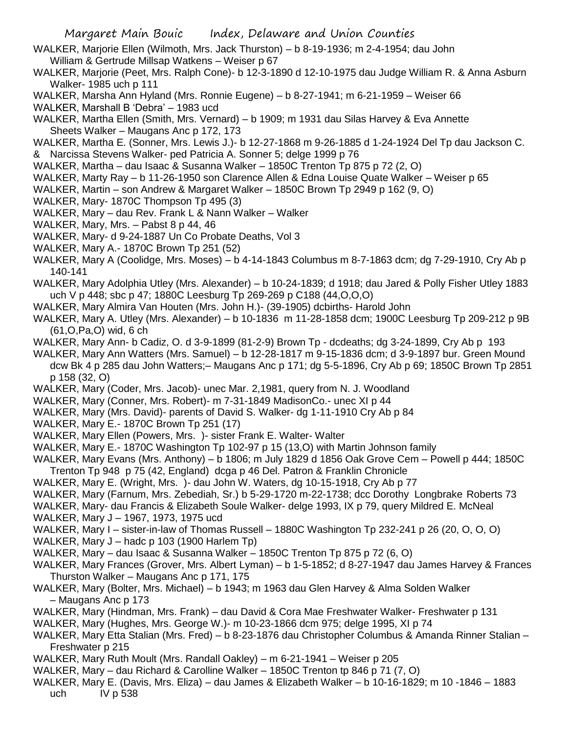WALKER, Marjorie Ellen (Wilmoth, Mrs. Jack Thurston) – b 8-19-1936; m 2-4-1954; dau John William & Gertrude Millsap Watkens – Weiser p 67

WALKER, Marjorie (Peet, Mrs. Ralph Cone)- b 12-3-1890 d 12-10-1975 dau Judge William R. & Anna Asburn Walker- 1985 uch p 111

WALKER, Marsha Ann Hyland (Mrs. Ronnie Eugene) – b 8-27-1941; m 6-21-1959 – Weiser 66

WALKER, Marshall B 'Debra' – 1983 ucd

WALKER, Martha Ellen (Smith, Mrs. Vernard) – b 1909; m 1931 dau Silas Harvey & Eva Annette Sheets Walker – Maugans Anc p 172, 173

WALKER, Martha E. (Sonner, Mrs. Lewis J.)- b 12-27-1868 m 9-26-1885 d 1-24-1924 Del Tp dau Jackson C. & Narcissa Stevens Walker- ped Patricia A. Sonner 5; delge 1999 p 76

WALKER, Martha – dau Isaac & Susanna Walker – 1850C Trenton Tp 875 p 72 (2, O)

WALKER, Marty Ray – b 11-26-1950 son Clarence Allen & Edna Louise Quate Walker – Weiser p 65

WALKER, Martin – son Andrew & Margaret Walker – 1850C Brown Tp 2949 p 162 (9, O)

WALKER, Mary- 1870C Thompson Tp 495 (3)

WALKER, Mary – dau Rev. Frank L & Nann Walker – Walker

WALKER, Mary, Mrs. – Pabst 8 p 44, 46

WALKER, Mary- d 9-24-1887 Un Co Probate Deaths, Vol 3

WALKER, Mary A.- 1870C Brown Tp 251 (52)

WALKER, Mary A (Coolidge, Mrs. Moses) – b 4-14-1843 Columbus m 8-7-1863 dcm; dg 7-29-1910, Cry Ab p 140-141

WALKER, Mary Adolphia Utley (Mrs. Alexander) – b 10-24-1839; d 1918; dau Jared & Polly Fisher Utley 1883 uch V p 448; sbc p 47; 1880C Leesburg Tp 269-269 p C188 (44,O,O,O)

WALKER, Mary Almira Van Houten (Mrs. John H.)- (39-1905) dcbirths- Harold John

WALKER, Mary A. Utley (Mrs. Alexander) – b 10-1836 m 11-28-1858 dcm; 1900C Leesburg Tp 209-212 p 9B (61,O,Pa,O) wid, 6 ch

WALKER, Mary Ann- b Cadiz, O. d 3-9-1899 (81-2-9) Brown Tp - dcdeaths; dg 3-24-1899, Cry Ab p 193

WALKER, Mary Ann Watters (Mrs. Samuel) – b 12-28-1817 m 9-15-1836 dcm; d 3-9-1897 bur. Green Mound dcw Bk 4 p 285 dau John Watters;– Maugans Anc p 171; dg 5-5-1896, Cry Ab p 69; 1850C Brown Tp 2851 p 158 (32, O)

WALKER, Mary (Coder, Mrs. Jacob)- unec Mar. 2,1981, query from N. J. Woodland

WALKER, Mary (Conner, Mrs. Robert)- m 7-31-1849 MadisonCo.- unec XI p 44

WALKER, Mary (Mrs. David)- parents of David S. Walker- dg 1-11-1910 Cry Ab p 84

WALKER, Mary E.- 1870C Brown Tp 251 (17)

WALKER, Mary Ellen (Powers, Mrs. )- sister Frank E. Walter- Walter

WALKER, Mary E.- 1870C Washington Tp 102-97 p 15 (13,O) with Martin Johnson family

WALKER, Mary Evans (Mrs. Anthony) – b 1806; m July 1829 d 1856 Oak Grove Cem – Powell p 444; 1850C Trenton Tp 948 p 75 (42, England) dcga p 46 Del. Patron & Franklin Chronicle

WALKER, Mary E. (Wright, Mrs. )- dau John W. Waters, dg 10-15-1918, Cry Ab p 77

WALKER, Mary (Farnum, Mrs. Zebediah, Sr.) b 5-29-1720 m-22-1738; dcc Dorothy Longbrake Roberts 73

WALKER, Mary- dau Francis & Elizabeth Soule Walker- delge 1993, IX p 79, query Mildred E. McNeal

WALKER, Mary J – 1967, 1973, 1975 ucd

WALKER, Mary I – sister-in-law of Thomas Russell – 1880C Washington Tp 232-241 p 26 (20, O, O, O)

WALKER, Mary J – hadc p 103 (1900 Harlem Tp)

WALKER, Mary – dau Isaac & Susanna Walker – 1850C Trenton Tp 875 p 72 (6, O)

WALKER, Mary Frances (Grover, Mrs. Albert Lyman) – b 1-5-1852; d 8-27-1947 dau James Harvey & Frances Thurston Walker – Maugans Anc p 171, 175

WALKER, Mary (Bolter, Mrs. Michael) – b 1943; m 1963 dau Glen Harvey & Alma Solden Walker – Maugans Anc p 173

WALKER, Mary (Hindman, Mrs. Frank) – dau David & Cora Mae Freshwater Walker- Freshwater p 131

WALKER, Mary (Hughes, Mrs. George W.)- m 10-23-1866 dcm 975; delge 1995, XI p 74

WALKER, Mary Etta Stalian (Mrs. Fred) – b 8-23-1876 dau Christopher Columbus & Amanda Rinner Stalian – Freshwater p 215

WALKER, Mary Ruth Moult (Mrs. Randall Oakley) – m 6-21-1941 – Weiser p 205

WALKER, Mary – dau Richard & Carolline Walker – 1850C Trenton tp 846 p 71 (7, O)

WALKER, Mary E. (Davis, Mrs. Eliza) – dau James & Elizabeth Walker – b 10-16-1829; m 10 -1846 – 1883 uch IV p 538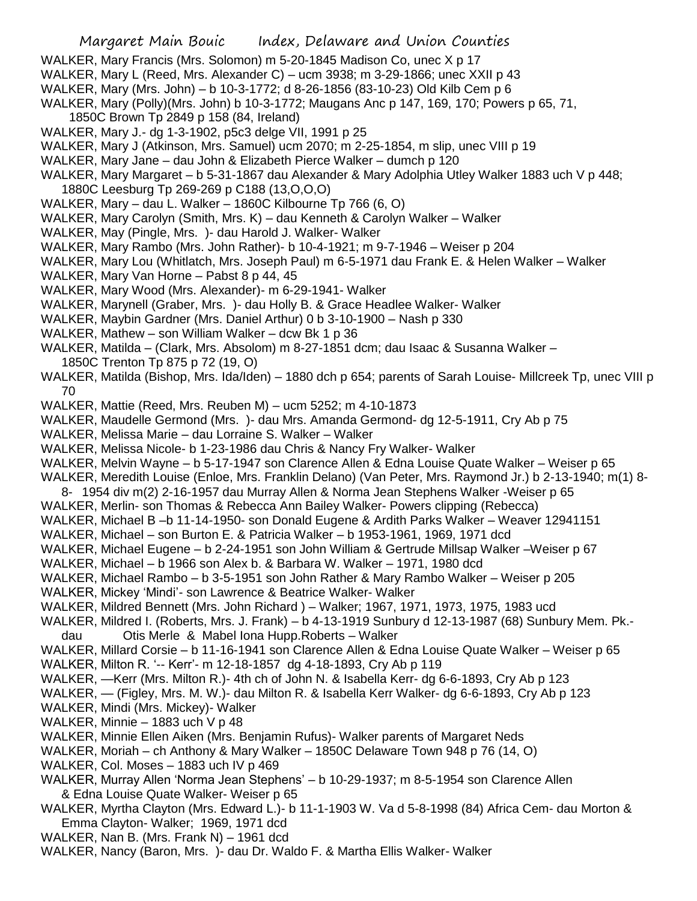WALKER, Mary Francis (Mrs. Solomon) m 5-20-1845 Madison Co, unec X p 17

WALKER, Mary L (Reed, Mrs. Alexander C) – ucm 3938; m 3-29-1866; unec XXII p 43

WALKER, Mary (Mrs. John) – b 10-3-1772; d 8-26-1856 (83-10-23) Old Kilb Cem p 6

WALKER, Mary (Polly)(Mrs. John) b 10-3-1772; Maugans Anc p 147, 169, 170; Powers p 65, 71, 1850C Brown Tp 2849 p 158 (84, Ireland)

WALKER, Mary J.- dg 1-3-1902, p5c3 delge VII, 1991 p 25

WALKER, Mary J (Atkinson, Mrs. Samuel) ucm 2070; m 2-25-1854, m slip, unec VIII p 19

WALKER, Mary Jane – dau John & Elizabeth Pierce Walker – dumch p 120

WALKER, Mary Margaret – b 5-31-1867 dau Alexander & Mary Adolphia Utley Walker 1883 uch V p 448; 1880C Leesburg Tp 269-269 p C188 (13,O,O,O)

WALKER, Mary – dau L. Walker – 1860C Kilbourne Tp 766 (6, O)

WALKER, Mary Carolyn (Smith, Mrs. K) – dau Kenneth & Carolyn Walker – Walker

WALKER, May (Pingle, Mrs. )- dau Harold J. Walker- Walker

WALKER, Mary Rambo (Mrs. John Rather)- b 10-4-1921; m 9-7-1946 – Weiser p 204

WALKER, Mary Lou (Whitlatch, Mrs. Joseph Paul) m 6-5-1971 dau Frank E. & Helen Walker – Walker

WALKER, Mary Van Horne – Pabst 8 p 44, 45

WALKER, Mary Wood (Mrs. Alexander)- m 6-29-1941- Walker

WALKER, Marynell (Graber, Mrs. )- dau Holly B. & Grace Headlee Walker- Walker

WALKER, Maybin Gardner (Mrs. Daniel Arthur) 0 b 3-10-1900 – Nash p 330

WALKER, Mathew – son William Walker – dcw Bk 1 p 36

WALKER, Matilda – (Clark, Mrs. Absolom) m 8-27-1851 dcm; dau Isaac & Susanna Walker – 1850C Trenton Tp 875 p 72 (19, O)

WALKER, Matilda (Bishop, Mrs. Ida/Iden) – 1880 dch p 654; parents of Sarah Louise- Millcreek Tp, unec VIII p 70

WALKER, Mattie (Reed, Mrs. Reuben M) – ucm 5252; m 4-10-1873

WALKER, Maudelle Germond (Mrs. )- dau Mrs. Amanda Germond- dg 12-5-1911, Cry Ab p 75

WALKER, Melissa Marie – dau Lorraine S. Walker – Walker

WALKER, Melissa Nicole- b 1-23-1986 dau Chris & Nancy Fry Walker- Walker

WALKER, Melvin Wayne – b 5-17-1947 son Clarence Allen & Edna Louise Quate Walker – Weiser p 65

WALKER, Meredith Louise (Enloe, Mrs. Franklin Delano) (Van Peter, Mrs. Raymond Jr.) b 2-13-1940; m(1) 8-8- 1954 div m(2) 2-16-1957 dau Murray Allen & Norma Jean Stephens Walker -Weiser p 65

WALKER, Merlin- son Thomas & Rebecca Ann Bailey Walker- Powers clipping (Rebecca)

WALKER, Michael B –b 11-14-1950- son Donald Eugene & Ardith Parks Walker – Weaver 12941151

WALKER, Michael – son Burton E. & Patricia Walker – b 1953-1961, 1969, 1971 dcd

WALKER, Michael Eugene – b 2-24-1951 son John William & Gertrude Millsap Walker –Weiser p 67

WALKER, Michael – b 1966 son Alex b. & Barbara W. Walker – 1971, 1980 dcd

WALKER, Michael Rambo – b 3-5-1951 son John Rather & Mary Rambo Walker – Weiser p 205

WALKER, Mickey 'Mindi'- son Lawrence & Beatrice Walker- Walker

WALKER, Mildred Bennett (Mrs. John Richard ) – Walker; 1967, 1971, 1973, 1975, 1983 ucd

WALKER, Mildred I. (Roberts, Mrs. J. Frank) – b 4-13-1919 Sunbury d 12-13-1987 (68) Sunbury Mem. Pk.- dau Otis Merle & Mabel Iona Hupp.Roberts – Walker

WALKER, Millard Corsie – b 11-16-1941 son Clarence Allen & Edna Louise Quate Walker – Weiser p 65

WALKER, Milton R. '-- Kerr'- m 12-18-1857 dg 4-18-1893, Cry Ab p 119

WALKER, —Kerr (Mrs. Milton R.)- 4th ch of John N. & Isabella Kerr- dg 6-6-1893, Cry Ab p 123

WALKER, — (Figley, Mrs. M. W.)- dau Milton R. & Isabella Kerr Walker- dg 6-6-1893, Cry Ab p 123

WALKER, Mindi (Mrs. Mickey)- Walker

WALKER, Minnie – 1883 uch V p 48

WALKER, Minnie Ellen Aiken (Mrs. Benjamin Rufus)- Walker parents of Margaret Neds

WALKER, Moriah – ch Anthony & Mary Walker – 1850C Delaware Town 948 p 76 (14, O)

WALKER, Col. Moses – 1883 uch IV p 469

WALKER, Murray Allen 'Norma Jean Stephens' – b 10-29-1937; m 8-5-1954 son Clarence Allen & Edna Louise Quate Walker- Weiser p 65

WALKER, Myrtha Clayton (Mrs. Edward L.)- b 11-1-1903 W. Va d 5-8-1998 (84) Africa Cem- dau Morton & Emma Clayton- Walker; 1969, 1971 dcd

WALKER, Nan B. (Mrs. Frank N) – 1961 dcd

WALKER, Nancy (Baron, Mrs. )- dau Dr. Waldo F. & Martha Ellis Walker- Walker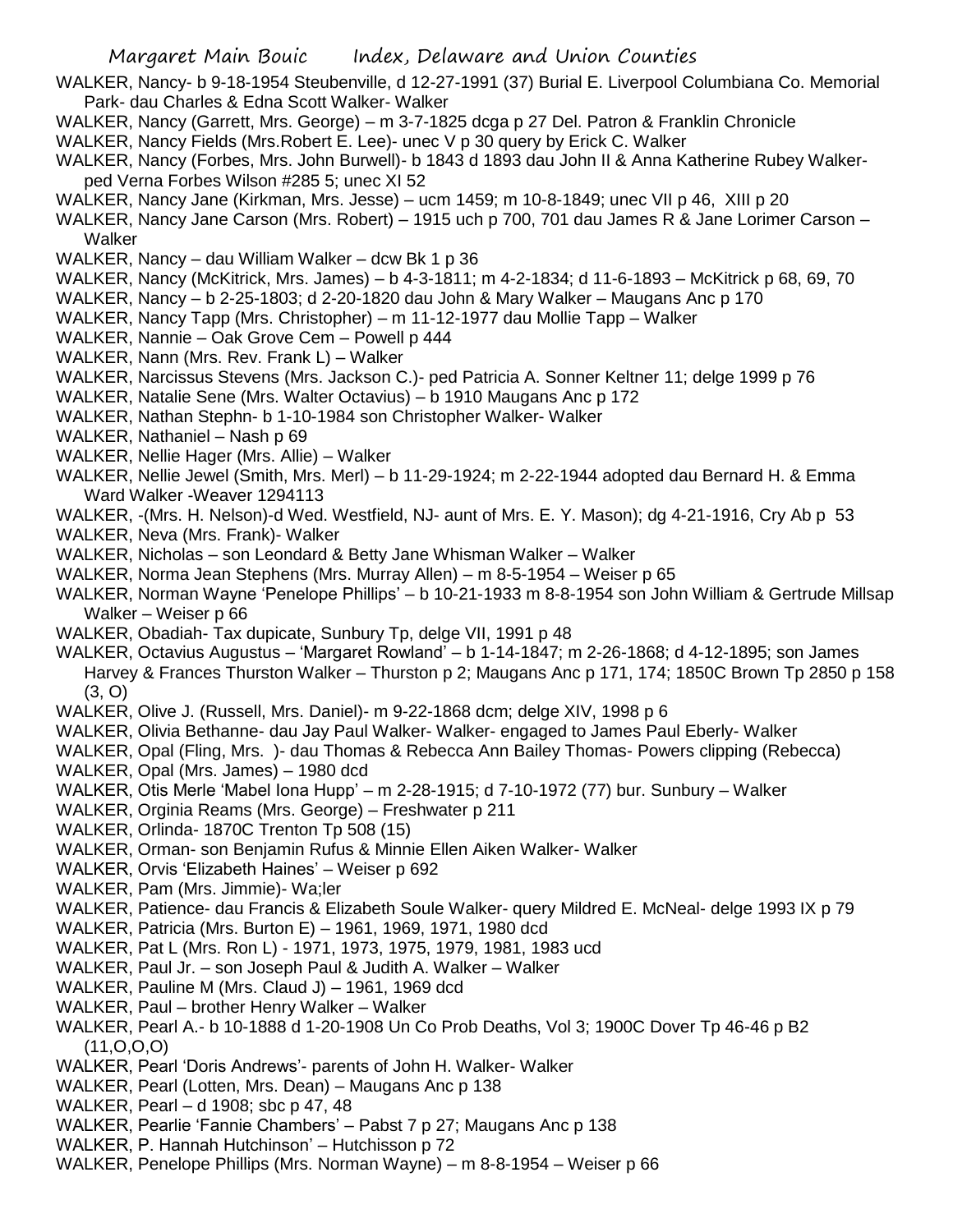WALKER, Nancy- b 9-18-1954 Steubenville, d 12-27-1991 (37) Burial E. Liverpool Columbiana Co. Memorial Park- dau Charles & Edna Scott Walker- Walker

WALKER, Nancy (Garrett, Mrs. George) – m 3-7-1825 dcga p 27 Del. Patron & Franklin Chronicle

WALKER, Nancy Fields (Mrs.Robert E. Lee)- unec V p 30 query by Erick C. Walker

WALKER, Nancy (Forbes, Mrs. John Burwell)- b 1843 d 1893 dau John II & Anna Katherine Rubey Walker- ped Verna Forbes Wilson #285 5; unec XI 52

WALKER, Nancy Jane (Kirkman, Mrs. Jesse) – ucm 1459; m 10-8-1849; unec VII p 46, XIII p 20

WALKER, Nancy Jane Carson (Mrs. Robert) – 1915 uch p 700, 701 dau James R & Jane Lorimer Carson – Walker

WALKER, Nancy – dau William Walker – dcw Bk 1 p 36

WALKER, Nancy (McKitrick, Mrs. James) – b 4-3-1811; m 4-2-1834; d 11-6-1893 – McKitrick p 68, 69, 70

WALKER, Nancy – b 2-25-1803; d 2-20-1820 dau John & Mary Walker – Maugans Anc p 170

WALKER, Nancy Tapp (Mrs. Christopher) – m 11-12-1977 dau Mollie Tapp – Walker

WALKER, Nannie – Oak Grove Cem – Powell p 444

WALKER, Nann (Mrs. Rev. Frank L) – Walker

WALKER, Narcissus Stevens (Mrs. Jackson C.)- ped Patricia A. Sonner Keltner 11; delge 1999 p 76

WALKER, Natalie Sene (Mrs. Walter Octavius) – b 1910 Maugans Anc p 172

WALKER, Nathan Stephn- b 1-10-1984 son Christopher Walker- Walker

WALKER, Nathaniel – Nash p 69

WALKER, Nellie Hager (Mrs. Allie) – Walker

WALKER, Nellie Jewel (Smith, Mrs. Merl) – b 11-29-1924; m 2-22-1944 adopted dau Bernard H. & Emma Ward Walker -Weaver 1294113

WALKER, -(Mrs. H. Nelson)-d Wed. Westfield, NJ- aunt of Mrs. E. Y. Mason); dg 4-21-1916, Cry Ab p 53

WALKER, Neva (Mrs. Frank)- Walker

WALKER, Nicholas – son Leondard & Betty Jane Whisman Walker – Walker

WALKER, Norma Jean Stephens (Mrs. Murray Allen) – m 8-5-1954 – Weiser p 65

WALKER, Norman Wayne 'Penelope Phillips' – b 10-21-1933 m 8-8-1954 son John William & Gertrude Millsap Walker – Weiser p 66

WALKER, Obadiah- Tax dupicate, Sunbury Tp, delge VII, 1991 p 48

WALKER, Octavius Augustus – 'Margaret Rowland' – b 1-14-1847; m 2-26-1868; d 4-12-1895; son James Harvey & Frances Thurston Walker – Thurston p 2; Maugans Anc p 171, 174; 1850C Brown Tp 2850 p 158 (3, O)

WALKER, Olive J. (Russell, Mrs. Daniel)- m 9-22-1868 dcm; delge XIV, 1998 p 6

WALKER, Olivia Bethanne- dau Jay Paul Walker- Walker- engaged to James Paul Eberly- Walker

WALKER, Opal (Fling, Mrs. )- dau Thomas & Rebecca Ann Bailey Thomas- Powers clipping (Rebecca)

WALKER, Opal (Mrs. James) – 1980 dcd

WALKER, Otis Merle 'Mabel Iona Hupp' – m 2-28-1915; d 7-10-1972 (77) bur. Sunbury – Walker

WALKER, Orginia Reams (Mrs. George) – Freshwater p 211

WALKER, Orlinda- 1870C Trenton Tp 508 (15)

WALKER, Orman- son Benjamin Rufus & Minnie Ellen Aiken Walker- Walker

WALKER, Orvis 'Elizabeth Haines' – Weiser p 692

WALKER, Pam (Mrs. Jimmie)- Wa;ler

WALKER, Patience- dau Francis & Elizabeth Soule Walker- query Mildred E. McNeal- delge 1993 IX p 79

WALKER, Patricia (Mrs. Burton E) – 1961, 1969, 1971, 1980 dcd

WALKER, Pat L (Mrs. Ron L) - 1971, 1973, 1975, 1979, 1981, 1983 ucd

WALKER, Paul Jr. – son Joseph Paul & Judith A. Walker – Walker

WALKER, Pauline M (Mrs. Claud J) – 1961, 1969 dcd

WALKER, Paul – brother Henry Walker – Walker

WALKER, Pearl A.- b 10-1888 d 1-20-1908 Un Co Prob Deaths, Vol 3; 1900C Dover Tp 46-46 p B2 (11,O,O,O)

WALKER, Pearl 'Doris Andrews'- parents of John H. Walker- Walker

WALKER, Pearl (Lotten, Mrs. Dean) – Maugans Anc p 138

WALKER, Pearl – d 1908; sbc p 47, 48

WALKER, Pearlie 'Fannie Chambers' – Pabst 7 p 27; Maugans Anc p 138

WALKER, P. Hannah Hutchinson' – Hutchisson p 72

WALKER, Penelope Phillips (Mrs. Norman Wayne) – m 8-8-1954 – Weiser p 66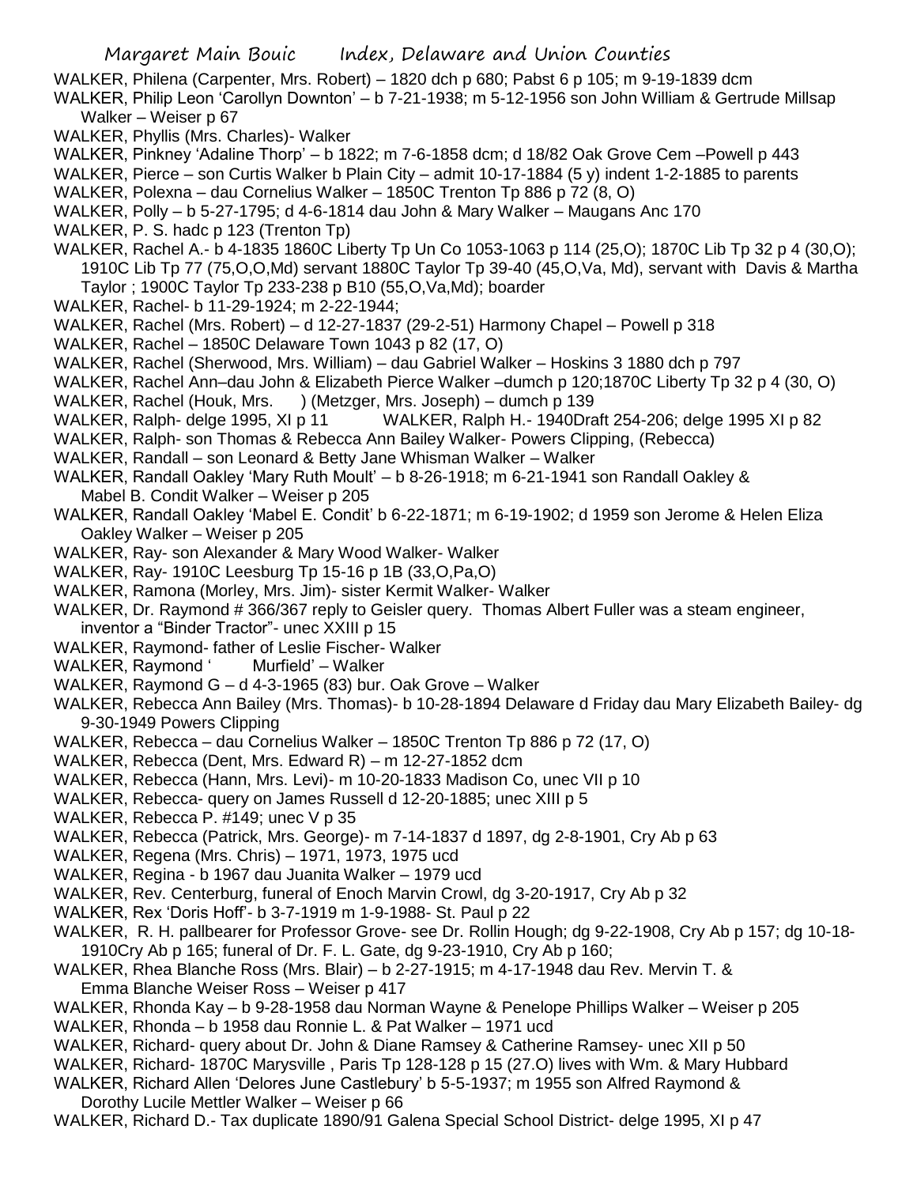WALKER, Philena (Carpenter, Mrs. Robert) – 1820 dch p 680; Pabst 6 p 105; m 9-19-1839 dcm

WALKER, Philip Leon 'Carollyn Downton' – b 7-21-1938; m 5-12-1956 son John William & Gertrude Millsap Walker – Weiser p 67

WALKER, Phyllis (Mrs. Charles)- Walker

WALKER, Pinkney 'Adaline Thorp' – b 1822; m 7-6-1858 dcm; d 18/82 Oak Grove Cem –Powell p 443

WALKER, Pierce – son Curtis Walker b Plain City – admit 10-17-1884 (5 y) indent 1-2-1885 to parents

WALKER, Polexna – dau Cornelius Walker – 1850C Trenton Tp 886 p 72 (8, O)

WALKER, Polly – b 5-27-1795; d 4-6-1814 dau John & Mary Walker – Maugans Anc 170

WALKER, P. S. hadc p 123 (Trenton Tp)

WALKER, Rachel A.- b 4-1835 1860C Liberty Tp Un Co 1053-1063 p 114 (25,O); 1870C Lib Tp 32 p 4 (30,O); 1910C Lib Tp 77 (75,O,O,Md) servant 1880C Taylor Tp 39-40 (45,O,Va, Md), servant with Davis & Martha Taylor ; 1900C Taylor Tp 233-238 p B10 (55,O,Va,Md); boarder

WALKER, Rachel- b 11-29-1924; m 2-22-1944;

WALKER, Rachel (Mrs. Robert) – d 12-27-1837 (29-2-51) Harmony Chapel – Powell p 318

WALKER, Rachel – 1850C Delaware Town 1043 p 82 (17, O)

WALKER, Rachel (Sherwood, Mrs. William) – dau Gabriel Walker – Hoskins 3 1880 dch p 797

WALKER, Rachel Ann–dau John & Elizabeth Pierce Walker –dumch p 120;1870C Liberty Tp 32 p 4 (30, O)

WALKER, Rachel (Houk, Mrs. ) (Metzger, Mrs. Joseph) – dumch p 139

WALKER, Ralph- delge 1995, XI p 11 WALKER, Ralph H.- 1940Draft 254-206; delge 1995 XI p 82

WALKER, Ralph- son Thomas & Rebecca Ann Bailey Walker- Powers Clipping, (Rebecca)

WALKER, Randall – son Leonard & Betty Jane Whisman Walker – Walker

WALKER, Randall Oakley 'Mary Ruth Moult' – b 8-26-1918; m 6-21-1941 son Randall Oakley & Mabel B. Condit Walker – Weiser p 205

WALKER, Randall Oakley 'Mabel E. Condit' b 6-22-1871; m 6-19-1902; d 1959 son Jerome & Helen Eliza Oakley Walker – Weiser p 205

WALKER, Ray- son Alexander & Mary Wood Walker- Walker

WALKER, Ray- 1910C Leesburg Tp 15-16 p 1B (33,O,Pa,O)

WALKER, Ramona (Morley, Mrs. Jim)- sister Kermit Walker- Walker

WALKER, Dr. Raymond # 366/367 reply to Geisler query. Thomas Albert Fuller was a steam engineer, inventor a "Binder Tractor"- unec XXIII p 15

WALKER, Raymond- father of Leslie Fischer- Walker

WALKER, Raymond ' Murfield' – Walker

WALKER, Raymond G – d 4-3-1965 (83) bur. Oak Grove – Walker

WALKER, Rebecca Ann Bailey (Mrs. Thomas)- b 10-28-1894 Delaware d Friday dau Mary Elizabeth Bailey- dg 9-30-1949 Powers Clipping

WALKER, Rebecca – dau Cornelius Walker – 1850C Trenton Tp 886 p 72 (17, O)

WALKER, Rebecca (Dent, Mrs. Edward R) – m 12-27-1852 dcm

WALKER, Rebecca (Hann, Mrs. Levi)- m 10-20-1833 Madison Co, unec VII p 10

WALKER, Rebecca- query on James Russell d 12-20-1885; unec XIII p 5

WALKER, Rebecca P. #149; unec V p 35

WALKER, Rebecca (Patrick, Mrs. George)- m 7-14-1837 d 1897, dg 2-8-1901, Cry Ab p 63

WALKER, Regena (Mrs. Chris) – 1971, 1973, 1975 ucd

WALKER, Regina - b 1967 dau Juanita Walker – 1979 ucd

WALKER, Rev. Centerburg, funeral of Enoch Marvin Crowl, dg 3-20-1917, Cry Ab p 32

WALKER, Rex 'Doris Hoff'- b 3-7-1919 m 1-9-1988- St. Paul p 22

WALKER, R. H. pallbearer for Professor Grove- see Dr. Rollin Hough; dg 9-22-1908, Cry Ab p 157; dg 10-18-1910Cry Ab p 165; funeral of Dr. F. L. Gate, dg 9-23-1910, Cry Ab p 160;

WALKER, Rhea Blanche Ross (Mrs. Blair) – b 2-27-1915; m 4-17-1948 dau Rev. Mervin T. & Emma Blanche Weiser Ross – Weiser p 417

WALKER, Rhonda Kay – b 9-28-1958 dau Norman Wayne & Penelope Phillips Walker – Weiser p 205

WALKER, Rhonda – b 1958 dau Ronnie L. & Pat Walker – 1971 ucd

WALKER, Richard- query about Dr. John & Diane Ramsey & Catherine Ramsey- unec XII p 50

WALKER, Richard- 1870C Marysville , Paris Tp 128-128 p 15 (27.O) lives with Wm. & Mary Hubbard

WALKER, Richard Allen 'Delores June Castlebury' b 5-5-1937; m 1955 son Alfred Raymond & Dorothy Lucile Mettler Walker – Weiser p 66

WALKER, Richard D.- Tax duplicate 1890/91 Galena Special School District- delge 1995, XI p 47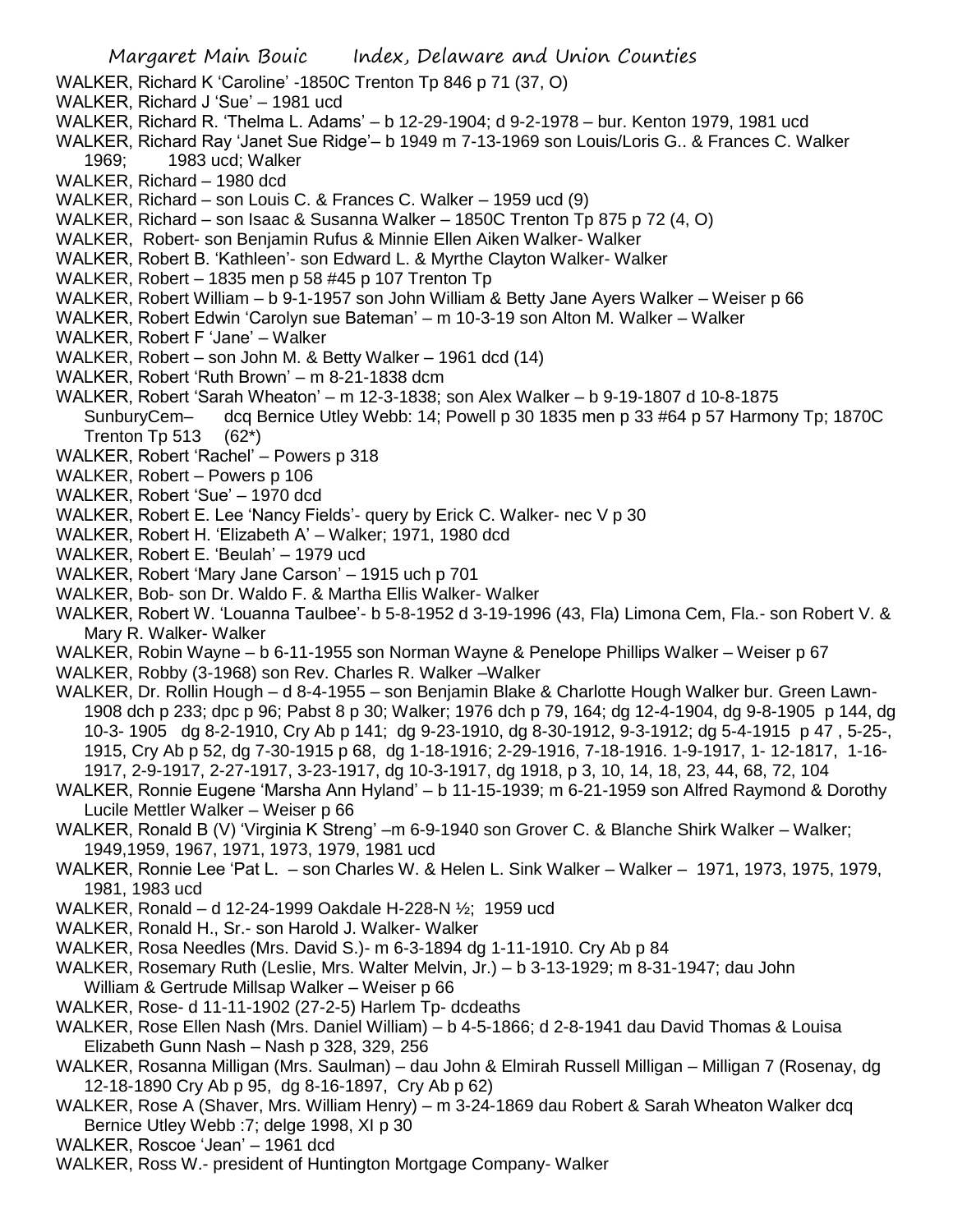WALKER, Richard K 'Caroline' -1850C Trenton Tp 846 p 71 (37, O)

WALKER, Richard J 'Sue' – 1981 ucd

WALKER, Richard R. 'Thelma L. Adams' – b 12-29-1904; d 9-2-1978 – bur. Kenton 1979, 1981 ucd

WALKER, Richard Ray 'Janet Sue Ridge'– b 1949 m 7-13-1969 son Louis/Loris G.. & Frances C. Walker 1969; 1983 ucd; Walker

WALKER, Richard – 1980 dcd

WALKER, Richard – son Louis C. & Frances C. Walker – 1959 ucd (9)

WALKER, Richard – son Isaac & Susanna Walker – 1850C Trenton Tp 875 p 72 (4, O)

WALKER, Robert- son Benjamin Rufus & Minnie Ellen Aiken Walker- Walker

WALKER, Robert B. 'Kathleen'- son Edward L. & Myrthe Clayton Walker- Walker

WALKER, Robert – 1835 men p 58 #45 p 107 Trenton Tp

WALKER, Robert William – b 9-1-1957 son John William & Betty Jane Ayers Walker – Weiser p 66

WALKER, Robert Edwin 'Carolyn sue Bateman' – m 10-3-19 son Alton M. Walker – Walker

WALKER, Robert F 'Jane' – Walker

WALKER, Robert – son John M. & Betty Walker – 1961 dcd (14)

WALKER, Robert 'Ruth Brown' – m 8-21-1838 dcm

WALKER, Robert 'Sarah Wheaton' – m 12-3-1838; son Alex Walker – b 9-19-1807 d 10-8-1875 SunburyCem– dcq Bernice Utley Webb: 14; Powell p 30 1835 men p 33 #64 p 57 Harmony Tp; 1870C Trenton Tp 513 (62*)

WALKER, Robert 'Rachel' – Powers p 318

WALKER, Robert – Powers p 106

WALKER, Robert 'Sue' – 1970 dcd

WALKER, Robert E. Lee 'Nancy Fields'- query by Erick C. Walker- nec V p 30

WALKER, Robert H. 'Elizabeth A' – Walker; 1971, 1980 dcd

WALKER, Robert E. 'Beulah' – 1979 ucd

WALKER, Robert 'Mary Jane Carson' – 1915 uch p 701

WALKER, Bob- son Dr. Waldo F. & Martha Ellis Walker- Walker

WALKER, Robert W. 'Louanna Taulbee'- b 5-8-1952 d 3-19-1996 (43, Fla) Limona Cem, Fla.- son Robert V. & Mary R. Walker- Walker

WALKER, Robin Wayne – b 6-11-1955 son Norman Wayne & Penelope Phillips Walker – Weiser p 67

WALKER, Robby (3-1968) son Rev. Charles R. Walker –Walker

WALKER, Dr. Rollin Hough – d 8-4-1955 – son Benjamin Blake & Charlotte Hough Walker bur. Green Lawn- 1908 dch p 233; dpc p 96; Pabst 8 p 30; Walker; 1976 dch p 79, 164; dg 12-4-1904, dg 9-8-1905 p 144, dg 10-3- 1905 dg 8-2-1910, Cry Ab p 141; dg 9-23-1910, dg 8-30-1912, 9-3-1912; dg 5-4-1915 p 47 , 5-25-, 1915, Cry Ab p 52, dg 7-30-1915 p 68, dg 1-18-1916; 2-29-1916, 7-18-1916. 1-9-1917, 1- 12-1817, 1-16- 1917, 2-9-1917, 2-27-1917, 3-23-1917, dg 10-3-1917, dg 1918, p 3, 10, 14, 18, 23, 44, 68, 72, 104

WALKER, Ronnie Eugene 'Marsha Ann Hyland' – b 11-15-1939; m 6-21-1959 son Alfred Raymond & Dorothy Lucile Mettler Walker – Weiser p 66

WALKER, Ronald B (V) 'Virginia K Streng' –m 6-9-1940 son Grover C. & Blanche Shirk Walker – Walker; 1949,1959, 1967, 1971, 1973, 1979, 1981 ucd

WALKER, Ronnie Lee 'Pat L. – son Charles W. & Helen L. Sink Walker – Walker – 1971, 1973, 1975, 1979, 1981, 1983 ucd

WALKER, Ronald – d 12-24-1999 Oakdale H-228-N ½; 1959 ucd

WALKER, Ronald H., Sr.- son Harold J. Walker- Walker

WALKER, Rosa Needles (Mrs. David S.)- m 6-3-1894 dg 1-11-1910. Cry Ab p 84

WALKER, Rosemary Ruth (Leslie, Mrs. Walter Melvin, Jr.) – b 3-13-1929; m 8-31-1947; dau John William & Gertrude Millsap Walker – Weiser p 66

WALKER, Rose- d 11-11-1902 (27-2-5) Harlem Tp- dcdeaths

WALKER, Rose Ellen Nash (Mrs. Daniel William) – b 4-5-1866; d 2-8-1941 dau David Thomas & Louisa Elizabeth Gunn Nash – Nash p 328, 329, 256

WALKER, Rosanna Milligan (Mrs. Saulman) – dau John & Elmirah Russell Milligan – Milligan 7 (Rosenay, dg 12-18-1890 Cry Ab p 95, dg 8-16-1897, Cry Ab p 62)

WALKER, Rose A (Shaver, Mrs. William Henry) – m 3-24-1869 dau Robert & Sarah Wheaton Walker dcq Bernice Utley Webb :7; delge 1998, XI p 30

WALKER, Roscoe 'Jean' – 1961 dcd

WALKER, Ross W.- president of Huntington Mortgage Company- Walker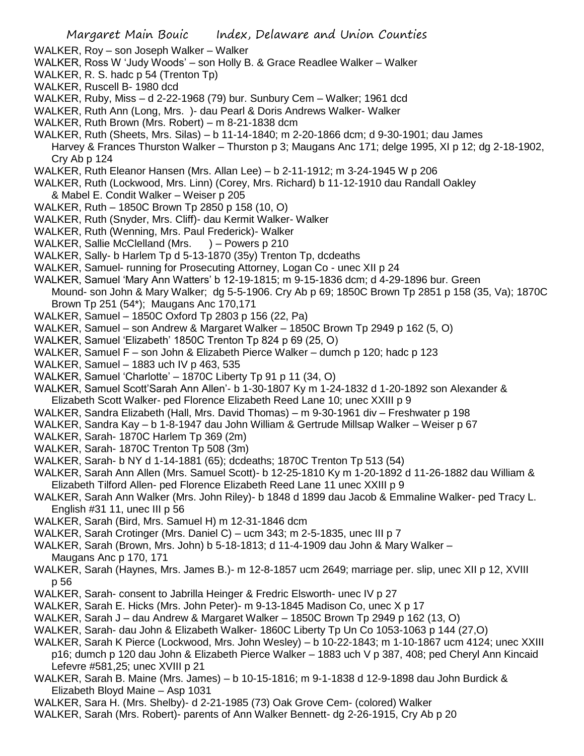WALKER, Roy – son Joseph Walker – Walker

WALKER, Ross W 'Judy Woods' – son Holly B. & Grace Readlee Walker – Walker

WALKER, R. S. hadc p 54 (Trenton Tp)

WALKER, Ruscell B- 1980 dcd

WALKER, Ruby, Miss – d 2-22-1968 (79) bur. Sunbury Cem – Walker; 1961 dcd

WALKER, Ruth Ann (Long, Mrs. )- dau Pearl & Doris Andrews Walker- Walker

WALKER, Ruth Brown (Mrs. Robert) – m 8-21-1838 dcm

WALKER, Ruth (Sheets, Mrs. Silas) – b 11-14-1840; m 2-20-1866 dcm; d 9-30-1901; dau James Harvey & Frances Thurston Walker – Thurston p 3; Maugans Anc 171; delge 1995, XI p 12; dg 2-18-1902, Cry Ab p 124

WALKER, Ruth Eleanor Hansen (Mrs. Allan Lee) – b 2-11-1912; m 3-24-1945 W p 206

WALKER, Ruth (Lockwood, Mrs. Linn) (Corey, Mrs. Richard) b 11-12-1910 dau Randall Oakley & Mabel E. Condit Walker – Weiser p 205

WALKER, Ruth – 1850C Brown Tp 2850 p 158 (10, O)

WALKER, Ruth (Snyder, Mrs. Cliff)- dau Kermit Walker- Walker

WALKER, Ruth (Wenning, Mrs. Paul Frederick)- Walker

WALKER, Sallie McClelland (Mrs. ) – Powers p 210

WALKER, Sally- b Harlem Tp d 5-13-1870 (35y) Trenton Tp, dcdeaths

WALKER, Samuel- running for Prosecuting Attorney, Logan Co - unec XII p 24

WALKER, Samuel 'Mary Ann Watters' b 12-19-1815; m 9-15-1836 dcm; d 4-29-1896 bur. Green Mound- son John & Mary Walker; dg 5-5-1906. Cry Ab p 69; 1850C Brown Tp 2851 p 158 (35, Va); 1870C Brown Tp 251 (54*); Maugans Anc 170,171

WALKER, Samuel – 1850C Oxford Tp 2803 p 156 (22, Pa)

WALKER, Samuel – son Andrew & Margaret Walker – 1850C Brown Tp 2949 p 162 (5, O)

WALKER, Samuel 'Elizabeth' 1850C Trenton Tp 824 p 69 (25, O)

WALKER, Samuel F – son John & Elizabeth Pierce Walker – dumch p 120; hadc p 123

WALKER, Samuel – 1883 uch IV p 463, 535

WALKER, Samuel 'Charlotte' – 1870C Liberty Tp 91 p 11 (34, O)

WALKER, Samuel Scott'Sarah Ann Allen'- b 1-30-1807 Ky m 1-24-1832 d 1-20-1892 son Alexander & Elizabeth Scott Walker- ped Florence Elizabeth Reed Lane 10; unec XXIII p 9

WALKER, Sandra Elizabeth (Hall, Mrs. David Thomas) – m 9-30-1961 div – Freshwater p 198

WALKER, Sandra Kay – b 1-8-1947 dau John William & Gertrude Millsap Walker – Weiser p 67

WALKER, Sarah- 1870C Harlem Tp 369 (2m)

WALKER, Sarah- 1870C Trenton Tp 508 (3m)

WALKER, Sarah- b NY d 1-14-1881 (65); dcdeaths; 1870C Trenton Tp 513 (54)

WALKER, Sarah Ann Allen (Mrs. Samuel Scott)- b 12-25-1810 Ky m 1-20-1892 d 11-26-1882 dau William & Elizabeth Tilford Allen- ped Florence Elizabeth Reed Lane 11 unec XXIII p 9

WALKER, Sarah Ann Walker (Mrs. John Riley)- b 1848 d 1899 dau Jacob & Emmaline Walker- ped Tracy L. English #31 11, unec III p 56

WALKER, Sarah (Bird, Mrs. Samuel H) m 12-31-1846 dcm

WALKER, Sarah Crotinger (Mrs. Daniel C) – ucm 343; m 2-5-1835, unec III p 7

WALKER, Sarah (Brown, Mrs. John) b 5-18-1813; d 11-4-1909 dau John & Mary Walker – Maugans Anc p 170, 171

WALKER, Sarah (Haynes, Mrs. James B.)- m 12-8-1857 ucm 2649; marriage per. slip, unec XII p 12, XVIII p 56

WALKER, Sarah- consent to Jabrilla Heinger & Fredric Elsworth- unec IV p 27

WALKER, Sarah E. Hicks (Mrs. John Peter)- m 9-13-1845 Madison Co, unec X p 17

WALKER, Sarah J – dau Andrew & Margaret Walker – 1850C Brown Tp 2949 p 162 (13, O)

WALKER, Sarah- dau John & Elizabeth Walker- 1860C Liberty Tp Un Co 1053-1063 p 144 (27,O)

WALKER, Sarah K Pierce (Lockwood, Mrs. John Wesley) – b 10-22-1843; m 1-10-1867 ucm 4124; unec XXIII p16; dumch p 120 dau John & Elizabeth Pierce Walker – 1883 uch V p 387, 408; ped Cheryl Ann Kincaid Lefevre #581,25; unec XVIII p 21

WALKER, Sarah B. Maine (Mrs. James) – b 10-15-1816; m 9-1-1838 d 12-9-1898 dau John Burdick & Elizabeth Bloyd Maine – Asp 1031

WALKER, Sara H. (Mrs. Shelby)- d 2-21-1985 (73) Oak Grove Cem- (colored) Walker

WALKER, Sarah (Mrs. Robert)- parents of Ann Walker Bennett- dg 2-26-1915, Cry Ab p 20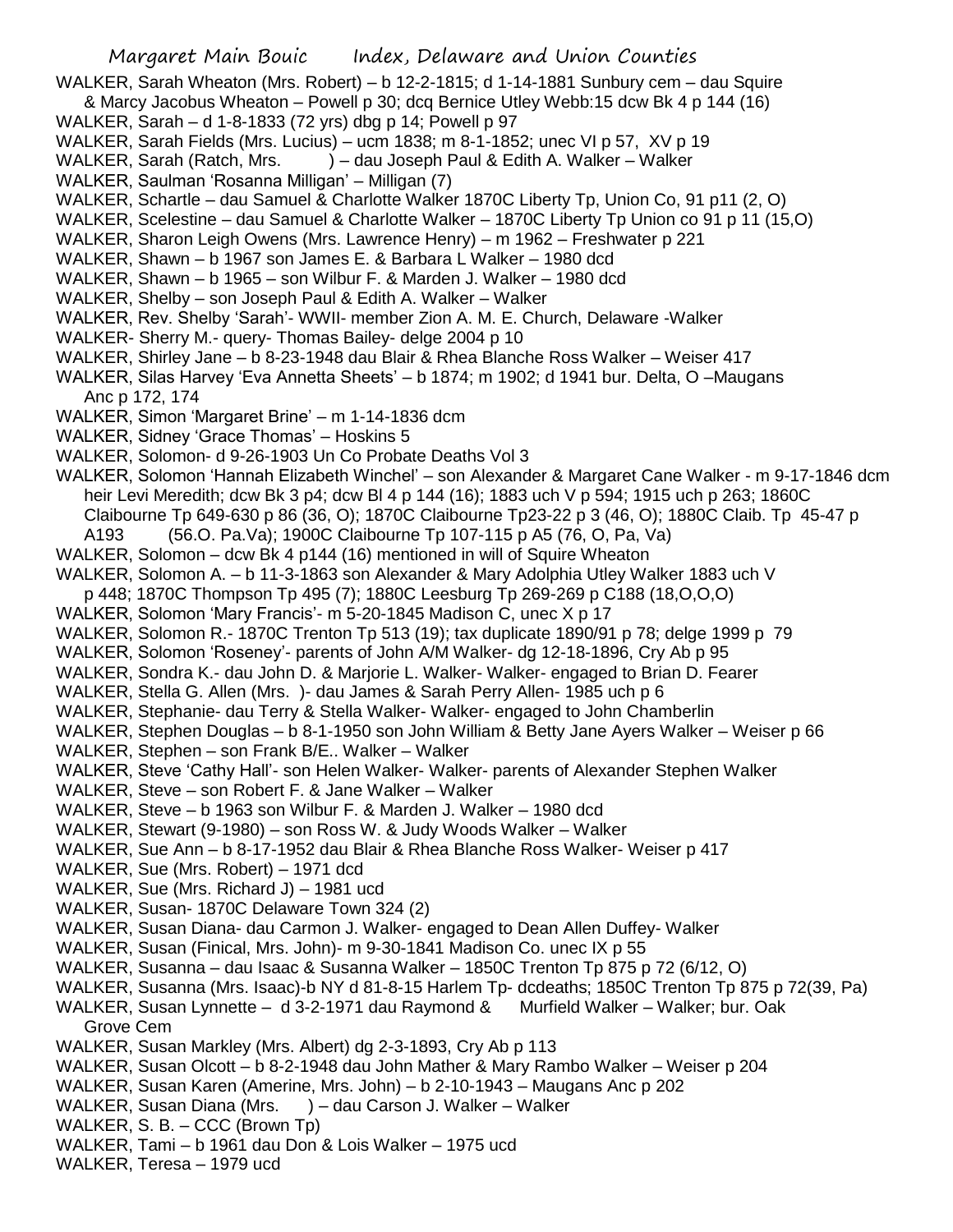WALKER, Sarah Wheaton (Mrs. Robert) – b 12-2-1815; d 1-14-1881 Sunbury cem – dau Squire & Marcy Jacobus Wheaton – Powell p 30; dcq Bernice Utley Webb:15 dcw Bk 4 p 144 (16)

WALKER, Sarah – d 1-8-1833 (72 yrs) dbg p 14; Powell p 97

WALKER, Sarah Fields (Mrs. Lucius) – ucm 1838; m 8-1-1852; unec VI p 57, XV p 19

WALKER, Sarah (Ratch, Mrs. ) – dau Joseph Paul & Edith A. Walker – Walker

WALKER, Saulman 'Rosanna Milligan' – Milligan (7)

WALKER, Schartle – dau Samuel & Charlotte Walker 1870C Liberty Tp, Union Co, 91 p11 (2, O)

WALKER, Scelestine – dau Samuel & Charlotte Walker – 1870C Liberty Tp Union co 91 p 11 (15,O)

WALKER, Sharon Leigh Owens (Mrs. Lawrence Henry) – m 1962 – Freshwater p 221

WALKER, Shawn – b 1967 son James E. & Barbara L Walker – 1980 dcd

WALKER, Shawn – b 1965 – son Wilbur F. & Marden J. Walker – 1980 dcd

WALKER, Shelby – son Joseph Paul & Edith A. Walker – Walker

WALKER, Rev. Shelby 'Sarah'- WWII- member Zion A. M. E. Church, Delaware -Walker

WALKER- Sherry M.- query- Thomas Bailey- delge 2004 p 10

WALKER, Shirley Jane – b 8-23-1948 dau Blair & Rhea Blanche Ross Walker – Weiser 417

WALKER, Silas Harvey 'Eva Annetta Sheets' – b 1874; m 1902; d 1941 bur. Delta, O –Maugans Anc p 172, 174

WALKER, Simon 'Margaret Brine' – m 1-14-1836 dcm

WALKER, Sidney 'Grace Thomas' – Hoskins 5

WALKER, Solomon- d 9-26-1903 Un Co Probate Deaths Vol 3

WALKER, Solomon 'Hannah Elizabeth Winchel' – son Alexander & Margaret Cane Walker - m 9-17-1846 dcm heir Levi Meredith; dcw Bk 3 p4; dcw Bl 4 p 144 (16); 1883 uch V p 594; 1915 uch p 263; 1860C Claibourne Tp 649-630 p 86 (36, O); 1870C Claibourne Tp23-22 p 3 (46, O); 1880C Claib. Tp 45-47 p A193 (56.O. Pa.Va); 1900C Claibourne Tp 107-115 p A5 (76, O, Pa, Va)

WALKER, Solomon – dcw Bk 4 p144 (16) mentioned in will of Squire Wheaton

WALKER, Solomon A. – b 11-3-1863 son Alexander & Mary Adolphia Utley Walker 1883 uch V p 448; 1870C Thompson Tp 495 (7); 1880C Leesburg Tp 269-269 p C188 (18,O,O,O)

WALKER, Solomon 'Mary Francis'- m 5-20-1845 Madison C, unec X p 17

WALKER, Solomon R.- 1870C Trenton Tp 513 (19); tax duplicate 1890/91 p 78; delge 1999 p 79

WALKER, Solomon 'Roseney'- parents of John A/M Walker- dg 12-18-1896, Cry Ab p 95

WALKER, Sondra K.- dau John D. & Marjorie L. Walker- Walker- engaged to Brian D. Fearer

WALKER, Stella G. Allen (Mrs. )- dau James & Sarah Perry Allen- 1985 uch p 6

WALKER, Stephanie- dau Terry & Stella Walker- Walker- engaged to John Chamberlin

WALKER, Stephen Douglas – b 8-1-1950 son John William & Betty Jane Ayers Walker – Weiser p 66

WALKER, Stephen – son Frank B/E.. Walker – Walker

WALKER, Steve 'Cathy Hall'- son Helen Walker- Walker- parents of Alexander Stephen Walker

WALKER, Steve – son Robert F. & Jane Walker – Walker

WALKER, Steve – b 1963 son Wilbur F. & Marden J. Walker – 1980 dcd

WALKER, Stewart (9-1980) – son Ross W. & Judy Woods Walker – Walker

WALKER, Sue Ann – b 8-17-1952 dau Blair & Rhea Blanche Ross Walker- Weiser p 417

WALKER, Sue (Mrs. Robert) – 1971 dcd

WALKER, Sue (Mrs. Richard J) – 1981 ucd

WALKER, Susan- 1870C Delaware Town 324 (2)

WALKER, Susan Diana- dau Carmon J. Walker- engaged to Dean Allen Duffey- Walker

WALKER, Susan (Finical, Mrs. John)- m 9-30-1841 Madison Co. unec IX p 55

WALKER, Susanna – dau Isaac & Susanna Walker – 1850C Trenton Tp 875 p 72 (6/12, O)

WALKER, Susanna (Mrs. Isaac)-b NY d 81-8-15 Harlem Tp- dcdeaths; 1850C Trenton Tp 875 p 72(39, Pa)

WALKER, Susan Lynnette – d 3-2-1971 dau Raymond & Murfield Walker – Walker; bur. Oak Grove Cem

WALKER, Susan Markley (Mrs. Albert) dg 2-3-1893, Cry Ab p 113

WALKER, Susan Olcott – b 8-2-1948 dau John Mather & Mary Rambo Walker – Weiser p 204

WALKER, Susan Karen (Amerine, Mrs. John) – b 2-10-1943 – Maugans Anc p 202

WALKER, Susan Diana (Mrs. ) – dau Carson J. Walker – Walker

WALKER, S. B. – CCC (Brown Tp)

WALKER, Tami – b 1961 dau Don & Lois Walker – 1975 ucd

WALKER, Teresa – 1979 ucd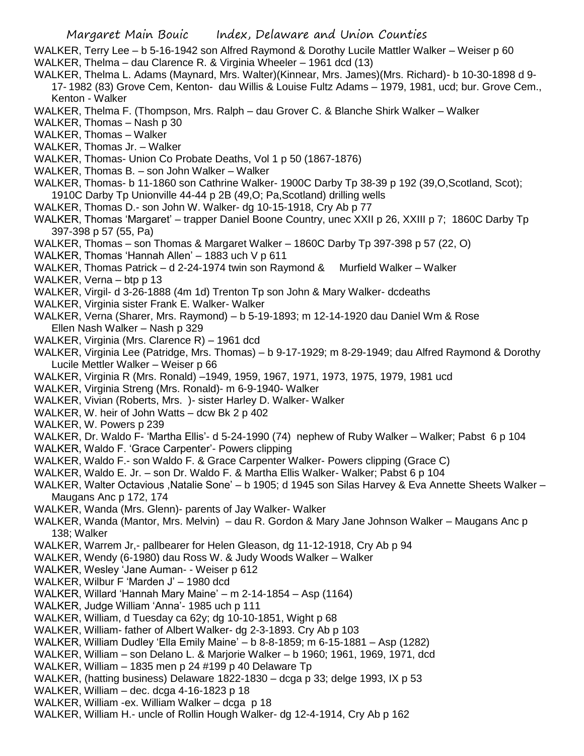WALKER, Terry Lee – b 5-16-1942 son Alfred Raymond & Dorothy Lucile Mattler Walker – Weiser p 60

WALKER, Thelma – dau Clarence R. & Virginia Wheeler – 1961 dcd (13)

WALKER, Thelma L. Adams (Maynard, Mrs. Walter)(Kinnear, Mrs. James)(Mrs. Richard)- b 10-30-1898 d 9-17- 1982 (83) Grove Cem, Kenton- dau Willis & Louise Fultz Adams – 1979, 1981, ucd; bur. Grove Cem., Kenton - Walker

WALKER, Thelma F. (Thompson, Mrs. Ralph – dau Grover C. & Blanche Shirk Walker – Walker

WALKER, Thomas – Nash p 30

WALKER, Thomas – Walker

WALKER, Thomas Jr. – Walker

WALKER, Thomas- Union Co Probate Deaths, Vol 1 p 50 (1867-1876)

WALKER, Thomas B. – son John Walker – Walker

WALKER, Thomas- b 11-1860 son Cathrine Walker- 1900C Darby Tp 38-39 p 192 (39,O,Scotland, Scot); 1910C Darby Tp Unionville 44-44 p 2B (49,O; Pa,Scotland) drilling wells

WALKER, Thomas D.- son John W. Walker- dg 10-15-1918, Cry Ab p 77

WALKER, Thomas 'Margaret' – trapper Daniel Boone Country, unec XXII p 26, XXIII p 7; 1860C Darby Tp 397-398 p 57 (55, Pa)

WALKER, Thomas – son Thomas & Margaret Walker – 1860C Darby Tp 397-398 p 57 (22, O)

WALKER, Thomas 'Hannah Allen' – 1883 uch V p 611

WALKER, Thomas Patrick – d 2-24-1974 twin son Raymond & Murfield Walker – Walker

WALKER, Verna – btp p 13

WALKER, Virgil- d 3-26-1888 (4m 1d) Trenton Tp son John & Mary Walker- dcdeaths

WALKER, Virginia sister Frank E. Walker- Walker

WALKER, Verna (Sharer, Mrs. Raymond) – b 5-19-1893; m 12-14-1920 dau Daniel Wm & Rose Ellen Nash Walker – Nash p 329

WALKER, Virginia (Mrs. Clarence R) – 1961 dcd

WALKER, Virginia Lee (Patridge, Mrs. Thomas) – b 9-17-1929; m 8-29-1949; dau Alfred Raymond & Dorothy Lucile Mettler Walker – Weiser p 66

WALKER, Virginia R (Mrs. Ronald) –1949, 1959, 1967, 1971, 1973, 1975, 1979, 1981 ucd

WALKER, Virginia Streng (Mrs. Ronald)- m 6-9-1940- Walker

WALKER, Vivian (Roberts, Mrs. )- sister Harley D. Walker- Walker

WALKER, W. heir of John Watts – dcw Bk 2 p 402

WALKER, W. Powers p 239

WALKER, Dr. Waldo F- 'Martha Ellis'- d 5-24-1990 (74) nephew of Ruby Walker – Walker; Pabst 6 p 104

WALKER, Waldo F. 'Grace Carpenter'- Powers clipping

WALKER, Waldo F.- son Waldo F. & Grace Carpenter Walker- Powers clipping (Grace C)

WALKER, Waldo E. Jr. – son Dr. Waldo F. & Martha Ellis Walker- Walker; Pabst 6 p 104

WALKER, Walter Octavious ,Natalie Sone' – b 1905; d 1945 son Silas Harvey & Eva Annette Sheets Walker – Maugans Anc p 172, 174

WALKER, Wanda (Mrs. Glenn)- parents of Jay Walker- Walker

WALKER, Wanda (Mantor, Mrs. Melvin) – dau R. Gordon & Mary Jane Johnson Walker – Maugans Anc p 138; Walker

WALKER, Warrem Jr,- pallbearer for Helen Gleason, dg 11-12-1918, Cry Ab p 94

WALKER, Wendy (6-1980) dau Ross W. & Judy Woods Walker – Walker

WALKER, Wesley 'Jane Auman- - Weiser p 612

WALKER, Wilbur F 'Marden J' – 1980 dcd

WALKER, Willard 'Hannah Mary Maine' – m 2-14-1854 – Asp (1164)

WALKER, Judge William 'Anna'- 1985 uch p 111

WALKER, William, d Tuesday ca 62y; dg 10-10-1851, Wight p 68

WALKER, William- father of Albert Walker- dg 2-3-1893. Cry Ab p 103

WALKER, William Dudley 'Ella Emily Maine' – b 8-8-1859; m 6-15-1881 – Asp (1282)

WALKER, William – son Delano L. & Marjorie Walker – b 1960; 1961, 1969, 1971, dcd

WALKER, William – 1835 men p 24 #199 p 40 Delaware Tp

WALKER, (hatting business) Delaware 1822-1830 – dcga p 33; delge 1993, IX p 53

WALKER, William – dec. dcga 4-16-1823 p 18

WALKER, William -ex. William Walker – dcga p 18

WALKER, William H.- uncle of Rollin Hough Walker- dg 12-4-1914, Cry Ab p 162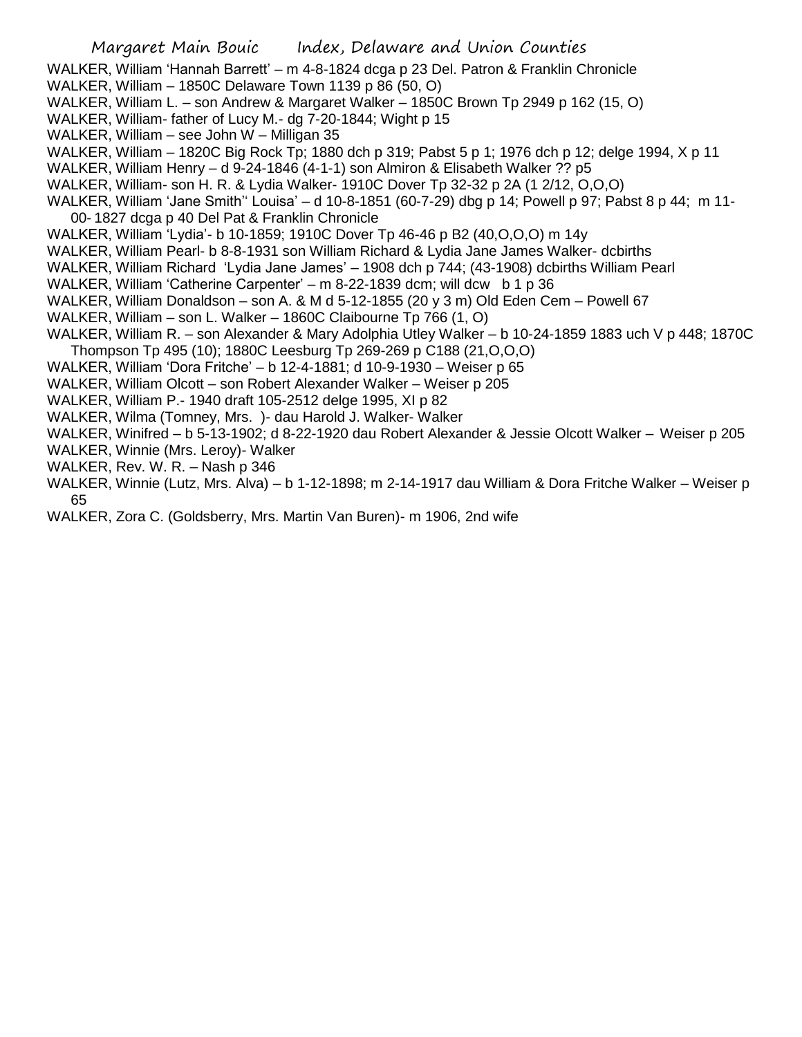WALKER, William 'Hannah Barrett' – m 4-8-1824 dcga p 23 Del. Patron & Franklin Chronicle
WALKER, William – 1850C Delaware Town 1139 p 86 (50, O)
WALKER, William L. – son Andrew & Margaret Walker – 1850C Brown Tp 2949 p 162 (15, O)
WALKER, William- father of Lucy M.- dg 7-20-1844; Wight p 15
WALKER, William – see John W – Milligan 35
WALKER, William – 1820C Big Rock Tp; 1880 dch p 319; Pabst 5 p 1; 1976 dch p 12; delge 1994, X p 11
WALKER, William Henry – d 9-24-1846 (4-1-1) son Almiron & Elisabeth Walker ?? p5
WALKER, William- son H. R. & Lydia Walker- 1910C Dover Tp 32-32 p 2A (1 2/12, O,O,O)
WALKER, William 'Jane Smith'' Louisa' – d 10-8-1851 (60-7-29) dbg p 14; Powell p 97; Pabst 8 p 44; m 11-00- 1827 dcga p 40 Del Pat & Franklin Chronicle
WALKER, William 'Lydia'- b 10-1859; 1910C Dover Tp 46-46 p B2 (40,O,O,O) m 14y
WALKER, William Pearl- b 8-8-1931 son William Richard & Lydia Jane James Walker- dcbirths
WALKER, William Richard 'Lydia Jane James' – 1908 dch p 744; (43-1908) dcbirths William Pearl
WALKER, William 'Catherine Carpenter' – m 8-22-1839 dcm; will dcw b 1 p 36
WALKER, William Donaldson – son A. & M d 5-12-1855 (20 y 3 m) Old Eden Cem – Powell 67
WALKER, William – son L. Walker – 1860C Claibourne Tp 766 (1, O)
WALKER, William R. – son Alexander & Mary Adolphia Utley Walker – b 10-24-1859 1883 uch V p 448; 1870C Thompson Tp 495 (10); 1880C Leesburg Tp 269-269 p C188 (21,O,O,O)
WALKER, William 'Dora Fritche' – b 12-4-1881; d 10-9-1930 – Weiser p 65
WALKER, William Olcott – son Robert Alexander Walker – Weiser p 205
WALKER, William P.- 1940 draft 105-2512 delge 1995, XI p 82
WALKER, Wilma (Tomney, Mrs. )- dau Harold J. Walker- Walker
WALKER, Winifred – b 5-13-1902; d 8-22-1920 dau Robert Alexander & Jessie Olcott Walker – Weiser p 205
WALKER, Winnie (Mrs. Leroy)- Walker
WALKER, Rev. W. R. – Nash p 346
WALKER, Winnie (Lutz, Mrs. Alva) – b 1-12-1898; m 2-14-1917 dau William & Dora Fritche Walker – Weiser p 65
WALKER, Zora C. (Goldsberry, Mrs. Martin Van Buren)- m 1906, 2nd wife